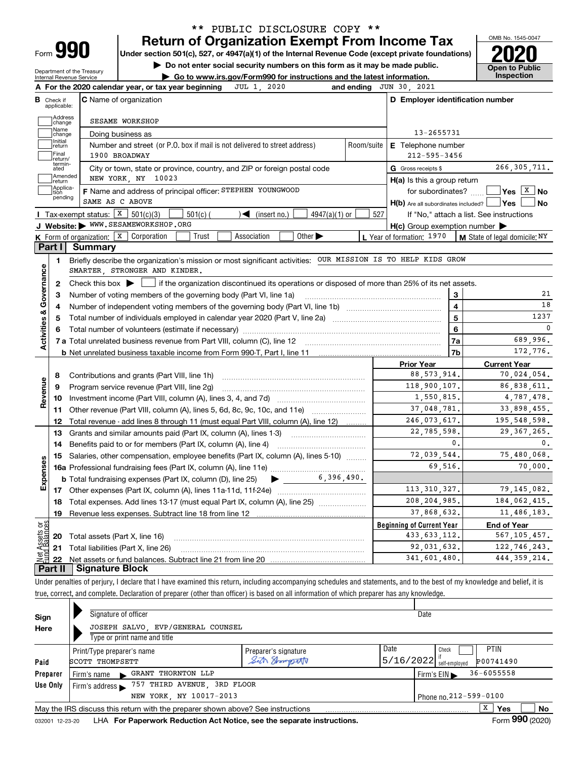** PUBLIC DISCLOSURE COPY **

Form **990**

# Return of Organization Exempt From Income Tax

Under section 501(c), 527, or 4947(a)(1) of the Internal Revenue Code (except private foundations)

▶ Do not enter social security numbers on this form as it may be made public.

▶ Go to www.irs.gov/Form990 for instructions and the latest information.

Department of the Treasury
Internal Revenue Service

OMB No. 1545-0047

**2020**

Open to Public Inspection

**A** For the 2020 calendar year, or tax year beginning JUL 1, 2020 and ending JUN 30, 2021

**B** Check if applicable: Address change, Name change, Initial return, Final return/terminated, Amended return, Application pending

**C** Name of organization: SESAME WORKSHOP

Doing business as

Number and street (or P.O. box if mail is not delivered to street address): 1900 BROADWAY | Room/suite

City or town, state or province, country, and ZIP or foreign postal code: NEW YORK, NY 10023

**F** Name and address of principal officer: STEPHEN YOUNGWOOD, SAME AS C ABOVE

**D** Employer identification number: 13-2655731

**E** Telephone number: 212-595-3456

**G** Gross receipts $ 266,305,711.

**H(a)** Is this a group return for subordinates? ☐ Yes ☒ No

**H(b)** Are all subordinates included? ☐ Yes ☐ No — If "No," attach a list. See instructions

**H(c)** Group exemption number ▶

**I** Tax-exempt status: ☒ 501(c)(3) ☐ 501(c) ( ) ◀ (insert no.) ☐ 4947(a)(1) or ☐ 527

**J** Website: ▶ WWW.SESAMEWORKSHOP.ORG

**K** Form of organization: ☒ Corporation ☐ Trust ☐ Association ☐ Other ▶

**L** Year of formation: 1970 **M** State of legal domicile: NY

## Part I Summary

**Activities & Governance**

1. Briefly describe the organization's mission or most significant activities: OUR MISSION IS TO HELP KIDS GROW SMARTER, STRONGER AND KINDER.
2. Check this box ▶ ☐ if the organization discontinued its operations or disposed of more than 25% of its net assets.

| | | Line | |
|---|---|---|---|
| 3 | Number of voting members of the governing body (Part VI, line 1a) | 3 | 21 |
| 4 | Number of independent voting members of the governing body (Part VI, line 1b) | 4 | 18 |
| 5 | Total number of individuals employed in calendar year 2020 (Part V, line 2a) | 5 | 1237 |
| 6 | Total number of volunteers (estimate if necessary) | 6 | 0 |
| 7a | Total unrelated business revenue from Part VIII, column (C), line 12 | 7a | 689,996. |
| b | Net unrelated business taxable income from Form 990-T, Part I, line 11 | 7b | 172,776. |

| | | | Prior Year | Current Year |
|---|---|---|---|---|
| Revenue | 8 | Contributions and grants (Part VIII, line 1h) | 88,573,914. | 70,024,054. |
| | 9 | Program service revenue (Part VIII, line 2g) | 118,900,107. | 86,838,611. |
| | 10 | Investment income (Part VIII, column (A), lines 3, 4, and 7d) | 1,550,815. | 4,787,478. |
| | 11 | Other revenue (Part VIII, column (A), lines 5, 6d, 8c, 9c, 10c, and 11e) | 37,048,781. | 33,898,455. |
| | 12 | Total revenue - add lines 8 through 11 (must equal Part VIII, column (A), line 12) | 246,073,617. | 195,548,598. |
| Expenses | 13 | Grants and similar amounts paid (Part IX, column (A), lines 1-3) | 22,785,598. | 29,367,265. |
| | 14 | Benefits paid to or for members (Part IX, column (A), line 4) | 0. | 0. |
| | 15 | Salaries, other compensation, employee benefits (Part IX, column (A), lines 5-10) | 72,039,544. | 75,480,068. |
| | 16a | Professional fundraising fees (Part IX, column (A), line 11e) | 69,516. | 70,000. |
| | b | Total fundraising expenses (Part IX, column (D), line 25) ▶ 6,396,490. | | |
| | 17 | Other expenses (Part IX, column (A), lines 11a-11d, 11f-24e) | 113,310,327. | 79,145,082. |
| | 18 | Total expenses. Add lines 13-17 (must equal Part IX, column (A), line 25) | 208,204,985. | 184,062,415. |
| | 19 | Revenue less expenses. Subtract line 18 from line 12 | 37,868,632. | 11,486,183. |

| | | | Beginning of Current Year | End of Year |
|---|---|---|---|---|
| Net Assets or Fund Balances | 20 | Total assets (Part X, line 16) | 433,633,112. | 567,105,457. |
| | 21 | Total liabilities (Part X, line 26) | 92,031,632. | 122,746,243. |
| | 22 | Net assets or fund balances. Subtract line 21 from line 20 | 341,601,480. | 444,359,214. |

## Part II Signature Block

Under penalties of perjury, I declare that I have examined this return, including accompanying schedules and statements, and to the best of my knowledge and belief, it is true, correct, and complete. Declaration of preparer (other than officer) is based on all information of which preparer has any knowledge.

**Sign Here**

Signature of officer | Date

JOSEPH SALVO, EVP/GENERAL COUNSEL
Type or print name and title

**Paid Preparer Use Only**

| Print/Type preparer's name | Preparer's signature | Date | Check ☐ if self-employed | PTIN |
|---|---|---|---|---|
| SCOTT THOMPSETT | Scott Thompsett | 5/16/2022 | | P00741490 |

Firm's name ▶ GRANT THORNTON LLP — Firm's EIN ▶ 36-6055558

Firm's address ▶ 757 THIRD AVENUE, 3RD FLOOR, NEW YORK, NY 10017-2013 — Phone no. 212-599-0100

May the IRS discuss this return with the preparer shown above? See instructions ☒ Yes ☐ No

032001 12-23-20 LHA For Paperwork Reduction Act Notice, see the separate instructions. Form **990** (2020)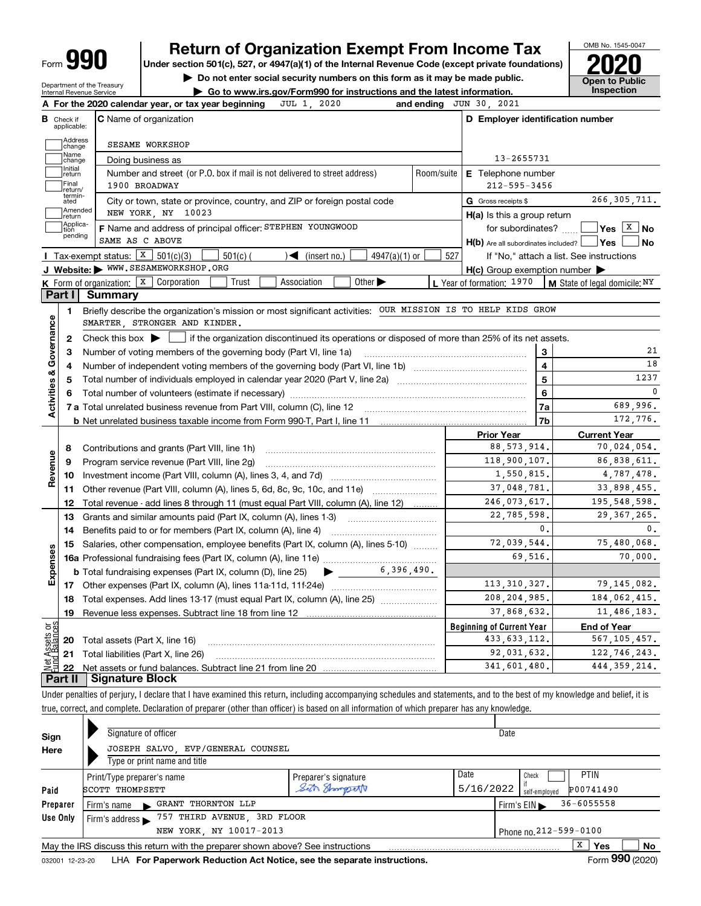Form **990**

# Return of Organization Exempt From Income Tax

**Under section 501(c), 527, or 4947(a)(1) of the Internal Revenue Code (except private foundations)**

▶ Do not enter social security numbers on this form as it may be made public.

▶ Go to www.irs.gov/Form990 for instructions and the latest information.

Department of the Treasury Internal Revenue Service

OMB No. 1545-0047

**2020**

**Open to Public Inspection**

**A** For the 2020 calendar year, or tax year beginning JUL 1, 2020 and ending JUN 30, 2021

**B** Check if applicable: Address change / Name change / Initial return / Final return/terminated / Amended return / Application pending

**C** Name of organization: SESAME WORKSHOP

Doing business as

Number and street (or P.O. box if mail is not delivered to street address): 1900 BROADWAY | Room/suite

City or town, state or province, country, and ZIP or foreign postal code: NEW YORK, NY 10023

**F** Name and address of principal officer: STEPHEN YOUNGWOOD, SAME AS C ABOVE

**D** Employer identification number: 13-2655731

**E** Telephone number: 212-595-3456

**G** Gross receipts $ 266,305,711.

**H(a)** Is this a group return for subordinates? ☐ Yes ☒ No

**H(b)** Are all subordinates included? ☐ Yes ☐ No — If "No," attach a list. See instructions

**H(c)** Group exemption number ▶

**I** Tax-exempt status: ☒ 501(c)(3) ☐ 501(c) ( ) ◀ (insert no.) ☐ 4947(a)(1) or ☐ 527

**J** Website: ▶ WWW.SESAMEWORKSHOP.ORG

**K** Form of organization: ☒ Corporation ☐ Trust ☐ Association ☐ Other ▶

**L** Year of formation: 1970 **M** State of legal domicile: NY

## Part I Summary

**Activities & Governance**

1 Briefly describe the organization's mission or most significant activities: OUR MISSION IS TO HELP KIDS GROW SMARTER, STRONGER AND KINDER.

2 Check this box ▶ ☐ if the organization discontinued its operations or disposed of more than 25% of its net assets.

| | | | |
|---|---|---|---|
| 3 | Number of voting members of the governing body (Part VI, line 1a) | 3 | 21 |
| 4 | Number of independent voting members of the governing body (Part VI, line 1b) | 4 | 18 |
| 5 | Total number of individuals employed in calendar year 2020 (Part V, line 2a) | 5 | 1237 |
| 6 | Total number of volunteers (estimate if necessary) | 6 | 0 |
| 7a | Total unrelated business revenue from Part VIII, column (C), line 12 | 7a | 689,996. |
| b | Net unrelated business taxable income from Form 990-T, Part I, line 11 | 7b | 172,776. |

| | | | Prior Year | Current Year |
|---|---|---|---|---|
| **Revenue** | 8 | Contributions and grants (Part VIII, line 1h) | 88,573,914. | 70,024,054. |
| | 9 | Program service revenue (Part VIII, line 2g) | 118,900,107. | 86,838,611. |
| | 10 | Investment income (Part VIII, column (A), lines 3, 4, and 7d) | 1,550,815. | 4,787,478. |
| | 11 | Other revenue (Part VIII, column (A), lines 5, 6d, 8c, 9c, 10c, and 11e) | 37,048,781. | 33,898,455. |
| | 12 | Total revenue - add lines 8 through 11 (must equal Part VIII, column (A), line 12) | 246,073,617. | 195,548,598. |
| **Expenses** | 13 | Grants and similar amounts paid (Part IX, column (A), lines 1-3) | 22,785,598. | 29,367,265. |
| | 14 | Benefits paid to or for members (Part IX, column (A), line 4) | 0. | 0. |
| | 15 | Salaries, other compensation, employee benefits (Part IX, column (A), lines 5-10) | 72,039,544. | 75,480,068. |
| | 16a | Professional fundraising fees (Part IX, column (A), line 11e) | 69,516. | 70,000. |
| | b | Total fundraising expenses (Part IX, column (D), line 25) ▶ 6,396,490. | | |
| | 17 | Other expenses (Part IX, column (A), lines 11a-11d, 11f-24e) | 113,310,327. | 79,145,082. |
| | 18 | Total expenses. Add lines 13-17 (must equal Part IX, column (A), line 25) | 208,204,985. | 184,062,415. |
| | 19 | Revenue less expenses. Subtract line 18 from line 12 | 37,868,632. | 11,486,183. |
| | | | **Beginning of Current Year** | **End of Year** |
| **Net Assets or Fund Balances** | 20 | Total assets (Part X, line 16) | 433,633,112. | 567,105,457. |
| | 21 | Total liabilities (Part X, line 26) | 92,031,632. | 122,746,243. |
| | 22 | Net assets or fund balances. Subtract line 21 from line 20 | 341,601,480. | 444,359,214. |

## Part II Signature Block

Under penalties of perjury, I declare that I have examined this return, including accompanying schedules and statements, and to the best of my knowledge and belief, it is true, correct, and complete. Declaration of preparer (other than officer) is based on all information of which preparer has any knowledge.

**Sign Here**

Signature of officer | Date

JOSEPH SALVO, EVP/GENERAL COUNSEL

Type or print name and title

**Paid Preparer Use Only**

| Print/Type preparer's name | Preparer's signature | Date | Check ☐ if self-employed | PTIN |
|---|---|---|---|---|
| SCOTT THOMPSETT | Seth Thompsett | 5/16/2022 | | P00741490 |

Firm's name ▶ GRANT THORNTON LLP | Firm's EIN ▶ 36-6055558

Firm's address ▶ 757 THIRD AVENUE, 3RD FLOOR, NEW YORK, NY 10017-2013 | Phone no. 212-599-0100

May the IRS discuss this return with the preparer shown above? See instructions ☒ Yes ☐ No

032001 12-23-20 LHA For Paperwork Reduction Act Notice, see the separate instructions. Form **990** (2020)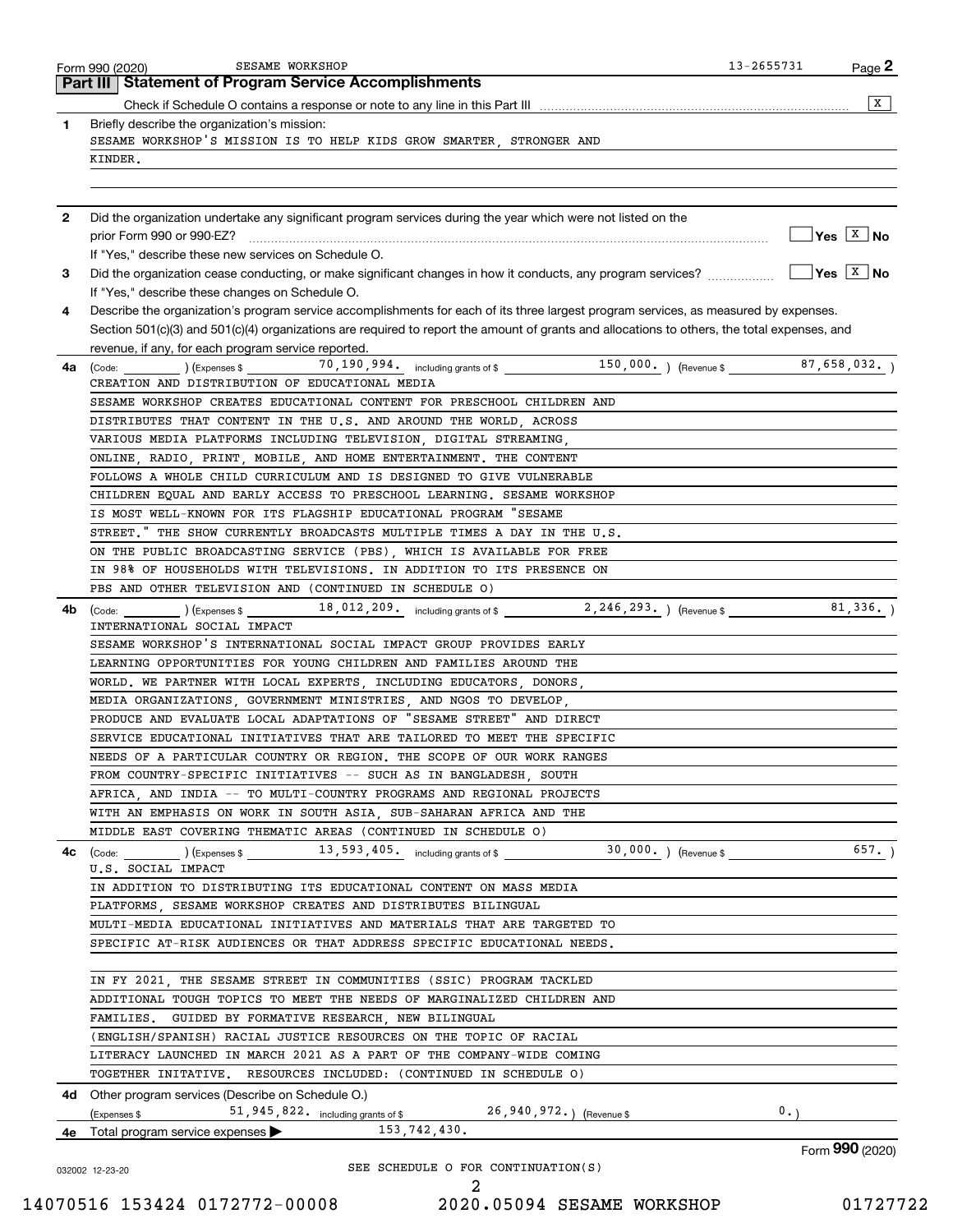Form 990 (2020) SESAME WORKSHOP 13-2655731

## Part III | Statement of Program Service Accomplishments

Check if Schedule O contains a response or note to any line in this Part III ..... [X]

**1** Briefly describe the organization's mission:

SESAME WORKSHOP'S MISSION IS TO HELP KIDS GROW SMARTER, STRONGER AND KINDER.

**2** Did the organization undertake any significant program services during the year which were not listed on the prior Form 990 or 990-EZ? ..... Yes [ ] No [X]

If "Yes," describe these new services on Schedule O.

**3** Did the organization cease conducting, or make significant changes in how it conducts, any program services? ..... Yes [ ] No [X]

If "Yes," describe these changes on Schedule O.

**4** Describe the organization's program service accomplishments for each of its three largest program services, as measured by expenses. Section 501(c)(3) and 501(c)(4) organizations are required to report the amount of grants and allocations to others, the total expenses, and revenue, if any, for each program service reported.

**4a** (Code: ) (Expenses $ 70,190,994. including grants of $ 150,000. ) (Revenue $ 87,658,032. )

CREATION AND DISTRIBUTION OF EDUCATIONAL MEDIA

SESAME WORKSHOP CREATES EDUCATIONAL CONTENT FOR PRESCHOOL CHILDREN AND DISTRIBUTES THAT CONTENT IN THE U.S. AND AROUND THE WORLD, ACROSS VARIOUS MEDIA PLATFORMS INCLUDING TELEVISION, DIGITAL STREAMING, ONLINE, RADIO, PRINT, MOBILE, AND HOME ENTERTAINMENT. THE CONTENT FOLLOWS A WHOLE CHILD CURRICULUM AND IS DESIGNED TO GIVE VULNERABLE CHILDREN EQUAL AND EARLY ACCESS TO PRESCHOOL LEARNING. SESAME WORKSHOP IS MOST WELL-KNOWN FOR ITS FLAGSHIP EDUCATIONAL PROGRAM "SESAME STREET." THE SHOW CURRENTLY BROADCASTS MULTIPLE TIMES A DAY IN THE U.S. ON THE PUBLIC BROADCASTING SERVICE (PBS), WHICH IS AVAILABLE FOR FREE IN 98% OF HOUSEHOLDS WITH TELEVISIONS. IN ADDITION TO ITS PRESENCE ON PBS AND OTHER TELEVISION AND (CONTINUED IN SCHEDULE O)

**4b** (Code: ) (Expenses $ 18,012,209. including grants of $ 2,246,293. ) (Revenue $ 81,336. )

INTERNATIONAL SOCIAL IMPACT

SESAME WORKSHOP'S INTERNATIONAL SOCIAL IMPACT GROUP PROVIDES EARLY LEARNING OPPORTUNITIES FOR YOUNG CHILDREN AND FAMILIES AROUND THE WORLD. WE PARTNER WITH LOCAL EXPERTS, INCLUDING EDUCATORS, DONORS, MEDIA ORGANIZATIONS, GOVERNMENT MINISTRIES, AND NGOS TO DEVELOP, PRODUCE AND EVALUATE LOCAL ADAPTATIONS OF "SESAME STREET" AND DIRECT SERVICE EDUCATIONAL INITIATIVES THAT ARE TAILORED TO MEET THE SPECIFIC NEEDS OF A PARTICULAR COUNTRY OR REGION. THE SCOPE OF OUR WORK RANGES FROM COUNTRY-SPECIFIC INITIATIVES -- SUCH AS IN BANGLADESH, SOUTH AFRICA, AND INDIA -- TO MULTI-COUNTRY PROGRAMS AND REGIONAL PROJECTS WITH AN EMPHASIS ON WORK IN SOUTH ASIA, SUB-SAHARAN AFRICA AND THE MIDDLE EAST COVERING THEMATIC AREAS (CONTINUED IN SCHEDULE O)

**4c** (Code: ) (Expenses $ 13,593,405. including grants of $ 30,000. ) (Revenue $ 657. )

U.S. SOCIAL IMPACT

IN ADDITION TO DISTRIBUTING ITS EDUCATIONAL CONTENT ON MASS MEDIA PLATFORMS, SESAME WORKSHOP CREATES AND DISTRIBUTES BILINGUAL MULTI-MEDIA EDUCATIONAL INITIATIVES AND MATERIALS THAT ARE TARGETED TO SPECIFIC AT-RISK AUDIENCES OR THAT ADDRESS SPECIFIC EDUCATIONAL NEEDS.

IN FY 2021, THE SESAME STREET IN COMMUNITIES (SSIC) PROGRAM TACKLED ADDITIONAL TOUGH TOPICS TO MEET THE NEEDS OF MARGINALIZED CHILDREN AND FAMILIES. GUIDED BY FORMATIVE RESEARCH, NEW BILINGUAL (ENGLISH/SPANISH) RACIAL JUSTICE RESOURCES ON THE TOPIC OF RACIAL LITERACY LAUNCHED IN MARCH 2021 AS A PART OF THE COMPANY-WIDE COMING TOGETHER INITATIVE. RESOURCES INCLUDED: (CONTINUED IN SCHEDULE O)

**4d** Other program services (Describe on Schedule O.)

(Expenses $ 51,945,822. including grants of $ 26,940,972.) (Revenue $ 0.)

**4e** Total program service expenses ▶ 153,742,430.

Form **990** (2020)

SEE SCHEDULE O FOR CONTINUATION(S)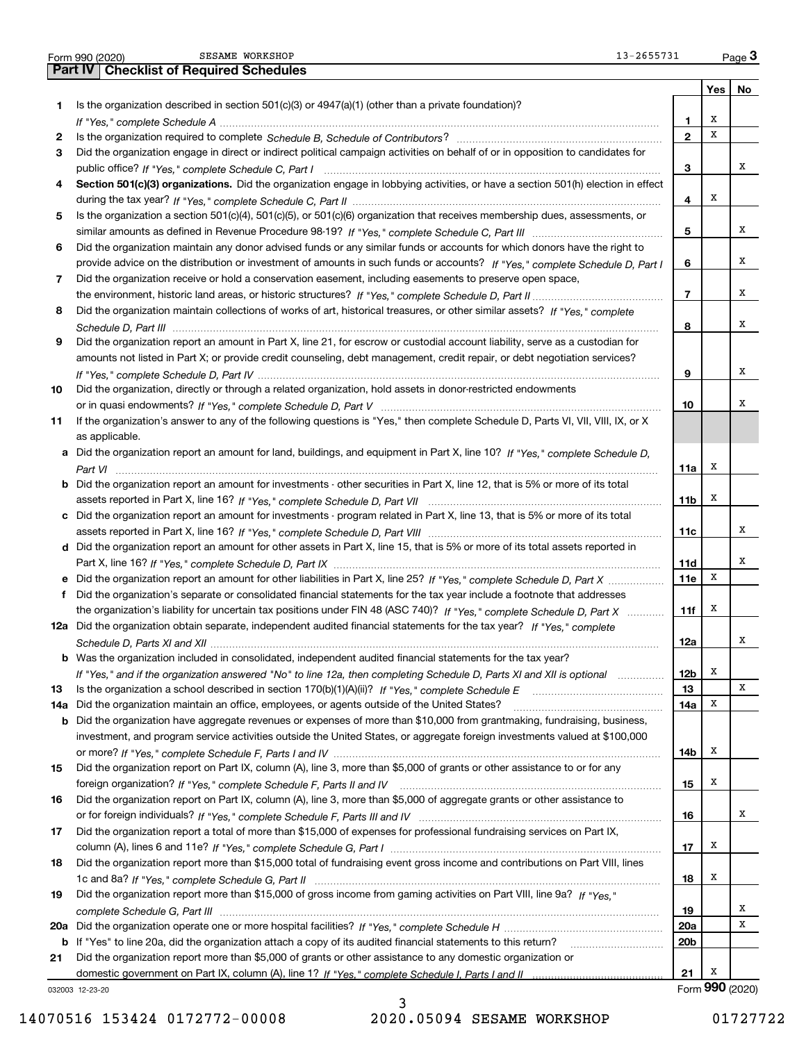Form 990 (2020) SESAME WORKSHOP 13-2655731 Page **3**

## Part IV | Checklist of Required Schedules

| | | | Yes | No |
|---|---|---|---|---|
| **1** | Is the organization described in section 501(c)(3) or 4947(a)(1) (other than a private foundation)? *If "Yes," complete Schedule A* | **1** | X | |
| **2** | Is the organization required to complete *Schedule B, Schedule of Contributors*? | **2** | X | |
| **3** | Did the organization engage in direct or indirect political campaign activities on behalf of or in opposition to candidates for public office? *If "Yes," complete Schedule C, Part I* | **3** | | X |
| **4** | **Section 501(c)(3) organizations.** Did the organization engage in lobbying activities, or have a section 501(h) election in effect during the tax year? *If "Yes," complete Schedule C, Part II* | **4** | X | |
| **5** | Is the organization a section 501(c)(4), 501(c)(5), or 501(c)(6) organization that receives membership dues, assessments, or similar amounts as defined in Revenue Procedure 98-19? *If "Yes," complete Schedule C, Part III* | **5** | | X |
| **6** | Did the organization maintain any donor advised funds or any similar funds or accounts for which donors have the right to provide advice on the distribution or investment of amounts in such funds or accounts? *If "Yes," complete Schedule D, Part I* | **6** | | X |
| **7** | Did the organization receive or hold a conservation easement, including easements to preserve open space, the environment, historic land areas, or historic structures? *If "Yes," complete Schedule D, Part II* | **7** | | X |
| **8** | Did the organization maintain collections of works of art, historical treasures, or other similar assets? *If "Yes," complete Schedule D, Part III* | **8** | | X |
| **9** | Did the organization report an amount in Part X, line 21, for escrow or custodial account liability, serve as a custodian for amounts not listed in Part X; or provide credit counseling, debt management, credit repair, or debt negotiation services? *If "Yes," complete Schedule D, Part IV* | **9** | | X |
| **10** | Did the organization, directly or through a related organization, hold assets in donor-restricted endowments or in quasi endowments? *If "Yes," complete Schedule D, Part V* | **10** | | X |
| **11** | If the organization's answer to any of the following questions is "Yes," then complete Schedule D, Parts VI, VII, VIII, IX, or X as applicable. | | | |
| **a** | Did the organization report an amount for land, buildings, and equipment in Part X, line 10? *If "Yes," complete Schedule D, Part VI* | **11a** | X | |
| **b** | Did the organization report an amount for investments - other securities in Part X, line 12, that is 5% or more of its total assets reported in Part X, line 16? *If "Yes," complete Schedule D, Part VII* | **11b** | X | |
| **c** | Did the organization report an amount for investments - program related in Part X, line 13, that is 5% or more of its total assets reported in Part X, line 16? *If "Yes," complete Schedule D, Part VIII* | **11c** | | X |
| **d** | Did the organization report an amount for other assets in Part X, line 15, that is 5% or more of its total assets reported in Part X, line 16? *If "Yes," complete Schedule D, Part IX* | **11d** | | X |
| **e** | Did the organization report an amount for other liabilities in Part X, line 25? *If "Yes," complete Schedule D, Part X* | **11e** | X | |
| **f** | Did the organization's separate or consolidated financial statements for the tax year include a footnote that addresses the organization's liability for uncertain tax positions under FIN 48 (ASC 740)? *If "Yes," complete Schedule D, Part X* | **11f** | X | |
| **12a** | Did the organization obtain separate, independent audited financial statements for the tax year? *If "Yes," complete Schedule D, Parts XI and XII* | **12a** | | X |
| **b** | Was the organization included in consolidated, independent audited financial statements for the tax year? *If "Yes," and if the organization answered "No" to line 12a, then completing Schedule D, Parts XI and XII is optional* | **12b** | X | |
| **13** | Is the organization a school described in section 170(b)(1)(A)(ii)? *If "Yes," complete Schedule E* | **13** | | X |
| **14a** | Did the organization maintain an office, employees, or agents outside of the United States? | **14a** | X | |
| **b** | Did the organization have aggregate revenues or expenses of more than $10,000 from grantmaking, fundraising, business, investment, and program service activities outside the United States, or aggregate foreign investments valued at $100,000 or more? *If "Yes," complete Schedule F, Parts I and IV* | **14b** | X | |
| **15** | Did the organization report on Part IX, column (A), line 3, more than $5,000 of grants or other assistance to or for any foreign organization? *If "Yes," complete Schedule F, Parts II and IV* | **15** | X | |
| **16** | Did the organization report on Part IX, column (A), line 3, more than $5,000 of aggregate grants or other assistance to or for foreign individuals? *If "Yes," complete Schedule F, Parts III and IV* | **16** | | X |
| **17** | Did the organization report a total of more than $15,000 of expenses for professional fundraising services on Part IX, column (A), lines 6 and 11e? *If "Yes," complete Schedule G, Part I* | **17** | X | |
| **18** | Did the organization report more than $15,000 total of fundraising event gross income and contributions on Part VIII, lines 1c and 8a? *If "Yes," complete Schedule G, Part II* | **18** | X | |
| **19** | Did the organization report more than $15,000 of gross income from gaming activities on Part VIII, line 9a? *If "Yes," complete Schedule G, Part III* | **19** | | X |
| **20a** | Did the organization operate one or more hospital facilities? *If "Yes," complete Schedule H* | **20a** | | X |
| **b** | If "Yes" to line 20a, did the organization attach a copy of its audited financial statements to this return? | **20b** | | |
| **21** | Did the organization report more than $5,000 of grants or other assistance to any domestic organization or domestic government on Part IX, column (A), line 1? *If "Yes," complete Schedule I, Parts I and II* | **21** | X | |

032003 12-23-20 Form **990** (2020)

14070516 153424 0172772-00008 2020.05094 SESAME WORKSHOP 01727722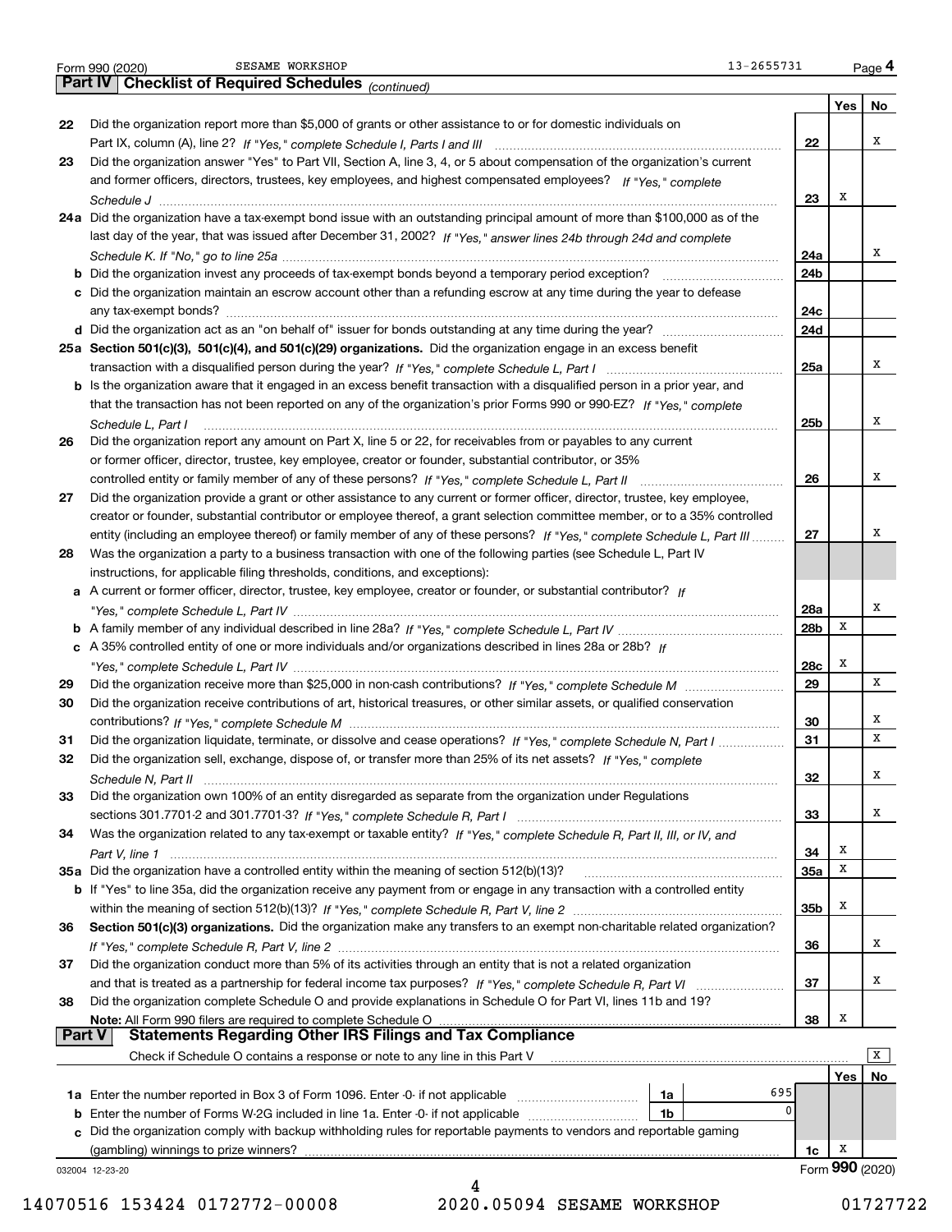Form 990 (2020) SESAME WORKSHOP 13-2655731 Page 4

## Part IV Checklist of Required Schedules *(continued)*

| | | | Yes | No |
|---|---|---|---|---|
| 22 | Did the organization report more than $5,000 of grants or other assistance to or for domestic individuals on Part IX, column (A), line 2? *If "Yes," complete Schedule I, Parts I and III* | 22 | | X |
| 23 | Did the organization answer "Yes" to Part VII, Section A, line 3, 4, or 5 about compensation of the organization's current and former officers, directors, trustees, key employees, and highest compensated employees? *If "Yes," complete Schedule J* | 23 | X | |
| 24a | Did the organization have a tax-exempt bond issue with an outstanding principal amount of more than $100,000 as of the last day of the year, that was issued after December 31, 2002? *If "Yes," answer lines 24b through 24d and complete Schedule K. If "No," go to line 25a* | 24a | | X |
| b | Did the organization invest any proceeds of tax-exempt bonds beyond a temporary period exception? | 24b | | |
| c | Did the organization maintain an escrow account other than a refunding escrow at any time during the year to defease any tax-exempt bonds? | 24c | | |
| d | Did the organization act as an "on behalf of" issuer for bonds outstanding at any time during the year? | 24d | | |
| 25a | **Section 501(c)(3), 501(c)(4), and 501(c)(29) organizations.** Did the organization engage in an excess benefit transaction with a disqualified person during the year? *If "Yes," complete Schedule L, Part I* | 25a | | X |
| b | Is the organization aware that it engaged in an excess benefit transaction with a disqualified person in a prior year, and that the transaction has not been reported on any of the organization's prior Forms 990 or 990-EZ? *If "Yes," complete Schedule L, Part I* | 25b | | X |
| 26 | Did the organization report any amount on Part X, line 5 or 22, for receivables from or payables to any current or former officer, director, trustee, key employee, creator or founder, substantial contributor, or 35% controlled entity or family member of any of these persons? *If "Yes," complete Schedule L, Part II* | 26 | | X |
| 27 | Did the organization provide a grant or other assistance to any current or former officer, director, trustee, key employee, creator or founder, substantial contributor or employee thereof, a grant selection committee member, or to a 35% controlled entity (including an employee thereof) or family member of any of these persons? *If "Yes," complete Schedule L, Part III* | 27 | | X |
| 28 | Was the organization a party to a business transaction with one of the following parties (see Schedule L, Part IV instructions, for applicable filing thresholds, conditions, and exceptions): | | | |
| a | A current or former officer, director, trustee, key employee, creator or founder, or substantial contributor? *If "Yes," complete Schedule L, Part IV* | 28a | | X |
| b | A family member of any individual described in line 28a? *If "Yes," complete Schedule L, Part IV* | 28b | X | |
| c | A 35% controlled entity of one or more individuals and/or organizations described in lines 28a or 28b? *If "Yes," complete Schedule L, Part IV* | 28c | X | |
| 29 | Did the organization receive more than $25,000 in non-cash contributions? *If "Yes," complete Schedule M* | 29 | | X |
| 30 | Did the organization receive contributions of art, historical treasures, or other similar assets, or qualified conservation contributions? *If "Yes," complete Schedule M* | 30 | | X |
| 31 | Did the organization liquidate, terminate, or dissolve and cease operations? *If "Yes," complete Schedule N, Part I* | 31 | | X |
| 32 | Did the organization sell, exchange, dispose of, or transfer more than 25% of its net assets? *If "Yes," complete Schedule N, Part II* | 32 | | X |
| 33 | Did the organization own 100% of an entity disregarded as separate from the organization under Regulations sections 301.7701-2 and 301.7701-3? *If "Yes," complete Schedule R, Part I* | 33 | | X |
| 34 | Was the organization related to any tax-exempt or taxable entity? *If "Yes," complete Schedule R, Part II, III, or IV, and Part V, line 1* | 34 | X | |
| 35a | Did the organization have a controlled entity within the meaning of section 512(b)(13)? | 35a | X | |
| b | If "Yes" to line 35a, did the organization receive any payment from or engage in any transaction with a controlled entity within the meaning of section 512(b)(13)? *If "Yes," complete Schedule R, Part V, line 2* | 35b | X | |
| 36 | **Section 501(c)(3) organizations.** Did the organization make any transfers to an exempt non-charitable related organization? *If "Yes," complete Schedule R, Part V, line 2* | 36 | | X |
| 37 | Did the organization conduct more than 5% of its activities through an entity that is not a related organization and that is treated as a partnership for federal income tax purposes? *If "Yes," complete Schedule R, Part VI* | 37 | | X |
| 38 | Did the organization complete Schedule O and provide explanations in Schedule O for Part VI, lines 11b and 19? **Note:** All Form 990 filers are required to complete Schedule O | 38 | X | |

## Part V Statements Regarding Other IRS Filings and Tax Compliance

Check if Schedule O contains a response or note to any line in this Part V [X]

| | | | | | Yes | No |
|---|---|---|---|---|---|---|
| 1a | Enter the number reported in Box 3 of Form 1096. Enter -0- if not applicable | 1a | 695 | | | |
| b | Enter the number of Forms W-2G included in line 1a. Enter -0- if not applicable | 1b | 0 | | | |
| c | Did the organization comply with backup withholding rules for reportable payments to vendors and reportable gaming (gambling) winnings to prize winners? | | | 1c | X | |

032004 12-23-20 Form **990** (2020)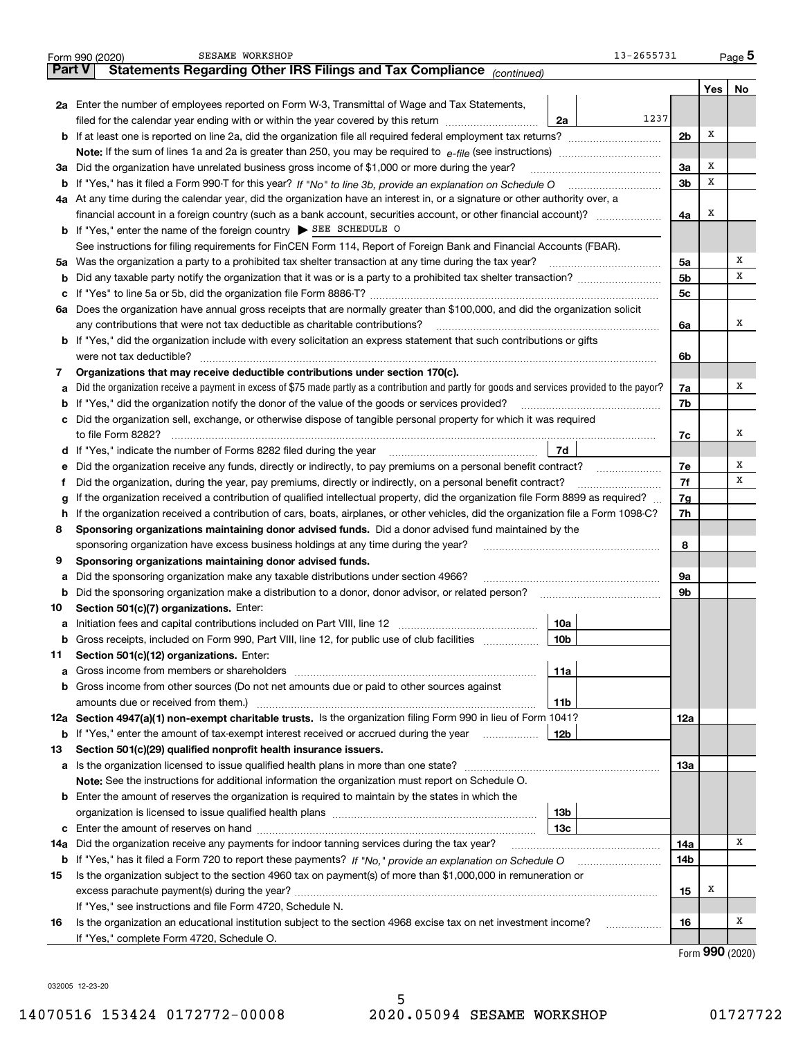Form 990 (2020) SESAME WORKSHOP 13-2655731 Page **5**

## Part V Statements Regarding Other IRS Filings and Tax Compliance *(continued)*

| | | | | | Yes | No |
|---|---|---|---|---|---|---|
| **2a** | Enter the number of employees reported on Form W-3, Transmittal of Wage and Tax Statements, filed for the calendar year ending with or within the year covered by this return | 2a | 1237 | | | |
| **b** | If at least one is reported on line 2a, did the organization file all required federal employment tax returns? | | | 2b | X | |
| | **Note:** If the sum of lines 1a and 2a is greater than 250, you may be required to *e-file* (see instructions) | | | | | |
| **3a** | Did the organization have unrelated business gross income of $1,000 or more during the year? | | | 3a | X | |
| **b** | If "Yes," has it filed a Form 990-T for this year? *If "No" to line 3b, provide an explanation on Schedule O* | | | 3b | X | |
| **4a** | At any time during the calendar year, did the organization have an interest in, or a signature or other authority over, a financial account in a foreign country (such as a bank account, securities account, or other financial account)? | | | 4a | X | |
| **b** | If "Yes," enter the name of the foreign country ▶ SEE SCHEDULE O | | | | | |
| | See instructions for filing requirements for FinCEN Form 114, Report of Foreign Bank and Financial Accounts (FBAR). | | | | | |
| **5a** | Was the organization a party to a prohibited tax shelter transaction at any time during the tax year? | | | 5a | | X |
| **b** | Did any taxable party notify the organization that it was or is a party to a prohibited tax shelter transaction? | | | 5b | | X |
| **c** | If "Yes" to line 5a or 5b, did the organization file Form 8886-T? | | | 5c | | |
| **6a** | Does the organization have annual gross receipts that are normally greater than $100,000, and did the organization solicit any contributions that were not tax deductible as charitable contributions? | | | 6a | | X |
| **b** | If "Yes," did the organization include with every solicitation an express statement that such contributions or gifts were not tax deductible? | | | 6b | | |
| **7** | **Organizations that may receive deductible contributions under section 170(c).** | | | | | |
| **a** | Did the organization receive a payment in excess of $75 made partly as a contribution and partly for goods and services provided to the payor? | | | 7a | | X |
| **b** | If "Yes," did the organization notify the donor of the value of the goods or services provided? | | | 7b | | |
| **c** | Did the organization sell, exchange, or otherwise dispose of tangible personal property for which it was required to file Form 8282? | | | 7c | | X |
| **d** | If "Yes," indicate the number of Forms 8282 filed during the year | 7d | | | | |
| **e** | Did the organization receive any funds, directly or indirectly, to pay premiums on a personal benefit contract? | | | 7e | | X |
| **f** | Did the organization, during the year, pay premiums, directly or indirectly, on a personal benefit contract? | | | 7f | | X |
| **g** | If the organization received a contribution of qualified intellectual property, did the organization file Form 8899 as required? | | | 7g | | |
| **h** | If the organization received a contribution of cars, boats, airplanes, or other vehicles, did the organization file a Form 1098-C? | | | 7h | | |
| **8** | **Sponsoring organizations maintaining donor advised funds.** Did a donor advised fund maintained by the sponsoring organization have excess business holdings at any time during the year? | | | 8 | | |
| **9** | **Sponsoring organizations maintaining donor advised funds.** | | | | | |
| **a** | Did the sponsoring organization make any taxable distributions under section 4966? | | | 9a | | |
| **b** | Did the sponsoring organization make a distribution to a donor, donor advisor, or related person? | | | 9b | | |
| **10** | **Section 501(c)(7) organizations.** Enter: | | | | | |
| **a** | Initiation fees and capital contributions included on Part VIII, line 12 | 10a | | | | |
| **b** | Gross receipts, included on Form 990, Part VIII, line 12, for public use of club facilities | 10b | | | | |
| **11** | **Section 501(c)(12) organizations.** Enter: | | | | | |
| **a** | Gross income from members or shareholders | 11a | | | | |
| **b** | Gross income from other sources (Do not net amounts due or paid to other sources against amounts due or received from them.) | 11b | | | | |
| **12a** | **Section 4947(a)(1) non-exempt charitable trusts.** Is the organization filing Form 990 in lieu of Form 1041? | | | 12a | | |
| **b** | If "Yes," enter the amount of tax-exempt interest received or accrued during the year | 12b | | | | |
| **13** | **Section 501(c)(29) qualified nonprofit health insurance issuers.** | | | | | |
| **a** | Is the organization licensed to issue qualified health plans in more than one state? | | | 13a | | |
| | **Note:** See the instructions for additional information the organization must report on Schedule O. | | | | | |
| **b** | Enter the amount of reserves the organization is required to maintain by the states in which the organization is licensed to issue qualified health plans | 13b | | | | |
| **c** | Enter the amount of reserves on hand | 13c | | | | |
| **14a** | Did the organization receive any payments for indoor tanning services during the tax year? | | | 14a | | X |
| **b** | If "Yes," has it filed a Form 720 to report these payments? *If "No," provide an explanation on Schedule O* | | | 14b | | |
| **15** | Is the organization subject to the section 4960 tax on payment(s) of more than $1,000,000 in remuneration or excess parachute payment(s) during the year? | | | 15 | X | |
| | If "Yes," see instructions and file Form 4720, Schedule N. | | | | | |
| **16** | Is the organization an educational institution subject to the section 4968 excise tax on net investment income? | | | 16 | | X |
| | If "Yes," complete Form 4720, Schedule O. | | | | | |

Form **990** (2020)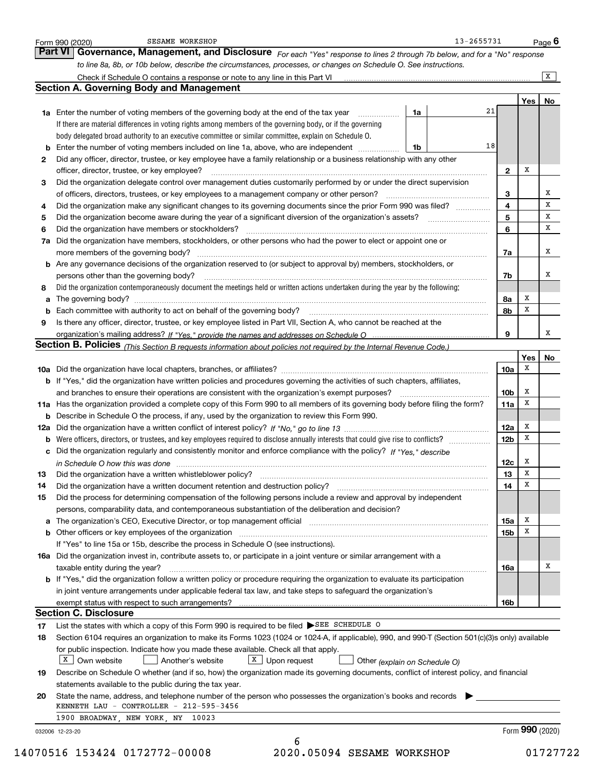Form 990 (2020) SESAME WORKSHOP 13-2655731 Page 6

## Part VI Governance, Management, and Disclosure

*For each "Yes" response to lines 2 through 7b below, and for a "No" response to line 8a, 8b, or 10b below, describe the circumstances, processes, or changes on Schedule O. See instructions.*

Check if Schedule O contains a response or note to any line in this Part VI [X]

### Section A. Governing Body and Management

| | | | | Yes | No |
|---|---|---|---|---|---|
| **1a** | Enter the number of voting members of the governing body at the end of the tax year. If there are material differences in voting rights among members of the governing body, or if the governing body delegated broad authority to an executive committee or similar committee, explain on Schedule O. | 1a | 21 | | |
| **b** | Enter the number of voting members included on line 1a, above, who are independent | 1b | 18 | | |
| **2** | Did any officer, director, trustee, or key employee have a family relationship or a business relationship with any other officer, director, trustee, or key employee? | 2 | | X | |
| **3** | Did the organization delegate control over management duties customarily performed by or under the direct supervision of officers, directors, trustees, or key employees to a management company or other person? | 3 | | | X |
| **4** | Did the organization make any significant changes to its governing documents since the prior Form 990 was filed? | 4 | | | X |
| **5** | Did the organization become aware during the year of a significant diversion of the organization's assets? | 5 | | | X |
| **6** | Did the organization have members or stockholders? | 6 | | | X |
| **7a** | Did the organization have members, stockholders, or other persons who had the power to elect or appoint one or more members of the governing body? | 7a | | | X |
| **b** | Are any governance decisions of the organization reserved to (or subject to approval by) members, stockholders, or persons other than the governing body? | 7b | | | X |
| **8** | Did the organization contemporaneously document the meetings held or written actions undertaken during the year by the following: | | | | |
| **a** | The governing body? | 8a | | X | |
| **b** | Each committee with authority to act on behalf of the governing body? | 8b | | X | |
| **9** | Is there any officer, director, trustee, or key employee listed in Part VII, Section A, who cannot be reached at the organization's mailing address? *If "Yes," provide the names and addresses on Schedule O* | 9 | | | X |

### Section B. Policies *(This Section B requests information about policies not required by the Internal Revenue Code.)*

| | | | Yes | No |
|---|---|---|---|---|
| **10a** | Did the organization have local chapters, branches, or affiliates? | 10a | X | |
| **b** | If "Yes," did the organization have written policies and procedures governing the activities of such chapters, affiliates, and branches to ensure their operations are consistent with the organization's exempt purposes? | 10b | X | |
| **11a** | Has the organization provided a complete copy of this Form 990 to all members of its governing body before filing the form? | 11a | X | |
| **b** | Describe in Schedule O the process, if any, used by the organization to review this Form 990. | | | |
| **12a** | Did the organization have a written conflict of interest policy? *If "No," go to line 13* | 12a | X | |
| **b** | Were officers, directors, or trustees, and key employees required to disclose annually interests that could give rise to conflicts? | 12b | X | |
| **c** | Did the organization regularly and consistently monitor and enforce compliance with the policy? *If "Yes," describe in Schedule O how this was done* | 12c | X | |
| **13** | Did the organization have a written whistleblower policy? | 13 | X | |
| **14** | Did the organization have a written document retention and destruction policy? | 14 | X | |
| **15** | Did the process for determining compensation of the following persons include a review and approval by independent persons, comparability data, and contemporaneous substantiation of the deliberation and decision? | | | |
| **a** | The organization's CEO, Executive Director, or top management official | 15a | X | |
| **b** | Other officers or key employees of the organization | 15b | X | |
| | If "Yes" to line 15a or 15b, describe the process in Schedule O (see instructions). | | | |
| **16a** | Did the organization invest in, contribute assets to, or participate in a joint venture or similar arrangement with a taxable entity during the year? | 16a | | X |
| **b** | If "Yes," did the organization follow a written policy or procedure requiring the organization to evaluate its participation in joint venture arrangements under applicable federal tax law, and take steps to safeguard the organization's exempt status with respect to such arrangements? | 16b | | |

### Section C. Disclosure

**17** List the states with which a copy of this Form 990 is required to be filed ▶ SEE SCHEDULE O

**18** Section 6104 requires an organization to make its Forms 1023 (1024 or 1024-A, if applicable), 990, and 990-T (Section 501(c)(3)s only) available for public inspection. Indicate how you made these available. Check all that apply.

[X] Own website [ ] Another's website [X] Upon request [ ] Other *(explain on Schedule O)*

**19** Describe on Schedule O whether (and if so, how) the organization made its governing documents, conflict of interest policy, and financial statements available to the public during the tax year.

**20** State the name, address, and telephone number of the person who possesses the organization's books and records ▶

KENNETH LAU - CONTROLLER - 212-595-3456
1900 BROADWAY, NEW YORK, NY 10023

032006 12-23-20 Form **990** (2020)

14070516 153424 0172772-00008 2020.05094 SESAME WORKSHOP 01727722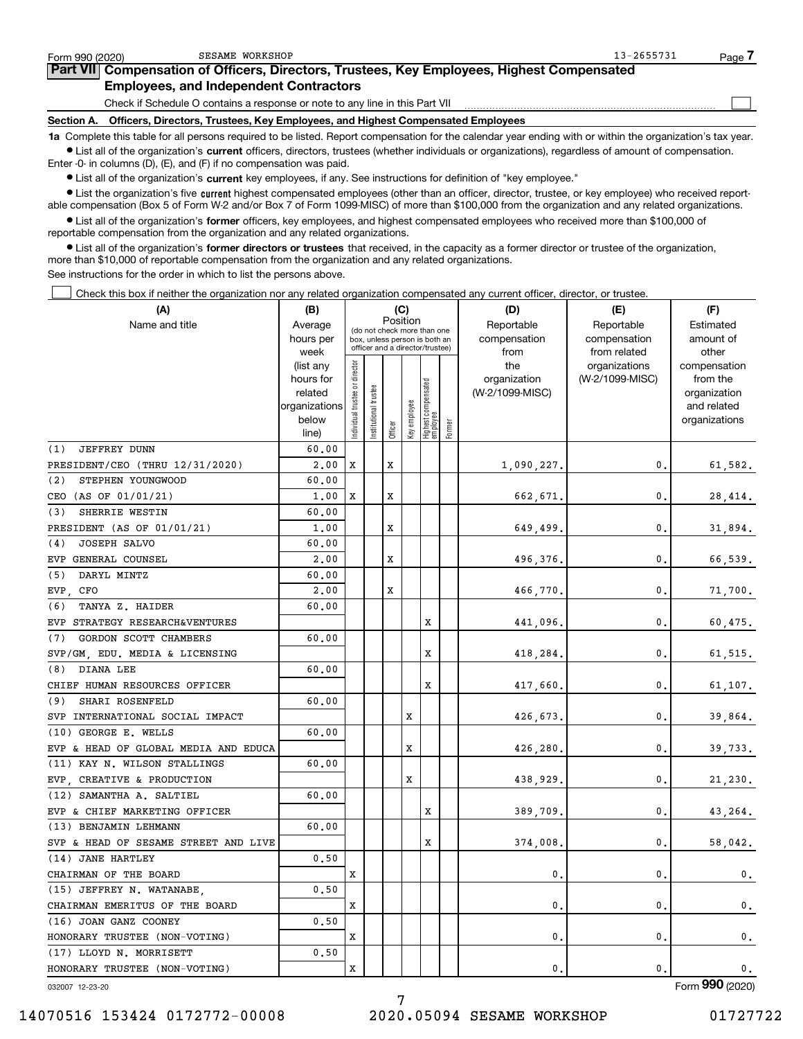Form 990 (2020) SESAME WORKSHOP 13-2655731 Page 7

## Part VII Compensation of Officers, Directors, Trustees, Key Employees, Highest Compensated Employees, and Independent Contractors

Check if Schedule O contains a response or note to any line in this Part VII ☐

### Section A. Officers, Directors, Trustees, Key Employees, and Highest Compensated Employees

**1a** Complete this table for all persons required to be listed. Report compensation for the calendar year ending with or within the organization's tax year.

- List all of the organization's **current** officers, directors, trustees (whether individuals or organizations), regardless of amount of compensation. Enter -0- in columns (D), (E), and (F) if no compensation was paid.
- List all of the organization's **current** key employees, if any. See instructions for definition of "key employee."
- List the organization's five **current** highest compensated employees (other than an officer, director, trustee, or key employee) who received reportable compensation (Box 5 of Form W-2 and/or Box 7 of Form 1099-MISC) of more than $100,000 from the organization and any related organizations.
- List all of the organization's **former** officers, key employees, and highest compensated employees who received more than $100,000 of reportable compensation from the organization and any related organizations.
- List all of the organization's **former directors or trustees** that received, in the capacity as a former director or trustee of the organization, more than $10,000 of reportable compensation from the organization and any related organizations.

See instructions for the order in which to list the persons above.

☐ Check this box if neither the organization nor any related organization compensated any current officer, director, or trustee.

| (A) Name and title | (B) Average hours per week (list any hours for related organizations below line) | (C) Position: Individual trustee or director | Institutional trustee | Officer | Key employee | Highest compensated employee | Former | (D) Reportable compensation from the organization (W-2/1099-MISC) | (E) Reportable compensation from related organizations (W-2/1099-MISC) | (F) Estimated amount of other compensation from the organization and related organizations |
|---|---|---|---|---|---|---|---|---|---|---|
| (1) JEFFREY DUNN<br>PRESIDENT/CEO (THRU 12/31/2020) | 60.00<br>2.00 | X | | X | | | | 1,090,227. | 0. | 61,582. |
| (2) STEPHEN YOUNGWOOD<br>CEO (AS OF 01/01/21) | 60.00<br>1.00 | X | | X | | | | 662,671. | 0. | 28,414. |
| (3) SHERRIE WESTIN<br>PRESIDENT (AS OF 01/01/21) | 60.00<br>1.00 | | | X | | | | 649,499. | 0. | 31,894. |
| (4) JOSEPH SALVO<br>EVP GENERAL COUNSEL | 60.00<br>2.00 | | | X | | | | 496,376. | 0. | 66,539. |
| (5) DARYL MINTZ<br>EVP, CFO | 60.00<br>2.00 | | | X | | | | 466,770. | 0. | 71,700. |
| (6) TANYA Z. HAIDER<br>EVP STRATEGY RESEARCH&VENTURES | 60.00 | | | | | X | | 441,096. | 0. | 60,475. |
| (7) GORDON SCOTT CHAMBERS<br>SVP/GM, EDU. MEDIA & LICENSING | 60.00 | | | | | X | | 418,284. | 0. | 61,515. |
| (8) DIANA LEE<br>CHIEF HUMAN RESOURCES OFFICER | 60.00 | | | | | X | | 417,660. | 0. | 61,107. |
| (9) SHARI ROSENFELD<br>SVP INTERNATIONAL SOCIAL IMPACT | 60.00 | | | | X | | | 426,673. | 0. | 39,864. |
| (10) GEORGE E. WELLS<br>EVP & HEAD OF GLOBAL MEDIA AND EDUCA | 60.00 | | | | X | | | 426,280. | 0. | 39,733. |
| (11) KAY N. WILSON STALLINGS<br>EVP, CREATIVE & PRODUCTION | 60.00 | | | | X | | | 438,929. | 0. | 21,230. |
| (12) SAMANTHA A. SALTIEL<br>EVP & CHIEF MARKETING OFFICER | 60.00 | | | | | X | | 389,709. | 0. | 43,264. |
| (13) BENJAMIN LEHMANN<br>SVP & HEAD OF SESAME STREET AND LIVE | 60.00 | | | | | X | | 374,008. | 0. | 58,042. |
| (14) JANE HARTLEY<br>CHAIRMAN OF THE BOARD | 0.50 | X | | | | | | 0. | 0. | 0. |
| (15) JEFFREY N. WATANABE,<br>CHAIRMAN EMERITUS OF THE BOARD | 0.50 | X | | | | | | 0. | 0. | 0. |
| (16) JOAN GANZ COONEY<br>HONORARY TRUSTEE (NON-VOTING) | 0.50 | X | | | | | | 0. | 0. | 0. |
| (17) LLOYD N. MORRISETT<br>HONORARY TRUSTEE (NON-VOTING) | 0.50 | X | | | | | | 0. | 0. | 0. |

032007 12-23-20 Form **990** (2020)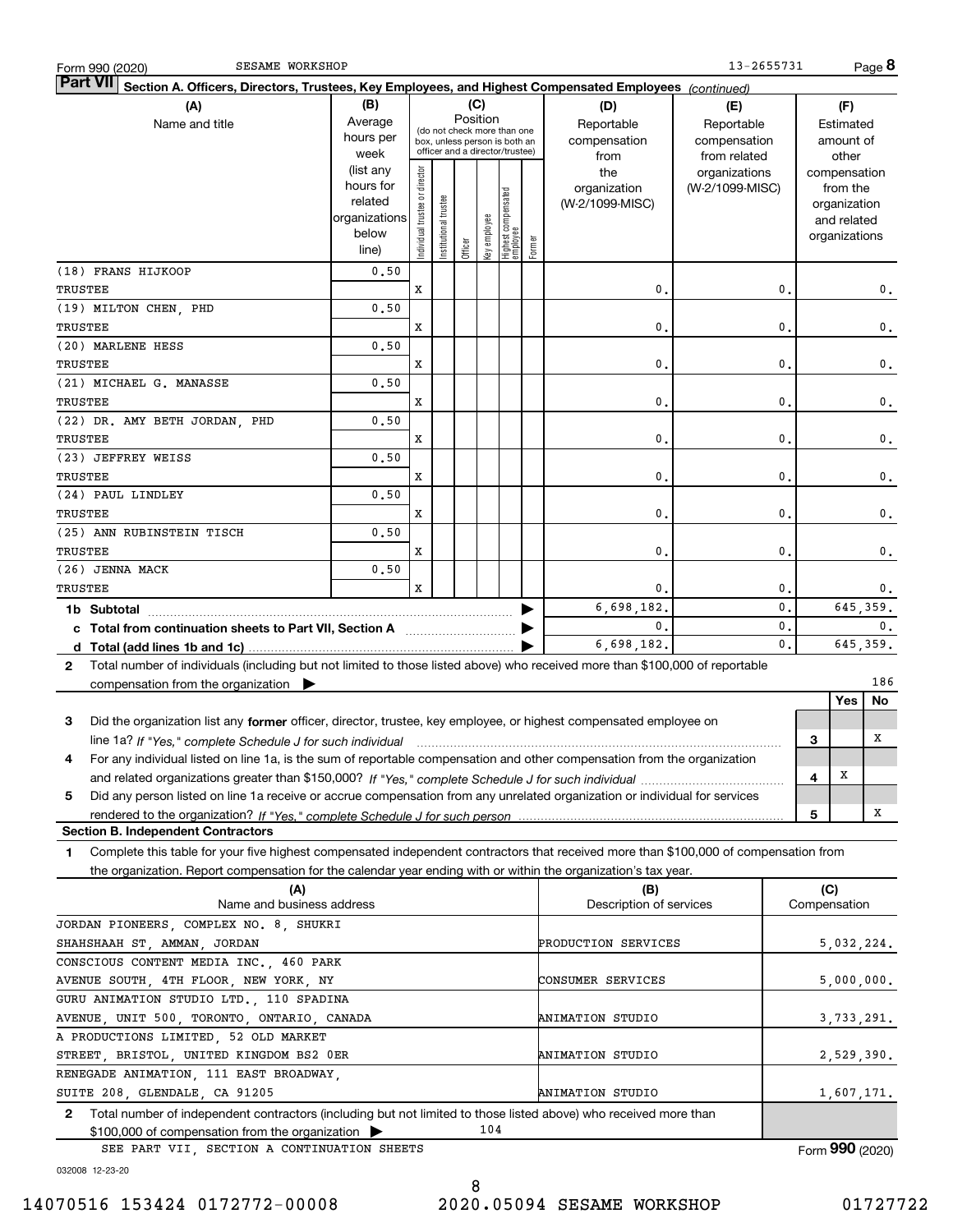Form 990 (2020) SESAME WORKSHOP 13-2655731 Page 8

**Part VII Section A. Officers, Directors, Trustees, Key Employees, and Highest Compensated Employees** *(continued)*

| (A) Name and title | (B) Average hours per week (list any hours for related organizations below line) | (C) Position: Individual trustee or director | Institutional trustee | Officer | Key employee | Highest compensated employee | Former | (D) Reportable compensation from the organization (W-2/1099-MISC) | (E) Reportable compensation from related organizations (W-2/1099-MISC) | (F) Estimated amount of other compensation from the organization and related organizations |
|---|---|---|---|---|---|---|---|---|---|---|
| (18) FRANS HIJKOOP<br>TRUSTEE | 0.50 | X | | | | | | 0. | 0. | 0. |
| (19) MILTON CHEN, PHD<br>TRUSTEE | 0.50 | X | | | | | | 0. | 0. | 0. |
| (20) MARLENE HESS<br>TRUSTEE | 0.50 | X | | | | | | 0. | 0. | 0. |
| (21) MICHAEL G. MANASSE<br>TRUSTEE | 0.50 | X | | | | | | 0. | 0. | 0. |
| (22) DR. AMY BETH JORDAN, PHD<br>TRUSTEE | 0.50 | X | | | | | | 0. | 0. | 0. |
| (23) JEFFREY WEISS<br>TRUSTEE | 0.50 | X | | | | | | 0. | 0. | 0. |
| (24) PAUL LINDLEY<br>TRUSTEE | 0.50 | X | | | | | | 0. | 0. | 0. |
| (25) ANN RUBINSTEIN TISCH<br>TRUSTEE | 0.50 | X | | | | | | 0. | 0. | 0. |
| (26) JENNA MACK<br>TRUSTEE | 0.50 | X | | | | | | 0. | 0. | 0. |
| **1b Subtotal** | | | | | | | | 6,698,182. | 0. | 645,359. |
| **c Total from continuation sheets to Part VII, Section A** | | | | | | | | 0. | 0. | 0. |
| **d Total (add lines 1b and 1c)** | | | | | | | | 6,698,182. | 0. | 645,359. |

2 Total number of individuals (including but not limited to those listed above) who received more than $100,000 of reportable compensation from the organization ▶ 186

| | | Yes | No |
|---|---|---|---|
| 3 Did the organization list any **former** officer, director, trustee, key employee, or highest compensated employee on line 1a? *If "Yes," complete Schedule J for such individual* | 3 | | X |
| 4 For any individual listed on line 1a, is the sum of reportable compensation and other compensation from the organization and related organizations greater than $150,000? *If "Yes," complete Schedule J for such individual* | 4 | X | |
| 5 Did any person listed on line 1a receive or accrue compensation from any unrelated organization or individual for services rendered to the organization? *If "Yes," complete Schedule J for such person* | 5 | | X |

**Section B. Independent Contractors**

1 Complete this table for your five highest compensated independent contractors that received more than $100,000 of compensation from the organization. Report compensation for the calendar year ending with or within the organization's tax year.

| (A) Name and business address | (B) Description of services | (C) Compensation |
|---|---|---|
| JORDAN PIONEERS, COMPLEX NO. 8, SHUKRI SHAHSHAAH ST, AMMAN, JORDAN | PRODUCTION SERVICES | 5,032,224. |
| CONSCIOUS CONTENT MEDIA INC., 460 PARK AVENUE SOUTH, 4TH FLOOR, NEW YORK, NY | CONSUMER SERVICES | 5,000,000. |
| GURU ANIMATION STUDIO LTD., 110 SPADINA AVENUE, UNIT 500, TORONTO, ONTARIO, CANADA | ANIMATION STUDIO | 3,733,291. |
| A PRODUCTIONS LIMITED, 52 OLD MARKET STREET, BRISTOL, UNITED KINGDOM BS2 0ER | ANIMATION STUDIO | 2,529,390. |
| RENEGADE ANIMATION, 111 EAST BROADWAY, SUITE 208, GLENDALE, CA 91205 | ANIMATION STUDIO | 1,607,171. |

2 Total number of independent contractors (including but not limited to those listed above) who received more than $100,000 of compensation from the organization ▶ 104

SEE PART VII, SECTION A CONTINUATION SHEETS

Form **990** (2020)

032008 12-23-20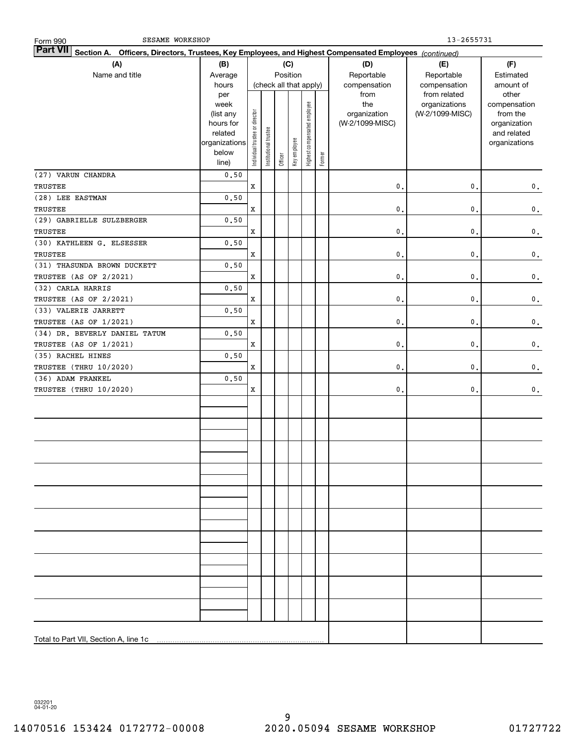Form 990 SESAME WORKSHOP 13-2655731

## Part VII Section A. Officers, Directors, Trustees, Key Employees, and Highest Compensated Employees *(continued)*

| (A) Name and title | (B) Average hours per week (list any hours for related organizations below line) | (C) Position: Individual trustee or director | Institutional trustee | Officer | Key employee | Highest compensated employee | Former | (D) Reportable compensation from the organization (W-2/1099-MISC) | (E) Reportable compensation from related organizations (W-2/1099-MISC) | (F) Estimated amount of other compensation from the organization and related organizations |
|---|---|---|---|---|---|---|---|---|---|---|
| (27) VARUN CHANDRA<br>TRUSTEE | 0.50 | X | | | | | | 0. | 0. | 0. |
| (28) LEE EASTMAN<br>TRUSTEE | 0.50 | X | | | | | | 0. | 0. | 0. |
| (29) GABRIELLE SULZBERGER<br>TRUSTEE | 0.50 | X | | | | | | 0. | 0. | 0. |
| (30) KATHLEEN G. ELSESSER<br>TRUSTEE | 0.50 | X | | | | | | 0. | 0. | 0. |
| (31) THASUNDA BROWN DUCKETT<br>TRUSTEE (AS OF 2/2021) | 0.50 | X | | | | | | 0. | 0. | 0. |
| (32) CARLA HARRIS<br>TRUSTEE (AS OF 2/2021) | 0.50 | X | | | | | | 0. | 0. | 0. |
| (33) VALERIE JARRETT<br>TRUSTEE (AS OF 1/2021) | 0.50 | X | | | | | | 0. | 0. | 0. |
| (34) DR. BEVERLY DANIEL TATUM<br>TRUSTEE (AS OF 1/2021) | 0.50 | X | | | | | | 0. | 0. | 0. |
| (35) RACHEL HINES<br>TRUSTEE (THRU 10/2020) | 0.50 | X | | | | | | 0. | 0. | 0. |
| (36) ADAM FRANKEL<br>TRUSTEE (THRU 10/2020) | 0.50 | X | | | | | | 0. | 0. | 0. |
| Total to Part VII, Section A, line 1c | | | | | | | | | | |

032201 04-01-20

14070516 153424 0172772-00008 2020.05094 SESAME WORKSHOP 01727722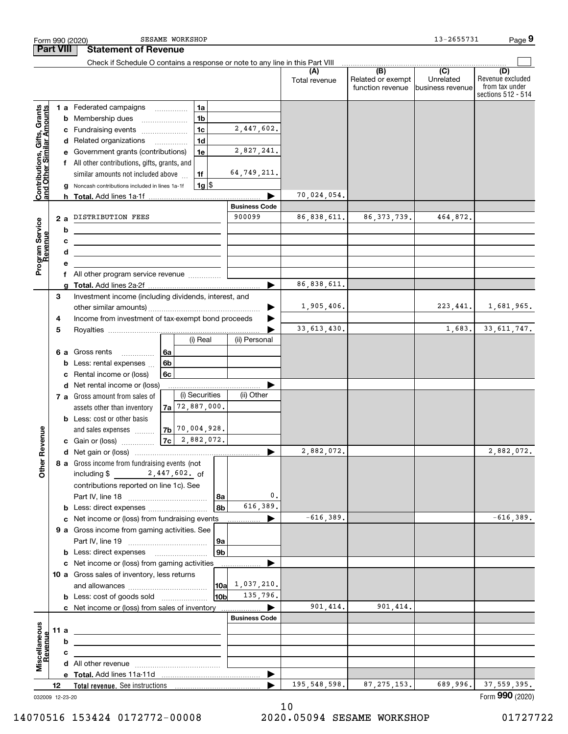Form 990 (2020) SESAME WORKSHOP 13-2655731 Page 9

## Part VIII Statement of Revenue

Check if Schedule O contains a response or note to any line in this Part VIII

| | | | | (A) Total revenue | (B) Related or exempt function revenue | (C) Unrelated business revenue | (D) Revenue excluded from tax under sections 512 - 514 |
|---|---|---|---|---|---|---|---|
| **Contributions, Gifts, Grants and Other Similar Amounts** | 1a Federated campaigns | 1a | | | | | |
| | b Membership dues | 1b | | | | | |
| | c Fundraising events | 1c | 2,447,602. | | | | |
| | d Related organizations | 1d | | | | | |
| | e Government grants (contributions) | 1e | 2,827,241. | | | | |
| | f All other contributions, gifts, grants, and similar amounts not included above | 1f | 64,749,211. | | | | |
| | g Noncash contributions included in lines 1a-1f | 1g | $ | | | | |
| | h **Total.** Add lines 1a-1f | | | 70,024,054. | | | |
| **Program Service Revenue** | | | **Business Code** | | | | |
| | 2a DISTRIBUTION FEES | | 900099 | 86,838,611. | 86,373,739. | 464,872. | |
| | b | | | | | | |
| | c | | | | | | |
| | d | | | | | | |
| | e | | | | | | |
| | f All other program service revenue | | | | | | |
| | g **Total.** Add lines 2a-2f | | | 86,838,611. | | | |
| **Other Revenue** | 3 Investment income (including dividends, interest, and other similar amounts) | | | 1,905,406. | | 223,441. | 1,681,965. |
| | 4 Income from investment of tax-exempt bond proceeds | | | | | | |
| | 5 Royalties | | | 33,613,430. | | 1,683. | 33,611,747. |
| | | (i) Real | (ii) Personal | | | | |
| | 6a Gross rents | 6a | | | | | |
| | b Less: rental expenses | 6b | | | | | |
| | c Rental income or (loss) | 6c | | | | | |
| | d Net rental income or (loss) | | | | | | |
| | | (i) Securities | (ii) Other | | | | |
| | 7a Gross amount from sales of assets other than inventory | 7a 72,887,000. | | | | | |
| | b Less: cost or other basis and sales expenses | 7b 70,004,928. | | | | | |
| | c Gain or (loss) | 7c 2,882,072. | | | | | |
| | d Net gain or (loss) | | | 2,882,072. | | | 2,882,072. |
| | 8a Gross income from fundraising events (not including $ 2,447,602. of contributions reported on line 1c). See Part IV, line 18 | 8a | 0. | | | | |
| | b Less: direct expenses | 8b | 616,389. | | | | |
| | c Net income or (loss) from fundraising events | | | -616,389. | | | -616,389. |
| | 9a Gross income from gaming activities. See Part IV, line 19 | 9a | | | | | |
| | b Less: direct expenses | 9b | | | | | |
| | c Net income or (loss) from gaming activities | | | | | | |
| | 10a Gross sales of inventory, less returns and allowances | 10a | 1,037,210. | | | | |
| | b Less: cost of goods sold | 10b | 135,796. | | | | |
| | c Net income or (loss) from sales of inventory | | | 901,414. | 901,414. | | |
| **Miscellaneous Revenue** | | | **Business Code** | | | | |
| | 11a | | | | | | |
| | b | | | | | | |
| | c | | | | | | |
| | d All other revenue | | | | | | |
| | e **Total.** Add lines 11a-11d | | | | | | |
| | 12 **Total revenue.** See instructions | | | 195,548,598. | 87,275,153. | 689,996. | 37,559,395. |

032009 12-23-20 Form **990** (2020)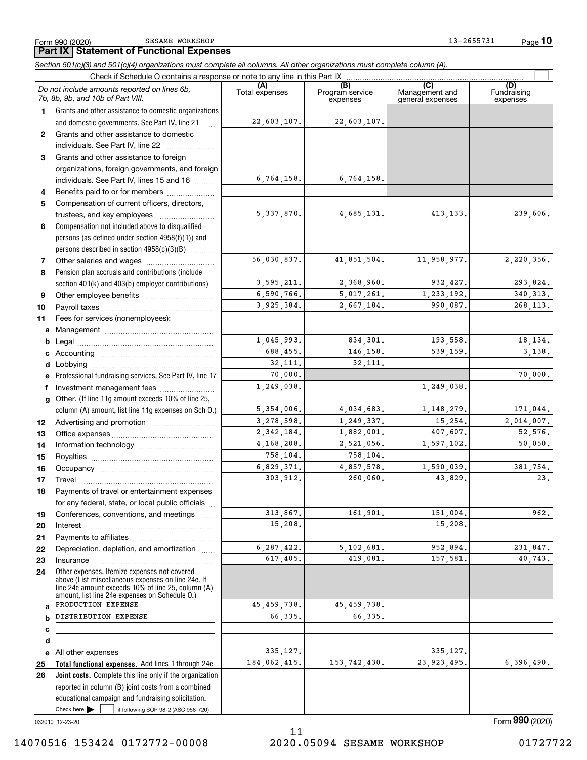Form 990 (2020) SESAME WORKSHOP 13-2655731

## Part IX Statement of Functional Expenses

*Section 501(c)(3) and 501(c)(4) organizations must complete all columns. All other organizations must complete column (A).*

Check if Schedule O contains a response or note to any line in this Part IX ☐

| | *Do not include amounts reported on lines 6b, 7b, 8b, 9b, and 10b of Part VIII.* | (A) Total expenses | (B) Program service expenses | (C) Management and general expenses | (D) Fundraising expenses |
|---|---|---|---|---|---|
| 1 | Grants and other assistance to domestic organizations and domestic governments. See Part IV, line 21 | 22,603,107. | 22,603,107. | | |
| 2 | Grants and other assistance to domestic individuals. See Part IV, line 22 | | | | |
| 3 | Grants and other assistance to foreign organizations, foreign governments, and foreign individuals. See Part IV, lines 15 and 16 | 6,764,158. | 6,764,158. | | |
| 4 | Benefits paid to or for members | | | | |
| 5 | Compensation of current officers, directors, trustees, and key employees | 5,337,870. | 4,685,131. | 413,133. | 239,606. |
| 6 | Compensation not included above to disqualified persons (as defined under section 4958(f)(1)) and persons described in section 4958(c)(3)(B) | | | | |
| 7 | Other salaries and wages | 56,030,837. | 41,851,504. | 11,958,977. | 2,220,356. |
| 8 | Pension plan accruals and contributions (include section 401(k) and 403(b) employer contributions) | 3,595,211. | 2,368,960. | 932,427. | 293,824. |
| 9 | Other employee benefits | 6,590,766. | 5,017,261. | 1,233,192. | 340,313. |
| 10 | Payroll taxes | 3,925,384. | 2,667,184. | 990,087. | 268,113. |
| 11 | Fees for services (nonemployees): | | | | |
| a | Management | | | | |
| b | Legal | 1,045,993. | 834,301. | 193,558. | 18,134. |
| c | Accounting | 688,455. | 146,158. | 539,159. | 3,138. |
| d | Lobbying | 32,111. | 32,111. | | |
| e | Professional fundraising services. See Part IV, line 17 | 70,000. | | | 70,000. |
| f | Investment management fees | 1,249,038. | | 1,249,038. | |
| g | Other. (If line 11g amount exceeds 10% of line 25, column (A) amount, list line 11g expenses on Sch O.) | 5,354,006. | 4,034,683. | 1,148,279. | 171,044. |
| 12 | Advertising and promotion | 3,278,598. | 1,249,337. | 15,254. | 2,014,007. |
| 13 | Office expenses | 2,342,184. | 1,882,001. | 407,607. | 52,576. |
| 14 | Information technology | 4,168,208. | 2,521,056. | 1,597,102. | 50,050. |
| 15 | Royalties | 758,104. | 758,104. | | |
| 16 | Occupancy | 6,829,371. | 4,857,578. | 1,590,039. | 381,754. |
| 17 | Travel | 303,912. | 260,060. | 43,829. | 23. |
| 18 | Payments of travel or entertainment expenses for any federal, state, or local public officials | | | | |
| 19 | Conferences, conventions, and meetings | 313,867. | 161,901. | 151,004. | 962. |
| 20 | Interest | 15,208. | | 15,208. | |
| 21 | Payments to affiliates | | | | |
| 22 | Depreciation, depletion, and amortization | 6,287,422. | 5,102,681. | 952,894. | 231,847. |
| 23 | Insurance | 617,405. | 419,081. | 157,581. | 40,743. |
| 24 | Other expenses. Itemize expenses not covered above (List miscellaneous expenses on line 24e. If line 24e amount exceeds 10% of line 25, column (A) amount, list line 24e expenses on Schedule O.) | | | | |
| a | PRODUCTION EXPENSE | 45,459,738. | 45,459,738. | | |
| b | DISTRIBUTION EXPENSE | 66,335. | 66,335. | | |
| c | | | | | |
| d | | | | | |
| e | All other expenses | 335,127. | | 335,127. | |
| 25 | **Total functional expenses.** Add lines 1 through 24e | 184,062,415. | 153,742,430. | 23,923,495. | 6,396,490. |
| 26 | **Joint costs.** Complete this line only if the organization reported in column (B) joint costs from a combined educational campaign and fundraising solicitation. Check here ☐ if following SOP 98-2 (ASC 958-720) | | | | |

032010 12-23-20

Form **990** (2020)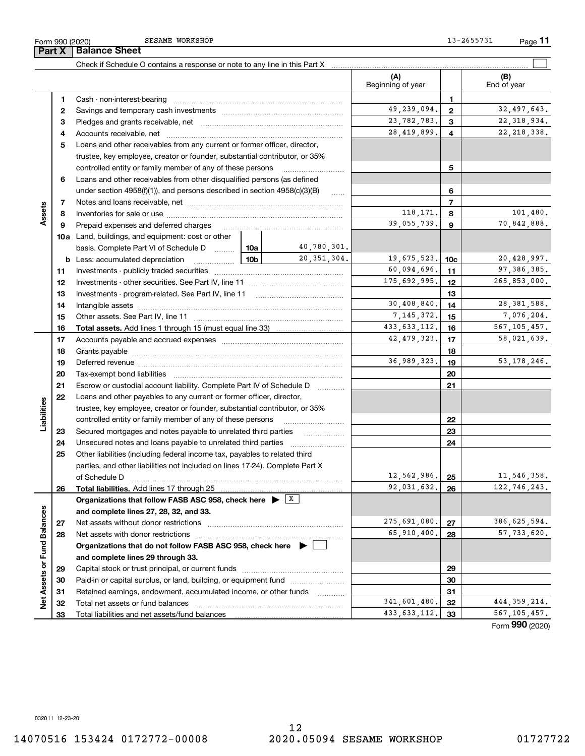Form 990 (2020) SESAME WORKSHOP 13-2655731

## Part X Balance Sheet

Check if Schedule O contains a response or note to any line in this Part X

| | | | | (A) Beginning of year | | (B) End of year |
|---|---|---|---|---|---|---|
| **Assets** | 1 | Cash - non-interest-bearing | | | 1 | |
| | 2 | Savings and temporary cash investments | | 49,239,094. | 2 | 32,497,643. |
| | 3 | Pledges and grants receivable, net | | 23,782,783. | 3 | 22,318,934. |
| | 4 | Accounts receivable, net | | 28,419,899. | 4 | 22,218,338. |
| | 5 | Loans and other receivables from any current or former officer, director, trustee, key employee, creator or founder, substantial contributor, or 35% controlled entity or family member of any of these persons | | | 5 | |
| | 6 | Loans and other receivables from other disqualified persons (as defined under section 4958(f)(1)), and persons described in section 4958(c)(3)(B) | | | 6 | |
| | 7 | Notes and loans receivable, net | | | 7 | |
| | 8 | Inventories for sale or use | | 118,171. | 8 | 101,480. |
| | 9 | Prepaid expenses and deferred charges | | 39,055,739. | 9 | 70,842,888. |
| | 10a | Land, buildings, and equipment: cost or other basis. Complete Part VI of Schedule D | 10a 40,780,301. | | | |
| | b | Less: accumulated depreciation | 10b 20,351,304. | 19,675,523. | 10c | 20,428,997. |
| | 11 | Investments - publicly traded securities | | 60,094,696. | 11 | 97,386,385. |
| | 12 | Investments - other securities. See Part IV, line 11 | | 175,692,995. | 12 | 265,853,000. |
| | 13 | Investments - program-related. See Part IV, line 11 | | | 13 | |
| | 14 | Intangible assets | | 30,408,840. | 14 | 28,381,588. |
| | 15 | Other assets. See Part IV, line 11 | | 7,145,372. | 15 | 7,076,204. |
| | 16 | **Total assets.** Add lines 1 through 15 (must equal line 33) | | 433,633,112. | 16 | 567,105,457. |
| **Liabilities** | 17 | Accounts payable and accrued expenses | | 42,479,323. | 17 | 58,021,639. |
| | 18 | Grants payable | | | 18 | |
| | 19 | Deferred revenue | | 36,989,323. | 19 | 53,178,246. |
| | 20 | Tax-exempt bond liabilities | | | 20 | |
| | 21 | Escrow or custodial account liability. Complete Part IV of Schedule D | | | 21 | |
| | 22 | Loans and other payables to any current or former officer, director, trustee, key employee, creator or founder, substantial contributor, or 35% controlled entity or family member of any of these persons | | | 22 | |
| | 23 | Secured mortgages and notes payable to unrelated third parties | | | 23 | |
| | 24 | Unsecured notes and loans payable to unrelated third parties | | | 24 | |
| | 25 | Other liabilities (including federal income tax, payables to related third parties, and other liabilities not included on lines 17-24). Complete Part X of Schedule D | | 12,562,986. | 25 | 11,546,358. |
| | 26 | **Total liabilities.** Add lines 17 through 25 | | 92,031,632. | 26 | 122,746,243. |
| **Net Assets or Fund Balances** | | **Organizations that follow FASB ASC 958, check here** ▶ X **and complete lines 27, 28, 32, and 33.** | | | | |
| | 27 | Net assets without donor restrictions | | 275,691,080. | 27 | 386,625,594. |
| | 28 | Net assets with donor restrictions | | 65,910,400. | 28 | 57,733,620. |
| | | **Organizations that do not follow FASB ASC 958, check here** ▶ ☐ **and complete lines 29 through 33.** | | | | |
| | 29 | Capital stock or trust principal, or current funds | | | 29 | |
| | 30 | Paid-in or capital surplus, or land, building, or equipment fund | | | 30 | |
| | 31 | Retained earnings, endowment, accumulated income, or other funds | | | 31 | |
| | 32 | Total net assets or fund balances | | 341,601,480. | 32 | 444,359,214. |
| | 33 | Total liabilities and net assets/fund balances | | 433,633,112. | 33 | 567,105,457. |

Form **990** (2020)

032011 12-23-20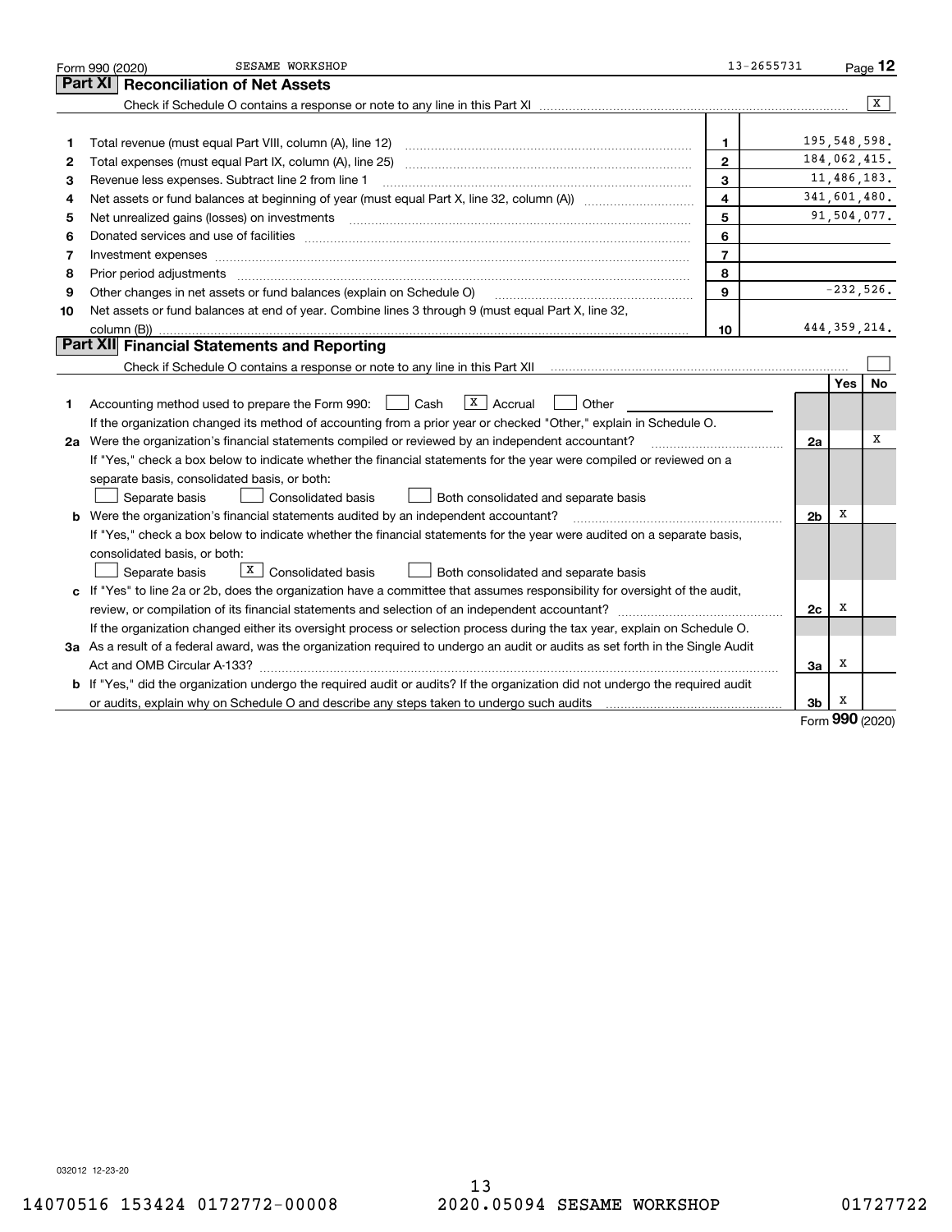Form 990 (2020) SESAME WORKSHOP 13-2655731 Page **12**

## Part XI Reconciliation of Net Assets

Check if Schedule O contains a response or note to any line in this Part XI .......... [X]

| | | | |
|---|---|---|---|
| 1 | Total revenue (must equal Part VIII, column (A), line 12) | 1 | 195,548,598. |
| 2 | Total expenses (must equal Part IX, column (A), line 25) | 2 | 184,062,415. |
| 3 | Revenue less expenses. Subtract line 2 from line 1 | 3 | 11,486,183. |
| 4 | Net assets or fund balances at beginning of year (must equal Part X, line 32, column (A)) | 4 | 341,601,480. |
| 5 | Net unrealized gains (losses) on investments | 5 | 91,504,077. |
| 6 | Donated services and use of facilities | 6 | |
| 7 | Investment expenses | 7 | |
| 8 | Prior period adjustments | 8 | |
| 9 | Other changes in net assets or fund balances (explain on Schedule O) | 9 | -232,526. |
| 10 | Net assets or fund balances at end of year. Combine lines 3 through 9 (must equal Part X, line 32, column (B)) | 10 | 444,359,214. |

## Part XII Financial Statements and Reporting

Check if Schedule O contains a response or note to any line in this Part XII .......... [ ]

| | | | Yes | No |
|---|---|---|---|---|
| 1 | Accounting method used to prepare the Form 990: [ ] Cash [X] Accrual [ ] Other ______<br>If the organization changed its method of accounting from a prior year or checked "Other," explain in Schedule O. | | | |
| 2a | Were the organization's financial statements compiled or reviewed by an independent accountant? | 2a | | X |
| | If "Yes," check a box below to indicate whether the financial statements for the year were compiled or reviewed on a separate basis, consolidated basis, or both:<br>[ ] Separate basis [ ] Consolidated basis [ ] Both consolidated and separate basis | | | |
| b | Were the organization's financial statements audited by an independent accountant? | 2b | X | |
| | If "Yes," check a box below to indicate whether the financial statements for the year were audited on a separate basis, consolidated basis, or both:<br>[ ] Separate basis [X] Consolidated basis [ ] Both consolidated and separate basis | | | |
| c | If "Yes" to line 2a or 2b, does the organization have a committee that assumes responsibility for oversight of the audit, review, or compilation of its financial statements and selection of an independent accountant? | 2c | X | |
| | If the organization changed either its oversight process or selection process during the tax year, explain on Schedule O. | | | |
| 3a | As a result of a federal award, was the organization required to undergo an audit or audits as set forth in the Single Audit Act and OMB Circular A-133? | 3a | X | |
| b | If "Yes," did the organization undergo the required audit or audits? If the organization did not undergo the required audit or audits, explain why on Schedule O and describe any steps taken to undergo such audits | 3b | X | |

Form **990** (2020)

032012 12-23-20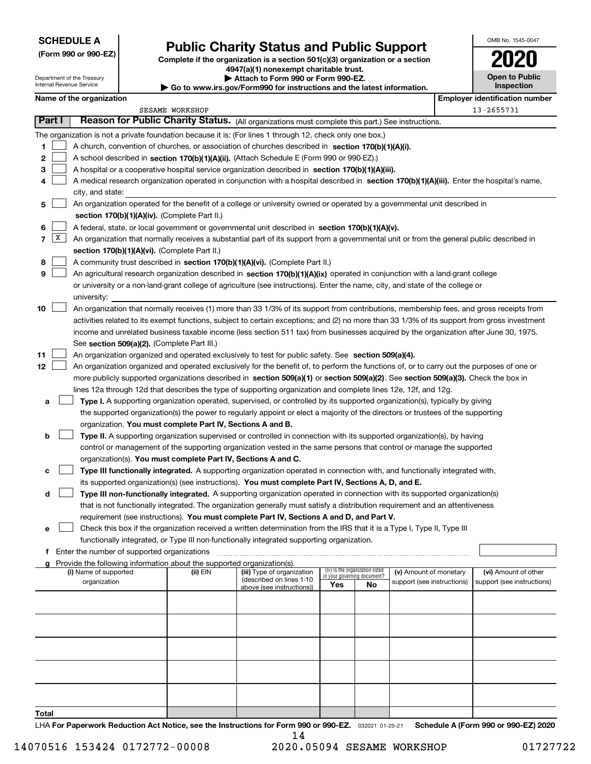**SCHEDULE A**
**(Form 990 or 990-EZ)**

Department of the Treasury
Internal Revenue Service

# Public Charity Status and Public Support

**Complete if the organization is a section 501(c)(3) organization or a section 4947(a)(1) nonexempt charitable trust.**
**▶ Attach to Form 990 or Form 990-EZ.**
**▶ Go to www.irs.gov/Form990 for instructions and the latest information.**

OMB No. 1545-0047

**2020**

**Open to Public Inspection**

**Name of the organization**
SESAME WORKSHOP

**Employer identification number**
13-2655731

## Part I — Reason for Public Charity Status. (All organizations must complete this part.) See instructions.

The organization is not a private foundation because it is: (For lines 1 through 12, check only one box.)

1 ☐ A church, convention of churches, or association of churches described in **section 170(b)(1)(A)(i).**

2 ☐ A school described in **section 170(b)(1)(A)(ii).** (Attach Schedule E (Form 990 or 990-EZ).)

3 ☐ A hospital or a cooperative hospital service organization described in **section 170(b)(1)(A)(iii).**

4 ☐ A medical research organization operated in conjunction with a hospital described in **section 170(b)(1)(A)(iii).** Enter the hospital's name, city, and state:

5 ☐ An organization operated for the benefit of a college or university owned or operated by a governmental unit described in **section 170(b)(1)(A)(iv).** (Complete Part II.)

6 ☐ A federal, state, or local government or governmental unit described in **section 170(b)(1)(A)(v).**

7 ☒ An organization that normally receives a substantial part of its support from a governmental unit or from the general public described in **section 170(b)(1)(A)(vi).** (Complete Part II.)

8 ☐ A community trust described in **section 170(b)(1)(A)(vi).** (Complete Part II.)

9 ☐ An agricultural research organization described in **section 170(b)(1)(A)(ix)** operated in conjunction with a land-grant college or university or a non-land-grant college of agriculture (see instructions). Enter the name, city, and state of the college or university:

10 ☐ An organization that normally receives (1) more than 33 1/3% of its support from contributions, membership fees, and gross receipts from activities related to its exempt functions, subject to certain exceptions; and (2) no more than 33 1/3% of its support from gross investment income and unrelated business taxable income (less section 511 tax) from businesses acquired by the organization after June 30, 1975. See **section 509(a)(2).** (Complete Part III.)

11 ☐ An organization organized and operated exclusively to test for public safety. See **section 509(a)(4).**

12 ☐ An organization organized and operated exclusively for the benefit of, to perform the functions of, or to carry out the purposes of one or more publicly supported organizations described in **section 509(a)(1)** or **section 509(a)(2).** See **section 509(a)(3).** Check the box in lines 12a through 12d that describes the type of supporting organization and complete lines 12e, 12f, and 12g.

a ☐ **Type I.** A supporting organization operated, supervised, or controlled by its supported organization(s), typically by giving the supported organization(s) the power to regularly appoint or elect a majority of the directors or trustees of the supporting organization. **You must complete Part IV, Sections A and B.**

b ☐ **Type II.** A supporting organization supervised or controlled in connection with its supported organization(s), by having control or management of the supporting organization vested in the same persons that control or manage the supported organization(s). **You must complete Part IV, Sections A and C.**

c ☐ **Type III functionally integrated.** A supporting organization operated in connection with, and functionally integrated with, its supported organization(s) (see instructions). **You must complete Part IV, Sections A, D, and E.**

d ☐ **Type III non-functionally integrated.** A supporting organization operated in connection with its supported organization(s) that is not functionally integrated. The organization generally must satisfy a distribution requirement and an attentiveness requirement (see instructions). **You must complete Part IV, Sections A and D, and Part V.**

e ☐ Check this box if the organization received a written determination from the IRS that it is a Type I, Type II, Type III functionally integrated, or Type III non-functionally integrated supporting organization.

f Enter the number of supported organizations

g Provide the following information about the supported organization(s).

| (i) Name of supported organization | (ii) EIN | (iii) Type of organization (described on lines 1-10 above (see instructions)) | (iv) Is the organization listed in your governing document? Yes | No | (v) Amount of monetary support (see instructions) | (vi) Amount of other support (see instructions) |
|---|---|---|---|---|---|---|
| | | | | | | |
| | | | | | | |
| | | | | | | |
| | | | | | | |
| | | | | | | |
| **Total** | | | | | | |

LHA **For Paperwork Reduction Act Notice, see the Instructions for Form 990 or 990-EZ.** 032021 01-25-21 **Schedule A (Form 990 or 990-EZ) 2020**

14070516 153424 0172772-00008 2020.05094 SESAME WORKSHOP 01727722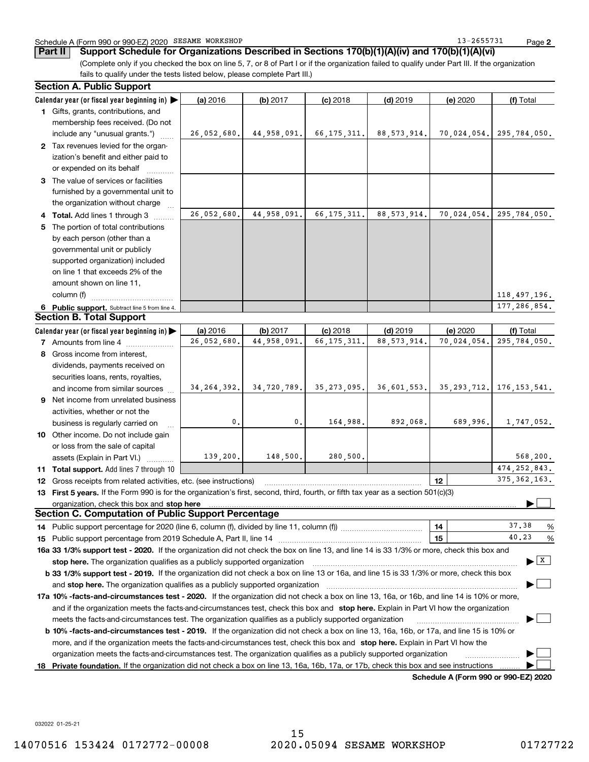Schedule A (Form 990 or 990-EZ) 2020 SESAME WORKSHOP 13-2655731

**Part II Support Schedule for Organizations Described in Sections 170(b)(1)(A)(iv) and 170(b)(1)(A)(vi)**

(Complete only if you checked the box on line 5, 7, or 8 of Part I or if the organization failed to qualify under Part III. If the organization fails to qualify under the tests listed below, please complete Part III.)

### Section A. Public Support

| Calendar year (or fiscal year beginning in) ▶ | (a) 2016 | (b) 2017 | (c) 2018 | (d) 2019 | (e) 2020 | (f) Total |
|---|---|---|---|---|---|---|
| **1** Gifts, grants, contributions, and membership fees received. (Do not include any "unusual grants.") | 26,052,680. | 44,958,091. | 66,175,311. | 88,573,914. | 70,024,054. | 295,784,050. |
| **2** Tax revenues levied for the organization's benefit and either paid to or expended on its behalf | | | | | | |
| **3** The value of services or facilities furnished by a governmental unit to the organization without charge | | | | | | |
| **4 Total.** Add lines 1 through 3 | 26,052,680. | 44,958,091. | 66,175,311. | 88,573,914. | 70,024,054. | 295,784,050. |
| **5** The portion of total contributions by each person (other than a governmental unit or publicly supported organization) included on line 1 that exceeds 2% of the amount shown on line 11, column (f) | | | | | | 118,497,196. |
| **6 Public support.** Subtract line 5 from line 4. | | | | | | 177,286,854. |

### Section B. Total Support

| Calendar year (or fiscal year beginning in) ▶ | (a) 2016 | (b) 2017 | (c) 2018 | (d) 2019 | (e) 2020 | (f) Total |
|---|---|---|---|---|---|---|
| **7** Amounts from line 4 | 26,052,680. | 44,958,091. | 66,175,311. | 88,573,914. | 70,024,054. | 295,784,050. |
| **8** Gross income from interest, dividends, payments received on securities loans, rents, royalties, and income from similar sources | 34,264,392. | 34,720,789. | 35,273,095. | 36,601,553. | 35,293,712. | 176,153,541. |
| **9** Net income from unrelated business activities, whether or not the business is regularly carried on | 0. | 0. | 164,988. | 892,068. | 689,996. | 1,747,052. |
| **10** Other income. Do not include gain or loss from the sale of capital assets (Explain in Part VI.) | 139,200. | 148,500. | 280,500. | | | 568,200. |
| **11 Total support.** Add lines 7 through 10 | | | | | | 474,252,843. |

**12** Gross receipts from related activities, etc. (see instructions) — **12** 375,362,163.

**13 First 5 years.** If the Form 990 is for the organization's first, second, third, fourth, or fifth tax year as a section 501(c)(3) organization, check this box and **stop here** ▶ ☐

### Section C. Computation of Public Support Percentage

**14** Public support percentage for 2020 (line 6, column (f), divided by line 11, column (f)) — **14** 37.38 %

**15** Public support percentage from 2019 Schedule A, Part II, line 14 — **15** 40.23 %

**16a 33 1/3% support test - 2020.** If the organization did not check the box on line 13, and line 14 is 33 1/3% or more, check this box and **stop here.** The organization qualifies as a publicly supported organization ▶ ☒

**b 33 1/3% support test - 2019.** If the organization did not check a box on line 13 or 16a, and line 15 is 33 1/3% or more, check this box and **stop here.** The organization qualifies as a publicly supported organization ▶ ☐

**17a 10% -facts-and-circumstances test - 2020.** If the organization did not check a box on line 13, 16a, or 16b, and line 14 is 10% or more, and if the organization meets the facts-and-circumstances test, check this box and **stop here.** Explain in Part VI how the organization meets the facts-and-circumstances test. The organization qualifies as a publicly supported organization ▶ ☐

**b 10% -facts-and-circumstances test - 2019.** If the organization did not check a box on line 13, 16a, 16b, or 17a, and line 15 is 10% or more, and if the organization meets the facts-and-circumstances test, check this box and **stop here.** Explain in Part VI how the organization meets the facts-and-circumstances test. The organization qualifies as a publicly supported organization ▶ ☐

**18 Private foundation.** If the organization did not check a box on line 13, 16a, 16b, 17a, or 17b, check this box and see instructions ▶ ☐

**Schedule A (Form 990 or 990-EZ) 2020**

032022 01-25-21

14070516 153424 0172772-00008 2020.05094 SESAME WORKSHOP 01727722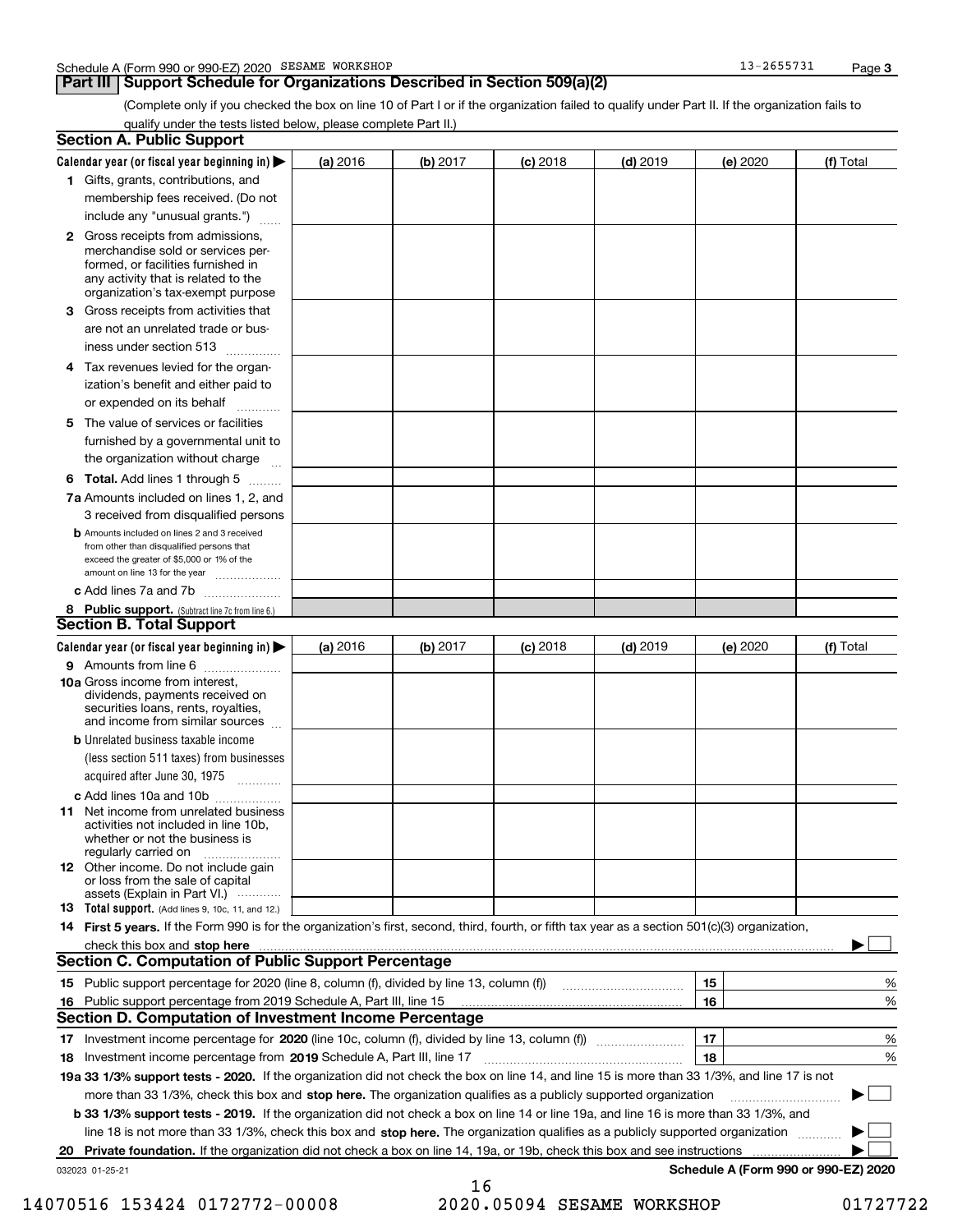Schedule A (Form 990 or 990-EZ) 2020 SESAME WORKSHOP 13-2655731 Page **3**

## Part III Support Schedule for Organizations Described in Section 509(a)(2)

(Complete only if you checked the box on line 10 of Part I or if the organization failed to qualify under Part II. If the organization fails to qualify under the tests listed below, please complete Part II.)

### Section A. Public Support

| Calendar year (or fiscal year beginning in) ▶ | (a) 2016 | (b) 2017 | (c) 2018 | (d) 2019 | (e) 2020 | (f) Total |
|---|---|---|---|---|---|---|
| **1** Gifts, grants, contributions, and membership fees received. (Do not include any "unusual grants.") | | | | | | |
| **2** Gross receipts from admissions, merchandise sold or services performed, or facilities furnished in any activity that is related to the organization's tax-exempt purpose | | | | | | |
| **3** Gross receipts from activities that are not an unrelated trade or business under section 513 | | | | | | |
| **4** Tax revenues levied for the organization's benefit and either paid to or expended on its behalf | | | | | | |
| **5** The value of services or facilities furnished by a governmental unit to the organization without charge | | | | | | |
| **6 Total.** Add lines 1 through 5 | | | | | | |
| **7a** Amounts included on lines 1, 2, and 3 received from disqualified persons | | | | | | |
| **b** Amounts included on lines 2 and 3 received from other than disqualified persons that exceed the greater of $5,000 or 1% of the amount on line 13 for the year | | | | | | |
| **c** Add lines 7a and 7b | | | | | | |
| **8 Public support.** (Subtract line 7c from line 6.) | | | | | | |

### Section B. Total Support

| Calendar year (or fiscal year beginning in) ▶ | (a) 2016 | (b) 2017 | (c) 2018 | (d) 2019 | (e) 2020 | (f) Total |
|---|---|---|---|---|---|---|
| **9** Amounts from line 6 | | | | | | |
| **10a** Gross income from interest, dividends, payments received on securities loans, rents, royalties, and income from similar sources | | | | | | |
| **b** Unrelated business taxable income (less section 511 taxes) from businesses acquired after June 30, 1975 | | | | | | |
| **c** Add lines 10a and 10b | | | | | | |
| **11** Net income from unrelated business activities not included in line 10b, whether or not the business is regularly carried on | | | | | | |
| **12** Other income. Do not include gain or loss from the sale of capital assets (Explain in Part VI.) | | | | | | |
| **13 Total support.** (Add lines 9, 10c, 11, and 12.) | | | | | | |

**14 First 5 years.** If the Form 990 is for the organization's first, second, third, fourth, or fifth tax year as a section 501(c)(3) organization, check this box and **stop here** ▶ ☐

### Section C. Computation of Public Support Percentage

| | | | |
|---|---|---|---|
| **15** | Public support percentage for 2020 (line 8, column (f), divided by line 13, column (f)) | 15 | % |
| **16** | Public support percentage from 2019 Schedule A, Part III, line 15 | 16 | % |

### Section D. Computation of Investment Income Percentage

| | | | |
|---|---|---|---|
| **17** | Investment income percentage for **2020** (line 10c, column (f), divided by line 13, column (f)) | 17 | % |
| **18** | Investment income percentage from **2019** Schedule A, Part III, line 17 | 18 | % |

**19a 33 1/3% support tests - 2020.** If the organization did not check the box on line 14, and line 15 is more than 33 1/3%, and line 17 is not more than 33 1/3%, check this box and **stop here.** The organization qualifies as a publicly supported organization ▶ ☐

**b 33 1/3% support tests - 2019.** If the organization did not check a box on line 14 or line 19a, and line 16 is more than 33 1/3%, and line 18 is not more than 33 1/3%, check this box and **stop here.** The organization qualifies as a publicly supported organization ▶ ☐

**20 Private foundation.** If the organization did not check a box on line 14, 19a, or 19b, check this box and see instructions ▶ ☐

032023 01-25-21 **Schedule A (Form 990 or 990-EZ) 2020**

14070516 153424 0172772-00008 2020.05094 SESAME WORKSHOP 01727722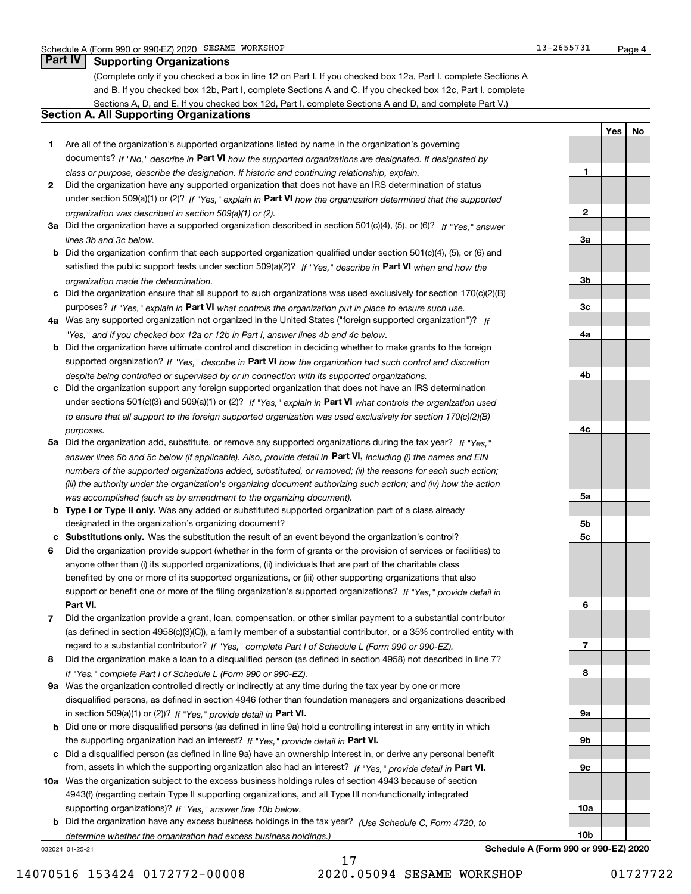## Part IV Supporting Organizations

(Complete only if you checked a box in line 12 on Part I. If you checked box 12a, Part I, complete Sections A and B. If you checked box 12b, Part I, complete Sections A and C. If you checked box 12c, Part I, complete Sections A, D, and E. If you checked box 12d, Part I, complete Sections A and D, and complete Part V.)

### Section A. All Supporting Organizations

| | | | Yes | No |
|---|---|---|---|---|
| 1 | Are all of the organization's supported organizations listed by name in the organization's governing documents? *If "No," describe in* **Part VI** *how the supported organizations are designated. If designated by class or purpose, describe the designation. If historic and continuing relationship, explain.* | 1 | | |
| 2 | Did the organization have any supported organization that does not have an IRS determination of status under section 509(a)(1) or (2)? *If "Yes," explain in* **Part VI** *how the organization determined that the supported organization was described in section 509(a)(1) or (2).* | 2 | | |
| 3a | Did the organization have a supported organization described in section 501(c)(4), (5), or (6)? *If "Yes," answer lines 3b and 3c below.* | 3a | | |
| b | Did the organization confirm that each supported organization qualified under section 501(c)(4), (5), or (6) and satisfied the public support tests under section 509(a)(2)? *If "Yes," describe in* **Part VI** *when and how the organization made the determination.* | 3b | | |
| c | Did the organization ensure that all support to such organizations was used exclusively for section 170(c)(2)(B) purposes? *If "Yes," explain in* **Part VI** *what controls the organization put in place to ensure such use.* | 3c | | |
| 4a | Was any supported organization not organized in the United States ("foreign supported organization")? *If "Yes," and if you checked box 12a or 12b in Part I, answer lines 4b and 4c below.* | 4a | | |
| b | Did the organization have ultimate control and discretion in deciding whether to make grants to the foreign supported organization? *If "Yes," describe in* **Part VI** *how the organization had such control and discretion despite being controlled or supervised by or in connection with its supported organizations.* | 4b | | |
| c | Did the organization support any foreign supported organization that does not have an IRS determination under sections 501(c)(3) and 509(a)(1) or (2)? *If "Yes," explain in* **Part VI** *what controls the organization used to ensure that all support to the foreign supported organization was used exclusively for section 170(c)(2)(B) purposes.* | 4c | | |
| 5a | Did the organization add, substitute, or remove any supported organizations during the tax year? *If "Yes," answer lines 5b and 5c below (if applicable). Also, provide detail in* **Part VI,** *including (i) the names and EIN numbers of the supported organizations added, substituted, or removed; (ii) the reasons for each such action; (iii) the authority under the organization's organizing document authorizing such action; and (iv) how the action was accomplished (such as by amendment to the organizing document).* | 5a | | |
| b | **Type I or Type II only.** Was any added or substituted supported organization part of a class already designated in the organization's organizing document? | 5b | | |
| c | **Substitutions only.** Was the substitution the result of an event beyond the organization's control? | 5c | | |
| 6 | Did the organization provide support (whether in the form of grants or the provision of services or facilities) to anyone other than (i) its supported organizations, (ii) individuals that are part of the charitable class benefited by one or more of its supported organizations, or (iii) other supporting organizations that also support or benefit one or more of the filing organization's supported organizations? *If "Yes," provide detail in* **Part VI.** | 6 | | |
| 7 | Did the organization provide a grant, loan, compensation, or other similar payment to a substantial contributor (as defined in section 4958(c)(3)(C)), a family member of a substantial contributor, or a 35% controlled entity with regard to a substantial contributor? *If "Yes," complete Part I of Schedule L (Form 990 or 990-EZ).* | 7 | | |
| 8 | Did the organization make a loan to a disqualified person (as defined in section 4958) not described in line 7? *If "Yes," complete Part I of Schedule L (Form 990 or 990-EZ).* | 8 | | |
| 9a | Was the organization controlled directly or indirectly at any time during the tax year by one or more disqualified persons, as defined in section 4946 (other than foundation managers and organizations described in section 509(a)(1) or (2))? *If "Yes," provide detail in* **Part VI.** | 9a | | |
| b | Did one or more disqualified persons (as defined in line 9a) hold a controlling interest in any entity in which the supporting organization had an interest? *If "Yes," provide detail in* **Part VI.** | 9b | | |
| c | Did a disqualified person (as defined in line 9a) have an ownership interest in, or derive any personal benefit from, assets in which the supporting organization also had an interest? *If "Yes," provide detail in* **Part VI.** | 9c | | |
| 10a | Was the organization subject to the excess business holdings rules of section 4943 because of section 4943(f) (regarding certain Type II supporting organizations, and all Type III non-functionally integrated supporting organizations)? *If "Yes," answer line 10b below.* | 10a | | |
| b | Did the organization have any excess business holdings in the tax year? *(Use Schedule C, Form 4720, to determine whether the organization had excess business holdings.)* | 10b | | |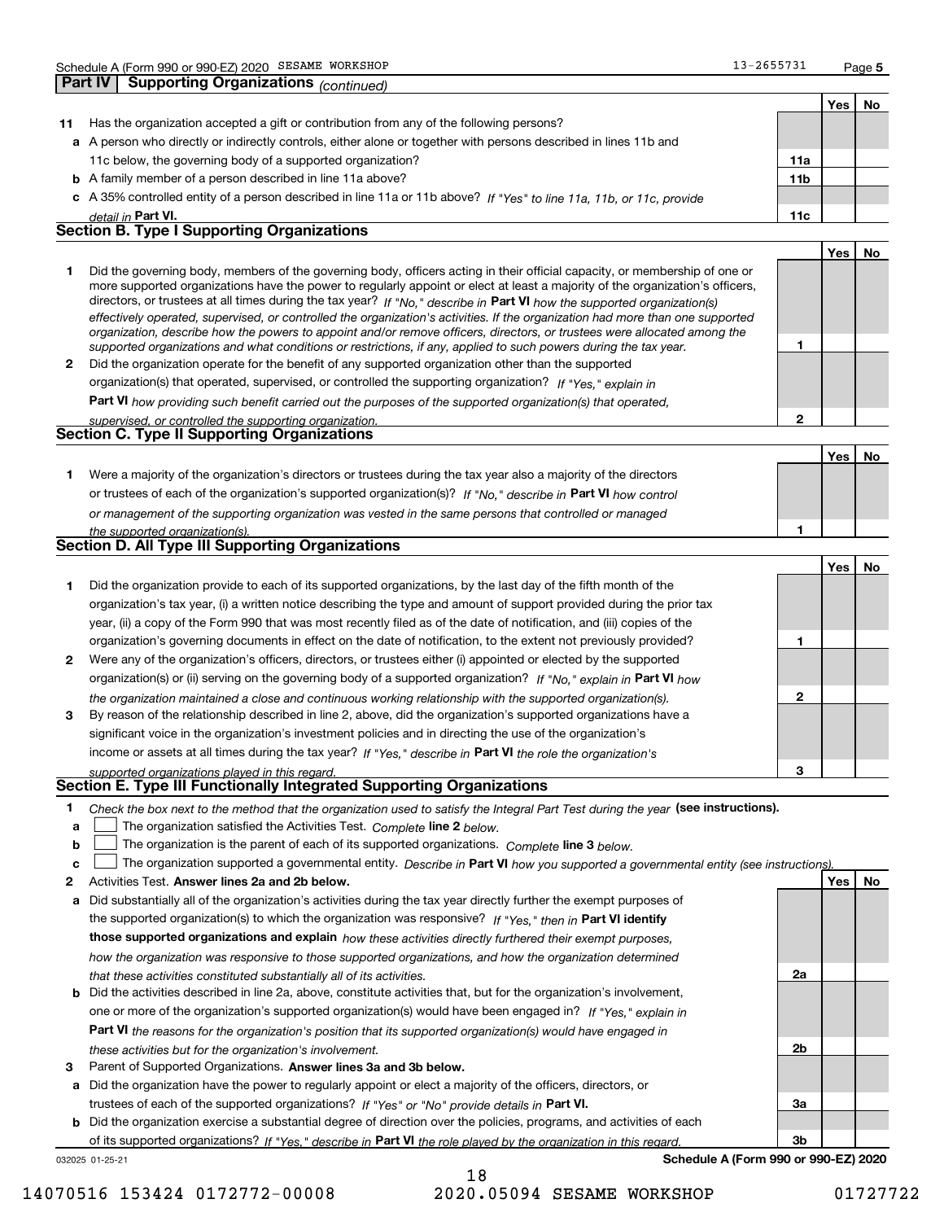## Part IV | Supporting Organizations *(continued)*

| | | | Yes | No |
|---|---|---|---|---|
| **11** | Has the organization accepted a gift or contribution from any of the following persons? | | | |
| **a** | A person who directly or indirectly controls, either alone or together with persons described in lines 11b and 11c below, the governing body of a supported organization? | **11a** | | |
| **b** | A family member of a person described in line 11a above? | **11b** | | |
| **c** | A 35% controlled entity of a person described in line 11a or 11b above? *If "Yes" to line 11a, 11b, or 11c, provide detail in* **Part VI.** | **11c** | | |

## Section B. Type I Supporting Organizations

| | | | Yes | No |
|---|---|---|---|---|
| **1** | Did the governing body, members of the governing body, officers acting in their official capacity, or membership of one or more supported organizations have the power to regularly appoint or elect at least a majority of the organization's officers, directors, or trustees at all times during the tax year? *If "No," describe in* **Part VI** *how the supported organization(s) effectively operated, supervised, or controlled the organization's activities. If the organization had more than one supported organization, describe how the powers to appoint and/or remove officers, directors, or trustees were allocated among the supported organizations and what conditions or restrictions, if any, applied to such powers during the tax year.* | **1** | | |
| **2** | Did the organization operate for the benefit of any supported organization other than the supported organization(s) that operated, supervised, or controlled the supporting organization? *If "Yes," explain in* **Part VI** *how providing such benefit carried out the purposes of the supported organization(s) that operated, supervised, or controlled the supporting organization.* | **2** | | |

## Section C. Type II Supporting Organizations

| | | | Yes | No |
|---|---|---|---|---|
| **1** | Were a majority of the organization's directors or trustees during the tax year also a majority of the directors or trustees of each of the organization's supported organization(s)? *If "No," describe in* **Part VI** *how control or management of the supporting organization was vested in the same persons that controlled or managed the supported organization(s).* | **1** | | |

## Section D. All Type III Supporting Organizations

| | | | Yes | No |
|---|---|---|---|---|
| **1** | Did the organization provide to each of its supported organizations, by the last day of the fifth month of the organization's tax year, (i) a written notice describing the type and amount of support provided during the prior tax year, (ii) a copy of the Form 990 that was most recently filed as of the date of notification, and (iii) copies of the organization's governing documents in effect on the date of notification, to the extent not previously provided? | **1** | | |
| **2** | Were any of the organization's officers, directors, or trustees either (i) appointed or elected by the supported organization(s) or (ii) serving on the governing body of a supported organization? *If "No," explain in* **Part VI** *how the organization maintained a close and continuous working relationship with the supported organization(s).* | **2** | | |
| **3** | By reason of the relationship described in line 2, above, did the organization's supported organizations have a significant voice in the organization's investment policies and in directing the use of the organization's income or assets at all times during the tax year? *If "Yes," describe in* **Part VI** *the role the organization's supported organizations played in this regard.* | **3** | | |

## Section E. Type III Functionally Integrated Supporting Organizations

**1** *Check the box next to the method that the organization used to satisfy the Integral Part Test during the year* **(see instructions).**

**a** ☐ The organization satisfied the Activities Test. *Complete* **line 2** *below.*

**b** ☐ The organization is the parent of each of its supported organizations. *Complete* **line 3** *below.*

**c** ☐ The organization supported a governmental entity. *Describe in* **Part VI** *how you supported a governmental entity (see instructions).*

| | | | Yes | No |
|---|---|---|---|---|
| **2** | Activities Test. **Answer lines 2a and 2b below.** | | | |
| **a** | Did substantially all of the organization's activities during the tax year directly further the exempt purposes of the supported organization(s) to which the organization was responsive? *If "Yes," then in* **Part VI identify those supported organizations and explain** *how these activities directly furthered their exempt purposes, how the organization was responsive to those supported organizations, and how the organization determined that these activities constituted substantially all of its activities.* | **2a** | | |
| **b** | Did the activities described in line 2a, above, constitute activities that, but for the organization's involvement, one or more of the organization's supported organization(s) would have been engaged in? *If "Yes," explain in* **Part VI** *the reasons for the organization's position that its supported organization(s) would have engaged in these activities but for the organization's involvement.* | **2b** | | |
| **3** | Parent of Supported Organizations. **Answer lines 3a and 3b below.** | | | |
| **a** | Did the organization have the power to regularly appoint or elect a majority of the officers, directors, or trustees of each of the supported organizations? *If "Yes" or "No" provide details in* **Part VI.** | **3a** | | |
| **b** | Did the organization exercise a substantial degree of direction over the policies, programs, and activities of each of its supported organizations? *If "Yes," describe in* **Part VI** *the role played by the organization in this regard.* | **3b** | | |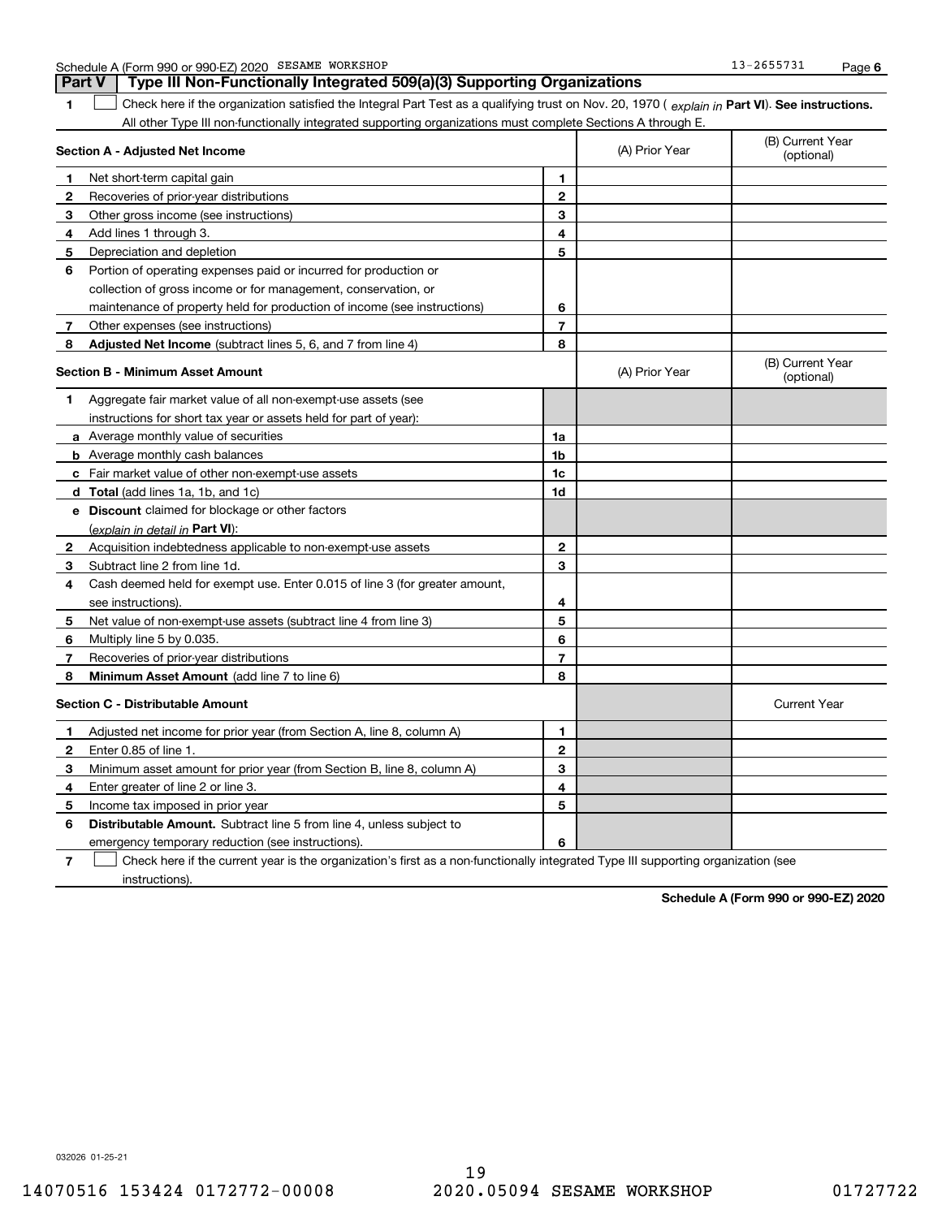Schedule A (Form 990 or 990-EZ) 2020 SESAME WORKSHOP 13-2655731

## Part V Type III Non-Functionally Integrated 509(a)(3) Supporting Organizations

**1** ☐ Check here if the organization satisfied the Integral Part Test as a qualifying trust on Nov. 20, 1970 ( *explain in* **Part VI**). **See instructions.** All other Type III non-functionally integrated supporting organizations must complete Sections A through E.

| **Section A - Adjusted Net Income** | | (A) Prior Year | (B) Current Year (optional) |
|---|---|---|---|
| **1** Net short-term capital gain | 1 | | |
| **2** Recoveries of prior-year distributions | 2 | | |
| **3** Other gross income (see instructions) | 3 | | |
| **4** Add lines 1 through 3. | 4 | | |
| **5** Depreciation and depletion | 5 | | |
| **6** Portion of operating expenses paid or incurred for production or collection of gross income or for management, conservation, or maintenance of property held for production of income (see instructions) | 6 | | |
| **7** Other expenses (see instructions) | 7 | | |
| **8** **Adjusted Net Income** (subtract lines 5, 6, and 7 from line 4) | 8 | | |

| **Section B - Minimum Asset Amount** | | (A) Prior Year | (B) Current Year (optional) |
|---|---|---|---|
| **1** Aggregate fair market value of all non-exempt-use assets (see instructions for short tax year or assets held for part of year): | | | |
| **a** Average monthly value of securities | 1a | | |
| **b** Average monthly cash balances | 1b | | |
| **c** Fair market value of other non-exempt-use assets | 1c | | |
| **d** **Total** (add lines 1a, 1b, and 1c) | 1d | | |
| **e** **Discount** claimed for blockage or other factors (*explain in detail in* **Part VI**): | | | |
| **2** Acquisition indebtedness applicable to non-exempt-use assets | 2 | | |
| **3** Subtract line 2 from line 1d. | 3 | | |
| **4** Cash deemed held for exempt use. Enter 0.015 of line 3 (for greater amount, see instructions). | 4 | | |
| **5** Net value of non-exempt-use assets (subtract line 4 from line 3) | 5 | | |
| **6** Multiply line 5 by 0.035. | 6 | | |
| **7** Recoveries of prior-year distributions | 7 | | |
| **8** **Minimum Asset Amount** (add line 7 to line 6) | 8 | | |

| **Section C - Distributable Amount** | | | Current Year |
|---|---|---|---|
| **1** Adjusted net income for prior year (from Section A, line 8, column A) | 1 | | |
| **2** Enter 0.85 of line 1. | 2 | | |
| **3** Minimum asset amount for prior year (from Section B, line 8, column A) | 3 | | |
| **4** Enter greater of line 2 or line 3. | 4 | | |
| **5** Income tax imposed in prior year | 5 | | |
| **6** **Distributable Amount.** Subtract line 5 from line 4, unless subject to emergency temporary reduction (see instructions). | 6 | | |

**7** ☐ Check here if the current year is the organization's first as a non-functionally integrated Type III supporting organization (see instructions).

**Schedule A (Form 990 or 990-EZ) 2020**

032026 01-25-21

14070516 153424 0172772-00008 2020.05094 SESAME WORKSHOP 01727722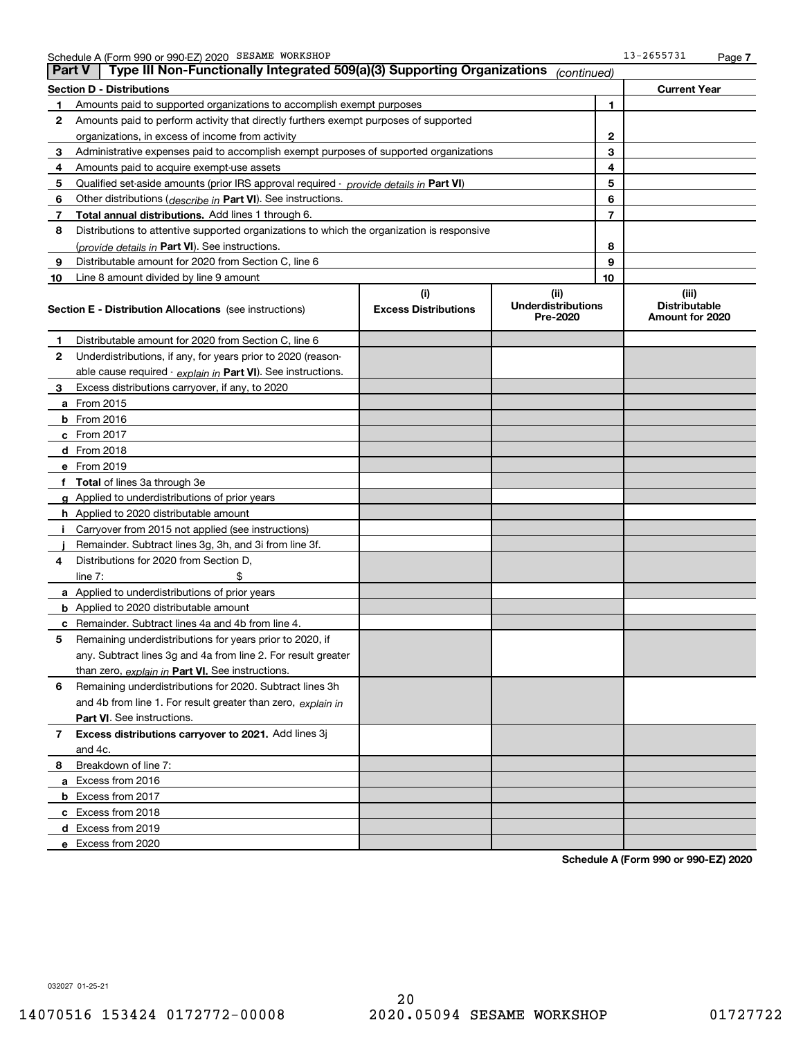Schedule A (Form 990 or 990-EZ) 2020 SESAME WORKSHOP 13-2655731

## Part V | Type III Non-Functionally Integrated 509(a)(3) Supporting Organizations *(continued)*

| Section D - Distributions | | Current Year |
|---|---|---|
| **1** Amounts paid to supported organizations to accomplish exempt purposes | 1 | |
| **2** Amounts paid to perform activity that directly furthers exempt purposes of supported organizations, in excess of income from activity | 2 | |
| **3** Administrative expenses paid to accomplish exempt purposes of supported organizations | 3 | |
| **4** Amounts paid to acquire exempt-use assets | 4 | |
| **5** Qualified set-aside amounts (prior IRS approval required - *provide details in* **Part VI**) | 5 | |
| **6** Other distributions (*describe in* **Part VI**). See instructions. | 6 | |
| **7** **Total annual distributions.** Add lines 1 through 6. | 7 | |
| **8** Distributions to attentive supported organizations to which the organization is responsive (*provide details in* **Part VI**). See instructions. | 8 | |
| **9** Distributable amount for 2020 from Section C, line 6 | 9 | |
| **10** Line 8 amount divided by line 9 amount | 10 | |

| **Section E - Distribution Allocations** (see instructions) | (i) Excess Distributions | (ii) Underdistributions Pre-2020 | (iii) Distributable Amount for 2020 |
|---|---|---|---|
| **1** Distributable amount for 2020 from Section C, line 6 | | | |
| **2** Underdistributions, if any, for years prior to 2020 (reasonable cause required - *explain in* **Part VI**). See instructions. | | | |
| **3** Excess distributions carryover, if any, to 2020 | | | |
| **a** From 2015 | | | |
| **b** From 2016 | | | |
| **c** From 2017 | | | |
| **d** From 2018 | | | |
| **e** From 2019 | | | |
| **f** **Total** of lines 3a through 3e | | | |
| **g** Applied to underdistributions of prior years | | | |
| **h** Applied to 2020 distributable amount | | | |
| **i** Carryover from 2015 not applied (see instructions) | | | |
| **j** Remainder. Subtract lines 3g, 3h, and 3i from line 3f. | | | |
| **4** Distributions for 2020 from Section D, line 7: $ | | | |
| **a** Applied to underdistributions of prior years | | | |
| **b** Applied to 2020 distributable amount | | | |
| **c** Remainder. Subtract lines 4a and 4b from line 4. | | | |
| **5** Remaining underdistributions for years prior to 2020, if any. Subtract lines 3g and 4a from line 2. For result greater than zero, *explain in* **Part VI.** See instructions. | | | |
| **6** Remaining underdistributions for 2020. Subtract lines 3h and 4b from line 1. For result greater than zero, *explain in* **Part VI**. See instructions. | | | |
| **7** **Excess distributions carryover to 2021.** Add lines 3j and 4c. | | | |
| **8** Breakdown of line 7: | | | |
| **a** Excess from 2016 | | | |
| **b** Excess from 2017 | | | |
| **c** Excess from 2018 | | | |
| **d** Excess from 2019 | | | |
| **e** Excess from 2020 | | | |

**Schedule A (Form 990 or 990-EZ) 2020**

032027 01-25-21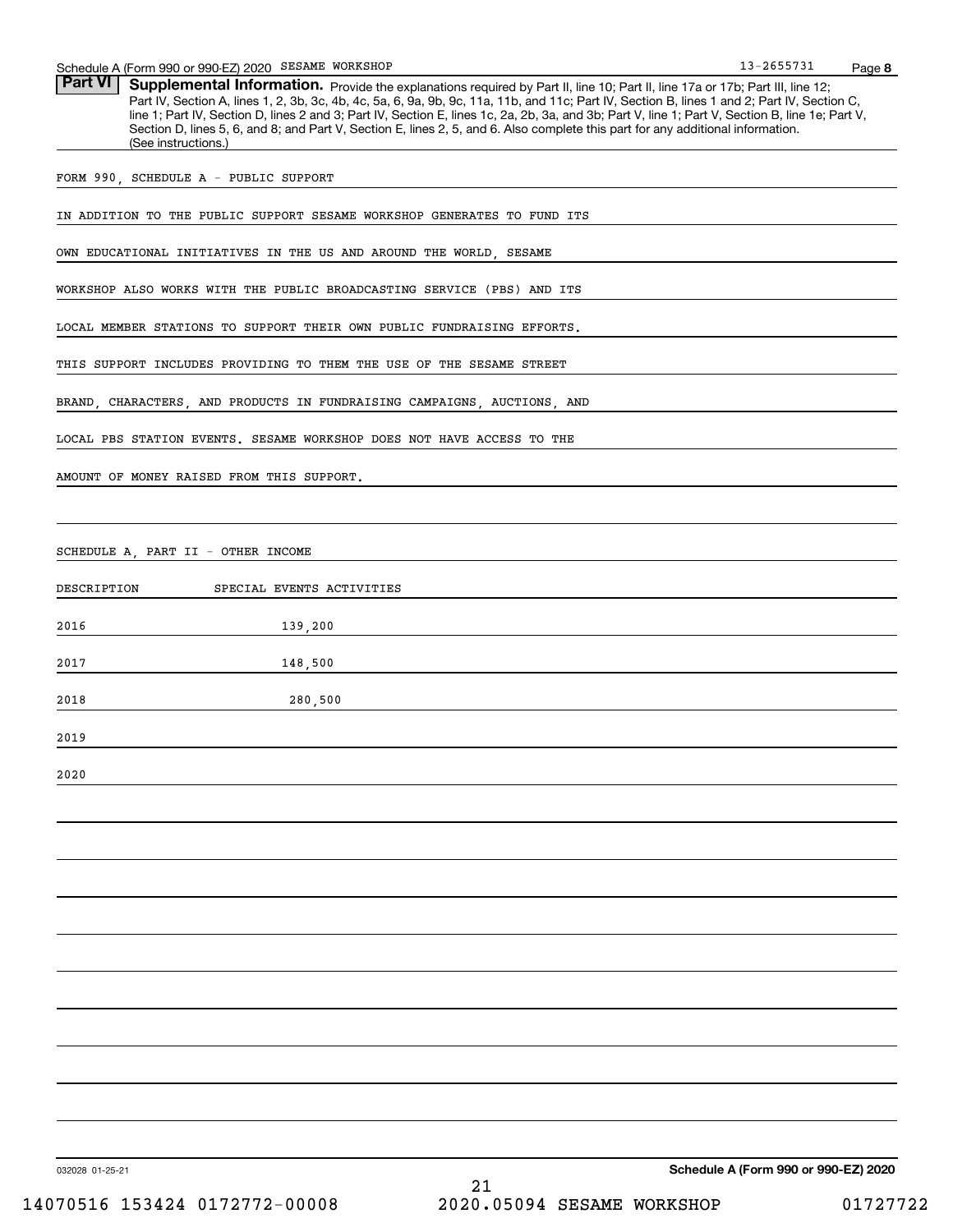## Part VI Supplemental Information.

Provide the explanations required by Part II, line 10; Part II, line 17a or 17b; Part III, line 12; Part IV, Section A, lines 1, 2, 3b, 3c, 4b, 4c, 5a, 6, 9a, 9b, 9c, 11a, 11b, and 11c; Part IV, Section B, lines 1 and 2; Part IV, Section C, line 1; Part IV, Section D, lines 2 and 3; Part IV, Section E, lines 1c, 2a, 2b, 3a, and 3b; Part V, line 1; Part V, Section B, line 1e; Part V, Section D, lines 5, 6, and 8; and Part V, Section E, lines 2, 5, and 6. Also complete this part for any additional information. (See instructions.)

FORM 990, SCHEDULE A - PUBLIC SUPPORT

IN ADDITION TO THE PUBLIC SUPPORT SESAME WORKSHOP GENERATES TO FUND ITS OWN EDUCATIONAL INITIATIVES IN THE US AND AROUND THE WORLD, SESAME WORKSHOP ALSO WORKS WITH THE PUBLIC BROADCASTING SERVICE (PBS) AND ITS LOCAL MEMBER STATIONS TO SUPPORT THEIR OWN PUBLIC FUNDRAISING EFFORTS. THIS SUPPORT INCLUDES PROVIDING TO THEM THE USE OF THE SESAME STREET BRAND, CHARACTERS, AND PRODUCTS IN FUNDRAISING CAMPAIGNS, AUCTIONS, AND LOCAL PBS STATION EVENTS. SESAME WORKSHOP DOES NOT HAVE ACCESS TO THE AMOUNT OF MONEY RAISED FROM THIS SUPPORT.

SCHEDULE A, PART II - OTHER INCOME

| DESCRIPTION | SPECIAL EVENTS ACTIVITIES |
|---|---|
| 2016 | 139,200 |
| 2017 | 148,500 |
| 2018 | 280,500 |
| 2019 | |
| 2020 | |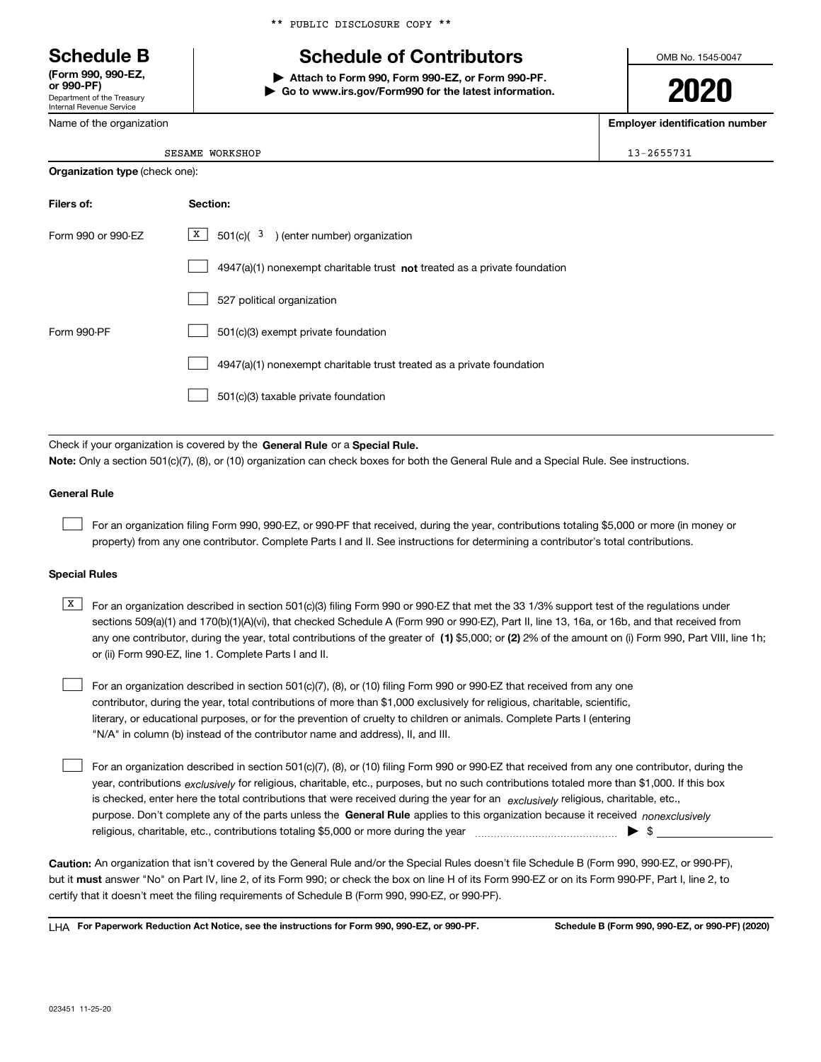** PUBLIC DISCLOSURE COPY **

# Schedule B

**(Form 990, 990-EZ, or 990-PF)**
Department of the Treasury
Internal Revenue Service

## Schedule of Contributors

▶ **Attach to Form 990, Form 990-EZ, or Form 990-PF.**
▶ **Go to www.irs.gov/Form990 for the latest information.**

OMB No. 1545-0047

**2020**

| Name of the organization | Employer identification number |
|---|---|
| SESAME WORKSHOP | 13-2655731 |

**Organization type** (check one):

| Filers of: | Section: |
|---|---|
| Form 990 or 990-EZ | [X] 501(c)( 3 ) (enter number) organization |
| | [ ] 4947(a)(1) nonexempt charitable trust **not** treated as a private foundation |
| | [ ] 527 political organization |
| Form 990-PF | [ ] 501(c)(3) exempt private foundation |
| | [ ] 4947(a)(1) nonexempt charitable trust treated as a private foundation |
| | [ ] 501(c)(3) taxable private foundation |

Check if your organization is covered by the **General Rule** or a **Special Rule.**

**Note:** Only a section 501(c)(7), (8), or (10) organization can check boxes for both the General Rule and a Special Rule. See instructions.

**General Rule**

[ ] For an organization filing Form 990, 990-EZ, or 990-PF that received, during the year, contributions totaling $5,000 or more (in money or property) from any one contributor. Complete Parts I and II. See instructions for determining a contributor's total contributions.

**Special Rules**

[X] For an organization described in section 501(c)(3) filing Form 990 or 990-EZ that met the 33 1/3% support test of the regulations under sections 509(a)(1) and 170(b)(1)(A)(vi), that checked Schedule A (Form 990 or 990-EZ), Part II, line 13, 16a, or 16b, and that received from any one contributor, during the year, total contributions of the greater of **(1)** $5,000; or **(2)** 2% of the amount on (i) Form 990, Part VIII, line 1h; or (ii) Form 990-EZ, line 1. Complete Parts I and II.

[ ] For an organization described in section 501(c)(7), (8), or (10) filing Form 990 or 990-EZ that received from any one contributor, during the year, total contributions of more than $1,000 exclusively for religious, charitable, scientific, literary, or educational purposes, or for the prevention of cruelty to children or animals. Complete Parts I (entering "N/A" in column (b) instead of the contributor name and address), II, and III.

[ ] For an organization described in section 501(c)(7), (8), or (10) filing Form 990 or 990-EZ that received from any one contributor, during the year, contributions *exclusively* for religious, charitable, etc., purposes, but no such contributions totaled more than $1,000. If this box is checked, enter here the total contributions that were received during the year for an *exclusively* religious, charitable, etc., purpose. Don't complete any of the parts unless the **General Rule** applies to this organization because it received *nonexclusively* religious, charitable, etc., contributions totaling $5,000 or more during the year ▶ $

**Caution:** An organization that isn't covered by the General Rule and/or the Special Rules doesn't file Schedule B (Form 990, 990-EZ, or 990-PF), but it **must** answer "No" on Part IV, line 2, of its Form 990; or check the box on line H of its Form 990-EZ or on its Form 990-PF, Part I, line 2, to certify that it doesn't meet the filing requirements of Schedule B (Form 990, 990-EZ, or 990-PF).

LHA **For Paperwork Reduction Act Notice, see the instructions for Form 990, 990-EZ, or 990-PF.** **Schedule B (Form 990, 990-EZ, or 990-PF) (2020)**

023451 11-25-20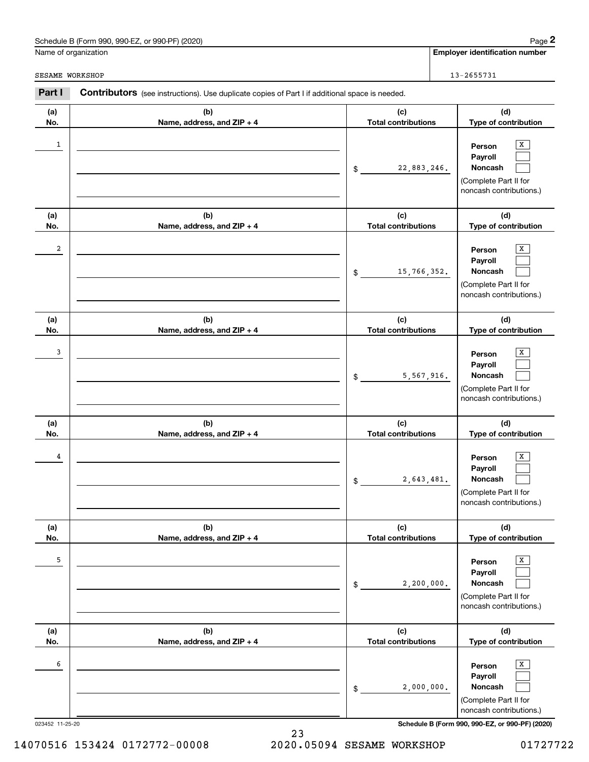Schedule B (Form 990, 990-EZ, or 990-PF) (2020)

Name of organization: SESAME WORKSHOP

Employer identification number: 13-2655731

**Part I** **Contributors** (see instructions). Use duplicate copies of Part I if additional space is needed.

| (a) No. | (b) Name, address, and ZIP + 4 | (c) Total contributions | (d) Type of contribution |
|---|---|---|---|
| 1 | | $ 22,883,246. | Person [X] Payroll [ ] Noncash [ ] (Complete Part II for noncash contributions.) |
| 2 | | $ 15,766,352. | Person [X] Payroll [ ] Noncash [ ] (Complete Part II for noncash contributions.) |
| 3 | | $ 5,567,916. | Person [X] Payroll [ ] Noncash [ ] (Complete Part II for noncash contributions.) |
| 4 | | $ 2,643,481. | Person [X] Payroll [ ] Noncash [ ] (Complete Part II for noncash contributions.) |
| 5 | | $ 2,200,000. | Person [X] Payroll [ ] Noncash [ ] (Complete Part II for noncash contributions.) |
| 6 | | $ 2,000,000. | Person [X] Payroll [ ] Noncash [ ] (Complete Part II for noncash contributions.) |

023452 11-25-20

Schedule B (Form 990, 990-EZ, or 990-PF) (2020)

14070516 153424 0172772-00008 2020.05094 SESAME WORKSHOP 01727722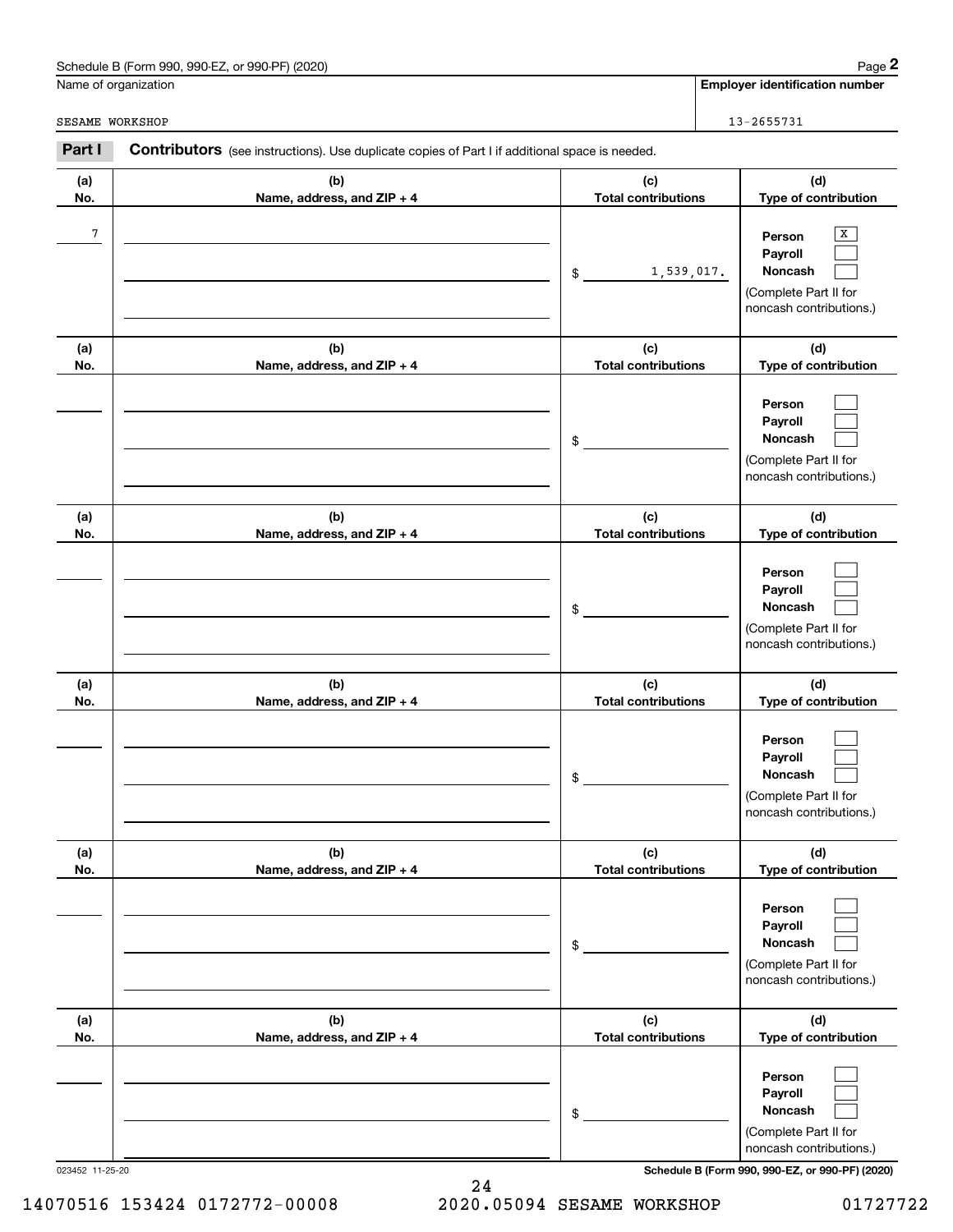Schedule B (Form 990, 990-EZ, or 990-PF) (2020)

Name of organization: SESAME WORKSHOP

Employer identification number: 13-2655731

## Part I Contributors (see instructions). Use duplicate copies of Part I if additional space is needed.

| (a) No. | (b) Name, address, and ZIP + 4 | (c) Total contributions | (d) Type of contribution |
|---|---|---|---|
| 7 | | $ 1,539,017. | Person [X] Payroll [ ] Noncash [ ] (Complete Part II for noncash contributions.) |
| | | $ | Person [ ] Payroll [ ] Noncash [ ] (Complete Part II for noncash contributions.) |
| | | $ | Person [ ] Payroll [ ] Noncash [ ] (Complete Part II for noncash contributions.) |
| | | $ | Person [ ] Payroll [ ] Noncash [ ] (Complete Part II for noncash contributions.) |
| | | $ | Person [ ] Payroll [ ] Noncash [ ] (Complete Part II for noncash contributions.) |
| | | $ | Person [ ] Payroll [ ] Noncash [ ] (Complete Part II for noncash contributions.) |

023452 11-25-20

Schedule B (Form 990, 990-EZ, or 990-PF) (2020)

14070516 153424 0172772-00008 2020.05094 SESAME WORKSHOP 01727722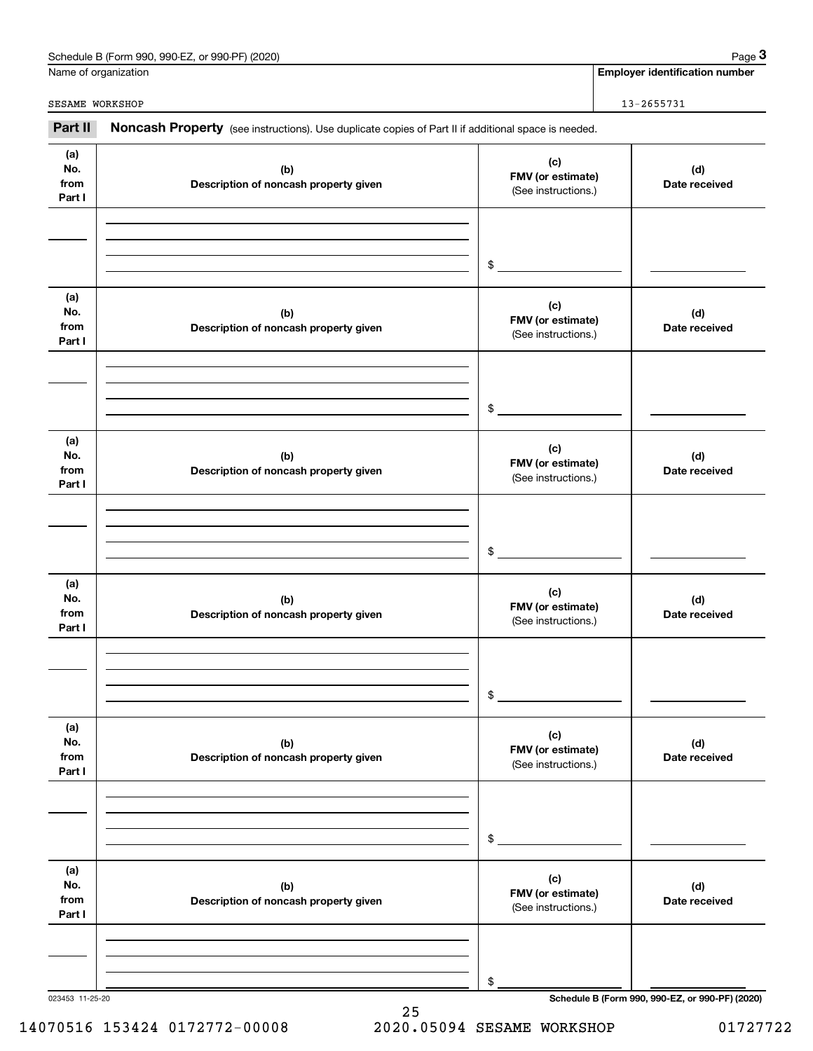Name of organization

SESAME WORKSHOP

**Employer identification number**

13-2655731

**Part II** **Noncash Property** (see instructions). Use duplicate copies of Part II if additional space is needed.

| (a) No. from Part I | (b) Description of noncash property given | (c) FMV (or estimate) (See instructions.) | (d) Date received |
|---|---|---|---|
| | | $ | |

| (a) No. from Part I | (b) Description of noncash property given | (c) FMV (or estimate) (See instructions.) | (d) Date received |
|---|---|---|---|
| | | $ | |

| (a) No. from Part I | (b) Description of noncash property given | (c) FMV (or estimate) (See instructions.) | (d) Date received |
|---|---|---|---|
| | | $ | |

| (a) No. from Part I | (b) Description of noncash property given | (c) FMV (or estimate) (See instructions.) | (d) Date received |
|---|---|---|---|
| | | $ | |

| (a) No. from Part I | (b) Description of noncash property given | (c) FMV (or estimate) (See instructions.) | (d) Date received |
|---|---|---|---|
| | | $ | |

| (a) No. from Part I | (b) Description of noncash property given | (c) FMV (or estimate) (See instructions.) | (d) Date received |
|---|---|---|---|
| | | $ | |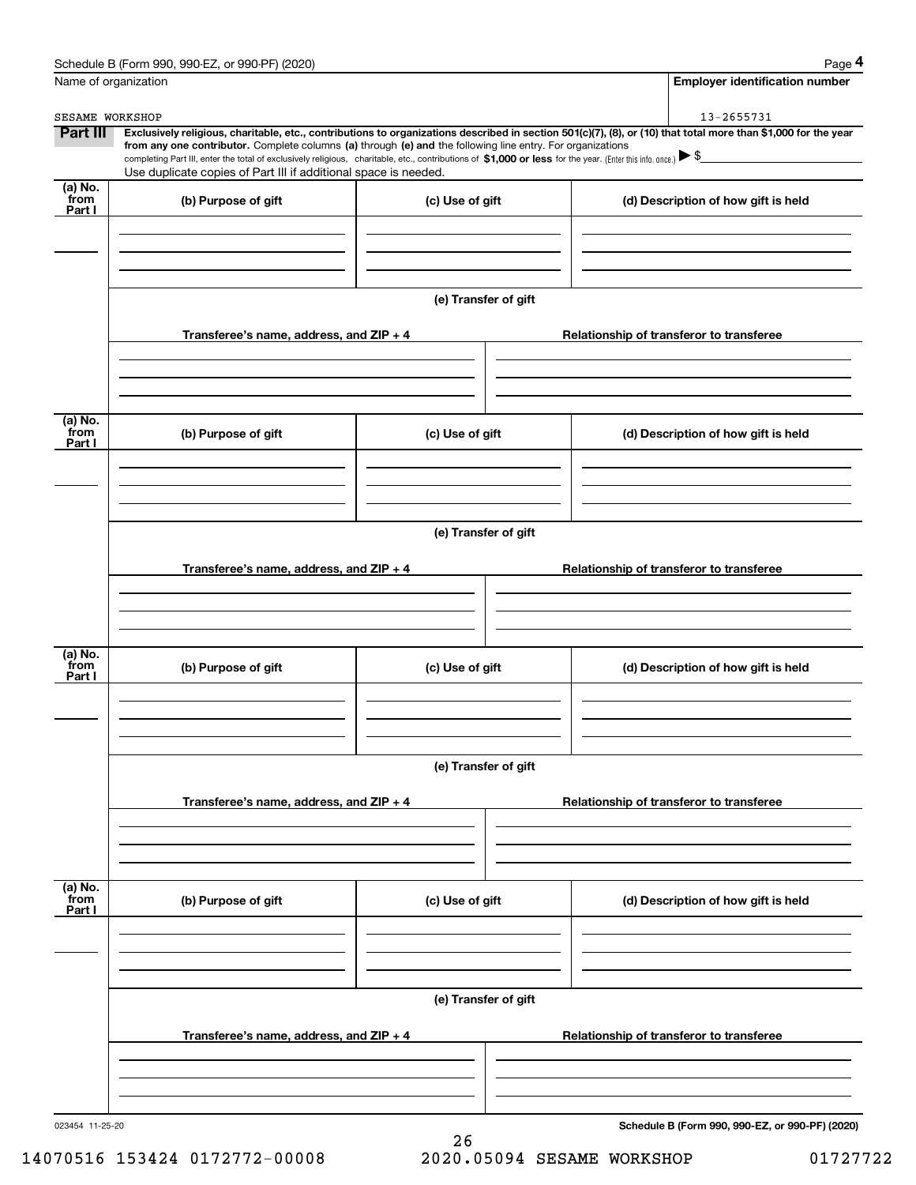Schedule B (Form 990, 990-EZ, or 990-PF) (2020)

Name of organization: SESAME WORKSHOP

Employer identification number: 13-2655731

**Part III** **Exclusively religious, charitable, etc., contributions to organizations described in section 501(c)(7), (8), or (10) that total more than $1,000 for the year from any one contributor.** Complete columns **(a)** through **(e)** and the following line entry. For organizations completing Part III, enter the total of exclusively religious, charitable, etc., contributions of **$1,000 or less** for the year. (Enter this info. once.) ▶ $

Use duplicate copies of Part III if additional space is needed.

| (a) No. from Part I | (b) Purpose of gift | (c) Use of gift | (d) Description of how gift is held |
|---|---|---|---|
| | | | |

**(e) Transfer of gift**

| Transferee's name, address, and ZIP + 4 | Relationship of transferor to transferee |
|---|---|
| | |

| (a) No. from Part I | (b) Purpose of gift | (c) Use of gift | (d) Description of how gift is held |
|---|---|---|---|
| | | | |

**(e) Transfer of gift**

| Transferee's name, address, and ZIP + 4 | Relationship of transferor to transferee |
|---|---|
| | |

| (a) No. from Part I | (b) Purpose of gift | (c) Use of gift | (d) Description of how gift is held |
|---|---|---|---|
| | | | |

**(e) Transfer of gift**

| Transferee's name, address, and ZIP + 4 | Relationship of transferor to transferee |
|---|---|
| | |

| (a) No. from Part I | (b) Purpose of gift | (c) Use of gift | (d) Description of how gift is held |
|---|---|---|---|
| | | | |

**(e) Transfer of gift**

| Transferee's name, address, and ZIP + 4 | Relationship of transferor to transferee |
|---|---|
| | |

023454 11-25-20

**Schedule B (Form 990, 990-EZ, or 990-PF) (2020)**

14070516 153424 0172772-00008 2020.05094 SESAME WORKSHOP 01727722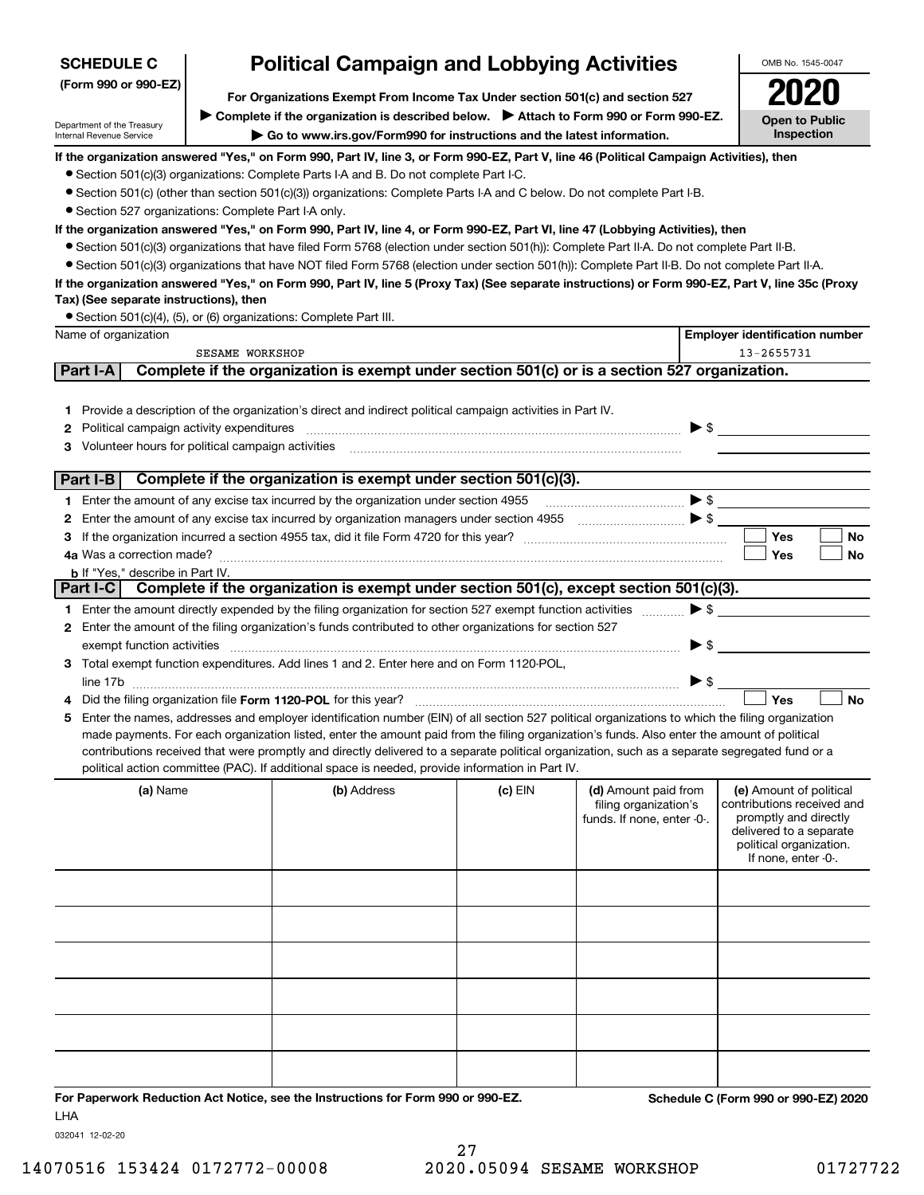**SCHEDULE C**
**(Form 990 or 990-EZ)**

Department of the Treasury
Internal Revenue Service

# Political Campaign and Lobbying Activities

**For Organizations Exempt From Income Tax Under section 501(c) and section 527**

▶ **Complete if the organization is described below.** ▶ **Attach to Form 990 or Form 990-EZ.**

▶ **Go to www.irs.gov/Form990 for instructions and the latest information.**

OMB No. 1545-0047

**2020**

**Open to Public Inspection**

**If the organization answered "Yes," on Form 990, Part IV, line 3, or Form 990-EZ, Part V, line 46 (Political Campaign Activities), then**

- Section 501(c)(3) organizations: Complete Parts I-A and B. Do not complete Part I-C.
- Section 501(c) (other than section 501(c)(3)) organizations: Complete Parts I-A and C below. Do not complete Part I-B.
- Section 527 organizations: Complete Part I-A only.

**If the organization answered "Yes," on Form 990, Part IV, line 4, or Form 990-EZ, Part VI, line 47 (Lobbying Activities), then**

- Section 501(c)(3) organizations that have filed Form 5768 (election under section 501(h)): Complete Part II-A. Do not complete Part II-B.
- Section 501(c)(3) organizations that have NOT filed Form 5768 (election under section 501(h)): Complete Part II-B. Do not complete Part II-A.

**If the organization answered "Yes," on Form 990, Part IV, line 5 (Proxy Tax) (See separate instructions) or Form 990-EZ, Part V, line 35c (Proxy Tax) (See separate instructions), then**

- Section 501(c)(4), (5), or (6) organizations: Complete Part III.

| Name of organization | Employer identification number |
|---|---|
| SESAME WORKSHOP | 13-2655731 |

## Part I-A Complete if the organization is exempt under section 501(c) or is a section 527 organization.

1. Provide a description of the organization's direct and indirect political campaign activities in Part IV.
2. Political campaign activity expenditures ▶ $
3. Volunteer hours for political campaign activities

## Part I-B Complete if the organization is exempt under section 501(c)(3).

1. Enter the amount of any excise tax incurred by the organization under section 4955 ▶ $
2. Enter the amount of any excise tax incurred by organization managers under section 4955 ▶ $
3. If the organization incurred a section 4955 tax, did it file Form 4720 for this year? ☐ Yes ☐ No

4a. Was a correction made? ☐ Yes ☐ No

b. If "Yes," describe in Part IV.

## Part I-C Complete if the organization is exempt under section 501(c), except section 501(c)(3).

1. Enter the amount directly expended by the filing organization for section 527 exempt function activities ▶ $
2. Enter the amount of the filing organization's funds contributed to other organizations for section 527 exempt function activities ▶ $
3. Total exempt function expenditures. Add lines 1 and 2. Enter here and on Form 1120-POL, line 17b ▶ $
4. Did the filing organization file **Form 1120-POL** for this year? ☐ Yes ☐ No
5. Enter the names, addresses and employer identification number (EIN) of all section 527 political organizations to which the filing organization made payments. For each organization listed, enter the amount paid from the filing organization's funds. Also enter the amount of political contributions received that were promptly and directly delivered to a separate political organization, such as a separate segregated fund or a political action committee (PAC). If additional space is needed, provide information in Part IV.

| (a) Name | (b) Address | (c) EIN | (d) Amount paid from filing organization's funds. If none, enter -0-. | (e) Amount of political contributions received and promptly and directly delivered to a separate political organization. If none, enter -0-. |
|---|---|---|---|---|
| | | | | |
| | | | | |
| | | | | |
| | | | | |
| | | | | |
| | | | | |

**For Paperwork Reduction Act Notice, see the Instructions for Form 990 or 990-EZ.**

LHA

032041 12-02-20

**Schedule C (Form 990 or 990-EZ) 2020**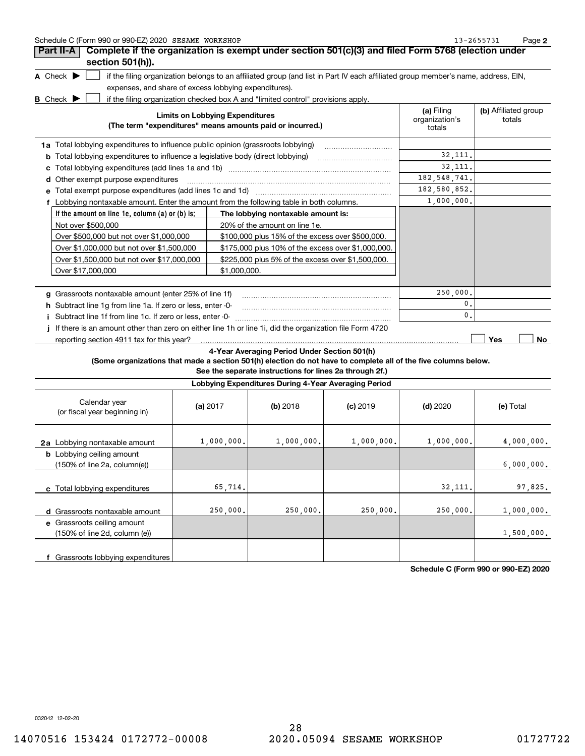## Part II-A Complete if the organization is exempt under section 501(c)(3) and filed Form 5768 (election under section 501(h)).

**A** Check ▶ ☐ if the filing organization belongs to an affiliated group (and list in Part IV each affiliated group member's name, address, EIN, expenses, and share of excess lobbying expenditures).

**B** Check ▶ ☐ if the filing organization checked box A and "limited control" provisions apply.

| Limits on Lobbying Expenditures (The term "expenditures" means amounts paid or incurred.) | (a) Filing organization's totals | (b) Affiliated group totals |
|---|---|---|
| **1a** Total lobbying expenditures to influence public opinion (grassroots lobbying) | | |
| **b** Total lobbying expenditures to influence a legislative body (direct lobbying) | 32,111. | |
| **c** Total lobbying expenditures (add lines 1a and 1b) | 32,111. | |
| **d** Other exempt purpose expenditures | 182,548,741. | |
| **e** Total exempt purpose expenditures (add lines 1c and 1d) | 182,580,852. | |
| **f** Lobbying nontaxable amount. Enter the amount from the following table in both columns. | 1,000,000. | |

| If the amount on line 1e, column (a) or (b) is: | The lobbying nontaxable amount is: |
|---|---|
| Not over $500,000 | 20% of the amount on line 1e. |
| Over $500,000 but not over $1,000,000 | $100,000 plus 15% of the excess over $500,000. |
| Over $1,000,000 but not over $1,500,000 | $175,000 plus 10% of the excess over $1,000,000. |
| Over $1,500,000 but not over $17,000,000 | $225,000 plus 5% of the excess over $1,500,000. |
| Over $17,000,000 | $1,000,000. |

| | (a) Filing organization's totals | (b) Affiliated group totals |
|---|---|---|
| **g** Grassroots nontaxable amount (enter 25% of line 1f) | 250,000. | |
| **h** Subtract line 1g from line 1a. If zero or less, enter -0- | 0. | |
| **i** Subtract line 1f from line 1c. If zero or less, enter -0- | 0. | |

**j** If there is an amount other than zero on either line 1h or line 1i, did the organization file Form 4720 reporting section 4911 tax for this year? ☐ Yes ☐ No

### 4-Year Averaging Period Under Section 501(h)

**(Some organizations that made a section 501(h) election do not have to complete all of the five columns below. See the separate instructions for lines 2a through 2f.)**

| Lobbying Expenditures During 4-Year Averaging Period | | | | | |
|---|---|---|---|---|---|
| Calendar year (or fiscal year beginning in) | (a) 2017 | (b) 2018 | (c) 2019 | (d) 2020 | (e) Total |
| **2a** Lobbying nontaxable amount | 1,000,000. | 1,000,000. | 1,000,000. | 1,000,000. | 4,000,000. |
| **b** Lobbying ceiling amount (150% of line 2a, column(e)) | | | | | 6,000,000. |
| **c** Total lobbying expenditures | 65,714. | | | 32,111. | 97,825. |
| **d** Grassroots nontaxable amount | 250,000. | 250,000. | 250,000. | 250,000. | 1,000,000. |
| **e** Grassroots ceiling amount (150% of line 2d, column (e)) | | | | | 1,500,000. |
| **f** Grassroots lobbying expenditures | | | | | |

Schedule C (Form 990 or 990-EZ) 2020

032042 12-02-20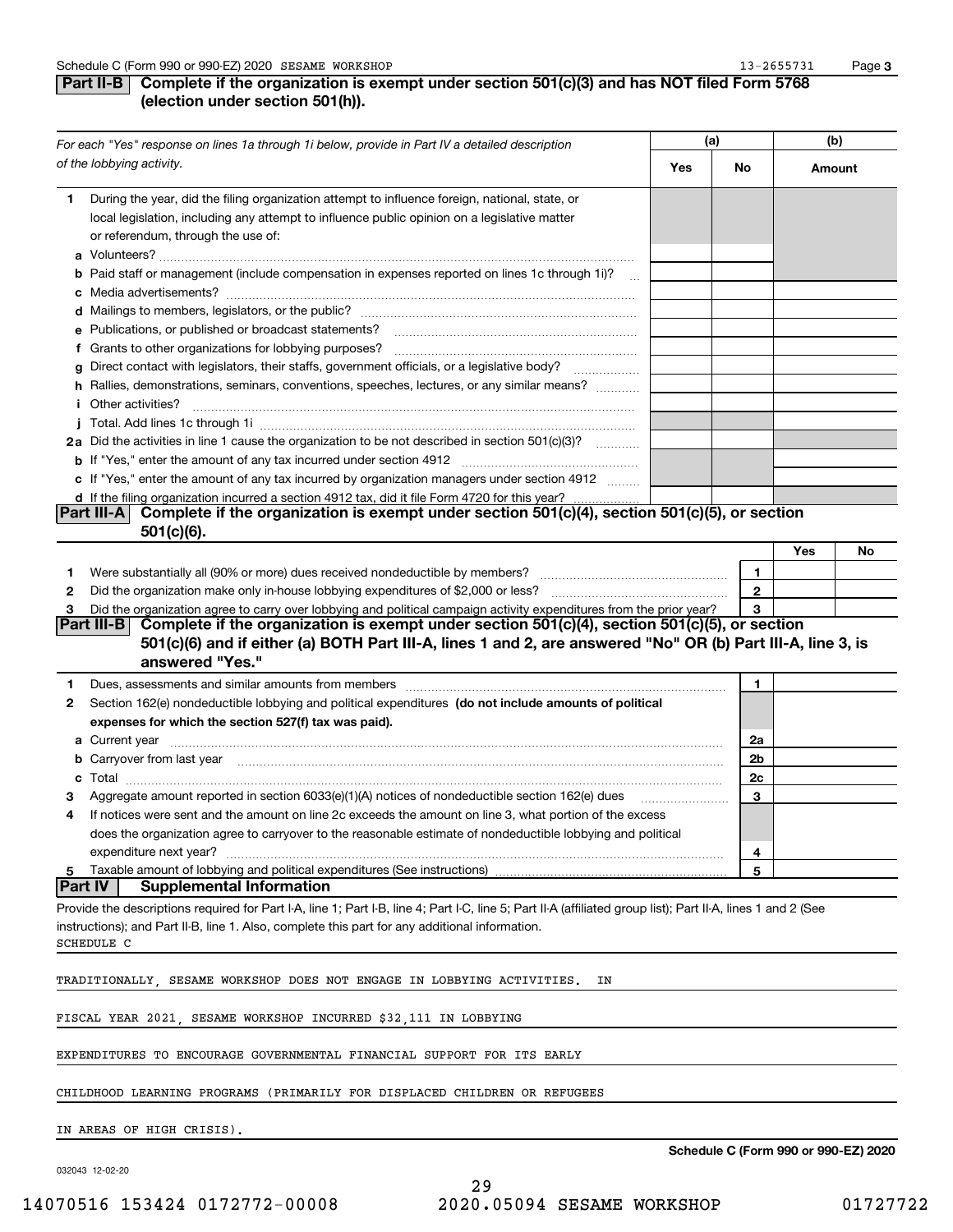## Part II-B Complete if the organization is exempt under section 501(c)(3) and has NOT filed Form 5768 (election under section 501(h)).

| *For each "Yes" response on lines 1a through 1i below, provide in Part IV a detailed description of the lobbying activity.* | (a) Yes | (a) No | (b) Amount |
|---|---|---|---|
| **1** During the year, did the filing organization attempt to influence foreign, national, state, or local legislation, including any attempt to influence public opinion on a legislative matter or referendum, through the use of: | | | |
| **a** Volunteers? | | | |
| **b** Paid staff or management (include compensation in expenses reported on lines 1c through 1i)? | | | |
| **c** Media advertisements? | | | |
| **d** Mailings to members, legislators, or the public? | | | |
| **e** Publications, or published or broadcast statements? | | | |
| **f** Grants to other organizations for lobbying purposes? | | | |
| **g** Direct contact with legislators, their staffs, government officials, or a legislative body? | | | |
| **h** Rallies, demonstrations, seminars, conventions, speeches, lectures, or any similar means? | | | |
| **i** Other activities? | | | |
| **j** Total. Add lines 1c through 1i | | | |
| **2a** Did the activities in line 1 cause the organization to be not described in section 501(c)(3)? | | | |
| **b** If "Yes," enter the amount of any tax incurred under section 4912 | | | |
| **c** If "Yes," enter the amount of any tax incurred by organization managers under section 4912 | | | |
| **d** If the filing organization incurred a section 4912 tax, did it file Form 4720 for this year? | | | |

## Part III-A Complete if the organization is exempt under section 501(c)(4), section 501(c)(5), or section 501(c)(6).

| | | | Yes | No |
|---|---|---|---|---|
| **1** | Were substantially all (90% or more) dues received nondeductible by members? | 1 | | |
| **2** | Did the organization make only in-house lobbying expenditures of $2,000 or less? | 2 | | |
| **3** | Did the organization agree to carry over lobbying and political campaign activity expenditures from the prior year? | 3 | | |

## Part III-B Complete if the organization is exempt under section 501(c)(4), section 501(c)(5), or section 501(c)(6) and if either (a) BOTH Part III-A, lines 1 and 2, are answered "No" OR (b) Part III-A, line 3, is answered "Yes."

| | | | |
|---|---|---|---|
| **1** | Dues, assessments and similar amounts from members | 1 | |
| **2** | Section 162(e) nondeductible lobbying and political expenditures **(do not include amounts of political expenses for which the section 527(f) tax was paid).** | | |
| **a** | Current year | 2a | |
| **b** | Carryover from last year | 2b | |
| **c** | Total | 2c | |
| **3** | Aggregate amount reported in section 6033(e)(1)(A) notices of nondeductible section 162(e) dues | 3 | |
| **4** | If notices were sent and the amount on line 2c exceeds the amount on line 3, what portion of the excess does the organization agree to carryover to the reasonable estimate of nondeductible lobbying and political expenditure next year? | 4 | |
| **5** | Taxable amount of lobbying and political expenditures (See instructions) | 5 | |

## Part IV Supplemental Information

Provide the descriptions required for Part I-A, line 1; Part I-B, line 4; Part I-C, line 5; Part II-A (affiliated group list); Part II-A, lines 1 and 2 (See instructions); and Part II-B, line 1. Also, complete this part for any additional information.

SCHEDULE C

TRADITIONALLY, SESAME WORKSHOP DOES NOT ENGAGE IN LOBBYING ACTIVITIES. IN FISCAL YEAR 2021, SESAME WORKSHOP INCURRED $32,111 IN LOBBYING EXPENDITURES TO ENCOURAGE GOVERNMENTAL FINANCIAL SUPPORT FOR ITS EARLY CHILDHOOD LEARNING PROGRAMS (PRIMARILY FOR DISPLACED CHILDREN OR REFUGEES IN AREAS OF HIGH CRISIS).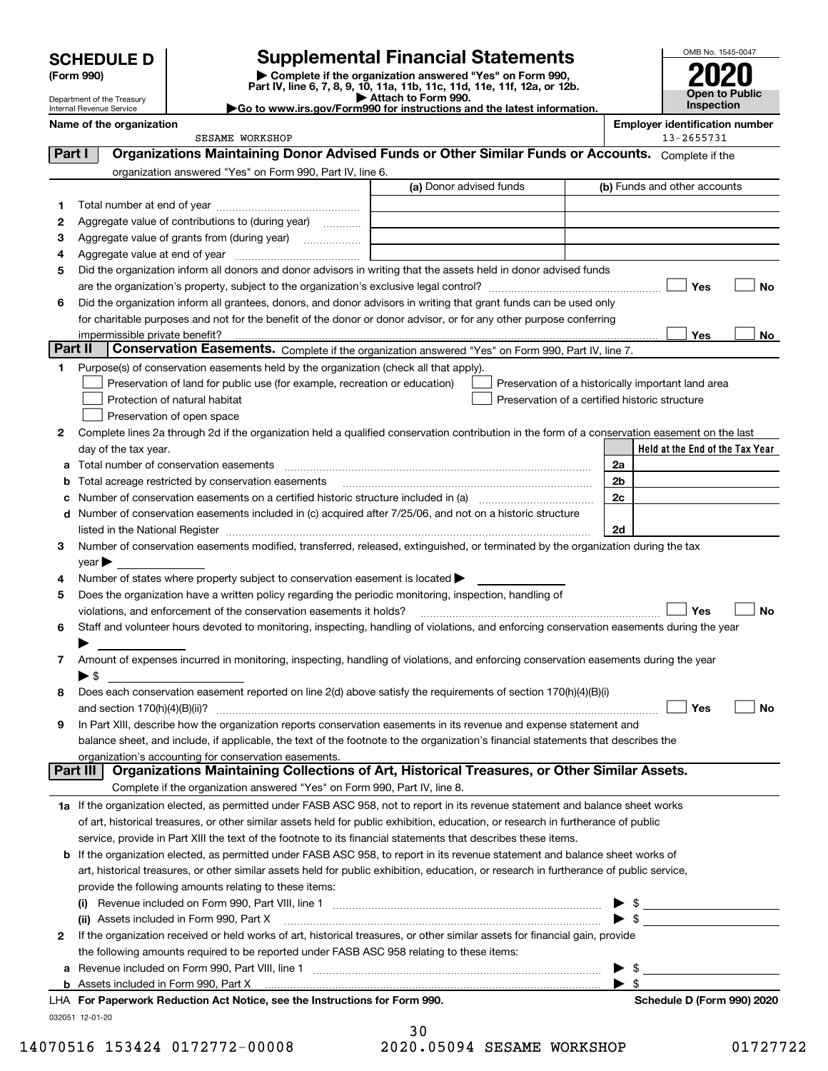# SCHEDULE D (Form 990)

Department of the Treasury
Internal Revenue Service

# Supplemental Financial Statements

▶ Complete if the organization answered "Yes" on Form 990, Part IV, line 6, 7, 8, 9, 10, 11a, 11b, 11c, 11d, 11e, 11f, 12a, or 12b.
▶ Attach to Form 990.
▶Go to www.irs.gov/Form990 for instructions and the latest information.

OMB No. 1545-0047

**2020**

**Open to Public Inspection**

**Name of the organization:** SESAME WORKSHOP

**Employer identification number:** 13-2655731

## Part I — Organizations Maintaining Donor Advised Funds or Other Similar Funds or Accounts. Complete if the organization answered "Yes" on Form 990, Part IV, line 6.

| | | (a) Donor advised funds | (b) Funds and other accounts |
|---|---|---|---|
| 1 | Total number at end of year | | |
| 2 | Aggregate value of contributions to (during year) | | |
| 3 | Aggregate value of grants from (during year) | | |
| 4 | Aggregate value at end of year | | |

5 Did the organization inform all donors and donor advisors in writing that the assets held in donor advised funds are the organization's property, subject to the organization's exclusive legal control? ☐ Yes ☐ No

6 Did the organization inform all grantees, donors, and donor advisors in writing that grant funds can be used only for charitable purposes and not for the benefit of the donor or donor advisor, or for any other purpose conferring impermissible private benefit? ☐ Yes ☐ No

## Part II — Conservation Easements. Complete if the organization answered "Yes" on Form 990, Part IV, line 7.

1 Purpose(s) of conservation easements held by the organization (check all that apply).

- ☐ Preservation of land for public use (for example, recreation or education)
- ☐ Preservation of a historically important land area
- ☐ Protection of natural habitat
- ☐ Preservation of a certified historic structure
- ☐ Preservation of open space

2 Complete lines 2a through 2d if the organization held a qualified conservation contribution in the form of a conservation easement on the last day of the tax year.

| | | | Held at the End of the Tax Year |
|---|---|---|---|
| a | Total number of conservation easements | 2a | |
| b | Total acreage restricted by conservation easements | 2b | |
| c | Number of conservation easements on a certified historic structure included in (a) | 2c | |
| d | Number of conservation easements included in (c) acquired after 7/25/06, and not on a historic structure listed in the National Register | 2d | |

3 Number of conservation easements modified, transferred, released, extinguished, or terminated by the organization during the tax year ▶

4 Number of states where property subject to conservation easement is located ▶

5 Does the organization have a written policy regarding the periodic monitoring, inspection, handling of violations, and enforcement of the conservation easements it holds? ☐ Yes ☐ No

6 Staff and volunteer hours devoted to monitoring, inspecting, handling of violations, and enforcing conservation easements during the year ▶

7 Amount of expenses incurred in monitoring, inspecting, handling of violations, and enforcing conservation easements during the year ▶ $

8 Does each conservation easement reported on line 2(d) above satisfy the requirements of section 170(h)(4)(B)(i) and section 170(h)(4)(B)(ii)? ☐ Yes ☐ No

9 In Part XIII, describe how the organization reports conservation easements in its revenue and expense statement and balance sheet, and include, if applicable, the text of the footnote to the organization's financial statements that describes the organization's accounting for conservation easements.

## Part III — Organizations Maintaining Collections of Art, Historical Treasures, or Other Similar Assets. Complete if the organization answered "Yes" on Form 990, Part IV, line 8.

1a If the organization elected, as permitted under FASB ASC 958, not to report in its revenue statement and balance sheet works of art, historical treasures, or other similar assets held for public exhibition, education, or research in furtherance of public service, provide in Part XIII the text of the footnote to its financial statements that describes these items.

b If the organization elected, as permitted under FASB ASC 958, to report in its revenue statement and balance sheet works of art, historical treasures, or other similar assets held for public exhibition, education, or research in furtherance of public service, provide the following amounts relating to these items:

(i) Revenue included on Form 990, Part VIII, line 1 ▶ $

(ii) Assets included in Form 990, Part X ▶ $

2 If the organization received or held works of art, historical treasures, or other similar assets for financial gain, provide the following amounts required to be reported under FASB ASC 958 relating to these items:

a Revenue included on Form 990, Part VIII, line 1 ▶ $

b Assets included in Form 990, Part X ▶ $

LHA For Paperwork Reduction Act Notice, see the Instructions for Form 990. Schedule D (Form 990) 2020

032051 12-01-20

14070516 153424 0172772-00008 2020.05094 SESAME WORKSHOP 01727722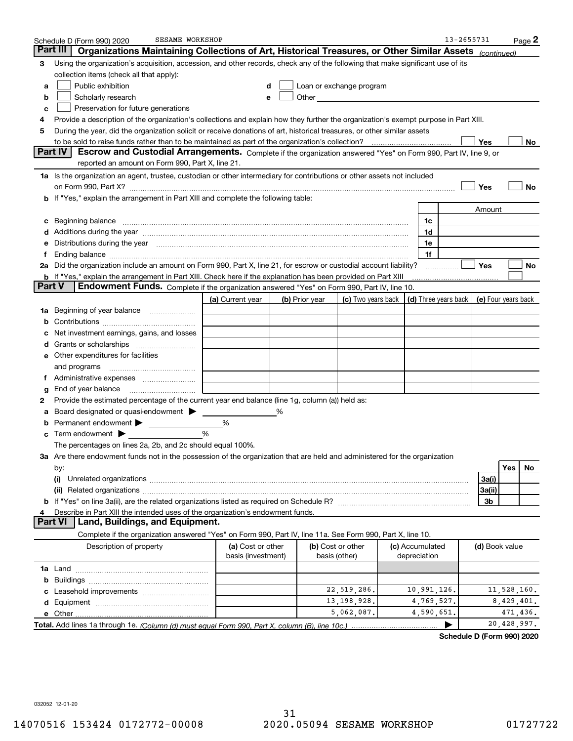Schedule D (Form 990) 2020 SESAME WORKSHOP 13-2655731 Page 2

## Part III Organizations Maintaining Collections of Art, Historical Treasures, or Other Similar Assets *(continued)*

**3** Using the organization's acquisition, accession, and other records, check any of the following that make significant use of its collection items (check all that apply):

- **a** ☐ Public exhibition
- **b** ☐ Scholarly research
- **c** ☐ Preservation for future generations
- **d** ☐ Loan or exchange program
- **e** ☐ Other

**4** Provide a description of the organization's collections and explain how they further the organization's exempt purpose in Part XIII.

**5** During the year, did the organization solicit or receive donations of art, historical treasures, or other similar assets to be sold to raise funds rather than to be maintained as part of the organization's collection? ☐ Yes ☐ No

## Part IV Escrow and Custodial Arrangements.

Complete if the organization answered "Yes" on Form 990, Part IV, line 9, or reported an amount on Form 990, Part X, line 21.

**1a** Is the organization an agent, trustee, custodian or other intermediary for contributions or other assets not included on Form 990, Part X? ☐ Yes ☐ No

**b** If "Yes," explain the arrangement in Part XIII and complete the following table:

| | | Amount |
|---|---|---|
| **c** Beginning balance | 1c | |
| **d** Additions during the year | 1d | |
| **e** Distributions during the year | 1e | |
| **f** Ending balance | 1f | |

**2a** Did the organization include an amount on Form 990, Part X, line 21, for escrow or custodial account liability? ☐ Yes ☐ No

**b** If "Yes," explain the arrangement in Part XIII. Check here if the explanation has been provided on Part XIII ☐

## Part V Endowment Funds.

Complete if the organization answered "Yes" on Form 990, Part IV, line 10.

| | (a) Current year | (b) Prior year | (c) Two years back | (d) Three years back | (e) Four years back |
|---|---|---|---|---|---|
| **1a** Beginning of year balance | | | | | |
| **b** Contributions | | | | | |
| **c** Net investment earnings, gains, and losses | | | | | |
| **d** Grants or scholarships | | | | | |
| **e** Other expenditures for facilities and programs | | | | | |
| **f** Administrative expenses | | | | | |
| **g** End of year balance | | | | | |

**2** Provide the estimated percentage of the current year end balance (line 1g, column (a)) held as:

- **a** Board designated or quasi-endowment ▶ _____ %
- **b** Permanent endowment ▶ _____ %
- **c** Term endowment ▶ _____ %

The percentages on lines 2a, 2b, and 2c should equal 100%.

**3a** Are there endowment funds not in the possession of the organization that are held and administered for the organization by:

| | | Yes | No |
|---|---|---|---|
| **(i)** Unrelated organizations | 3a(i) | | |
| **(ii)** Related organizations | 3a(ii) | | |
| **b** If "Yes" on line 3a(ii), are the related organizations listed as required on Schedule R? | 3b | | |

**4** Describe in Part XIII the intended uses of the organization's endowment funds.

## Part VI Land, Buildings, and Equipment.

Complete if the organization answered "Yes" on Form 990, Part IV, line 11a. See Form 990, Part X, line 10.

| Description of property | (a) Cost or other basis (investment) | (b) Cost or other basis (other) | (c) Accumulated depreciation | (d) Book value |
|---|---|---|---|---|
| **1a** Land | | | | |
| **b** Buildings | | | | |
| **c** Leasehold improvements | | 22,519,286. | 10,991,126. | 11,528,160. |
| **d** Equipment | | 13,198,928. | 4,769,527. | 8,429,401. |
| **e** Other | | 5,062,087. | 4,590,651. | 471,436. |
| **Total.** Add lines 1a through 1e. *(Column (d) must equal Form 990, Part X, column (B), line 10c.)* ▶ | | | | 20,428,997. |

**Schedule D (Form 990) 2020**

032052 12-01-20

14070516 153424 0172772-00008 2020.05094 SESAME WORKSHOP 01727722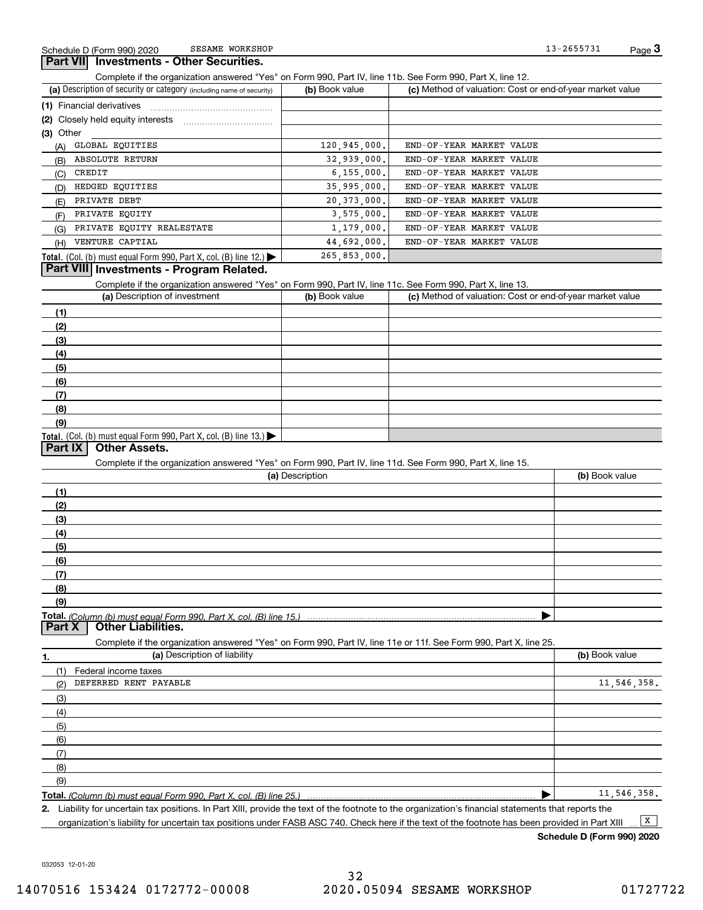Schedule D (Form 990) 2020 SESAME WORKSHOP 13-2655731

## Part VII Investments - Other Securities.

Complete if the organization answered "Yes" on Form 990, Part IV, line 11b. See Form 990, Part X, line 12.

| (a) Description of security or category (including name of security) | (b) Book value | (c) Method of valuation: Cost or end-of-year market value |
|---|---|---|
| (1) Financial derivatives | | |
| (2) Closely held equity interests | | |
| (3) Other | | |
| (A) GLOBAL EQUITIES | 120,945,000. | END-OF-YEAR MARKET VALUE |
| (B) ABSOLUTE RETURN | 32,939,000. | END-OF-YEAR MARKET VALUE |
| (C) CREDIT | 6,155,000. | END-OF-YEAR MARKET VALUE |
| (D) HEDGED EQUITIES | 35,995,000. | END-OF-YEAR MARKET VALUE |
| (E) PRIVATE DEBT | 20,373,000. | END-OF-YEAR MARKET VALUE |
| (F) PRIVATE EQUITY | 3,575,000. | END-OF-YEAR MARKET VALUE |
| (G) PRIVATE EQUITY REALESTATE | 1,179,000. | END-OF-YEAR MARKET VALUE |
| (H) VENTURE CAPTIAL | 44,692,000. | END-OF-YEAR MARKET VALUE |
| **Total.** (Col. (b) must equal Form 990, Part X, col. (B) line 12.) | 265,853,000. | |

## Part VIII Investments - Program Related.

Complete if the organization answered "Yes" on Form 990, Part IV, line 11c. See Form 990, Part X, line 13.

| (a) Description of investment | (b) Book value | (c) Method of valuation: Cost or end-of-year market value |
|---|---|---|
| (1) | | |
| (2) | | |
| (3) | | |
| (4) | | |
| (5) | | |
| (6) | | |
| (7) | | |
| (8) | | |
| (9) | | |
| **Total.** (Col. (b) must equal Form 990, Part X, col. (B) line 13.) | | |

## Part IX Other Assets.

Complete if the organization answered "Yes" on Form 990, Part IV, line 11d. See Form 990, Part X, line 15.

| (a) Description | (b) Book value |
|---|---|
| (1) | |
| (2) | |
| (3) | |
| (4) | |
| (5) | |
| (6) | |
| (7) | |
| (8) | |
| (9) | |
| **Total.** *(Column (b) must equal Form 990, Part X, col. (B) line 15.)* | |

## Part X Other Liabilities.

Complete if the organization answered "Yes" on Form 990, Part IV, line 11e or 11f. See Form 990, Part X, line 25.

| 1. (a) Description of liability | (b) Book value |
|---|---|
| (1) Federal income taxes | |
| (2) DEFERRED RENT PAYABLE | 11,546,358. |
| (3) | |
| (4) | |
| (5) | |
| (6) | |
| (7) | |
| (8) | |
| (9) | |
| **Total.** *(Column (b) must equal Form 990, Part X, col. (B) line 25.)* | 11,546,358. |

2. Liability for uncertain tax positions. In Part XIII, provide the text of the footnote to the organization's financial statements that reports the organization's liability for uncertain tax positions under FASB ASC 740. Check here if the text of the footnote has been provided in Part XIII [X]

**Schedule D (Form 990) 2020**

032053 12-01-20

14070516 153424 0172772-00008 2020.05094 SESAME WORKSHOP 01727722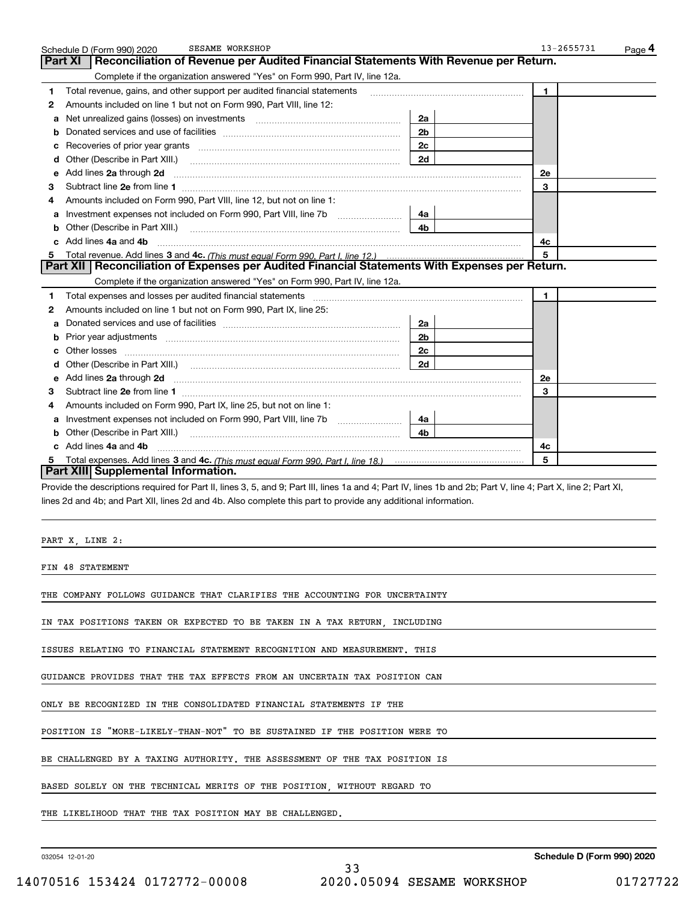Schedule D (Form 990) 2020 SESAME WORKSHOP 13-2655731 Page 4

## Part XI Reconciliation of Revenue per Audited Financial Statements With Revenue per Return.

Complete if the organization answered "Yes" on Form 990, Part IV, line 12a.

| | | | | | |
|---|---|---|---|---|---|
| 1 | Total revenue, gains, and other support per audited financial statements | | | 1 | |
| 2 | Amounts included on line 1 but not on Form 990, Part VIII, line 12: | | | | |
| a | Net unrealized gains (losses) on investments | 2a | | | |
| b | Donated services and use of facilities | 2b | | | |
| c | Recoveries of prior year grants | 2c | | | |
| d | Other (Describe in Part XIII.) | 2d | | | |
| e | Add lines 2a through 2d | | | 2e | |
| 3 | Subtract line 2e from line 1 | | | 3 | |
| 4 | Amounts included on Form 990, Part VIII, line 12, but not on line 1: | | | | |
| a | Investment expenses not included on Form 990, Part VIII, line 7b | 4a | | | |
| b | Other (Describe in Part XIII.) | 4b | | | |
| c | Add lines 4a and 4b | | | 4c | |
| 5 | Total revenue. Add lines 3 and 4c. *(This must equal Form 990, Part I, line 12.)* | | | 5 | |

## Part XII Reconciliation of Expenses per Audited Financial Statements With Expenses per Return.

Complete if the organization answered "Yes" on Form 990, Part IV, line 12a.

| | | | | | |
|---|---|---|---|---|---|
| 1 | Total expenses and losses per audited financial statements | | | 1 | |
| 2 | Amounts included on line 1 but not on Form 990, Part IX, line 25: | | | | |
| a | Donated services and use of facilities | 2a | | | |
| b | Prior year adjustments | 2b | | | |
| c | Other losses | 2c | | | |
| d | Other (Describe in Part XIII.) | 2d | | | |
| e | Add lines 2a through 2d | | | 2e | |
| 3 | Subtract line 2e from line 1 | | | 3 | |
| 4 | Amounts included on Form 990, Part IX, line 25, but not on line 1: | | | | |
| a | Investment expenses not included on Form 990, Part VIII, line 7b | 4a | | | |
| b | Other (Describe in Part XIII.) | 4b | | | |
| c | Add lines 4a and 4b | | | 4c | |
| 5 | Total expenses. Add lines 3 and 4c. *(This must equal Form 990, Part I, line 18.)* | | | 5 | |

## Part XIII Supplemental Information.

Provide the descriptions required for Part II, lines 3, 5, and 9; Part III, lines 1a and 4; Part IV, lines 1b and 2b; Part V, line 4; Part X, line 2; Part XI, lines 2d and 4b; and Part XII, lines 2d and 4b. Also complete this part to provide any additional information.

PART X, LINE 2:

FIN 48 STATEMENT

THE COMPANY FOLLOWS GUIDANCE THAT CLARIFIES THE ACCOUNTING FOR UNCERTAINTY IN TAX POSITIONS TAKEN OR EXPECTED TO BE TAKEN IN A TAX RETURN, INCLUDING ISSUES RELATING TO FINANCIAL STATEMENT RECOGNITION AND MEASUREMENT. THIS GUIDANCE PROVIDES THAT THE TAX EFFECTS FROM AN UNCERTAIN TAX POSITION CAN ONLY BE RECOGNIZED IN THE CONSOLIDATED FINANCIAL STATEMENTS IF THE POSITION IS "MORE-LIKELY-THAN-NOT" TO BE SUSTAINED IF THE POSITION WERE TO BE CHALLENGED BY A TAXING AUTHORITY. THE ASSESSMENT OF THE TAX POSITION IS BASED SOLELY ON THE TECHNICAL MERITS OF THE POSITION, WITHOUT REGARD TO THE LIKELIHOOD THAT THE TAX POSITION MAY BE CHALLENGED.

032054 12-01-20 Schedule D (Form 990) 2020

14070516 153424 0172772-00008 2020.05094 SESAME WORKSHOP 01727722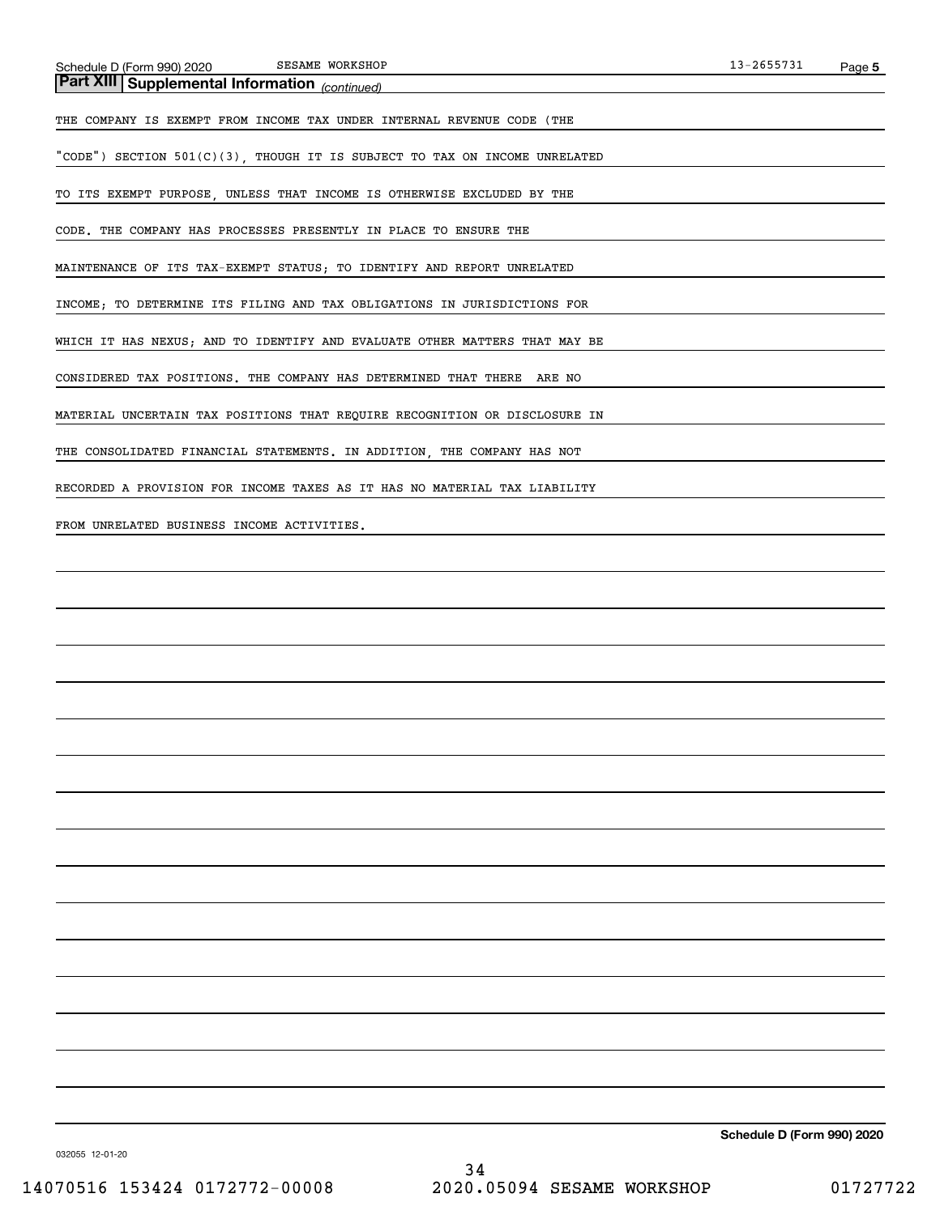## Part XIII Supplemental Information *(continued)*

THE COMPANY IS EXEMPT FROM INCOME TAX UNDER INTERNAL REVENUE CODE (THE "CODE") SECTION 501(C)(3), THOUGH IT IS SUBJECT TO TAX ON INCOME UNRELATED TO ITS EXEMPT PURPOSE, UNLESS THAT INCOME IS OTHERWISE EXCLUDED BY THE CODE. THE COMPANY HAS PROCESSES PRESENTLY IN PLACE TO ENSURE THE MAINTENANCE OF ITS TAX-EXEMPT STATUS; TO IDENTIFY AND REPORT UNRELATED INCOME; TO DETERMINE ITS FILING AND TAX OBLIGATIONS IN JURISDICTIONS FOR WHICH IT HAS NEXUS; AND TO IDENTIFY AND EVALUATE OTHER MATTERS THAT MAY BE CONSIDERED TAX POSITIONS. THE COMPANY HAS DETERMINED THAT THERE ARE NO MATERIAL UNCERTAIN TAX POSITIONS THAT REQUIRE RECOGNITION OR DISCLOSURE IN THE CONSOLIDATED FINANCIAL STATEMENTS. IN ADDITION, THE COMPANY HAS NOT RECORDED A PROVISION FOR INCOME TAXES AS IT HAS NO MATERIAL TAX LIABILITY FROM UNRELATED BUSINESS INCOME ACTIVITIES.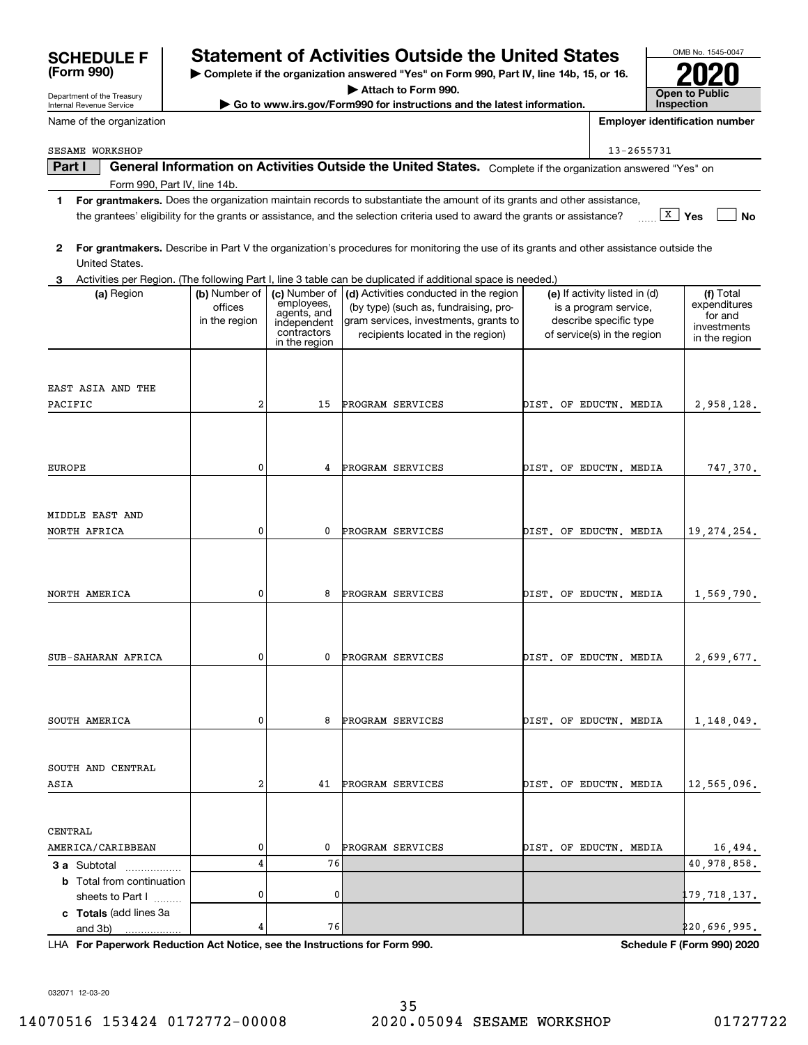**SCHEDULE F (Form 990)**

Department of the Treasury
Internal Revenue Service

# Statement of Activities Outside the United States

▶ Complete if the organization answered "Yes" on Form 990, Part IV, line 14b, 15, or 16.
▶ Attach to Form 990.
▶ Go to www.irs.gov/Form990 for instructions and the latest information.

OMB No. 1545-0047

**2020**

**Open to Public Inspection**

Name of the organization: SESAME WORKSHOP

Employer identification number: 13-2655731

**Part I** **General Information on Activities Outside the United States.** Complete if the organization answered "Yes" on Form 990, Part IV, line 14b.

**1** **For grantmakers.** Does the organization maintain records to substantiate the amount of its grants and other assistance, the grantees' eligibility for the grants or assistance, and the selection criteria used to award the grants or assistance? ...... [X] Yes [ ] No

**2** **For grantmakers.** Describe in Part V the organization's procedures for monitoring the use of its grants and other assistance outside the United States.

**3** Activities per Region. (The following Part I, line 3 table can be duplicated if additional space is needed.)

| (a) Region | (b) Number of offices in the region | (c) Number of employees, agents, and independent contractors in the region | (d) Activities conducted in the region (by type) (such as, fundraising, program services, investments, grants to recipients located in the region) | (e) If activity listed in (d) is a program service, describe specific type of service(s) in the region | (f) Total expenditures for and investments in the region |
|---|---|---|---|---|---|
| EAST ASIA AND THE PACIFIC | 2 | 15 | PROGRAM SERVICES | DIST. OF EDUCTN. MEDIA | 2,958,128. |
| EUROPE | 0 | 4 | PROGRAM SERVICES | DIST. OF EDUCTN. MEDIA | 747,370. |
| MIDDLE EAST AND NORTH AFRICA | 0 | 0 | PROGRAM SERVICES | DIST. OF EDUCTN. MEDIA | 19,274,254. |
| NORTH AMERICA | 0 | 8 | PROGRAM SERVICES | DIST. OF EDUCTN. MEDIA | 1,569,790. |
| SUB-SAHARAN AFRICA | 0 | 0 | PROGRAM SERVICES | DIST. OF EDUCTN. MEDIA | 2,699,677. |
| SOUTH AMERICA | 0 | 8 | PROGRAM SERVICES | DIST. OF EDUCTN. MEDIA | 1,148,049. |
| SOUTH AND CENTRAL ASIA | 2 | 41 | PROGRAM SERVICES | DIST. OF EDUCTN. MEDIA | 12,565,096. |
| CENTRAL AMERICA/CARIBBEAN | 0 | 0 | PROGRAM SERVICES | DIST. OF EDUCTN. MEDIA | 16,494. |
| **3 a** Subtotal | 4 | 76 | | | 40,978,858. |
| **b** Total from continuation sheets to Part I | 0 | 0 | | | 179,718,137. |
| **c Totals** (add lines 3a and 3b) | 4 | 76 | | | 220,696,995. |

LHA **For Paperwork Reduction Act Notice, see the Instructions for Form 990.** **Schedule F (Form 990) 2020**

032071 12-03-20

14070516 153424 0172772-00008 2020.05094 SESAME WORKSHOP 01727722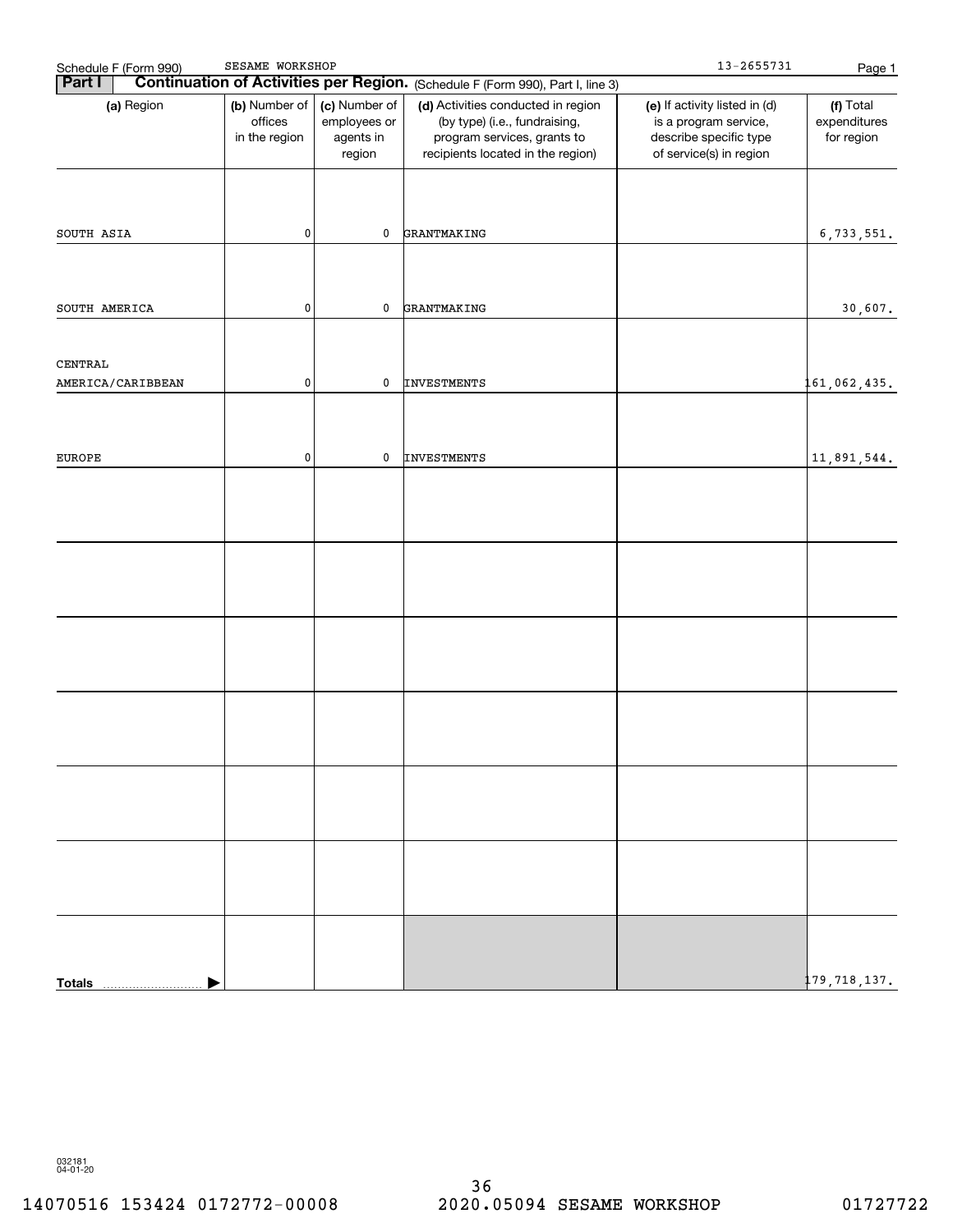Schedule F (Form 990) SESAME WORKSHOP 13-2655731

## Part I Continuation of Activities per Region. (Schedule F (Form 990), Part I, line 3)

| (a) Region | (b) Number of offices in the region | (c) Number of employees or agents in region | (d) Activities conducted in region (by type) (i.e., fundraising, program services, grants to recipients located in the region) | (e) If activity listed in (d) is a program service, describe specific type of service(s) in region | (f) Total expenditures for region |
|---|---|---|---|---|---|
| SOUTH ASIA | 0 | 0 | GRANTMAKING | | 6,733,551. |
| SOUTH AMERICA | 0 | 0 | GRANTMAKING | | 30,607. |
| CENTRAL AMERICA/CARIBBEAN | 0 | 0 | INVESTMENTS | | 161,062,435. |
| EUROPE | 0 | 0 | INVESTMENTS | | 11,891,544. |
| | | | | | |
| | | | | | |
| | | | | | |
| | | | | | |
| | | | | | |
| | | | | | |
| Totals | | | | | 179,718,137. |

032181 04-01-20

14070516 153424 0172772-00008 2020.05094 SESAME WORKSHOP 01727722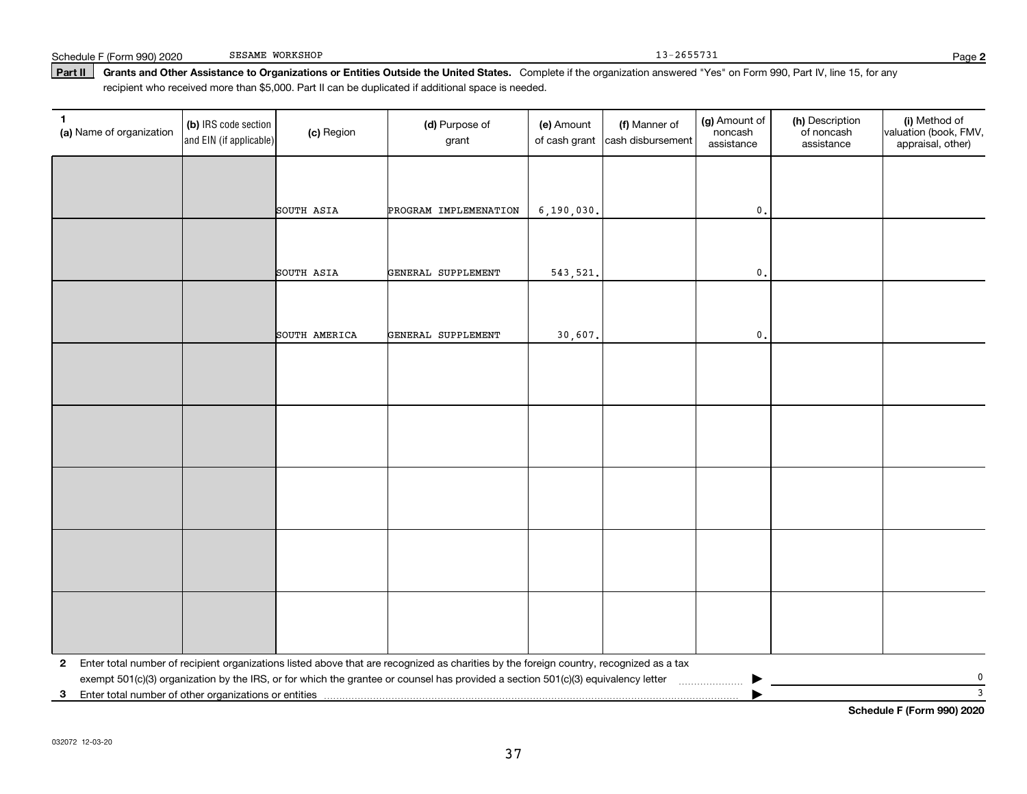Schedule F (Form 990) 2020 SESAME WORKSHOP 13-2655731

**Part II** **Grants and Other Assistance to Organizations or Entities Outside the United States.** Complete if the organization answered "Yes" on Form 990, Part IV, line 15, for any recipient who received more than $5,000. Part II can be duplicated if additional space is needed.

| 1 (a) Name of organization | (b) IRS code section and EIN (if applicable) | (c) Region | (d) Purpose of grant | (e) Amount of cash grant | (f) Manner of cash disbursement | (g) Amount of noncash assistance | (h) Description of noncash assistance | (i) Method of valuation (book, FMV, appraisal, other) |
|---|---|---|---|---|---|---|---|---|
| | | SOUTH ASIA | PROGRAM IMPLEMENATION | 6,190,030. | | 0. | | |
| | | SOUTH ASIA | GENERAL SUPPLEMENT | 543,521. | | 0. | | |
| | | SOUTH AMERICA | GENERAL SUPPLEMENT | 30,607. | | 0. | | |
| | | | | | | | | |
| | | | | | | | | |
| | | | | | | | | |
| | | | | | | | | |
| | | | | | | | | |

**2** Enter total number of recipient organizations listed above that are recognized as charities by the foreign country, recognized as a tax exempt 501(c)(3) organization by the IRS, or for which the grantee or counsel has provided a section 501(c)(3) equivalency letter ▶ 0

**3** Enter total number of other organizations or entities ▶ 3

**Schedule F (Form 990) 2020**

032072 12-03-20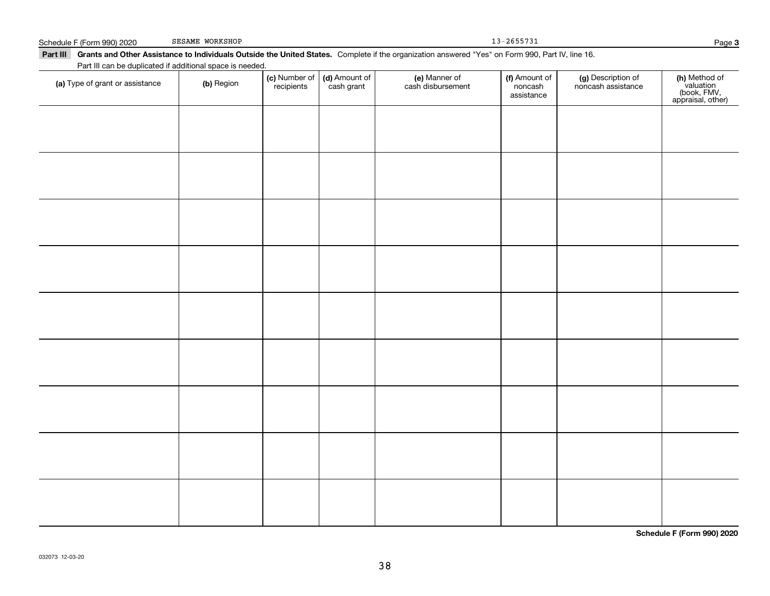Schedule F (Form 990) 2020 SESAME WORKSHOP 13-2655731 Page **3**

**Part III** **Grants and Other Assistance to Individuals Outside the United States.** Complete if the organization answered "Yes" on Form 990, Part IV, line 16.

Part III can be duplicated if additional space is needed.

| (a) Type of grant or assistance | (b) Region | (c) Number of recipients | (d) Amount of cash grant | (e) Manner of cash disbursement | (f) Amount of noncash assistance | (g) Description of noncash assistance | (h) Method of valuation (book, FMV, appraisal, other) |
|---|---|---|---|---|---|---|---|
| | | | | | | | |
| | | | | | | | |
| | | | | | | | |
| | | | | | | | |
| | | | | | | | |
| | | | | | | | |
| | | | | | | | |
| | | | | | | | |
| | | | | | | | |

**Schedule F (Form 990) 2020**

032073 12-03-20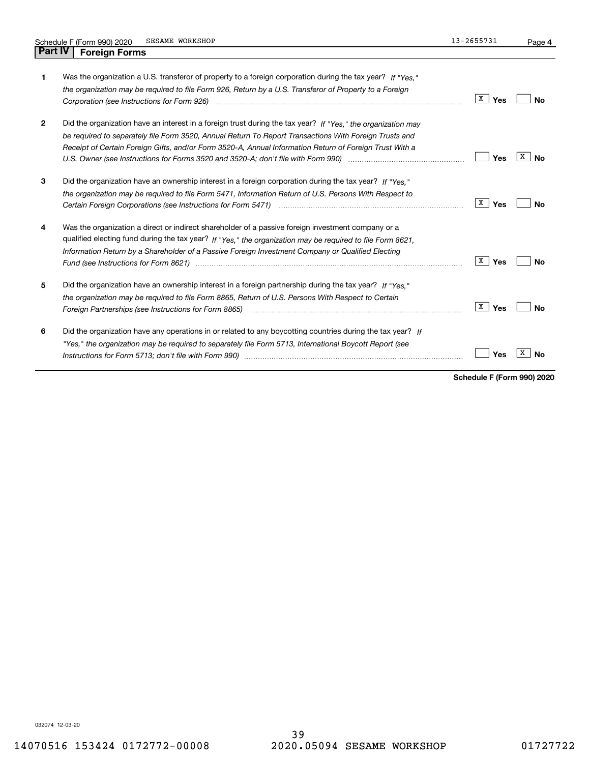## Part IV Foreign Forms

| | | Yes | No |
|---|---|---|---|
| 1 | Was the organization a U.S. transferor of property to a foreign corporation during the tax year? *If "Yes," the organization may be required to file Form 926, Return by a U.S. Transferor of Property to a Foreign Corporation (see Instructions for Form 926)* | X | |
| 2 | Did the organization have an interest in a foreign trust during the tax year? *If "Yes," the organization may be required to separately file Form 3520, Annual Return To Report Transactions With Foreign Trusts and Receipt of Certain Foreign Gifts, and/or Form 3520-A, Annual Information Return of Foreign Trust With a U.S. Owner (see Instructions for Forms 3520 and 3520-A; don't file with Form 990)* | | X |
| 3 | Did the organization have an ownership interest in a foreign corporation during the tax year? *If "Yes," the organization may be required to file Form 5471, Information Return of U.S. Persons With Respect to Certain Foreign Corporations (see Instructions for Form 5471)* | X | |
| 4 | Was the organization a direct or indirect shareholder of a passive foreign investment company or a qualified electing fund during the tax year? *If "Yes," the organization may be required to file Form 8621, Information Return by a Shareholder of a Passive Foreign Investment Company or Qualified Electing Fund (see Instructions for Form 8621)* | X | |
| 5 | Did the organization have an ownership interest in a foreign partnership during the tax year? *If "Yes," the organization may be required to file Form 8865, Return of U.S. Persons With Respect to Certain Foreign Partnerships (see Instructions for Form 8865)* | X | |
| 6 | Did the organization have any operations in or related to any boycotting countries during the tax year? *If "Yes," the organization may be required to separately file Form 5713, International Boycott Report (see Instructions for Form 5713; don't file with Form 990)* | | X |

**Schedule F (Form 990) 2020**

032074 12-03-20

14070516 153424 0172772-00008 2020.05094 SESAME WORKSHOP 01727722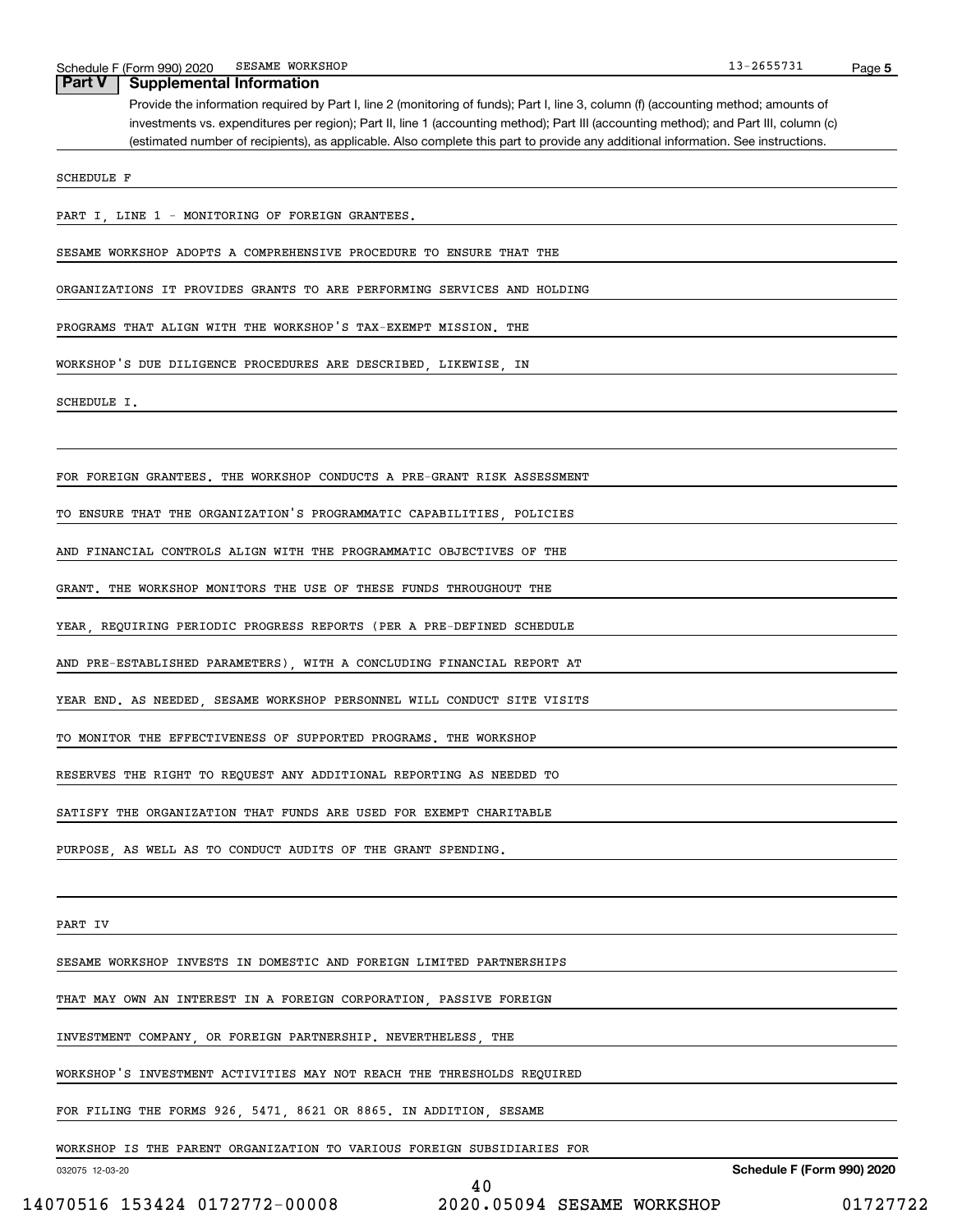## Part V Supplemental Information

Provide the information required by Part I, line 2 (monitoring of funds); Part I, line 3, column (f) (accounting method; amounts of investments vs. expenditures per region); Part II, line 1 (accounting method); Part III (accounting method); and Part III, column (c) (estimated number of recipients), as applicable. Also complete this part to provide any additional information. See instructions.

SCHEDULE F

PART I, LINE 1 - MONITORING OF FOREIGN GRANTEES.

SESAME WORKSHOP ADOPTS A COMPREHENSIVE PROCEDURE TO ENSURE THAT THE ORGANIZATIONS IT PROVIDES GRANTS TO ARE PERFORMING SERVICES AND HOLDING PROGRAMS THAT ALIGN WITH THE WORKSHOP'S TAX-EXEMPT MISSION. THE WORKSHOP'S DUE DILIGENCE PROCEDURES ARE DESCRIBED, LIKEWISE, IN SCHEDULE I.

FOR FOREIGN GRANTEES. THE WORKSHOP CONDUCTS A PRE-GRANT RISK ASSESSMENT TO ENSURE THAT THE ORGANIZATION'S PROGRAMMATIC CAPABILITIES, POLICIES AND FINANCIAL CONTROLS ALIGN WITH THE PROGRAMMATIC OBJECTIVES OF THE GRANT. THE WORKSHOP MONITORS THE USE OF THESE FUNDS THROUGHOUT THE YEAR, REQUIRING PERIODIC PROGRESS REPORTS (PER A PRE-DEFINED SCHEDULE AND PRE-ESTABLISHED PARAMETERS), WITH A CONCLUDING FINANCIAL REPORT AT YEAR END. AS NEEDED, SESAME WORKSHOP PERSONNEL WILL CONDUCT SITE VISITS TO MONITOR THE EFFECTIVENESS OF SUPPORTED PROGRAMS. THE WORKSHOP RESERVES THE RIGHT TO REQUEST ANY ADDITIONAL REPORTING AS NEEDED TO SATISFY THE ORGANIZATION THAT FUNDS ARE USED FOR EXEMPT CHARITABLE PURPOSE, AS WELL AS TO CONDUCT AUDITS OF THE GRANT SPENDING.

PART IV

SESAME WORKSHOP INVESTS IN DOMESTIC AND FOREIGN LIMITED PARTNERSHIPS THAT MAY OWN AN INTEREST IN A FOREIGN CORPORATION, PASSIVE FOREIGN INVESTMENT COMPANY, OR FOREIGN PARTNERSHIP. NEVERTHELESS, THE WORKSHOP'S INVESTMENT ACTIVITIES MAY NOT REACH THE THRESHOLDS REQUIRED FOR FILING THE FORMS 926, 5471, 8621 OR 8865. IN ADDITION, SESAME WORKSHOP IS THE PARENT ORGANIZATION TO VARIOUS FOREIGN SUBSIDIARIES FOR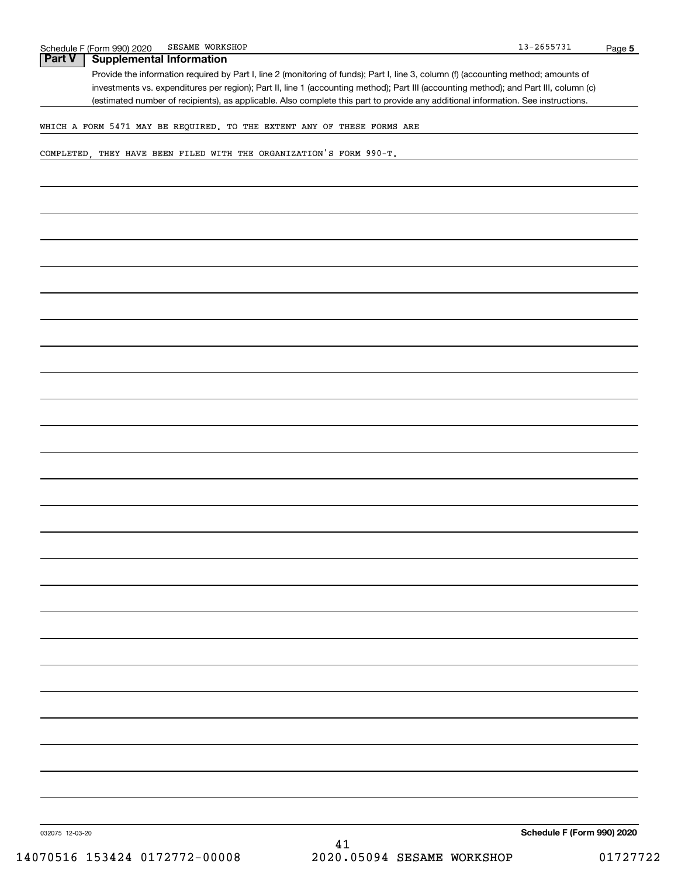## Part V Supplemental Information

Provide the information required by Part I, line 2 (monitoring of funds); Part I, line 3, column (f) (accounting method; amounts of investments vs. expenditures per region); Part II, line 1 (accounting method); Part III (accounting method); and Part III, column (c) (estimated number of recipients), as applicable. Also complete this part to provide any additional information. See instructions.

WHICH A FORM 5471 MAY BE REQUIRED. TO THE EXTENT ANY OF THESE FORMS ARE

COMPLETED, THEY HAVE BEEN FILED WITH THE ORGANIZATION'S FORM 990-T.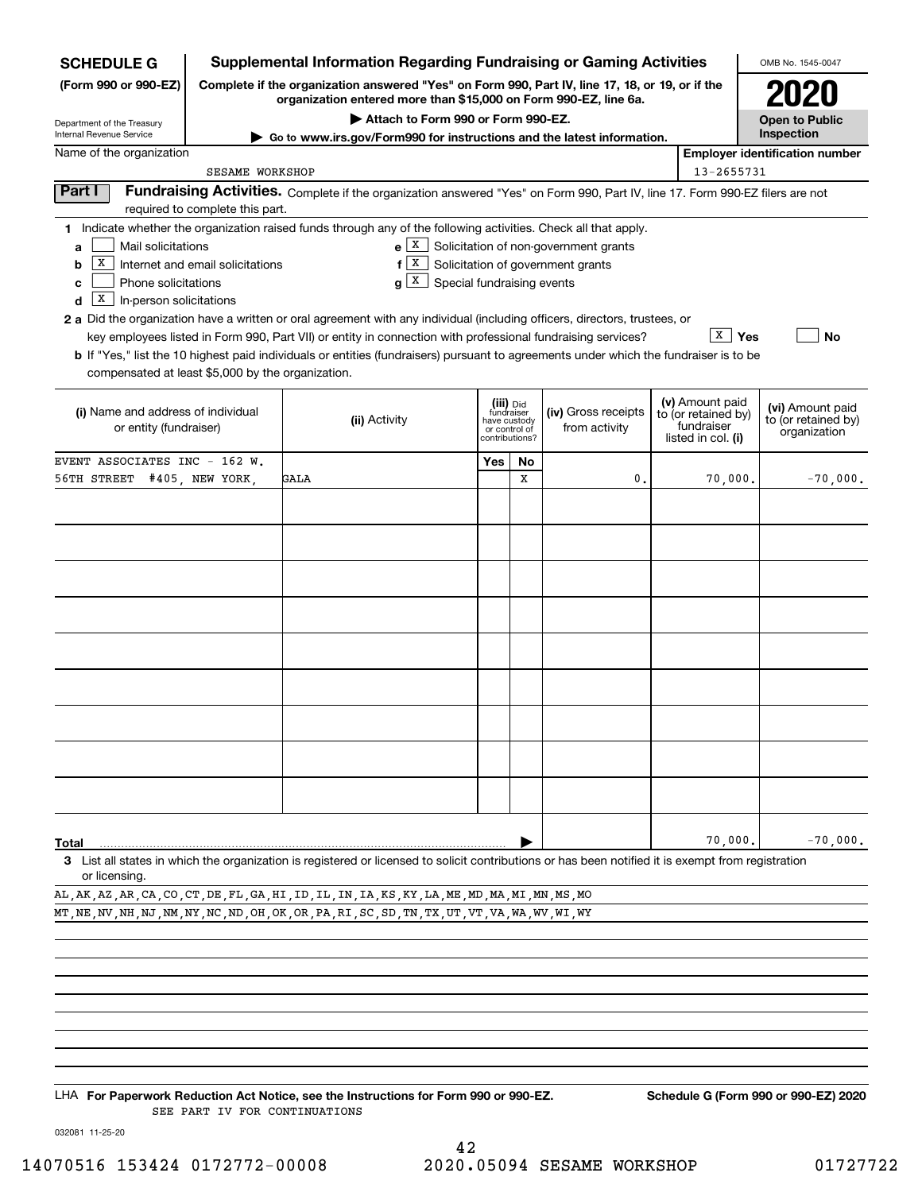**SCHEDULE G (Form 990 or 990-EZ)**

Department of the Treasury
Internal Revenue Service

# Supplemental Information Regarding Fundraising or Gaming Activities

**Complete if the organization answered "Yes" on Form 990, Part IV, line 17, 18, or 19, or if the organization entered more than $15,000 on Form 990-EZ, line 6a.**

▶ Attach to Form 990 or Form 990-EZ.

▶ Go to www.irs.gov/Form990 for instructions and the latest information.

OMB No. 1545-0047

**2020**

**Open to Public Inspection**

Name of the organization: SESAME WORKSHOP

Employer identification number: 13-2655731

## Part I Fundraising Activities.

Complete if the organization answered "Yes" on Form 990, Part IV, line 17. Form 990-EZ filers are not required to complete this part.

**1** Indicate whether the organization raised funds through any of the following activities. Check all that apply.

- **a** [ ] Mail solicitations
- **b** [X] Internet and email solicitations
- **c** [ ] Phone solicitations
- **d** [X] In-person solicitations
- **e** [X] Solicitation of non-government grants
- **f** [X] Solicitation of government grants
- **g** [X] Special fundraising events

**2 a** Did the organization have a written or oral agreement with any individual (including officers, directors, trustees, or key employees listed in Form 990, Part VII) or entity in connection with professional fundraising services? [X] Yes [ ] No

**b** If "Yes," list the 10 highest paid individuals or entities (fundraisers) pursuant to agreements under which the fundraiser is to be compensated at least $5,000 by the organization.

| (i) Name and address of individual or entity (fundraiser) | (ii) Activity | (iii) Did fundraiser have custody or control of contributions? Yes | No | (iv) Gross receipts from activity | (v) Amount paid to (or retained by) fundraiser listed in col. (i) | (vi) Amount paid to (or retained by) organization |
|---|---|---|---|---|---|---|
| EVENT ASSOCIATES INC - 162 W. 56TH STREET #405, NEW YORK, | GALA | | X | 0. | 70,000. | -70,000. |
| | | | | | | |
| | | | | | | |
| | | | | | | |
| | | | | | | |
| | | | | | | |
| | | | | | | |
| | | | | | | |
| | | | | | | |
| | | | | | | |
| **Total** | | | | | 70,000. | -70,000. |

**3** List all states in which the organization is registered or licensed to solicit contributions or has been notified it is exempt from registration or licensing.

AL,AK,AZ,AR,CA,CO,CT,DE,FL,GA,HI,ID,IL,IN,IA,KS,KY,LA,ME,MD,MA,MI,MN,MS,MO
MT,NE,NV,NH,NJ,NM,NY,NC,ND,OH,OK,OR,PA,RI,SC,SD,TN,TX,UT,VT,VA,WA,WV,WI,WY

LHA **For Paperwork Reduction Act Notice, see the Instructions for Form 990 or 990-EZ.** SEE PART IV FOR CONTINUATIONS

**Schedule G (Form 990 or 990-EZ) 2020**

032081 11-25-20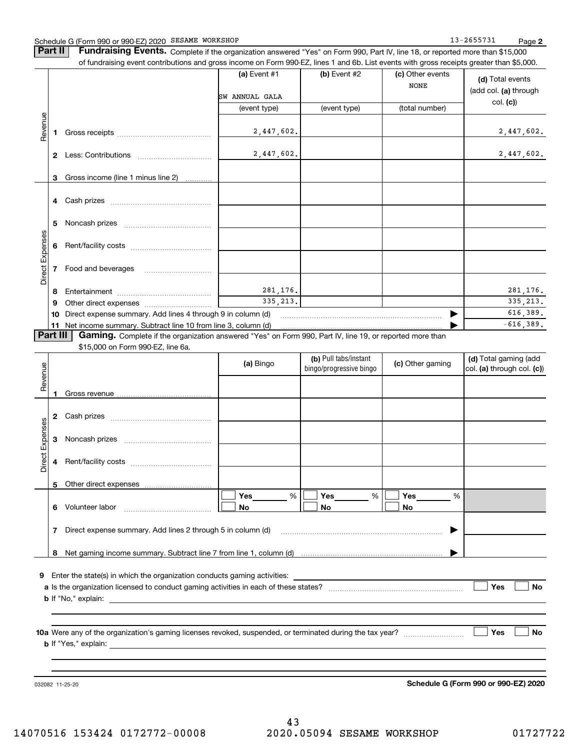Schedule G (Form 990 or 990-EZ) 2020 SESAME WORKSHOP 13-2655731 Page 2

## Part II Fundraising Events.

Complete if the organization answered "Yes" on Form 990, Part IV, line 18, or reported more than $15,000 of fundraising event contributions and gross income on Form 990-EZ, lines 1 and 6b. List events with gross receipts greater than $5,000.

| | | (a) Event #1 | (b) Event #2 | (c) Other events | (d) Total events (add col. (a) through col. (c)) |
|---|---|---|---|---|---|
| | | SW ANNUAL GALA | | NONE | |
| | | (event type) | (event type) | (total number) | |
| Revenue | 1 Gross receipts | 2,447,602. | | | 2,447,602. |
| | 2 Less: Contributions | 2,447,602. | | | 2,447,602. |
| | 3 Gross income (line 1 minus line 2) | | | | |
| Direct Expenses | 4 Cash prizes | | | | |
| | 5 Noncash prizes | | | | |
| | 6 Rent/facility costs | | | | |
| | 7 Food and beverages | | | | |
| | 8 Entertainment | 281,176. | | | 281,176. |
| | 9 Other direct expenses | 335,213. | | | 335,213. |
| | 10 Direct expense summary. Add lines 4 through 9 in column (d) | | | | 616,389. |
| | 11 Net income summary. Subtract line 10 from line 3, column (d) | | | | -616,389. |

## Part III Gaming.

Complete if the organization answered "Yes" on Form 990, Part IV, line 19, or reported more than $15,000 on Form 990-EZ, line 6a.

| | | (a) Bingo | (b) Pull tabs/instant bingo/progressive bingo | (c) Other gaming | (d) Total gaming (add col. (a) through col. (c)) |
|---|---|---|---|---|---|
| Revenue | 1 Gross revenue | | | | |
| Direct Expenses | 2 Cash prizes | | | | |
| | 3 Noncash prizes | | | | |
| | 4 Rent/facility costs | | | | |
| | 5 Other direct expenses | | | | |
| | 6 Volunteer labor | ☐ Yes ____ % ☐ No | ☐ Yes ____ % ☐ No | ☐ Yes ____ % ☐ No | |
| | 7 Direct expense summary. Add lines 2 through 5 in column (d) | | | | |
| | 8 Net gaming income summary. Subtract line 7 from line 1, column (d) | | | | |

9 Enter the state(s) in which the organization conducts gaming activities:

a Is the organization licensed to conduct gaming activities in each of these states? ☐ Yes ☐ No

b If "No," explain:

10a Were any of the organization's gaming licenses revoked, suspended, or terminated during the tax year? ☐ Yes ☐ No

b If "Yes," explain:

032082 11-25-20

**Schedule G (Form 990 or 990-EZ) 2020**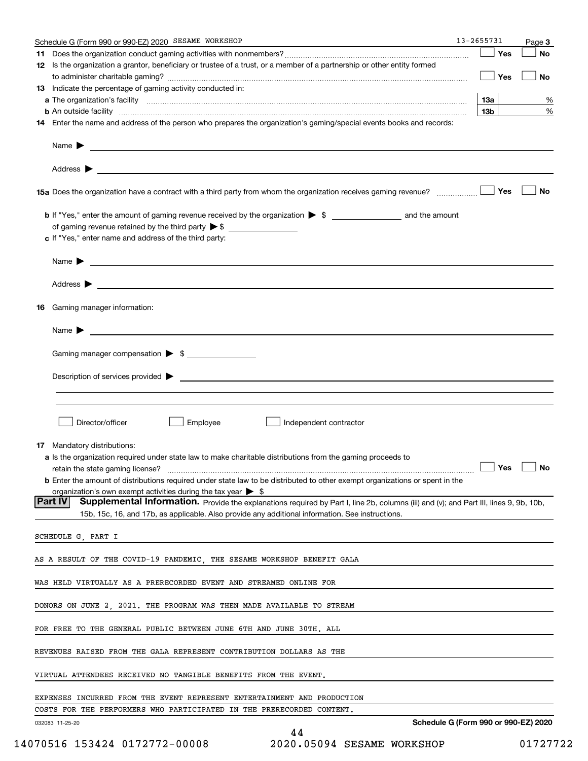Schedule G (Form 990 or 990-EZ) 2020 SESAME WORKSHOP 13-2655731 Page 3

**11** Does the organization conduct gaming activities with nonmembers? ☐ Yes ☐ No

**12** Is the organization a grantor, beneficiary or trustee of a trust, or a member of a partnership or other entity formed to administer charitable gaming? ☐ Yes ☐ No

**13** Indicate the percentage of gaming activity conducted in:

**a** The organization's facility **13a** %

**b** An outside facility **13b** %

**14** Enter the name and address of the person who prepares the organization's gaming/special events books and records:

Name ▶

Address ▶

**15a** Does the organization have a contract with a third party from whom the organization receives gaming revenue? ☐ Yes ☐ No

**b** If "Yes," enter the amount of gaming revenue received by the organization ▶ $ ______ and the amount of gaming revenue retained by the third party ▶ $ ______

**c** If "Yes," enter name and address of the third party:

Name ▶

Address ▶

**16** Gaming manager information:

Name ▶

Gaming manager compensation ▶ $

Description of services provided ▶

☐ Director/officer ☐ Employee ☐ Independent contractor

**17** Mandatory distributions:

**a** Is the organization required under state law to make charitable distributions from the gaming proceeds to retain the state gaming license? ☐ Yes ☐ No

**b** Enter the amount of distributions required under state law to be distributed to other exempt organizations or spent in the organization's own exempt activities during the tax year ▶ $

**Part IV** **Supplemental Information.** Provide the explanations required by Part I, line 2b, columns (iii) and (v); and Part III, lines 9, 9b, 10b, 15b, 15c, 16, and 17b, as applicable. Also provide any additional information. See instructions.

SCHEDULE G, PART I

AS A RESULT OF THE COVID-19 PANDEMIC, THE SESAME WORKSHOP BENEFIT GALA WAS HELD VIRTUALLY AS A PRERECORDED EVENT AND STREAMED ONLINE FOR DONORS ON JUNE 2, 2021. THE PROGRAM WAS THEN MADE AVAILABLE TO STREAM FOR FREE TO THE GENERAL PUBLIC BETWEEN JUNE 6TH AND JUNE 30TH. ALL REVENUES RAISED FROM THE GALA REPRESENT CONTRIBUTION DOLLARS AS THE VIRTUAL ATTENDEES RECEIVED NO TANGIBLE BENEFITS FROM THE EVENT.

EXPENSES INCURRED FROM THE EVENT REPRESENT ENTERTAINMENT AND PRODUCTION COSTS FOR THE PERFORMERS WHO PARTICIPATED IN THE PRERECORDED CONTENT.

032083 11-25-20 **Schedule G (Form 990 or 990-EZ) 2020**

14070516 153424 0172772-00008 2020.05094 SESAME WORKSHOP 01727722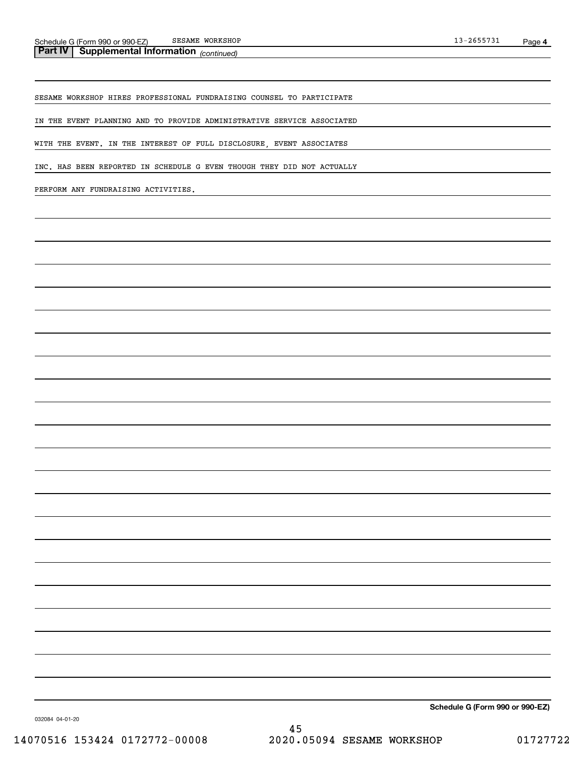## Part IV Supplemental Information *(continued)*

SESAME WORKSHOP HIRES PROFESSIONAL FUNDRAISING COUNSEL TO PARTICIPATE IN THE EVENT PLANNING AND TO PROVIDE ADMINISTRATIVE SERVICE ASSOCIATED WITH THE EVENT. IN THE INTEREST OF FULL DISCLOSURE, EVENT ASSOCIATES INC. HAS BEEN REPORTED IN SCHEDULE G EVEN THOUGH THEY DID NOT ACTUALLY PERFORM ANY FUNDRAISING ACTIVITIES.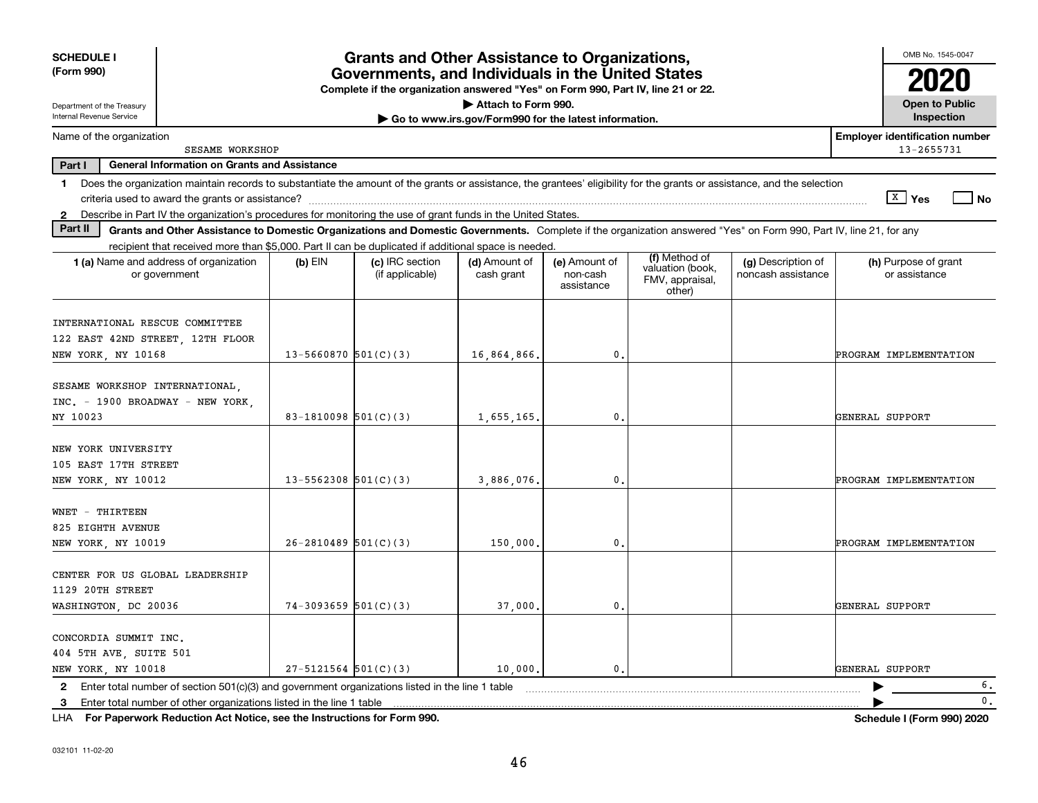**SCHEDULE I**
**(Form 990)**

Department of the Treasury
Internal Revenue Service

# Grants and Other Assistance to Organizations, Governments, and Individuals in the United States

**Complete if the organization answered "Yes" on Form 990, Part IV, line 21 or 22.**

**▶ Attach to Form 990.**

**▶ Go to www.irs.gov/Form990 for the latest information.**

OMB No. 1545-0047

**2020**

**Open to Public Inspection**

Name of the organization: SESAME WORKSHOP

**Employer identification number:** 13-2655731

**Part I — General Information on Grants and Assistance**

1 Does the organization maintain records to substantiate the amount of the grants or assistance, the grantees' eligibility for the grants or assistance, and the selection criteria used to award the grants or assistance? [X] Yes [ ] No

2 Describe in Part IV the organization's procedures for monitoring the use of grant funds in the United States.

**Part II — Grants and Other Assistance to Domestic Organizations and Domestic Governments.** Complete if the organization answered "Yes" on Form 990, Part IV, line 21, for any recipient that received more than $5,000. Part II can be duplicated if additional space is needed.

| 1 (a) Name and address of organization or government | (b) EIN | (c) IRC section (if applicable) | (d) Amount of cash grant | (e) Amount of non-cash assistance | (f) Method of valuation (book, FMV, appraisal, other) | (g) Description of noncash assistance | (h) Purpose of grant or assistance |
|---|---|---|---|---|---|---|---|
| INTERNATIONAL RESCUE COMMITTEE 122 EAST 42ND STREET, 12TH FLOOR NEW YORK, NY 10168 | 13-5660870 | 501(C)(3) | 16,864,866. | 0. | | | PROGRAM IMPLEMENTATION |
| SESAME WORKSHOP INTERNATIONAL, INC. - 1900 BROADWAY - NEW YORK, NY 10023 | 83-1810098 | 501(C)(3) | 1,655,165. | 0. | | | GENERAL SUPPORT |
| NEW YORK UNIVERSITY 105 EAST 17TH STREET NEW YORK, NY 10012 | 13-5562308 | 501(C)(3) | 3,886,076. | 0. | | | PROGRAM IMPLEMENTATION |
| WNET - THIRTEEN 825 EIGHTH AVENUE NEW YORK, NY 10019 | 26-2810489 | 501(C)(3) | 150,000. | 0. | | | PROGRAM IMPLEMENTATION |
| CENTER FOR US GLOBAL LEADERSHIP 1129 20TH STREET WASHINGTON, DC 20036 | 74-3093659 | 501(C)(3) | 37,000. | 0. | | | GENERAL SUPPORT |
| CONCORDIA SUMMIT INC. 404 5TH AVE, SUITE 501 NEW YORK, NY 10018 | 27-5121564 | 501(C)(3) | 10,000. | 0. | | | GENERAL SUPPORT |

2 Enter total number of section 501(c)(3) and government organizations listed in the line 1 table ▶ 6.

3 Enter total number of other organizations listed in the line 1 table ▶ 0.

LHA **For Paperwork Reduction Act Notice, see the Instructions for Form 990.** **Schedule I (Form 990) 2020**

032101 11-02-20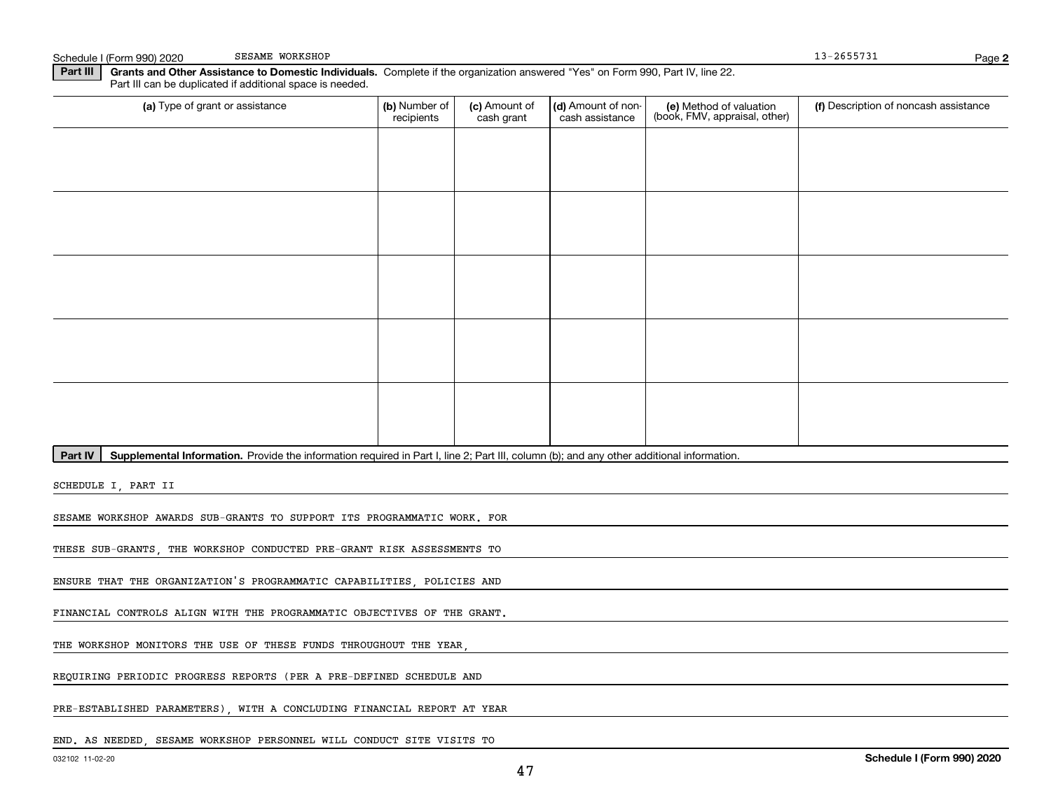## Part III Grants and Other Assistance to Domestic Individuals.

Complete if the organization answered "Yes" on Form 990, Part IV, line 22. Part III can be duplicated if additional space is needed.

| (a) Type of grant or assistance | (b) Number of recipients | (c) Amount of cash grant | (d) Amount of non-cash assistance | (e) Method of valuation (book, FMV, appraisal, other) | (f) Description of noncash assistance |
|---|---|---|---|---|---|
| | | | | | |
| | | | | | |
| | | | | | |
| | | | | | |
| | | | | | |

## Part IV Supplemental Information.

Provide the information required in Part I, line 2; Part III, column (b); and any other additional information.

SCHEDULE I, PART II

SESAME WORKSHOP AWARDS SUB-GRANTS TO SUPPORT ITS PROGRAMMATIC WORK. FOR THESE SUB-GRANTS, THE WORKSHOP CONDUCTED PRE-GRANT RISK ASSESSMENTS TO ENSURE THAT THE ORGANIZATION'S PROGRAMMATIC CAPABILITIES, POLICIES AND FINANCIAL CONTROLS ALIGN WITH THE PROGRAMMATIC OBJECTIVES OF THE GRANT. THE WORKSHOP MONITORS THE USE OF THESE FUNDS THROUGHOUT THE YEAR, REQUIRING PERIODIC PROGRESS REPORTS (PER A PRE-DEFINED SCHEDULE AND PRE-ESTABLISHED PARAMETERS), WITH A CONCLUDING FINANCIAL REPORT AT YEAR END. AS NEEDED, SESAME WORKSHOP PERSONNEL WILL CONDUCT SITE VISITS TO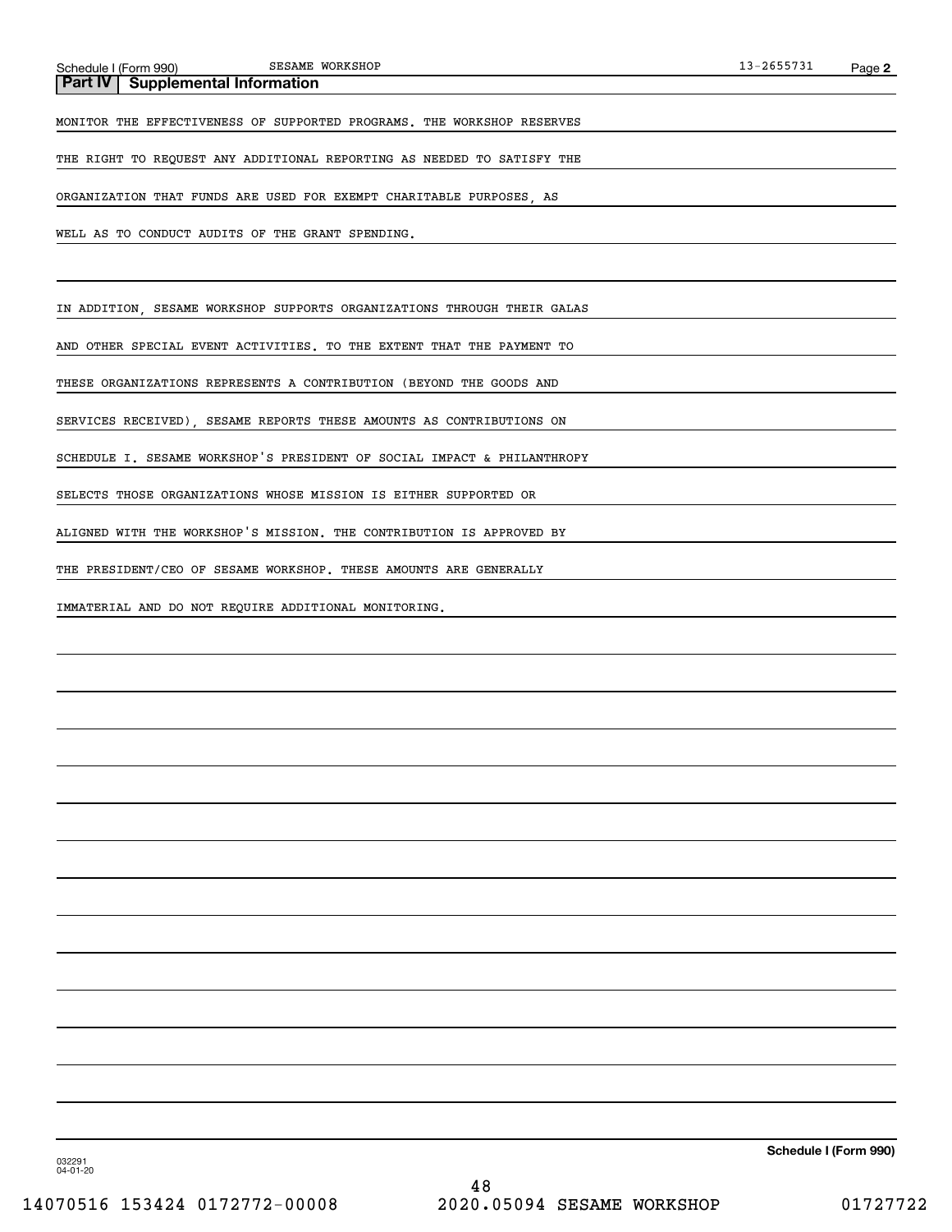## Part IV | Supplemental Information

MONITOR THE EFFECTIVENESS OF SUPPORTED PROGRAMS. THE WORKSHOP RESERVES THE RIGHT TO REQUEST ANY ADDITIONAL REPORTING AS NEEDED TO SATISFY THE ORGANIZATION THAT FUNDS ARE USED FOR EXEMPT CHARITABLE PURPOSES, AS WELL AS TO CONDUCT AUDITS OF THE GRANT SPENDING.

IN ADDITION, SESAME WORKSHOP SUPPORTS ORGANIZATIONS THROUGH THEIR GALAS AND OTHER SPECIAL EVENT ACTIVITIES. TO THE EXTENT THAT THE PAYMENT TO THESE ORGANIZATIONS REPRESENTS A CONTRIBUTION (BEYOND THE GOODS AND SERVICES RECEIVED), SESAME REPORTS THESE AMOUNTS AS CONTRIBUTIONS ON SCHEDULE I. SESAME WORKSHOP'S PRESIDENT OF SOCIAL IMPACT & PHILANTHROPY SELECTS THOSE ORGANIZATIONS WHOSE MISSION IS EITHER SUPPORTED OR ALIGNED WITH THE WORKSHOP'S MISSION. THE CONTRIBUTION IS APPROVED BY THE PRESIDENT/CEO OF SESAME WORKSHOP. THESE AMOUNTS ARE GENERALLY IMMATERIAL AND DO NOT REQUIRE ADDITIONAL MONITORING.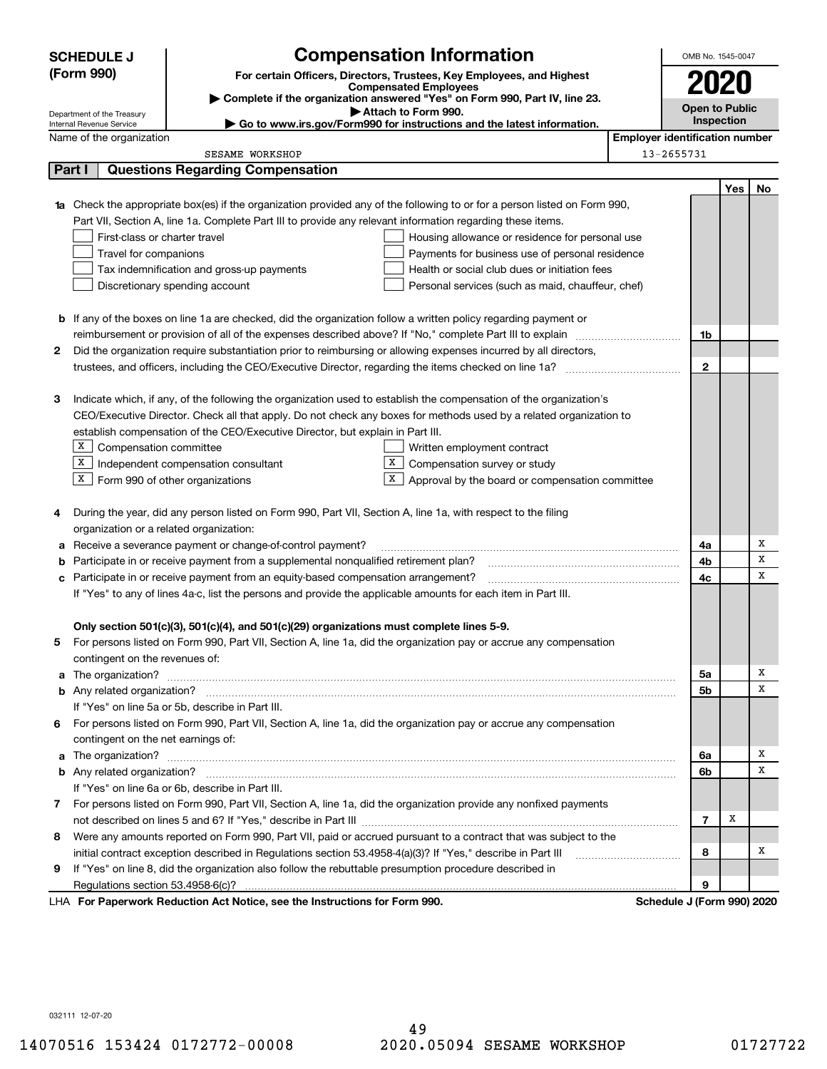# SCHEDULE J (Form 990)

## Compensation Information

**For certain Officers, Directors, Trustees, Key Employees, and Highest Compensated Employees**

▶ Complete if the organization answered "Yes" on Form 990, Part IV, line 23.

▶ Attach to Form 990.

▶ Go to www.irs.gov/Form990 for instructions and the latest information.

Department of the Treasury
Internal Revenue Service

OMB No. 1545-0047

**2020**

**Open to Public Inspection**

Name of the organization: SESAME WORKSHOP

Employer identification number: 13-2655731

### Part I Questions Regarding Compensation

| | | | Yes | No |
|---|---|---|---|---|
| **1a** | Check the appropriate box(es) if the organization provided any of the following to or for a person listed on Form 990, Part VII, Section A, line 1a. Complete Part III to provide any relevant information regarding these items.<br>☐ First-class or charter travel ☐ Housing allowance or residence for personal use<br>☐ Travel for companions ☐ Payments for business use of personal residence<br>☐ Tax indemnification and gross-up payments ☐ Health or social club dues or initiation fees<br>☐ Discretionary spending account ☐ Personal services (such as maid, chauffeur, chef) | | | |
| **b** | If any of the boxes on line 1a are checked, did the organization follow a written policy regarding payment or reimbursement or provision of all of the expenses described above? If "No," complete Part III to explain | 1b | | |
| **2** | Did the organization require substantiation prior to reimbursing or allowing expenses incurred by all directors, trustees, and officers, including the CEO/Executive Director, regarding the items checked on line 1a? | 2 | | |
| **3** | Indicate which, if any, of the following the organization used to establish the compensation of the organization's CEO/Executive Director. Check all that apply. Do not check any boxes for methods used by a related organization to establish compensation of the CEO/Executive Director, but explain in Part III.<br>☒ Compensation committee ☐ Written employment contract<br>☒ Independent compensation consultant ☒ Compensation survey or study<br>☒ Form 990 of other organizations ☒ Approval by the board or compensation committee | | | |
| **4** | During the year, did any person listed on Form 990, Part VII, Section A, line 1a, with respect to the filing organization or a related organization: | | | |
| **a** | Receive a severance payment or change-of-control payment? | 4a | | X |
| **b** | Participate in or receive payment from a supplemental nonqualified retirement plan? | 4b | | X |
| **c** | Participate in or receive payment from an equity-based compensation arrangement? | 4c | | X |
| | If "Yes" to any of lines 4a-c, list the persons and provide the applicable amounts for each item in Part III. | | | |
| | **Only section 501(c)(3), 501(c)(4), and 501(c)(29) organizations must complete lines 5-9.** | | | |
| **5** | For persons listed on Form 990, Part VII, Section A, line 1a, did the organization pay or accrue any compensation contingent on the revenues of: | | | |
| **a** | The organization? | 5a | | X |
| **b** | Any related organization? | 5b | | X |
| | If "Yes" on line 5a or 5b, describe in Part III. | | | |
| **6** | For persons listed on Form 990, Part VII, Section A, line 1a, did the organization pay or accrue any compensation contingent on the net earnings of: | | | |
| **a** | The organization? | 6a | | X |
| **b** | Any related organization? | 6b | | X |
| | If "Yes" on line 6a or 6b, describe in Part III. | | | |
| **7** | For persons listed on Form 990, Part VII, Section A, line 1a, did the organization provide any nonfixed payments not described on lines 5 and 6? If "Yes," describe in Part III | 7 | X | |
| **8** | Were any amounts reported on Form 990, Part VII, paid or accrued pursuant to a contract that was subject to the initial contract exception described in Regulations section 53.4958-4(a)(3)? If "Yes," describe in Part III | 8 | | X |
| **9** | If "Yes" on line 8, did the organization also follow the rebuttable presumption procedure described in Regulations section 53.4958-6(c)? | 9 | | |

LHA **For Paperwork Reduction Act Notice, see the Instructions for Form 990.** **Schedule J (Form 990) 2020**

032111 12-07-20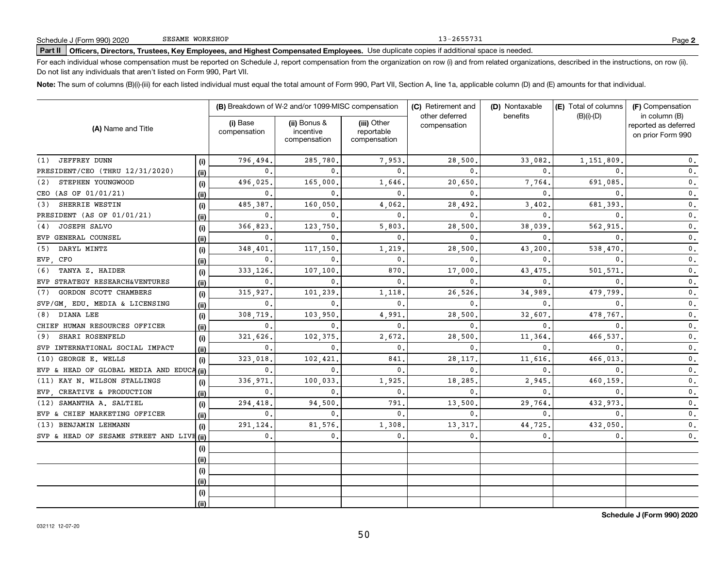Schedule J (Form 990) 2020 SESAME WORKSHOP 13-2655731 Page **2**

**Part II** **Officers, Directors, Trustees, Key Employees, and Highest Compensated Employees.** Use duplicate copies if additional space is needed.

For each individual whose compensation must be reported on Schedule J, report compensation from the organization on row (i) and from related organizations, described in the instructions, on row (ii). Do not list any individuals that aren't listed on Form 990, Part VII.

**Note:** The sum of columns (B)(i)-(iii) for each listed individual must equal the total amount of Form 990, Part VII, Section A, line 1a, applicable column (D) and (E) amounts for that individual.

| (A) Name and Title | | (B) Breakdown of W-2 and/or 1099-MISC compensation | | | (C) Retirement and other deferred compensation | (D) Nontaxable benefits | (E) Total of columns (B)(i)-(D) | (F) Compensation in column (B) reported as deferred on prior Form 990 |
|---|---|---|---|---|---|---|---|---|
| | | (i) Base compensation | (ii) Bonus & incentive compensation | (iii) Other reportable compensation | | | | |
| (1) JEFFREY DUNN | (i) | 796,494. | 285,780. | 7,953. | 28,500. | 33,082. | 1,151,809. | 0. |
| PRESIDENT/CEO (THRU 12/31/2020) | (ii) | 0. | 0. | 0. | 0. | 0. | 0. | 0. |
| (2) STEPHEN YOUNGWOOD | (i) | 496,025. | 165,000. | 1,646. | 20,650. | 7,764. | 691,085. | 0. |
| CEO (AS OF 01/01/21) | (ii) | 0. | 0. | 0. | 0. | 0. | 0. | 0. |
| (3) SHERRIE WESTIN | (i) | 485,387. | 160,050. | 4,062. | 28,492. | 3,402. | 681,393. | 0. |
| PRESIDENT (AS OF 01/01/21) | (ii) | 0. | 0. | 0. | 0. | 0. | 0. | 0. |
| (4) JOSEPH SALVO | (i) | 366,823. | 123,750. | 5,803. | 28,500. | 38,039. | 562,915. | 0. |
| EVP GENERAL COUNSEL | (ii) | 0. | 0. | 0. | 0. | 0. | 0. | 0. |
| (5) DARYL MINTZ | (i) | 348,401. | 117,150. | 1,219. | 28,500. | 43,200. | 538,470. | 0. |
| EVP, CFO | (ii) | 0. | 0. | 0. | 0. | 0. | 0. | 0. |
| (6) TANYA Z. HAIDER | (i) | 333,126. | 107,100. | 870. | 17,000. | 43,475. | 501,571. | 0. |
| EVP STRATEGY RESEARCH&VENTURES | (ii) | 0. | 0. | 0. | 0. | 0. | 0. | 0. |
| (7) GORDON SCOTT CHAMBERS | (i) | 315,927. | 101,239. | 1,118. | 26,526. | 34,989. | 479,799. | 0. |
| SVP/GM, EDU. MEDIA & LICENSING | (ii) | 0. | 0. | 0. | 0. | 0. | 0. | 0. |
| (8) DIANA LEE | (i) | 308,719. | 103,950. | 4,991. | 28,500. | 32,607. | 478,767. | 0. |
| CHIEF HUMAN RESOURCES OFFICER | (ii) | 0. | 0. | 0. | 0. | 0. | 0. | 0. |
| (9) SHARI ROSENFELD | (i) | 321,626. | 102,375. | 2,672. | 28,500. | 11,364. | 466,537. | 0. |
| SVP INTERNATIONAL SOCIAL IMPACT | (ii) | 0. | 0. | 0. | 0. | 0. | 0. | 0. |
| (10) GEORGE E. WELLS | (i) | 323,018. | 102,421. | 841. | 28,117. | 11,616. | 466,013. | 0. |
| EVP & HEAD OF GLOBAL MEDIA AND EDUCA | (ii) | 0. | 0. | 0. | 0. | 0. | 0. | 0. |
| (11) KAY N. WILSON STALLINGS | (i) | 336,971. | 100,033. | 1,925. | 18,285. | 2,945. | 460,159. | 0. |
| EVP, CREATIVE & PRODUCTION | (ii) | 0. | 0. | 0. | 0. | 0. | 0. | 0. |
| (12) SAMANTHA A. SALTIEL | (i) | 294,418. | 94,500. | 791. | 13,500. | 29,764. | 432,973. | 0. |
| EVP & CHIEF MARKETING OFFICER | (ii) | 0. | 0. | 0. | 0. | 0. | 0. | 0. |
| (13) BENJAMIN LEHMANN | (i) | 291,124. | 81,576. | 1,308. | 13,317. | 44,725. | 432,050. | 0. |
| SVP & HEAD OF SESAME STREET AND LIVE | (ii) | 0. | 0. | 0. | 0. | 0. | 0. | 0. |
| | (i) | | | | | | | |
| | (ii) | | | | | | | |
| | (i) | | | | | | | |
| | (ii) | | | | | | | |
| | (i) | | | | | | | |
| | (ii) | | | | | | | |

**Schedule J (Form 990) 2020**

032112 12-07-20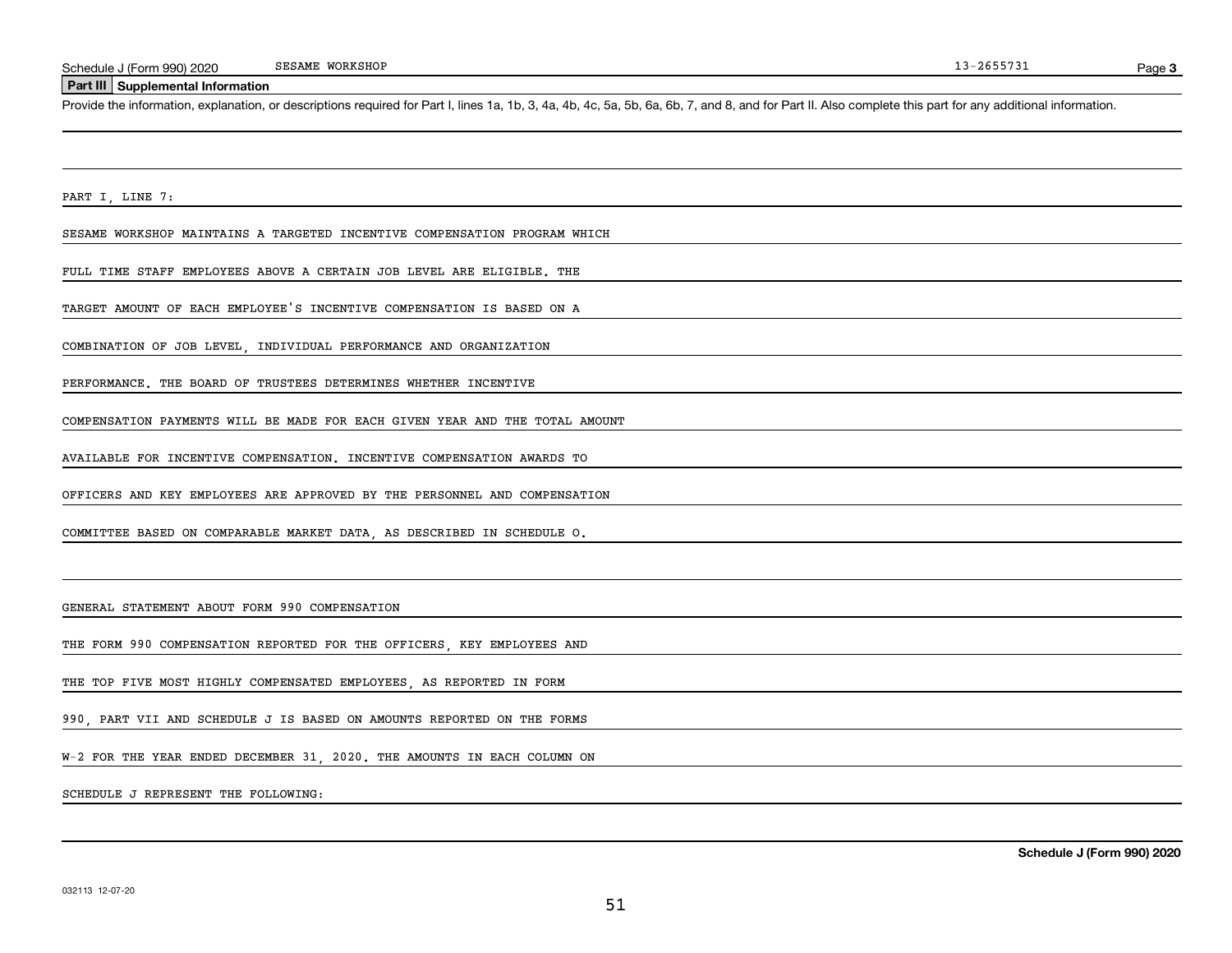Schedule J (Form 990) 2020 SESAME WORKSHOP 13-2655731

## Part III Supplemental Information

Provide the information, explanation, or descriptions required for Part I, lines 1a, 1b, 3, 4a, 4b, 4c, 5a, 5b, 6a, 6b, 7, and 8, and for Part II. Also complete this part for any additional information.

PART I, LINE 7:

SESAME WORKSHOP MAINTAINS A TARGETED INCENTIVE COMPENSATION PROGRAM WHICH FULL TIME STAFF EMPLOYEES ABOVE A CERTAIN JOB LEVEL ARE ELIGIBLE. THE TARGET AMOUNT OF EACH EMPLOYEE'S INCENTIVE COMPENSATION IS BASED ON A COMBINATION OF JOB LEVEL, INDIVIDUAL PERFORMANCE AND ORGANIZATION PERFORMANCE. THE BOARD OF TRUSTEES DETERMINES WHETHER INCENTIVE COMPENSATION PAYMENTS WILL BE MADE FOR EACH GIVEN YEAR AND THE TOTAL AMOUNT AVAILABLE FOR INCENTIVE COMPENSATION. INCENTIVE COMPENSATION AWARDS TO OFFICERS AND KEY EMPLOYEES ARE APPROVED BY THE PERSONNEL AND COMPENSATION COMMITTEE BASED ON COMPARABLE MARKET DATA, AS DESCRIBED IN SCHEDULE O.

GENERAL STATEMENT ABOUT FORM 990 COMPENSATION

THE FORM 990 COMPENSATION REPORTED FOR THE OFFICERS, KEY EMPLOYEES AND THE TOP FIVE MOST HIGHLY COMPENSATED EMPLOYEES, AS REPORTED IN FORM 990, PART VII AND SCHEDULE J IS BASED ON AMOUNTS REPORTED ON THE FORMS W-2 FOR THE YEAR ENDED DECEMBER 31, 2020. THE AMOUNTS IN EACH COLUMN ON SCHEDULE J REPRESENT THE FOLLOWING:

Schedule J (Form 990) 2020

032113 12-07-20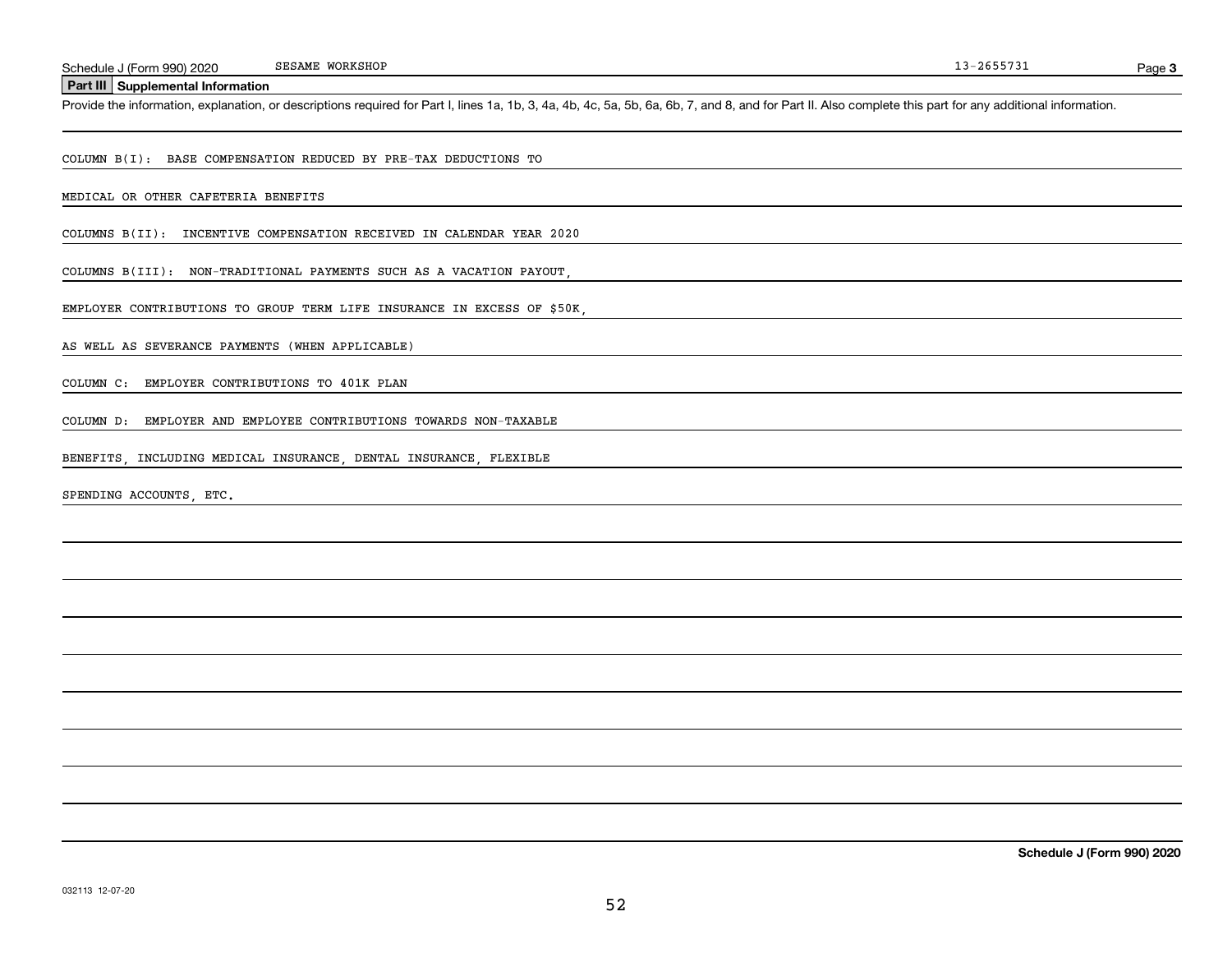Schedule J (Form 990) 2020 SESAME WORKSHOP 13-2655731 Page **3**

## Part III Supplemental Information

Provide the information, explanation, or descriptions required for Part I, lines 1a, 1b, 3, 4a, 4b, 4c, 5a, 5b, 6a, 6b, 7, and 8, and for Part II. Also complete this part for any additional information.

COLUMN B(I): BASE COMPENSATION REDUCED BY PRE-TAX DEDUCTIONS TO

MEDICAL OR OTHER CAFETERIA BENEFITS

COLUMNS B(II): INCENTIVE COMPENSATION RECEIVED IN CALENDAR YEAR 2020

COLUMNS B(III): NON-TRADITIONAL PAYMENTS SUCH AS A VACATION PAYOUT,

EMPLOYER CONTRIBUTIONS TO GROUP TERM LIFE INSURANCE IN EXCESS OF $50K,

AS WELL AS SEVERANCE PAYMENTS (WHEN APPLICABLE)

COLUMN C: EMPLOYER CONTRIBUTIONS TO 401K PLAN

COLUMN D: EMPLOYER AND EMPLOYEE CONTRIBUTIONS TOWARDS NON-TAXABLE

BENEFITS, INCLUDING MEDICAL INSURANCE, DENTAL INSURANCE, FLEXIBLE

SPENDING ACCOUNTS, ETC.

**Schedule J (Form 990) 2020**

032113 12-07-20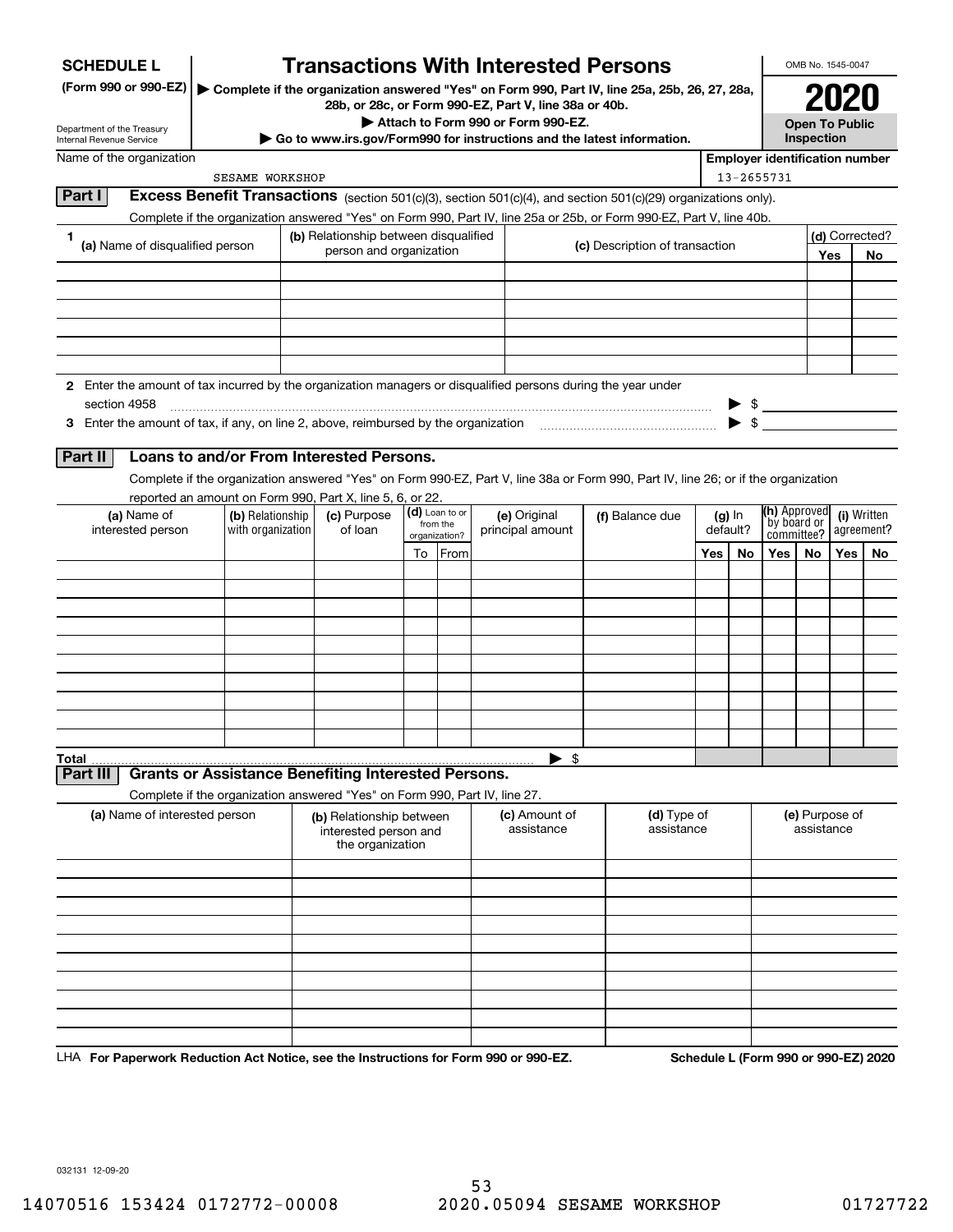**SCHEDULE L**
**(Form 990 or 990-EZ)**

Department of the Treasury
Internal Revenue Service

# Transactions With Interested Persons

▶ **Complete if the organization answered "Yes" on Form 990, Part IV, line 25a, 25b, 26, 27, 28a, 28b, or 28c, or Form 990-EZ, Part V, line 38a or 40b.**
▶ **Attach to Form 990 or Form 990-EZ.**
▶ **Go to www.irs.gov/Form990 for instructions and the latest information.**

OMB No. 1545-0047

**2020**

**Open To Public Inspection**

Name of the organization: SESAME WORKSHOP

**Employer identification number**: 13-2655731

## Part I Excess Benefit Transactions (section 501(c)(3), section 501(c)(4), and section 501(c)(29) organizations only).

Complete if the organization answered "Yes" on Form 990, Part IV, line 25a or 25b, or Form 990-EZ, Part V, line 40b.

| 1 (a) Name of disqualified person | (b) Relationship between disqualified person and organization | (c) Description of transaction | (d) Corrected? Yes | No |
|---|---|---|---|---|
| | | | | |
| | | | | |
| | | | | |
| | | | | |
| | | | | |
| | | | | |

**2** Enter the amount of tax incurred by the organization managers or disqualified persons during the year under section 4958 ▶ $

**3** Enter the amount of tax, if any, on line 2, above, reimbursed by the organization ▶ $

## Part II Loans to and/or From Interested Persons.

Complete if the organization answered "Yes" on Form 990-EZ, Part V, line 38a or Form 990, Part IV, line 26; or if the organization reported an amount on Form 990, Part X, line 5, 6, or 22.

| (a) Name of interested person | (b) Relationship with organization | (c) Purpose of loan | (d) Loan to or from the organization? To | From | (e) Original principal amount | (f) Balance due | (g) In default? Yes | No | (h) Approved by board or committee? Yes | No | (i) Written agreement? Yes | No |
|---|---|---|---|---|---|---|---|---|---|---|---|---|
| | | | | | | | | | | | | |
| | | | | | | | | | | | | |
| | | | | | | | | | | | | |
| | | | | | | | | | | | | |
| | | | | | | | | | | | | |
| | | | | | | | | | | | | |
| | | | | | | | | | | | | |
| | | | | | | | | | | | | |
| | | | | | | | | | | | | |
| | | | | | | | | | | | | |
| **Total** | | | | | ▶ $ | | | | | | | |

## Part III Grants or Assistance Benefiting Interested Persons.

Complete if the organization answered "Yes" on Form 990, Part IV, line 27.

| (a) Name of interested person | (b) Relationship between interested person and the organization | (c) Amount of assistance | (d) Type of assistance | (e) Purpose of assistance |
|---|---|---|---|---|
| | | | | |
| | | | | |
| | | | | |
| | | | | |
| | | | | |
| | | | | |
| | | | | |
| | | | | |
| | | | | |
| | | | | |

LHA **For Paperwork Reduction Act Notice, see the Instructions for Form 990 or 990-EZ.** **Schedule L (Form 990 or 990-EZ) 2020**

032131 12-09-20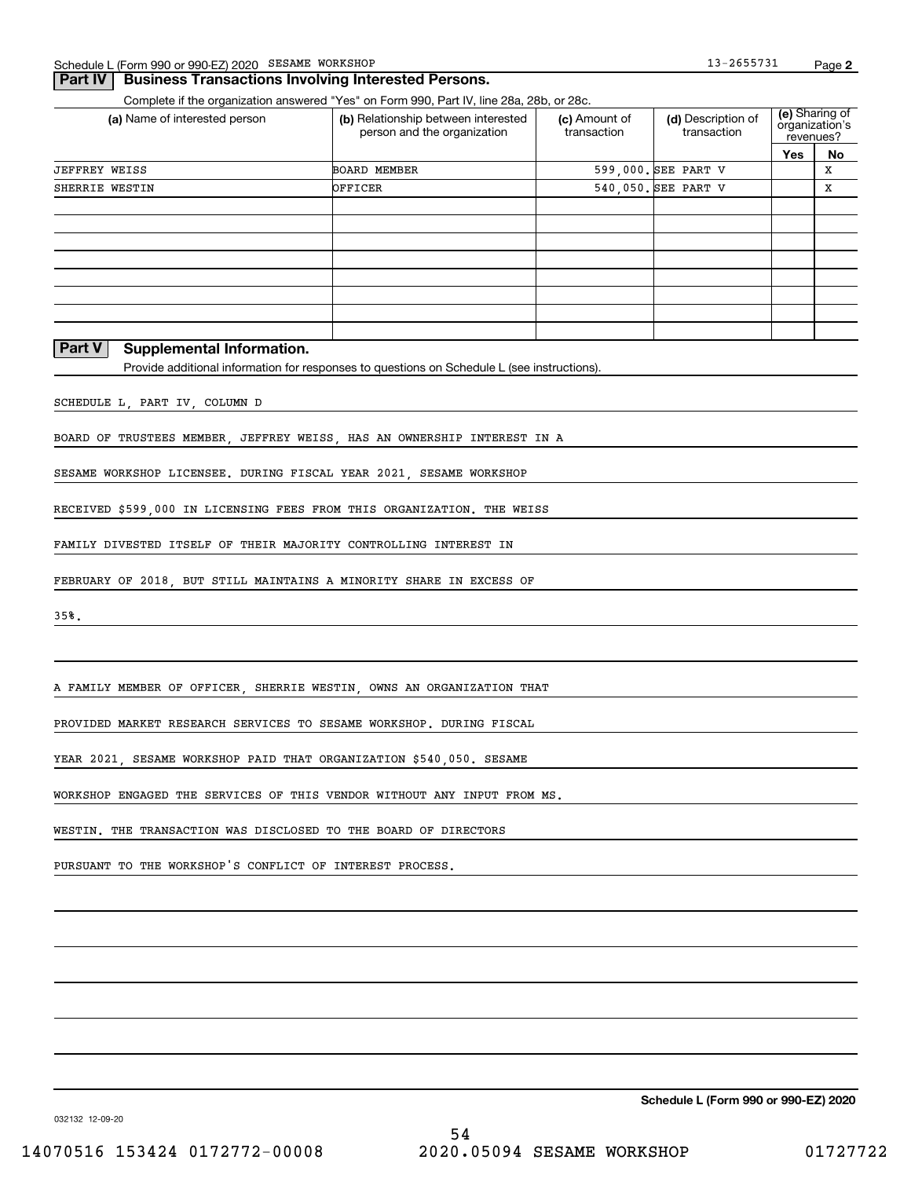Schedule L (Form 990 or 990-EZ) 2020 SESAME WORKSHOP 13-2655731

## Part IV Business Transactions Involving Interested Persons.

Complete if the organization answered "Yes" on Form 990, Part IV, line 28a, 28b, or 28c.

| (a) Name of interested person | (b) Relationship between interested person and the organization | (c) Amount of transaction | (d) Description of transaction | (e) Sharing of organization's revenues? | |
|---|---|---|---|---|---|
| | | | | Yes | No |
| JEFFREY WEISS | BOARD MEMBER | 599,000. | SEE PART V | | X |
| SHERRIE WESTIN | OFFICER | 540,050. | SEE PART V | | X |
| | | | | | |
| | | | | | |
| | | | | | |
| | | | | | |
| | | | | | |
| | | | | | |
| | | | | | |
| | | | | | |

## Part V Supplemental Information.

Provide additional information for responses to questions on Schedule L (see instructions).

SCHEDULE L, PART IV, COLUMN D

BOARD OF TRUSTEES MEMBER, JEFFREY WEISS, HAS AN OWNERSHIP INTEREST IN A SESAME WORKSHOP LICENSEE. DURING FISCAL YEAR 2021, SESAME WORKSHOP RECEIVED $599,000 IN LICENSING FEES FROM THIS ORGANIZATION. THE WEISS FAMILY DIVESTED ITSELF OF THEIR MAJORITY CONTROLLING INTEREST IN FEBRUARY OF 2018, BUT STILL MAINTAINS A MINORITY SHARE IN EXCESS OF 35%.

A FAMILY MEMBER OF OFFICER, SHERRIE WESTIN, OWNS AN ORGANIZATION THAT PROVIDED MARKET RESEARCH SERVICES TO SESAME WORKSHOP. DURING FISCAL YEAR 2021, SESAME WORKSHOP PAID THAT ORGANIZATION $540,050. SESAME WORKSHOP ENGAGED THE SERVICES OF THIS VENDOR WITHOUT ANY INPUT FROM MS. WESTIN. THE TRANSACTION WAS DISCLOSED TO THE BOARD OF DIRECTORS PURSUANT TO THE WORKSHOP'S CONFLICT OF INTEREST PROCESS.

**Schedule L (Form 990 or 990-EZ) 2020**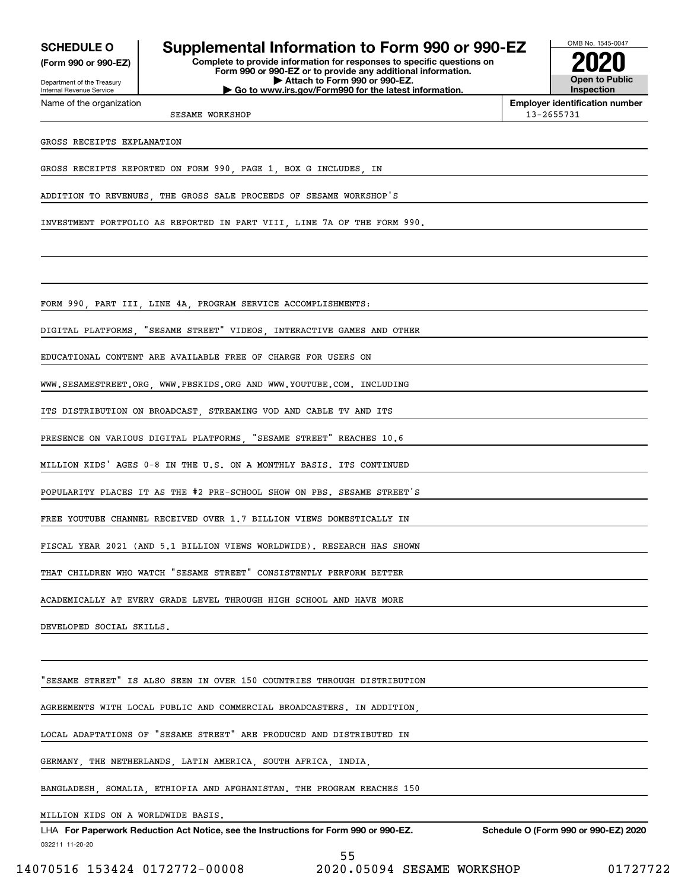**SCHEDULE O**
**(Form 990 or 990-EZ)**

Department of the Treasury
Internal Revenue Service

# Supplemental Information to Form 990 or 990-EZ

**Complete to provide information for responses to specific questions on Form 990 or 990-EZ or to provide any additional information.**
**▶ Attach to Form 990 or 990-EZ.**
**▶ Go to www.irs.gov/Form990 for the latest information.**

OMB No. 1545-0047
**2020**
**Open to Public Inspection**

| Name of the organization | Employer identification number |
|---|---|
| SESAME WORKSHOP | 13-2655731 |

GROSS RECEIPTS EXPLANATION

GROSS RECEIPTS REPORTED ON FORM 990, PAGE 1, BOX G INCLUDES, IN ADDITION TO REVENUES, THE GROSS SALE PROCEEDS OF SESAME WORKSHOP'S INVESTMENT PORTFOLIO AS REPORTED IN PART VIII, LINE 7A OF THE FORM 990.

FORM 990, PART III, LINE 4A, PROGRAM SERVICE ACCOMPLISHMENTS:

DIGITAL PLATFORMS, "SESAME STREET" VIDEOS, INTERACTIVE GAMES AND OTHER EDUCATIONAL CONTENT ARE AVAILABLE FREE OF CHARGE FOR USERS ON WWW.SESAMESTREET.ORG, WWW.PBSKIDS.ORG AND WWW.YOUTUBE.COM. INCLUDING ITS DISTRIBUTION ON BROADCAST, STREAMING VOD AND CABLE TV AND ITS PRESENCE ON VARIOUS DIGITAL PLATFORMS, "SESAME STREET" REACHES 10.6 MILLION KIDS' AGES 0-8 IN THE U.S. ON A MONTHLY BASIS. ITS CONTINUED POPULARITY PLACES IT AS THE #2 PRE-SCHOOL SHOW ON PBS. SESAME STREET'S FREE YOUTUBE CHANNEL RECEIVED OVER 1.7 BILLION VIEWS DOMESTICALLY IN FISCAL YEAR 2021 (AND 5.1 BILLION VIEWS WORLDWIDE). RESEARCH HAS SHOWN THAT CHILDREN WHO WATCH "SESAME STREET" CONSISTENTLY PERFORM BETTER ACADEMICALLY AT EVERY GRADE LEVEL THROUGH HIGH SCHOOL AND HAVE MORE DEVELOPED SOCIAL SKILLS.

"SESAME STREET" IS ALSO SEEN IN OVER 150 COUNTRIES THROUGH DISTRIBUTION AGREEMENTS WITH LOCAL PUBLIC AND COMMERCIAL BROADCASTERS. IN ADDITION, LOCAL ADAPTATIONS OF "SESAME STREET" ARE PRODUCED AND DISTRIBUTED IN GERMANY, THE NETHERLANDS, LATIN AMERICA, SOUTH AFRICA, INDIA, BANGLADESH, SOMALIA, ETHIOPIA AND AFGHANISTAN. THE PROGRAM REACHES 150 MILLION KIDS ON A WORLDWIDE BASIS.

LHA **For Paperwork Reduction Act Notice, see the Instructions for Form 990 or 990-EZ.** **Schedule O (Form 990 or 990-EZ) 2020**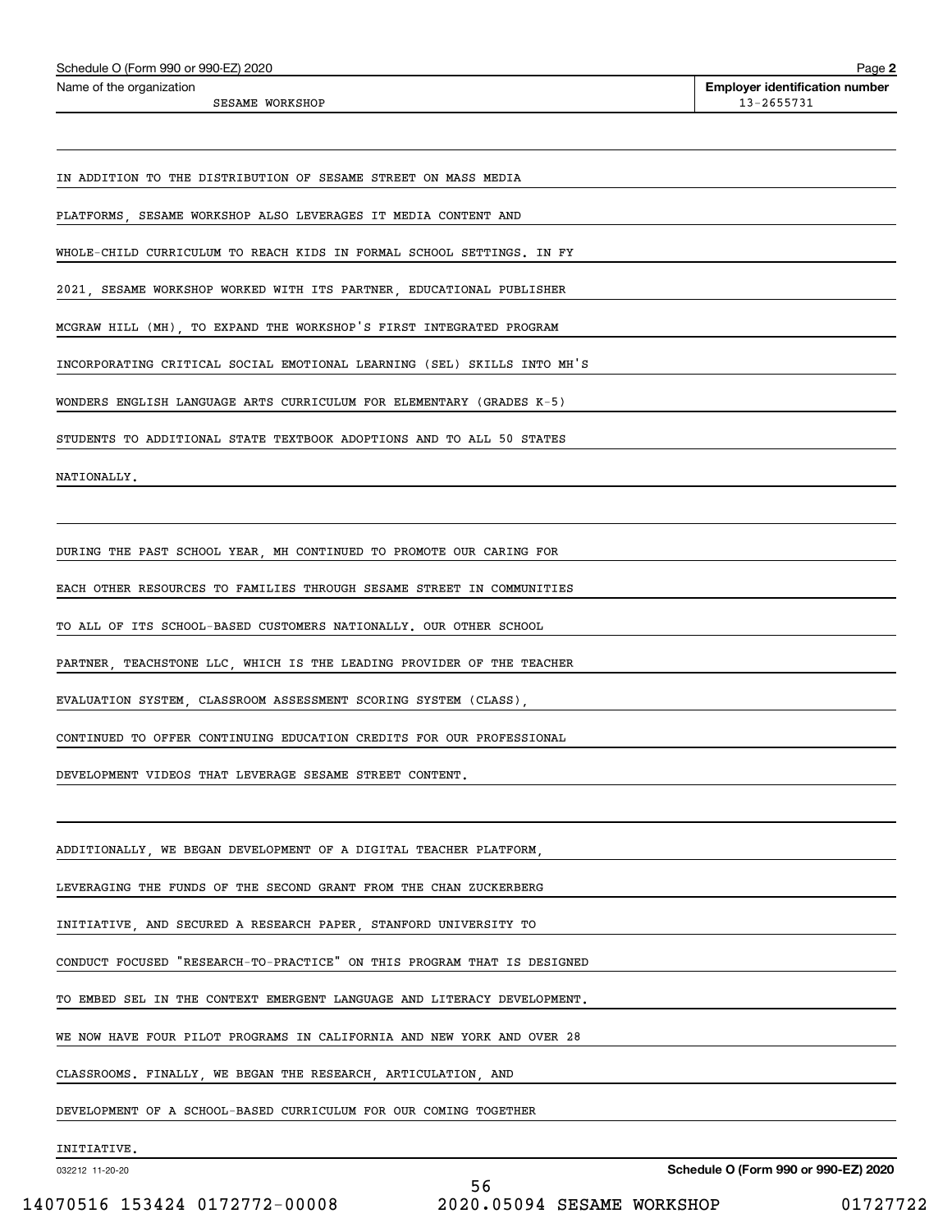Schedule O (Form 990 or 990-EZ) 2020

Name of the organization: SESAME WORKSHOP

Employer identification number: 13-2655731

IN ADDITION TO THE DISTRIBUTION OF SESAME STREET ON MASS MEDIA PLATFORMS, SESAME WORKSHOP ALSO LEVERAGES IT MEDIA CONTENT AND WHOLE-CHILD CURRICULUM TO REACH KIDS IN FORMAL SCHOOL SETTINGS. IN FY 2021, SESAME WORKSHOP WORKED WITH ITS PARTNER, EDUCATIONAL PUBLISHER MCGRAW HILL (MH), TO EXPAND THE WORKSHOP'S FIRST INTEGRATED PROGRAM INCORPORATING CRITICAL SOCIAL EMOTIONAL LEARNING (SEL) SKILLS INTO MH'S WONDERS ENGLISH LANGUAGE ARTS CURRICULUM FOR ELEMENTARY (GRADES K-5) STUDENTS TO ADDITIONAL STATE TEXTBOOK ADOPTIONS AND TO ALL 50 STATES NATIONALLY.

DURING THE PAST SCHOOL YEAR, MH CONTINUED TO PROMOTE OUR CARING FOR EACH OTHER RESOURCES TO FAMILIES THROUGH SESAME STREET IN COMMUNITIES TO ALL OF ITS SCHOOL-BASED CUSTOMERS NATIONALLY. OUR OTHER SCHOOL PARTNER, TEACHSTONE LLC, WHICH IS THE LEADING PROVIDER OF THE TEACHER EVALUATION SYSTEM, CLASSROOM ASSESSMENT SCORING SYSTEM (CLASS), CONTINUED TO OFFER CONTINUING EDUCATION CREDITS FOR OUR PROFESSIONAL DEVELOPMENT VIDEOS THAT LEVERAGE SESAME STREET CONTENT.

ADDITIONALLY, WE BEGAN DEVELOPMENT OF A DIGITAL TEACHER PLATFORM, LEVERAGING THE FUNDS OF THE SECOND GRANT FROM THE CHAN ZUCKERBERG INITIATIVE, AND SECURED A RESEARCH PAPER, STANFORD UNIVERSITY TO CONDUCT FOCUSED "RESEARCH-TO-PRACTICE" ON THIS PROGRAM THAT IS DESIGNED TO EMBED SEL IN THE CONTEXT EMERGENT LANGUAGE AND LITERACY DEVELOPMENT. WE NOW HAVE FOUR PILOT PROGRAMS IN CALIFORNIA AND NEW YORK AND OVER 28 CLASSROOMS. FINALLY, WE BEGAN THE RESEARCH, ARTICULATION, AND DEVELOPMENT OF A SCHOOL-BASED CURRICULUM FOR OUR COMING TOGETHER INITIATIVE.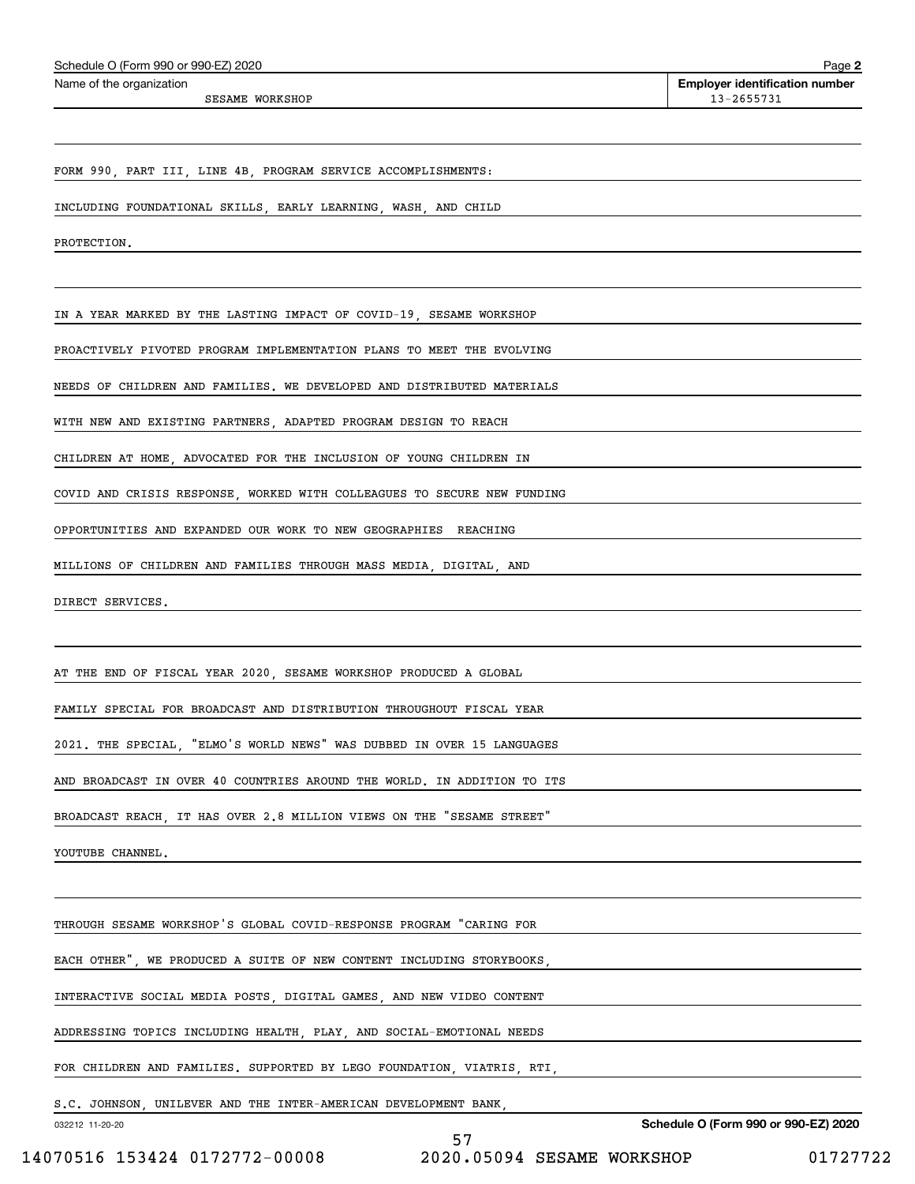Schedule O (Form 990 or 990-EZ) 2020

Name of the organization: SESAME WORKSHOP

Employer identification number: 13-2655731

FORM 990, PART III, LINE 4B, PROGRAM SERVICE ACCOMPLISHMENTS:

INCLUDING FOUNDATIONAL SKILLS, EARLY LEARNING, WASH, AND CHILD PROTECTION.

IN A YEAR MARKED BY THE LASTING IMPACT OF COVID-19, SESAME WORKSHOP PROACTIVELY PIVOTED PROGRAM IMPLEMENTATION PLANS TO MEET THE EVOLVING NEEDS OF CHILDREN AND FAMILIES. WE DEVELOPED AND DISTRIBUTED MATERIALS WITH NEW AND EXISTING PARTNERS, ADAPTED PROGRAM DESIGN TO REACH CHILDREN AT HOME, ADVOCATED FOR THE INCLUSION OF YOUNG CHILDREN IN COVID AND CRISIS RESPONSE, WORKED WITH COLLEAGUES TO SECURE NEW FUNDING OPPORTUNITIES AND EXPANDED OUR WORK TO NEW GEOGRAPHIES REACHING MILLIONS OF CHILDREN AND FAMILIES THROUGH MASS MEDIA, DIGITAL, AND DIRECT SERVICES.

AT THE END OF FISCAL YEAR 2020, SESAME WORKSHOP PRODUCED A GLOBAL FAMILY SPECIAL FOR BROADCAST AND DISTRIBUTION THROUGHOUT FISCAL YEAR 2021. THE SPECIAL, "ELMO'S WORLD NEWS" WAS DUBBED IN OVER 15 LANGUAGES AND BROADCAST IN OVER 40 COUNTRIES AROUND THE WORLD. IN ADDITION TO ITS BROADCAST REACH, IT HAS OVER 2.8 MILLION VIEWS ON THE "SESAME STREET" YOUTUBE CHANNEL.

THROUGH SESAME WORKSHOP'S GLOBAL COVID-RESPONSE PROGRAM "CARING FOR EACH OTHER", WE PRODUCED A SUITE OF NEW CONTENT INCLUDING STORYBOOKS, INTERACTIVE SOCIAL MEDIA POSTS, DIGITAL GAMES, AND NEW VIDEO CONTENT ADDRESSING TOPICS INCLUDING HEALTH, PLAY, AND SOCIAL-EMOTIONAL NEEDS FOR CHILDREN AND FAMILIES. SUPPORTED BY LEGO FOUNDATION, VIATRIS, RTI, S.C. JOHNSON, UNILEVER AND THE INTER-AMERICAN DEVELOPMENT BANK,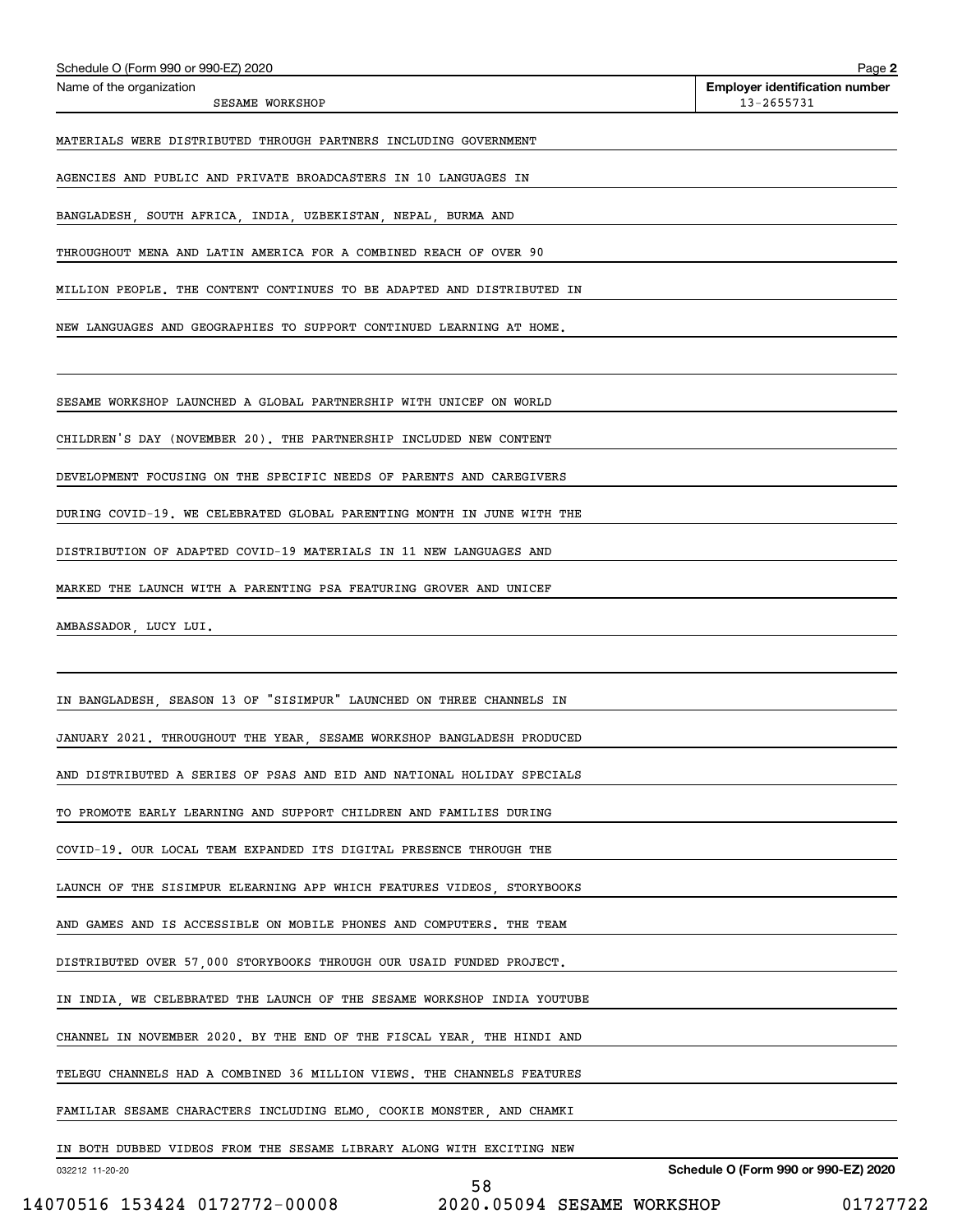Schedule O (Form 990 or 990-EZ) 2020

Name of the organization: SESAME WORKSHOP

Employer identification number: 13-2655731

MATERIALS WERE DISTRIBUTED THROUGH PARTNERS INCLUDING GOVERNMENT AGENCIES AND PUBLIC AND PRIVATE BROADCASTERS IN 10 LANGUAGES IN BANGLADESH, SOUTH AFRICA, INDIA, UZBEKISTAN, NEPAL, BURMA AND THROUGHOUT MENA AND LATIN AMERICA FOR A COMBINED REACH OF OVER 90 MILLION PEOPLE. THE CONTENT CONTINUES TO BE ADAPTED AND DISTRIBUTED IN NEW LANGUAGES AND GEOGRAPHIES TO SUPPORT CONTINUED LEARNING AT HOME.

SESAME WORKSHOP LAUNCHED A GLOBAL PARTNERSHIP WITH UNICEF ON WORLD CHILDREN'S DAY (NOVEMBER 20). THE PARTNERSHIP INCLUDED NEW CONTENT DEVELOPMENT FOCUSING ON THE SPECIFIC NEEDS OF PARENTS AND CAREGIVERS DURING COVID-19. WE CELEBRATED GLOBAL PARENTING MONTH IN JUNE WITH THE DISTRIBUTION OF ADAPTED COVID-19 MATERIALS IN 11 NEW LANGUAGES AND MARKED THE LAUNCH WITH A PARENTING PSA FEATURING GROVER AND UNICEF AMBASSADOR, LUCY LUI.

IN BANGLADESH, SEASON 13 OF "SISIMPUR" LAUNCHED ON THREE CHANNELS IN JANUARY 2021. THROUGHOUT THE YEAR, SESAME WORKSHOP BANGLADESH PRODUCED AND DISTRIBUTED A SERIES OF PSAS AND EID AND NATIONAL HOLIDAY SPECIALS TO PROMOTE EARLY LEARNING AND SUPPORT CHILDREN AND FAMILIES DURING COVID-19. OUR LOCAL TEAM EXPANDED ITS DIGITAL PRESENCE THROUGH THE LAUNCH OF THE SISIMPUR ELEARNING APP WHICH FEATURES VIDEOS, STORYBOOKS AND GAMES AND IS ACCESSIBLE ON MOBILE PHONES AND COMPUTERS. THE TEAM DISTRIBUTED OVER 57,000 STORYBOOKS THROUGH OUR USAID FUNDED PROJECT. IN INDIA, WE CELEBRATED THE LAUNCH OF THE SESAME WORKSHOP INDIA YOUTUBE CHANNEL IN NOVEMBER 2020. BY THE END OF THE FISCAL YEAR, THE HINDI AND TELEGU CHANNELS HAD A COMBINED 36 MILLION VIEWS. THE CHANNELS FEATURES FAMILIAR SESAME CHARACTERS INCLUDING ELMO, COOKIE MONSTER, AND CHAMKI IN BOTH DUBBED VIDEOS FROM THE SESAME LIBRARY ALONG WITH EXCITING NEW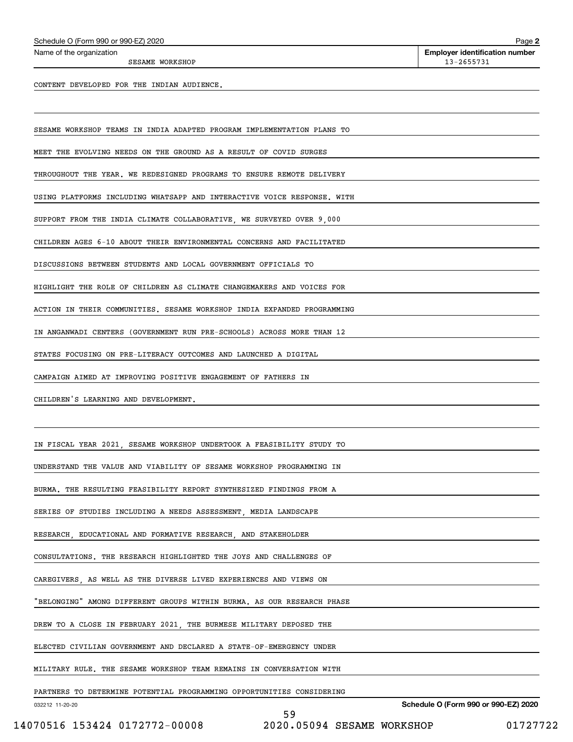CONTENT DEVELOPED FOR THE INDIAN AUDIENCE.

SESAME WORKSHOP TEAMS IN INDIA ADAPTED PROGRAM IMPLEMENTATION PLANS TO MEET THE EVOLVING NEEDS ON THE GROUND AS A RESULT OF COVID SURGES THROUGHOUT THE YEAR. WE REDESIGNED PROGRAMS TO ENSURE REMOTE DELIVERY USING PLATFORMS INCLUDING WHATSAPP AND INTERACTIVE VOICE RESPONSE. WITH SUPPORT FROM THE INDIA CLIMATE COLLABORATIVE, WE SURVEYED OVER 9,000 CHILDREN AGES 6-10 ABOUT THEIR ENVIRONMENTAL CONCERNS AND FACILITATED DISCUSSIONS BETWEEN STUDENTS AND LOCAL GOVERNMENT OFFICIALS TO HIGHLIGHT THE ROLE OF CHILDREN AS CLIMATE CHANGEMAKERS AND VOICES FOR ACTION IN THEIR COMMUNITIES. SESAME WORKSHOP INDIA EXPANDED PROGRAMMING IN ANGANWADI CENTERS (GOVERNMENT RUN PRE-SCHOOLS) ACROSS MORE THAN 12 STATES FOCUSING ON PRE-LITERACY OUTCOMES AND LAUNCHED A DIGITAL CAMPAIGN AIMED AT IMPROVING POSITIVE ENGAGEMENT OF FATHERS IN CHILDREN'S LEARNING AND DEVELOPMENT.

IN FISCAL YEAR 2021, SESAME WORKSHOP UNDERTOOK A FEASIBILITY STUDY TO UNDERSTAND THE VALUE AND VIABILITY OF SESAME WORKSHOP PROGRAMMING IN BURMA. THE RESULTING FEASIBILITY REPORT SYNTHESIZED FINDINGS FROM A SERIES OF STUDIES INCLUDING A NEEDS ASSESSMENT, MEDIA LANDSCAPE RESEARCH, EDUCATIONAL AND FORMATIVE RESEARCH, AND STAKEHOLDER CONSULTATIONS. THE RESEARCH HIGHLIGHTED THE JOYS AND CHALLENGES OF CAREGIVERS, AS WELL AS THE DIVERSE LIVED EXPERIENCES AND VIEWS ON "BELONGING" AMONG DIFFERENT GROUPS WITHIN BURMA. AS OUR RESEARCH PHASE DREW TO A CLOSE IN FEBRUARY 2021, THE BURMESE MILITARY DEPOSED THE ELECTED CIVILIAN GOVERNMENT AND DECLARED A STATE-OF-EMERGENCY UNDER MILITARY RULE. THE SESAME WORKSHOP TEAM REMAINS IN CONVERSATION WITH PARTNERS TO DETERMINE POTENTIAL PROGRAMMING OPPORTUNITIES CONSIDERING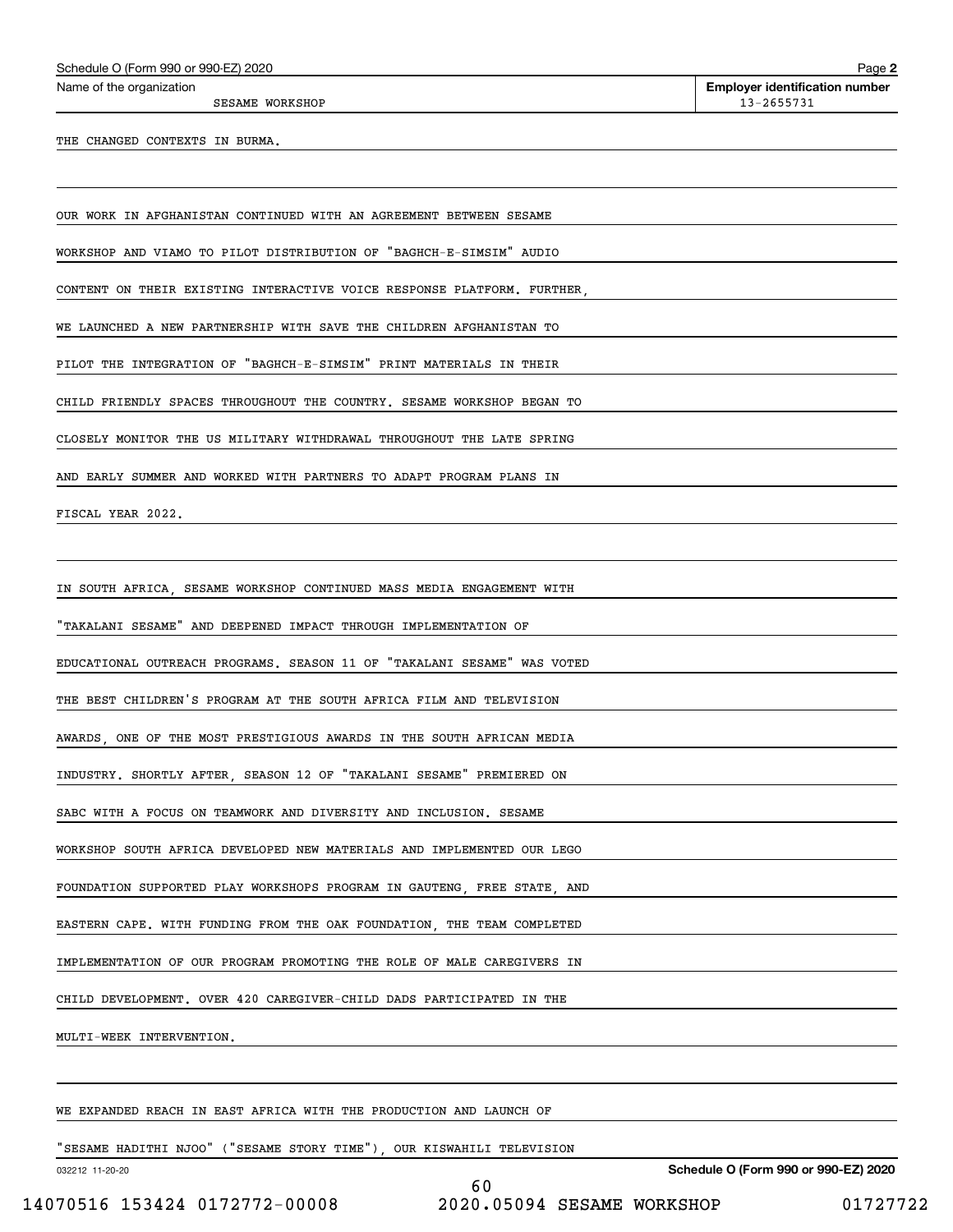Schedule O (Form 990 or 990-EZ) 2020

Name of the organization: SESAME WORKSHOP

Employer identification number: 13-2655731

THE CHANGED CONTEXTS IN BURMA.

OUR WORK IN AFGHANISTAN CONTINUED WITH AN AGREEMENT BETWEEN SESAME WORKSHOP AND VIAMO TO PILOT DISTRIBUTION OF "BAGHCH-E-SIMSIM" AUDIO CONTENT ON THEIR EXISTING INTERACTIVE VOICE RESPONSE PLATFORM. FURTHER, WE LAUNCHED A NEW PARTNERSHIP WITH SAVE THE CHILDREN AFGHANISTAN TO PILOT THE INTEGRATION OF "BAGHCH-E-SIMSIM" PRINT MATERIALS IN THEIR CHILD FRIENDLY SPACES THROUGHOUT THE COUNTRY. SESAME WORKSHOP BEGAN TO CLOSELY MONITOR THE US MILITARY WITHDRAWAL THROUGHOUT THE LATE SPRING AND EARLY SUMMER AND WORKED WITH PARTNERS TO ADAPT PROGRAM PLANS IN FISCAL YEAR 2022.

IN SOUTH AFRICA, SESAME WORKSHOP CONTINUED MASS MEDIA ENGAGEMENT WITH "TAKALANI SESAME" AND DEEPENED IMPACT THROUGH IMPLEMENTATION OF EDUCATIONAL OUTREACH PROGRAMS. SEASON 11 OF "TAKALANI SESAME" WAS VOTED THE BEST CHILDREN'S PROGRAM AT THE SOUTH AFRICA FILM AND TELEVISION AWARDS, ONE OF THE MOST PRESTIGIOUS AWARDS IN THE SOUTH AFRICAN MEDIA INDUSTRY. SHORTLY AFTER, SEASON 12 OF "TAKALANI SESAME" PREMIERED ON SABC WITH A FOCUS ON TEAMWORK AND DIVERSITY AND INCLUSION. SESAME WORKSHOP SOUTH AFRICA DEVELOPED NEW MATERIALS AND IMPLEMENTED OUR LEGO FOUNDATION SUPPORTED PLAY WORKSHOPS PROGRAM IN GAUTENG, FREE STATE, AND EASTERN CAPE. WITH FUNDING FROM THE OAK FOUNDATION, THE TEAM COMPLETED IMPLEMENTATION OF OUR PROGRAM PROMOTING THE ROLE OF MALE CAREGIVERS IN CHILD DEVELOPMENT. OVER 420 CAREGIVER-CHILD DADS PARTICIPATED IN THE MULTI-WEEK INTERVENTION.

WE EXPANDED REACH IN EAST AFRICA WITH THE PRODUCTION AND LAUNCH OF "SESAME HADITHI NJOO" ("SESAME STORY TIME"), OUR KISWAHILI TELEVISION

Schedule O (Form 990 or 990-EZ) 2020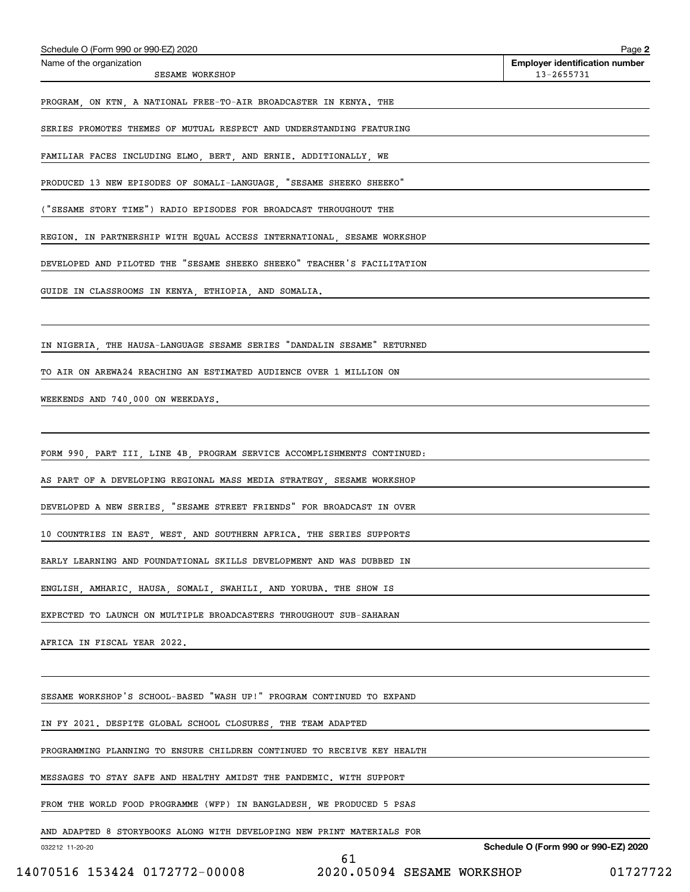PROGRAM, ON KTN, A NATIONAL FREE-TO-AIR BROADCASTER IN KENYA. THE SERIES PROMOTES THEMES OF MUTUAL RESPECT AND UNDERSTANDING FEATURING FAMILIAR FACES INCLUDING ELMO, BERT, AND ERNIE. ADDITIONALLY, WE PRODUCED 13 NEW EPISODES OF SOMALI-LANGUAGE, "SESAME SHEEKO SHEEKO" ("SESAME STORY TIME") RADIO EPISODES FOR BROADCAST THROUGHOUT THE REGION. IN PARTNERSHIP WITH EQUAL ACCESS INTERNATIONAL, SESAME WORKSHOP DEVELOPED AND PILOTED THE "SESAME SHEEKO SHEEKO" TEACHER'S FACILITATION GUIDE IN CLASSROOMS IN KENYA, ETHIOPIA, AND SOMALIA.

IN NIGERIA, THE HAUSA-LANGUAGE SESAME SERIES "DANDALIN SESAME" RETURNED TO AIR ON AREWA24 REACHING AN ESTIMATED AUDIENCE OVER 1 MILLION ON WEEKENDS AND 740,000 ON WEEKDAYS.

FORM 990, PART III, LINE 4B, PROGRAM SERVICE ACCOMPLISHMENTS CONTINUED:

AS PART OF A DEVELOPING REGIONAL MASS MEDIA STRATEGY, SESAME WORKSHOP DEVELOPED A NEW SERIES, "SESAME STREET FRIENDS" FOR BROADCAST IN OVER 10 COUNTRIES IN EAST, WEST, AND SOUTHERN AFRICA. THE SERIES SUPPORTS EARLY LEARNING AND FOUNDATIONAL SKILLS DEVELOPMENT AND WAS DUBBED IN ENGLISH, AMHARIC, HAUSA, SOMALI, SWAHILI, AND YORUBA. THE SHOW IS EXPECTED TO LAUNCH ON MULTIPLE BROADCASTERS THROUGHOUT SUB-SAHARAN AFRICA IN FISCAL YEAR 2022.

SESAME WORKSHOP'S SCHOOL-BASED "WASH UP!" PROGRAM CONTINUED TO EXPAND IN FY 2021. DESPITE GLOBAL SCHOOL CLOSURES, THE TEAM ADAPTED PROGRAMMING PLANNING TO ENSURE CHILDREN CONTINUED TO RECEIVE KEY HEALTH MESSAGES TO STAY SAFE AND HEALTHY AMIDST THE PANDEMIC. WITH SUPPORT FROM THE WORLD FOOD PROGRAMME (WFP) IN BANGLADESH, WE PRODUCED 5 PSAS AND ADAPTED 8 STORYBOOKS ALONG WITH DEVELOPING NEW PRINT MATERIALS FOR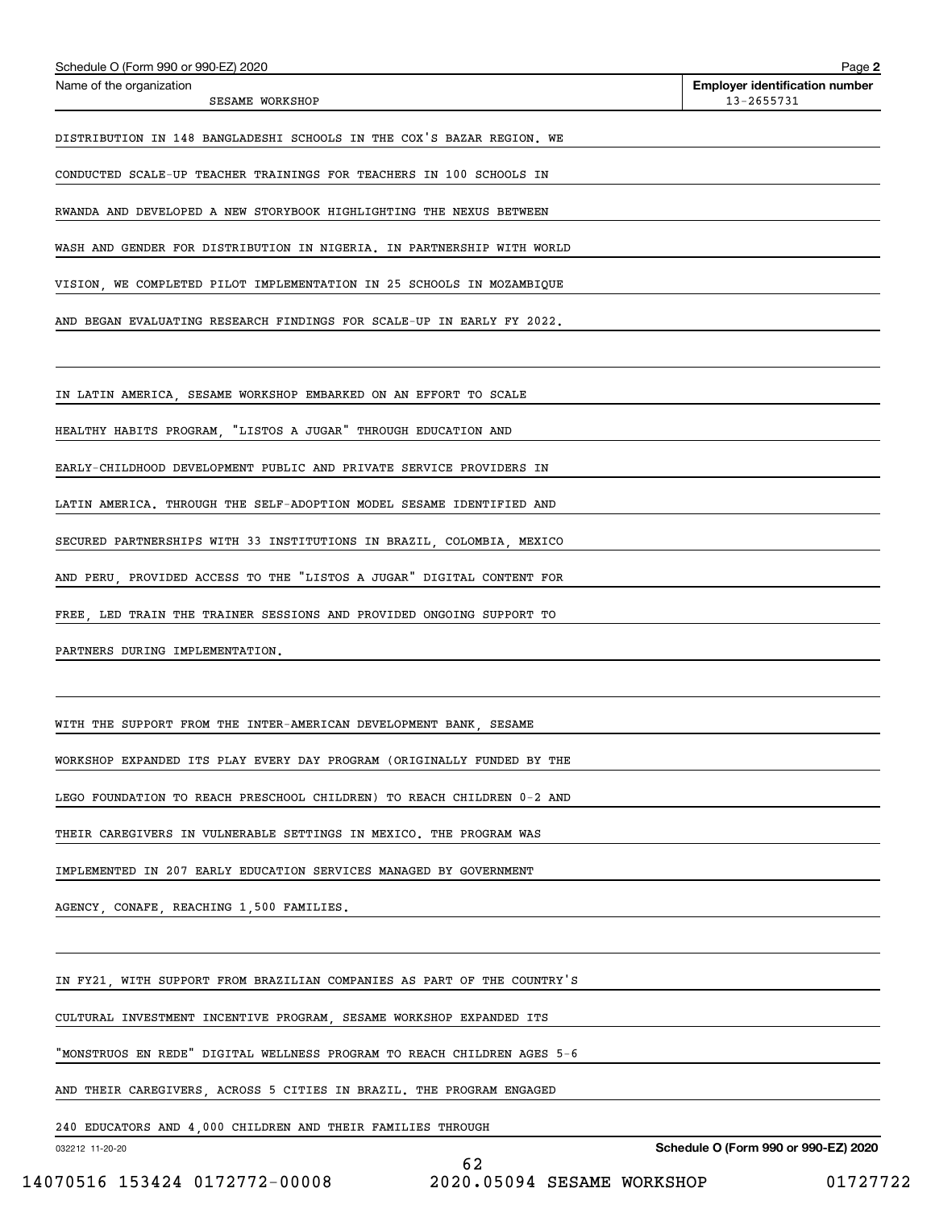Schedule O (Form 990 or 990-EZ) 2020

Name of the organization: SESAME WORKSHOP

Employer identification number: 13-2655731

DISTRIBUTION IN 148 BANGLADESHI SCHOOLS IN THE COX'S BAZAR REGION. WE CONDUCTED SCALE-UP TEACHER TRAININGS FOR TEACHERS IN 100 SCHOOLS IN RWANDA AND DEVELOPED A NEW STORYBOOK HIGHLIGHTING THE NEXUS BETWEEN WASH AND GENDER FOR DISTRIBUTION IN NIGERIA. IN PARTNERSHIP WITH WORLD VISION, WE COMPLETED PILOT IMPLEMENTATION IN 25 SCHOOLS IN MOZAMBIQUE AND BEGAN EVALUATING RESEARCH FINDINGS FOR SCALE-UP IN EARLY FY 2022.

IN LATIN AMERICA, SESAME WORKSHOP EMBARKED ON AN EFFORT TO SCALE HEALTHY HABITS PROGRAM, "LISTOS A JUGAR" THROUGH EDUCATION AND EARLY-CHILDHOOD DEVELOPMENT PUBLIC AND PRIVATE SERVICE PROVIDERS IN LATIN AMERICA. THROUGH THE SELF-ADOPTION MODEL SESAME IDENTIFIED AND SECURED PARTNERSHIPS WITH 33 INSTITUTIONS IN BRAZIL, COLOMBIA, MEXICO AND PERU, PROVIDED ACCESS TO THE "LISTOS A JUGAR" DIGITAL CONTENT FOR FREE, LED TRAIN THE TRAINER SESSIONS AND PROVIDED ONGOING SUPPORT TO PARTNERS DURING IMPLEMENTATION.

WITH THE SUPPORT FROM THE INTER-AMERICAN DEVELOPMENT BANK, SESAME WORKSHOP EXPANDED ITS PLAY EVERY DAY PROGRAM (ORIGINALLY FUNDED BY THE LEGO FOUNDATION TO REACH PRESCHOOL CHILDREN) TO REACH CHILDREN 0-2 AND THEIR CAREGIVERS IN VULNERABLE SETTINGS IN MEXICO. THE PROGRAM WAS IMPLEMENTED IN 207 EARLY EDUCATION SERVICES MANAGED BY GOVERNMENT AGENCY, CONAFE, REACHING 1,500 FAMILIES.

IN FY21, WITH SUPPORT FROM BRAZILIAN COMPANIES AS PART OF THE COUNTRY'S CULTURAL INVESTMENT INCENTIVE PROGRAM, SESAME WORKSHOP EXPANDED ITS "MONSTRUOS EN REDE" DIGITAL WELLNESS PROGRAM TO REACH CHILDREN AGES 5-6 AND THEIR CAREGIVERS, ACROSS 5 CITIES IN BRAZIL. THE PROGRAM ENGAGED 240 EDUCATORS AND 4,000 CHILDREN AND THEIR FAMILIES THROUGH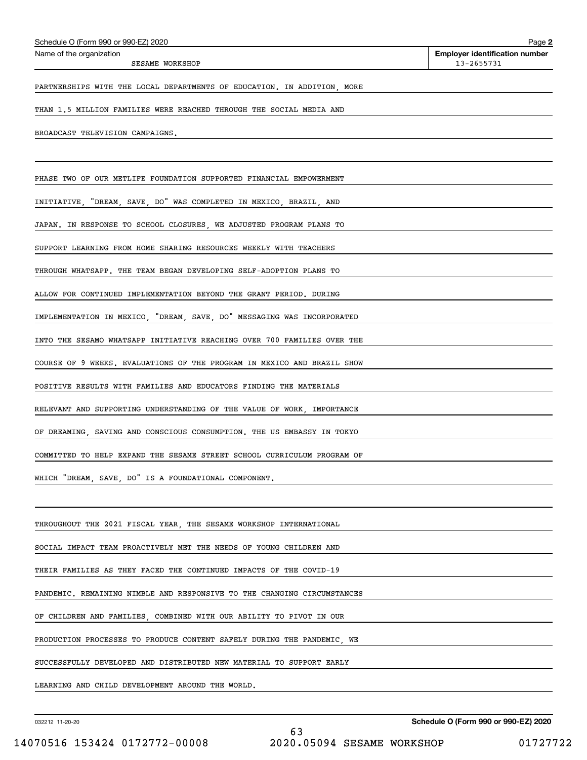PARTNERSHIPS WITH THE LOCAL DEPARTMENTS OF EDUCATION. IN ADDITION, MORE THAN 1.5 MILLION FAMILIES WERE REACHED THROUGH THE SOCIAL MEDIA AND BROADCAST TELEVISION CAMPAIGNS.

PHASE TWO OF OUR METLIFE FOUNDATION SUPPORTED FINANCIAL EMPOWERMENT INITIATIVE, "DREAM, SAVE, DO" WAS COMPLETED IN MEXICO, BRAZIL, AND JAPAN. IN RESPONSE TO SCHOOL CLOSURES, WE ADJUSTED PROGRAM PLANS TO SUPPORT LEARNING FROM HOME SHARING RESOURCES WEEKLY WITH TEACHERS THROUGH WHATSAPP. THE TEAM BEGAN DEVELOPING SELF-ADOPTION PLANS TO ALLOW FOR CONTINUED IMPLEMENTATION BEYOND THE GRANT PERIOD. DURING IMPLEMENTATION IN MEXICO, "DREAM, SAVE, DO" MESSAGING WAS INCORPORATED INTO THE SESAMO WHATSAPP INITIATIVE REACHING OVER 700 FAMILIES OVER THE COURSE OF 9 WEEKS. EVALUATIONS OF THE PROGRAM IN MEXICO AND BRAZIL SHOW POSITIVE RESULTS WITH FAMILIES AND EDUCATORS FINDING THE MATERIALS RELEVANT AND SUPPORTING UNDERSTANDING OF THE VALUE OF WORK, IMPORTANCE OF DREAMING, SAVING AND CONSCIOUS CONSUMPTION. THE US EMBASSY IN TOKYO COMMITTED TO HELP EXPAND THE SESAME STREET SCHOOL CURRICULUM PROGRAM OF WHICH "DREAM, SAVE, DO" IS A FOUNDATIONAL COMPONENT.

THROUGHOUT THE 2021 FISCAL YEAR, THE SESAME WORKSHOP INTERNATIONAL SOCIAL IMPACT TEAM PROACTIVELY MET THE NEEDS OF YOUNG CHILDREN AND THEIR FAMILIES AS THEY FACED THE CONTINUED IMPACTS OF THE COVID-19 PANDEMIC. REMAINING NIMBLE AND RESPONSIVE TO THE CHANGING CIRCUMSTANCES OF CHILDREN AND FAMILIES, COMBINED WITH OUR ABILITY TO PIVOT IN OUR PRODUCTION PROCESSES TO PRODUCE CONTENT SAFELY DURING THE PANDEMIC, WE SUCCESSFULLY DEVELOPED AND DISTRIBUTED NEW MATERIAL TO SUPPORT EARLY LEARNING AND CHILD DEVELOPMENT AROUND THE WORLD.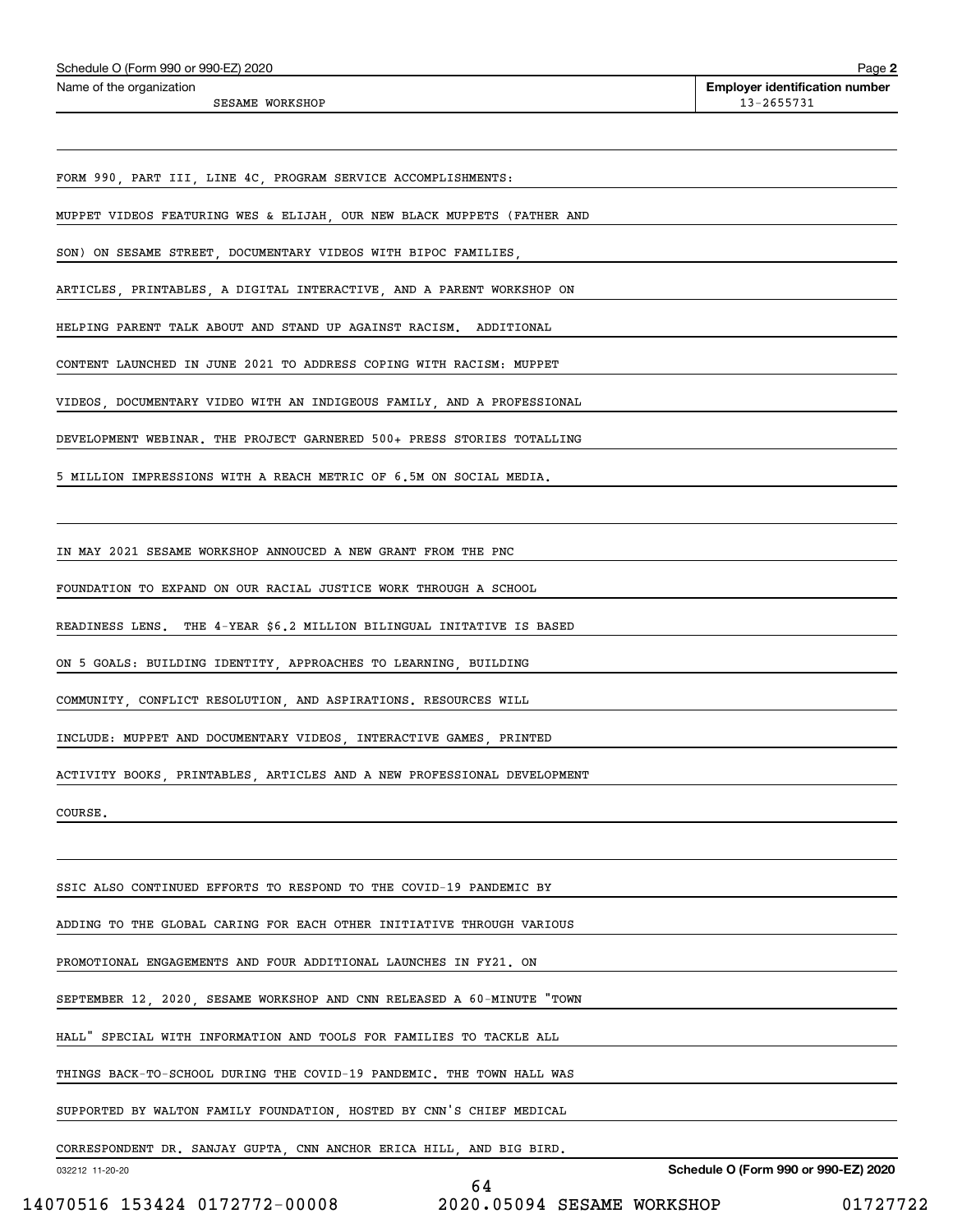Schedule O (Form 990 or 990-EZ) 2020

Name of the organization: SESAME WORKSHOP

Employer identification number: 13-2655731

FORM 990, PART III, LINE 4C, PROGRAM SERVICE ACCOMPLISHMENTS:

MUPPET VIDEOS FEATURING WES & ELIJAH, OUR NEW BLACK MUPPETS (FATHER AND SON) ON SESAME STREET, DOCUMENTARY VIDEOS WITH BIPOC FAMILIES, ARTICLES, PRINTABLES, A DIGITAL INTERACTIVE, AND A PARENT WORKSHOP ON HELPING PARENT TALK ABOUT AND STAND UP AGAINST RACISM. ADDITIONAL CONTENT LAUNCHED IN JUNE 2021 TO ADDRESS COPING WITH RACISM: MUPPET VIDEOS, DOCUMENTARY VIDEO WITH AN INDIGEOUS FAMILY, AND A PROFESSIONAL DEVELOPMENT WEBINAR. THE PROJECT GARNERED 500+ PRESS STORIES TOTALLING 5 MILLION IMPRESSIONS WITH A REACH METRIC OF 6.5M ON SOCIAL MEDIA.

IN MAY 2021 SESAME WORKSHOP ANNOUCED A NEW GRANT FROM THE PNC FOUNDATION TO EXPAND ON OUR RACIAL JUSTICE WORK THROUGH A SCHOOL READINESS LENS. THE 4-YEAR $6.2 MILLION BILINGUAL INITATIVE IS BASED ON 5 GOALS: BUILDING IDENTITY, APPROACHES TO LEARNING, BUILDING COMMUNITY, CONFLICT RESOLUTION, AND ASPIRATIONS. RESOURCES WILL INCLUDE: MUPPET AND DOCUMENTARY VIDEOS, INTERACTIVE GAMES, PRINTED ACTIVITY BOOKS, PRINTABLES, ARTICLES AND A NEW PROFESSIONAL DEVELOPMENT COURSE.

SSIC ALSO CONTINUED EFFORTS TO RESPOND TO THE COVID-19 PANDEMIC BY ADDING TO THE GLOBAL CARING FOR EACH OTHER INITIATIVE THROUGH VARIOUS PROMOTIONAL ENGAGEMENTS AND FOUR ADDITIONAL LAUNCHES IN FY21. ON SEPTEMBER 12, 2020, SESAME WORKSHOP AND CNN RELEASED A 60-MINUTE "TOWN HALL" SPECIAL WITH INFORMATION AND TOOLS FOR FAMILIES TO TACKLE ALL THINGS BACK-TO-SCHOOL DURING THE COVID-19 PANDEMIC. THE TOWN HALL WAS SUPPORTED BY WALTON FAMILY FOUNDATION, HOSTED BY CNN'S CHIEF MEDICAL CORRESPONDENT DR. SANJAY GUPTA, CNN ANCHOR ERICA HILL, AND BIG BIRD.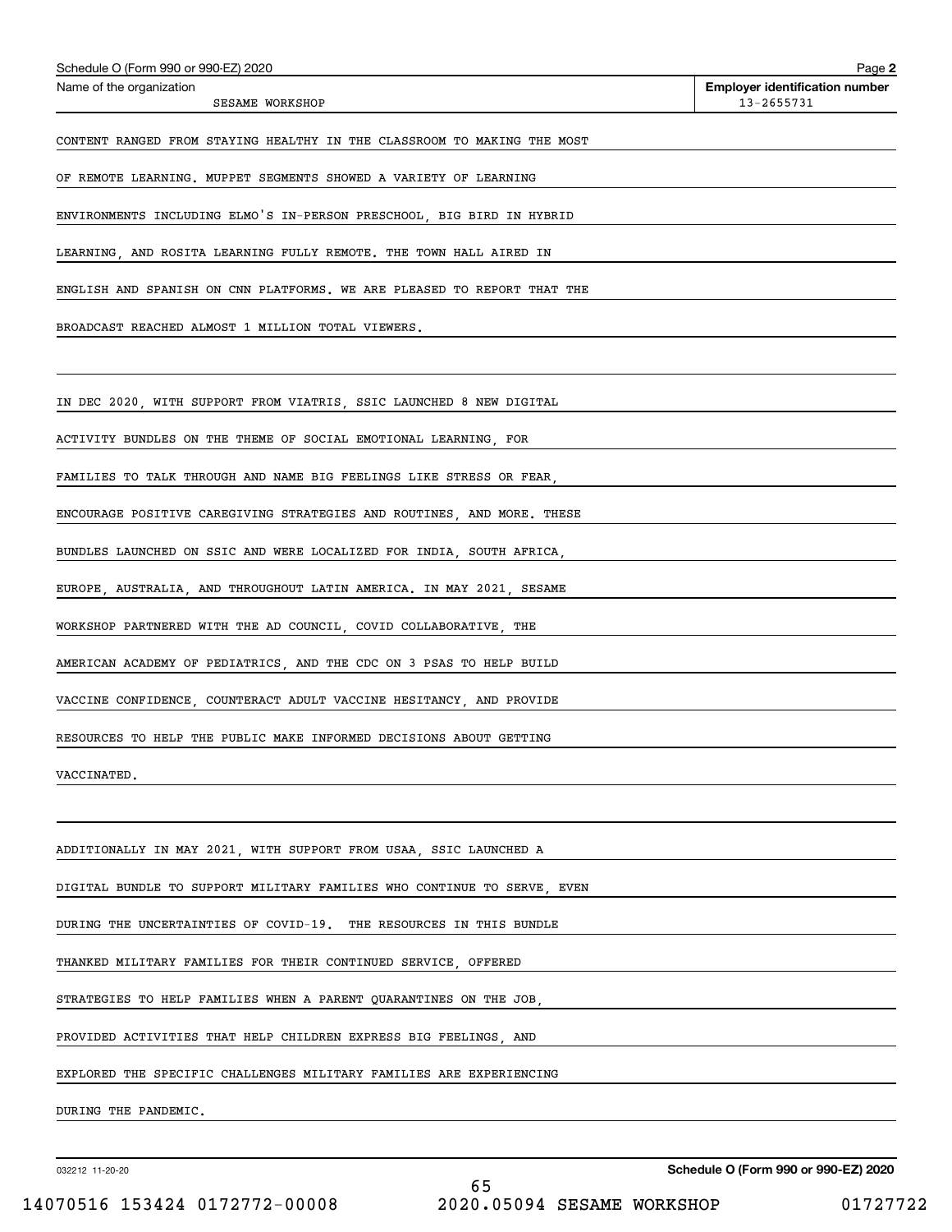CONTENT RANGED FROM STAYING HEALTHY IN THE CLASSROOM TO MAKING THE MOST OF REMOTE LEARNING. MUPPET SEGMENTS SHOWED A VARIETY OF LEARNING ENVIRONMENTS INCLUDING ELMO'S IN-PERSON PRESCHOOL, BIG BIRD IN HYBRID LEARNING, AND ROSITA LEARNING FULLY REMOTE. THE TOWN HALL AIRED IN ENGLISH AND SPANISH ON CNN PLATFORMS. WE ARE PLEASED TO REPORT THAT THE BROADCAST REACHED ALMOST 1 MILLION TOTAL VIEWERS.

IN DEC 2020, WITH SUPPORT FROM VIATRIS, SSIC LAUNCHED 8 NEW DIGITAL ACTIVITY BUNDLES ON THE THEME OF SOCIAL EMOTIONAL LEARNING, FOR FAMILIES TO TALK THROUGH AND NAME BIG FEELINGS LIKE STRESS OR FEAR, ENCOURAGE POSITIVE CAREGIVING STRATEGIES AND ROUTINES, AND MORE. THESE BUNDLES LAUNCHED ON SSIC AND WERE LOCALIZED FOR INDIA, SOUTH AFRICA, EUROPE, AUSTRALIA, AND THROUGHOUT LATIN AMERICA. IN MAY 2021, SESAME WORKSHOP PARTNERED WITH THE AD COUNCIL, COVID COLLABORATIVE, THE AMERICAN ACADEMY OF PEDIATRICS, AND THE CDC ON 3 PSAS TO HELP BUILD VACCINE CONFIDENCE, COUNTERACT ADULT VACCINE HESITANCY, AND PROVIDE RESOURCES TO HELP THE PUBLIC MAKE INFORMED DECISIONS ABOUT GETTING VACCINATED.

ADDITIONALLY IN MAY 2021, WITH SUPPORT FROM USAA, SSIC LAUNCHED A DIGITAL BUNDLE TO SUPPORT MILITARY FAMILIES WHO CONTINUE TO SERVE, EVEN DURING THE UNCERTAINTIES OF COVID-19. THE RESOURCES IN THIS BUNDLE THANKED MILITARY FAMILIES FOR THEIR CONTINUED SERVICE, OFFERED STRATEGIES TO HELP FAMILIES WHEN A PARENT QUARANTINES ON THE JOB, PROVIDED ACTIVITIES THAT HELP CHILDREN EXPRESS BIG FEELINGS, AND EXPLORED THE SPECIFIC CHALLENGES MILITARY FAMILIES ARE EXPERIENCING DURING THE PANDEMIC.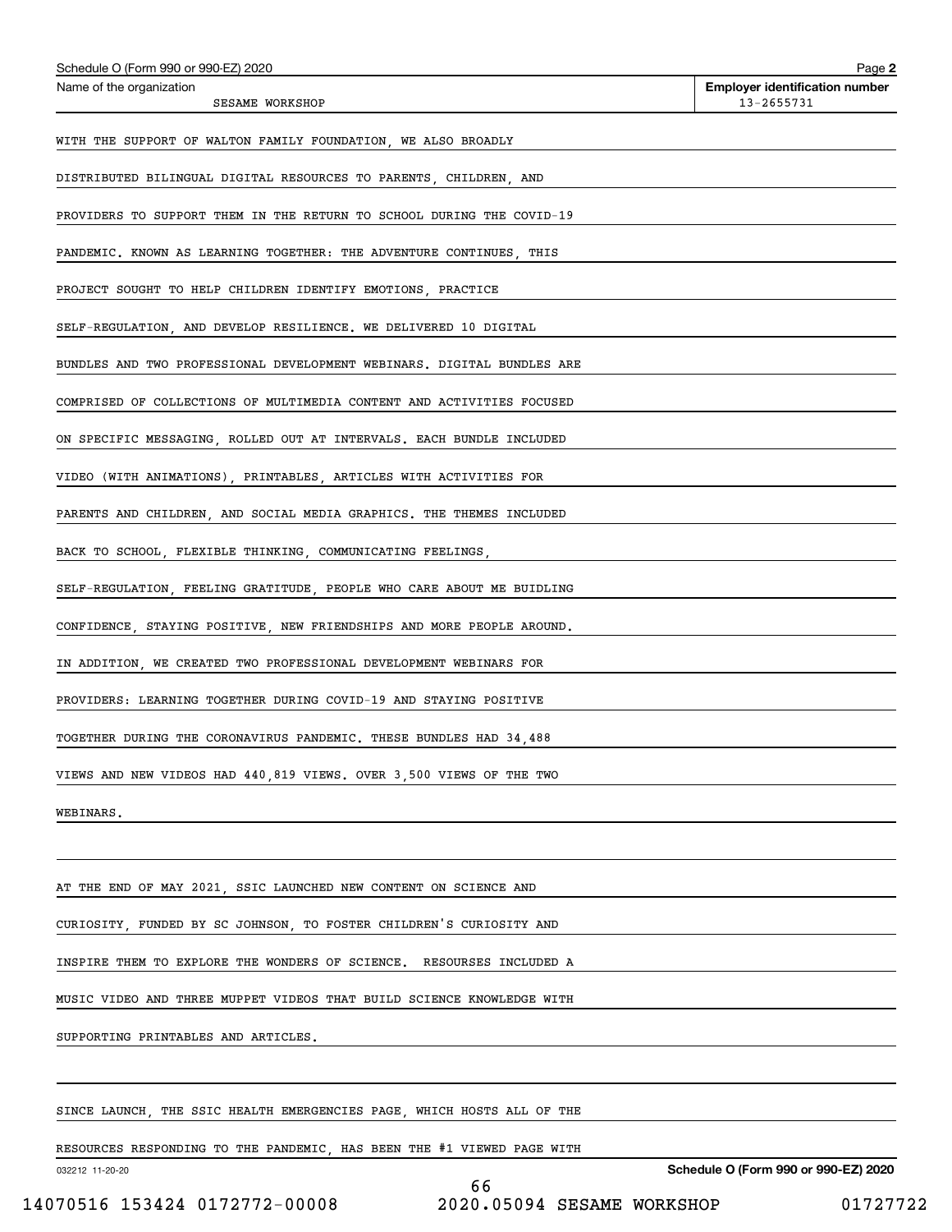Schedule O (Form 990 or 990-EZ) 2020

Name of the organization: SESAME WORKSHOP

Employer identification number: 13-2655731

WITH THE SUPPORT OF WALTON FAMILY FOUNDATION, WE ALSO BROADLY DISTRIBUTED BILINGUAL DIGITAL RESOURCES TO PARENTS, CHILDREN, AND PROVIDERS TO SUPPORT THEM IN THE RETURN TO SCHOOL DURING THE COVID-19 PANDEMIC. KNOWN AS LEARNING TOGETHER: THE ADVENTURE CONTINUES, THIS PROJECT SOUGHT TO HELP CHILDREN IDENTIFY EMOTIONS, PRACTICE SELF-REGULATION, AND DEVELOP RESILIENCE. WE DELIVERED 10 DIGITAL BUNDLES AND TWO PROFESSIONAL DEVELOPMENT WEBINARS. DIGITAL BUNDLES ARE COMPRISED OF COLLECTIONS OF MULTIMEDIA CONTENT AND ACTIVITIES FOCUSED ON SPECIFIC MESSAGING, ROLLED OUT AT INTERVALS. EACH BUNDLE INCLUDED VIDEO (WITH ANIMATIONS), PRINTABLES, ARTICLES WITH ACTIVITIES FOR PARENTS AND CHILDREN, AND SOCIAL MEDIA GRAPHICS. THE THEMES INCLUDED BACK TO SCHOOL, FLEXIBLE THINKING, COMMUNICATING FEELINGS, SELF-REGULATION, FEELING GRATITUDE, PEOPLE WHO CARE ABOUT ME BUIDLING CONFIDENCE, STAYING POSITIVE, NEW FRIENDSHIPS AND MORE PEOPLE AROUND. IN ADDITION, WE CREATED TWO PROFESSIONAL DEVELOPMENT WEBINARS FOR PROVIDERS: LEARNING TOGETHER DURING COVID-19 AND STAYING POSITIVE TOGETHER DURING THE CORONAVIRUS PANDEMIC. THESE BUNDLES HAD 34,488 VIEWS AND NEW VIDEOS HAD 440,819 VIEWS. OVER 3,500 VIEWS OF THE TWO WEBINARS.

AT THE END OF MAY 2021, SSIC LAUNCHED NEW CONTENT ON SCIENCE AND CURIOSITY, FUNDED BY SC JOHNSON, TO FOSTER CHILDREN'S CURIOSITY AND INSPIRE THEM TO EXPLORE THE WONDERS OF SCIENCE. RESOURSES INCLUDED A MUSIC VIDEO AND THREE MUPPET VIDEOS THAT BUILD SCIENCE KNOWLEDGE WITH SUPPORTING PRINTABLES AND ARTICLES.

SINCE LAUNCH, THE SSIC HEALTH EMERGENCIES PAGE, WHICH HOSTS ALL OF THE RESOURCES RESPONDING TO THE PANDEMIC, HAS BEEN THE #1 VIEWED PAGE WITH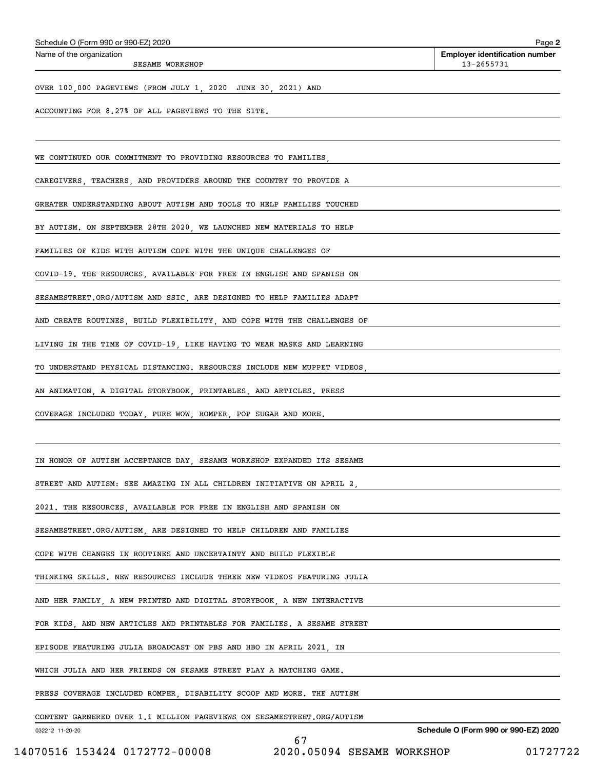OVER 100,000 PAGEVIEWS (FROM JULY 1, 2020 JUNE 30, 2021) AND ACCOUNTING FOR 8.27% OF ALL PAGEVIEWS TO THE SITE.

WE CONTINUED OUR COMMITMENT TO PROVIDING RESOURCES TO FAMILIES, CAREGIVERS, TEACHERS, AND PROVIDERS AROUND THE COUNTRY TO PROVIDE A GREATER UNDERSTANDING ABOUT AUTISM AND TOOLS TO HELP FAMILIES TOUCHED BY AUTISM. ON SEPTEMBER 28TH 2020, WE LAUNCHED NEW MATERIALS TO HELP FAMILIES OF KIDS WITH AUTISM COPE WITH THE UNIQUE CHALLENGES OF COVID-19. THE RESOURCES, AVAILABLE FOR FREE IN ENGLISH AND SPANISH ON SESAMESTREET.ORG/AUTISM AND SSIC, ARE DESIGNED TO HELP FAMILIES ADAPT AND CREATE ROUTINES, BUILD FLEXIBILITY, AND COPE WITH THE CHALLENGES OF LIVING IN THE TIME OF COVID-19, LIKE HAVING TO WEAR MASKS AND LEARNING TO UNDERSTAND PHYSICAL DISTANCING. RESOURCES INCLUDE NEW MUPPET VIDEOS, AN ANIMATION, A DIGITAL STORYBOOK, PRINTABLES, AND ARTICLES. PRESS COVERAGE INCLUDED TODAY, PURE WOW, ROMPER, POP SUGAR AND MORE.

IN HONOR OF AUTISM ACCEPTANCE DAY, SESAME WORKSHOP EXPANDED ITS SESAME STREET AND AUTISM: SEE AMAZING IN ALL CHILDREN INITIATIVE ON APRIL 2, 2021. THE RESOURCES, AVAILABLE FOR FREE IN ENGLISH AND SPANISH ON SESAMESTREET.ORG/AUTISM, ARE DESIGNED TO HELP CHILDREN AND FAMILIES COPE WITH CHANGES IN ROUTINES AND UNCERTAINTY AND BUILD FLEXIBLE THINKING SKILLS. NEW RESOURCES INCLUDE THREE NEW VIDEOS FEATURING JULIA AND HER FAMILY, A NEW PRINTED AND DIGITAL STORYBOOK, A NEW INTERACTIVE FOR KIDS, AND NEW ARTICLES AND PRINTABLES FOR FAMILIES. A SESAME STREET EPISODE FEATURING JULIA BROADCAST ON PBS AND HBO IN APRIL 2021, IN WHICH JULIA AND HER FRIENDS ON SESAME STREET PLAY A MATCHING GAME. PRESS COVERAGE INCLUDED ROMPER, DISABILITY SCOOP AND MORE. THE AUTISM CONTENT GARNERED OVER 1.1 MILLION PAGEVIEWS ON SESAMESTREET.ORG/AUTISM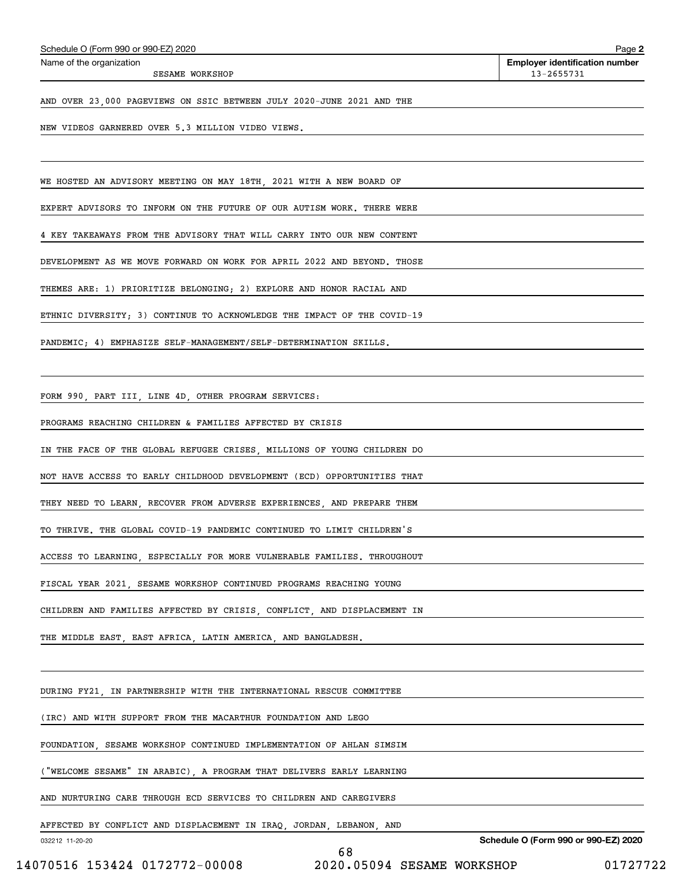Schedule O (Form 990 or 990-EZ) 2020

Name of the organization: SESAME WORKSHOP

Employer identification number: 13-2655731

AND OVER 23,000 PAGEVIEWS ON SSIC BETWEEN JULY 2020-JUNE 2021 AND THE NEW VIDEOS GARNERED OVER 5.3 MILLION VIDEO VIEWS.

WE HOSTED AN ADVISORY MEETING ON MAY 18TH, 2021 WITH A NEW BOARD OF EXPERT ADVISORS TO INFORM ON THE FUTURE OF OUR AUTISM WORK. THERE WERE 4 KEY TAKEAWAYS FROM THE ADVISORY THAT WILL CARRY INTO OUR NEW CONTENT DEVELOPMENT AS WE MOVE FORWARD ON WORK FOR APRIL 2022 AND BEYOND. THOSE THEMES ARE: 1) PRIORITIZE BELONGING; 2) EXPLORE AND HONOR RACIAL AND ETHNIC DIVERSITY; 3) CONTINUE TO ACKNOWLEDGE THE IMPACT OF THE COVID-19 PANDEMIC; 4) EMPHASIZE SELF-MANAGEMENT/SELF-DETERMINATION SKILLS.

FORM 990, PART III, LINE 4D, OTHER PROGRAM SERVICES:

PROGRAMS REACHING CHILDREN & FAMILIES AFFECTED BY CRISIS

IN THE FACE OF THE GLOBAL REFUGEE CRISES, MILLIONS OF YOUNG CHILDREN DO NOT HAVE ACCESS TO EARLY CHILDHOOD DEVELOPMENT (ECD) OPPORTUNITIES THAT THEY NEED TO LEARN, RECOVER FROM ADVERSE EXPERIENCES, AND PREPARE THEM TO THRIVE. THE GLOBAL COVID-19 PANDEMIC CONTINUED TO LIMIT CHILDREN'S ACCESS TO LEARNING, ESPECIALLY FOR MORE VULNERABLE FAMILIES. THROUGHOUT FISCAL YEAR 2021, SESAME WORKSHOP CONTINUED PROGRAMS REACHING YOUNG CHILDREN AND FAMILIES AFFECTED BY CRISIS, CONFLICT, AND DISPLACEMENT IN THE MIDDLE EAST, EAST AFRICA, LATIN AMERICA, AND BANGLADESH.

DURING FY21, IN PARTNERSHIP WITH THE INTERNATIONAL RESCUE COMMITTEE (IRC) AND WITH SUPPORT FROM THE MACARTHUR FOUNDATION AND LEGO FOUNDATION, SESAME WORKSHOP CONTINUED IMPLEMENTATION OF AHLAN SIMSIM ("WELCOME SESAME" IN ARABIC), A PROGRAM THAT DELIVERS EARLY LEARNING AND NURTURING CARE THROUGH ECD SERVICES TO CHILDREN AND CAREGIVERS AFFECTED BY CONFLICT AND DISPLACEMENT IN IRAQ, JORDAN, LEBANON, AND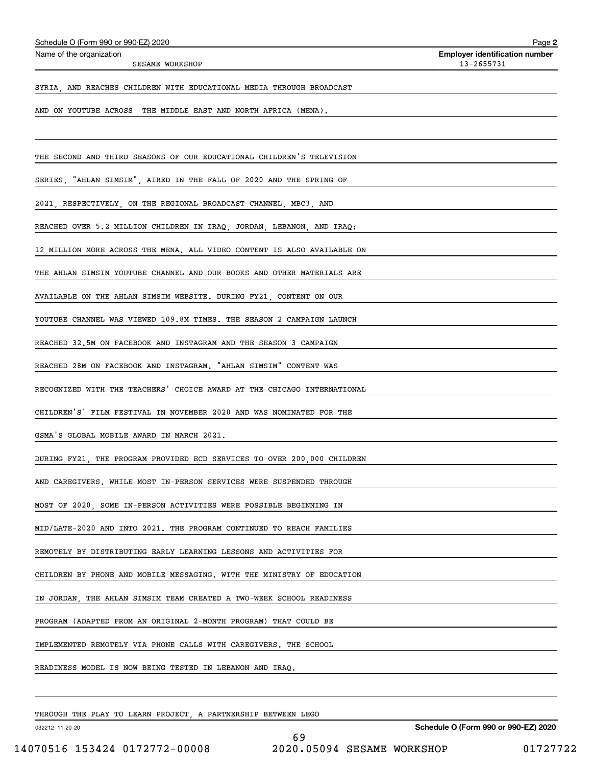Schedule O (Form 990 or 990-EZ) 2020

Name of the organization: SESAME WORKSHOP

Employer identification number: 13-2655731

SYRIA, AND REACHES CHILDREN WITH EDUCATIONAL MEDIA THROUGH BROADCAST AND ON YOUTUBE ACROSS THE MIDDLE EAST AND NORTH AFRICA (MENA).

THE SECOND AND THIRD SEASONS OF OUR EDUCATIONAL CHILDREN'S TELEVISION SERIES, "AHLAN SIMSIM", AIRED IN THE FALL OF 2020 AND THE SPRING OF 2021, RESPECTIVELY, ON THE REGIONAL BROADCAST CHANNEL, MBC3, AND REACHED OVER 5.2 MILLION CHILDREN IN IRAQ, JORDAN, LEBANON, AND IRAQ; 12 MILLION MORE ACROSS THE MENA. ALL VIDEO CONTENT IS ALSO AVAILABLE ON THE AHLAN SIMSIM YOUTUBE CHANNEL AND OUR BOOKS AND OTHER MATERIALS ARE AVAILABLE ON THE AHLAN SIMSIM WEBSITE. DURING FY21, CONTENT ON OUR YOUTUBE CHANNEL WAS VIEWED 109.8M TIMES. THE SEASON 2 CAMPAIGN LAUNCH REACHED 32.5M ON FACEBOOK AND INSTAGRAM AND THE SEASON 3 CAMPAIGN REACHED 28M ON FACEBOOK AND INSTAGRAM. "AHLAN SIMSIM" CONTENT WAS RECOGNIZED WITH THE TEACHERS' CHOICE AWARD AT THE CHICAGO INTERNATIONAL CHILDREN'S' FILM FESTIVAL IN NOVEMBER 2020 AND WAS NOMINATED FOR THE GSMA'S GLOBAL MOBILE AWARD IN MARCH 2021.

DURING FY21, THE PROGRAM PROVIDED ECD SERVICES TO OVER 200,000 CHILDREN AND CAREGIVERS. WHILE MOST IN-PERSON SERVICES WERE SUSPENDED THROUGH MOST OF 2020, SOME IN-PERSON ACTIVITIES WERE POSSIBLE BEGINNING IN MID/LATE-2020 AND INTO 2021. THE PROGRAM CONTINUED TO REACH FAMILIES REMOTELY BY DISTRIBUTING EARLY LEARNING LESSONS AND ACTIVITIES FOR CHILDREN BY PHONE AND MOBILE MESSAGING. WITH THE MINISTRY OF EDUCATION IN JORDAN, THE AHLAN SIMSIM TEAM CREATED A TWO-WEEK SCHOOL READINESS PROGRAM (ADAPTED FROM AN ORIGINAL 2-MONTH PROGRAM) THAT COULD BE IMPLEMENTED REMOTELY VIA PHONE CALLS WITH CAREGIVERS. THE SCHOOL READINESS MODEL IS NOW BEING TESTED IN LEBANON AND IRAQ.

THROUGH THE PLAY TO LEARN PROJECT, A PARTNERSHIP BETWEEN LEGO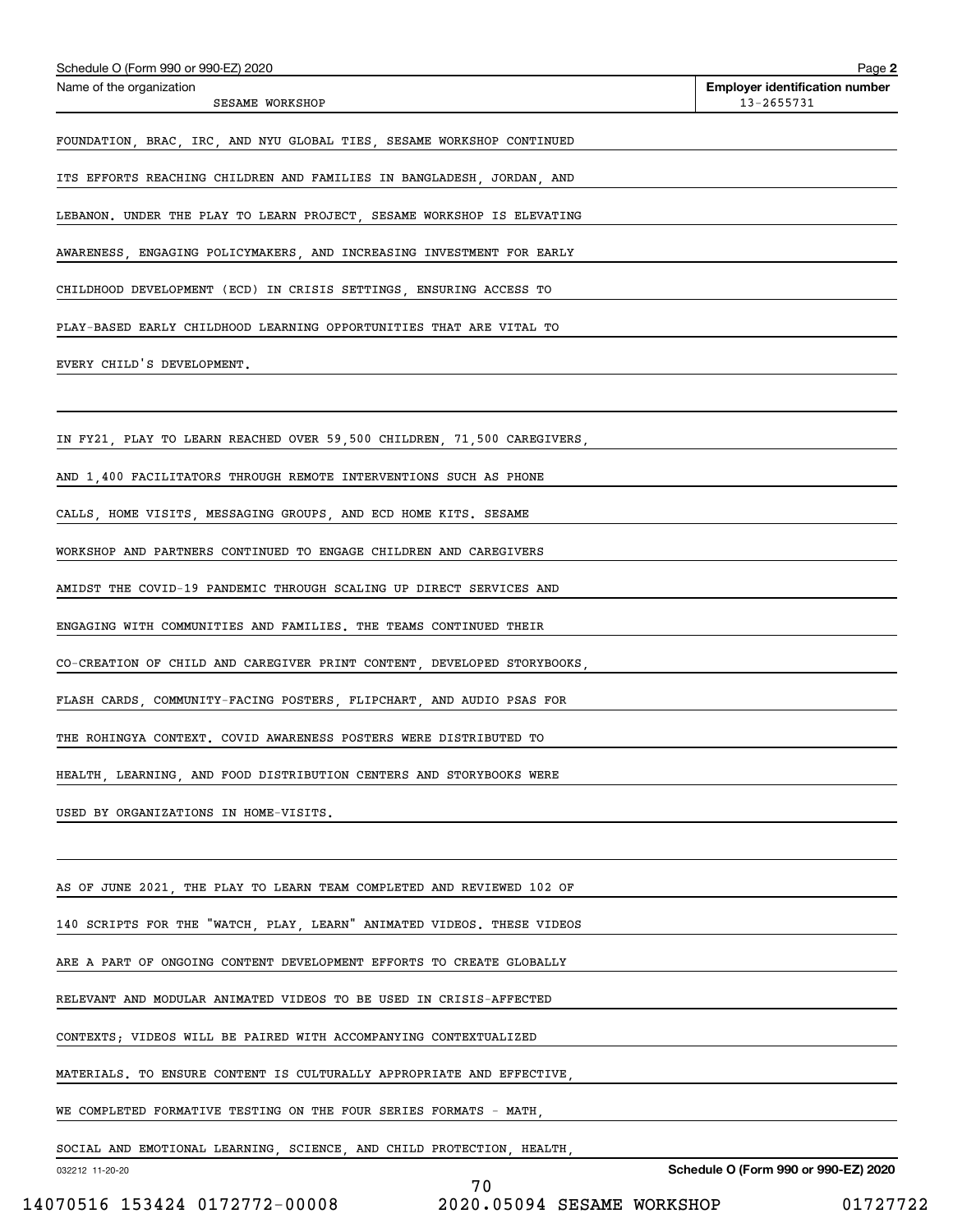FOUNDATION, BRAC, IRC, AND NYU GLOBAL TIES, SESAME WORKSHOP CONTINUED ITS EFFORTS REACHING CHILDREN AND FAMILIES IN BANGLADESH, JORDAN, AND LEBANON. UNDER THE PLAY TO LEARN PROJECT, SESAME WORKSHOP IS ELEVATING AWARENESS, ENGAGING POLICYMAKERS, AND INCREASING INVESTMENT FOR EARLY CHILDHOOD DEVELOPMENT (ECD) IN CRISIS SETTINGS, ENSURING ACCESS TO PLAY-BASED EARLY CHILDHOOD LEARNING OPPORTUNITIES THAT ARE VITAL TO EVERY CHILD'S DEVELOPMENT.

IN FY21, PLAY TO LEARN REACHED OVER 59,500 CHILDREN, 71,500 CAREGIVERS, AND 1,400 FACILITATORS THROUGH REMOTE INTERVENTIONS SUCH AS PHONE CALLS, HOME VISITS, MESSAGING GROUPS, AND ECD HOME KITS. SESAME WORKSHOP AND PARTNERS CONTINUED TO ENGAGE CHILDREN AND CAREGIVERS AMIDST THE COVID-19 PANDEMIC THROUGH SCALING UP DIRECT SERVICES AND ENGAGING WITH COMMUNITIES AND FAMILIES. THE TEAMS CONTINUED THEIR CO-CREATION OF CHILD AND CAREGIVER PRINT CONTENT, DEVELOPED STORYBOOKS, FLASH CARDS, COMMUNITY-FACING POSTERS, FLIPCHART, AND AUDIO PSAS FOR THE ROHINGYA CONTEXT. COVID AWARENESS POSTERS WERE DISTRIBUTED TO HEALTH, LEARNING, AND FOOD DISTRIBUTION CENTERS AND STORYBOOKS WERE USED BY ORGANIZATIONS IN HOME-VISITS.

AS OF JUNE 2021, THE PLAY TO LEARN TEAM COMPLETED AND REVIEWED 102 OF 140 SCRIPTS FOR THE "WATCH, PLAY, LEARN" ANIMATED VIDEOS. THESE VIDEOS ARE A PART OF ONGOING CONTENT DEVELOPMENT EFFORTS TO CREATE GLOBALLY RELEVANT AND MODULAR ANIMATED VIDEOS TO BE USED IN CRISIS-AFFECTED CONTEXTS; VIDEOS WILL BE PAIRED WITH ACCOMPANYING CONTEXTUALIZED MATERIALS. TO ENSURE CONTENT IS CULTURALLY APPROPRIATE AND EFFECTIVE, WE COMPLETED FORMATIVE TESTING ON THE FOUR SERIES FORMATS - MATH, SOCIAL AND EMOTIONAL LEARNING, SCIENCE, AND CHILD PROTECTION, HEALTH,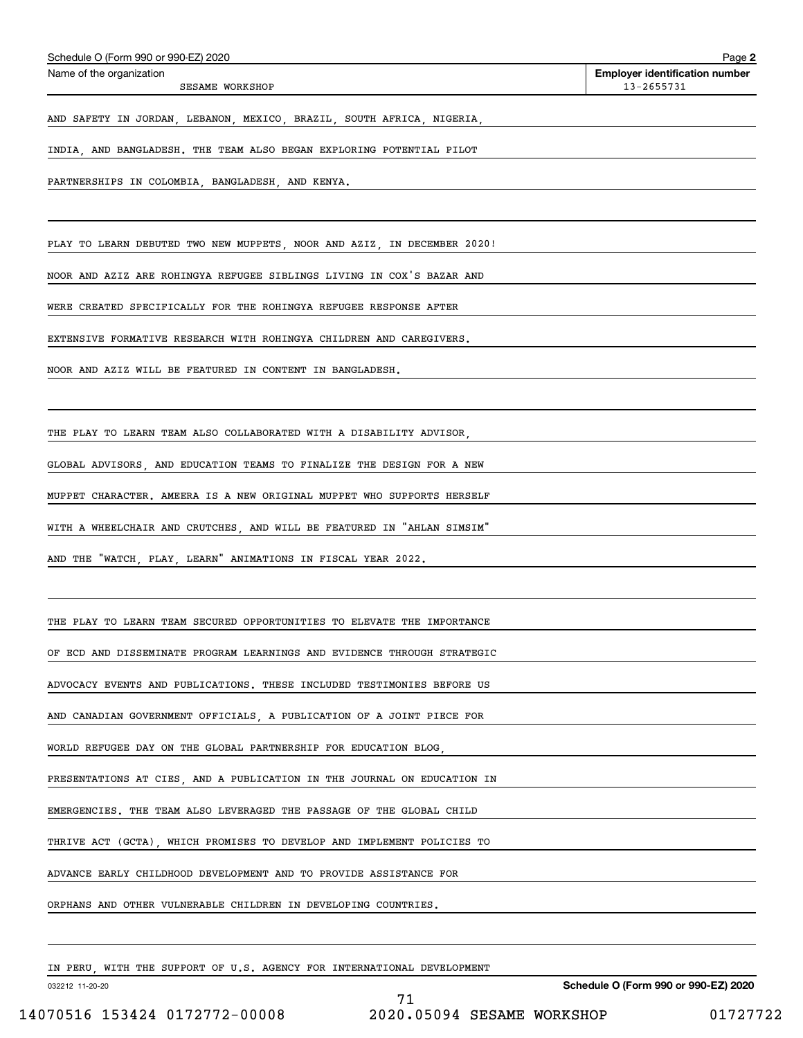AND SAFETY IN JORDAN, LEBANON, MEXICO, BRAZIL, SOUTH AFRICA, NIGERIA, INDIA, AND BANGLADESH. THE TEAM ALSO BEGAN EXPLORING POTENTIAL PILOT PARTNERSHIPS IN COLOMBIA, BANGLADESH, AND KENYA.

PLAY TO LEARN DEBUTED TWO NEW MUPPETS, NOOR AND AZIZ, IN DECEMBER 2020! NOOR AND AZIZ ARE ROHINGYA REFUGEE SIBLINGS LIVING IN COX'S BAZAR AND WERE CREATED SPECIFICALLY FOR THE ROHINGYA REFUGEE RESPONSE AFTER EXTENSIVE FORMATIVE RESEARCH WITH ROHINGYA CHILDREN AND CAREGIVERS. NOOR AND AZIZ WILL BE FEATURED IN CONTENT IN BANGLADESH.

THE PLAY TO LEARN TEAM ALSO COLLABORATED WITH A DISABILITY ADVISOR, GLOBAL ADVISORS, AND EDUCATION TEAMS TO FINALIZE THE DESIGN FOR A NEW MUPPET CHARACTER. AMEERA IS A NEW ORIGINAL MUPPET WHO SUPPORTS HERSELF WITH A WHEELCHAIR AND CRUTCHES, AND WILL BE FEATURED IN "AHLAN SIMSIM" AND THE "WATCH, PLAY, LEARN" ANIMATIONS IN FISCAL YEAR 2022.

THE PLAY TO LEARN TEAM SECURED OPPORTUNITIES TO ELEVATE THE IMPORTANCE OF ECD AND DISSEMINATE PROGRAM LEARNINGS AND EVIDENCE THROUGH STRATEGIC ADVOCACY EVENTS AND PUBLICATIONS. THESE INCLUDED TESTIMONIES BEFORE US AND CANADIAN GOVERNMENT OFFICIALS, A PUBLICATION OF A JOINT PIECE FOR WORLD REFUGEE DAY ON THE GLOBAL PARTNERSHIP FOR EDUCATION BLOG, PRESENTATIONS AT CIES, AND A PUBLICATION IN THE JOURNAL ON EDUCATION IN EMERGENCIES. THE TEAM ALSO LEVERAGED THE PASSAGE OF THE GLOBAL CHILD THRIVE ACT (GCTA), WHICH PROMISES TO DEVELOP AND IMPLEMENT POLICIES TO ADVANCE EARLY CHILDHOOD DEVELOPMENT AND TO PROVIDE ASSISTANCE FOR ORPHANS AND OTHER VULNERABLE CHILDREN IN DEVELOPING COUNTRIES.

IN PERU, WITH THE SUPPORT OF U.S. AGENCY FOR INTERNATIONAL DEVELOPMENT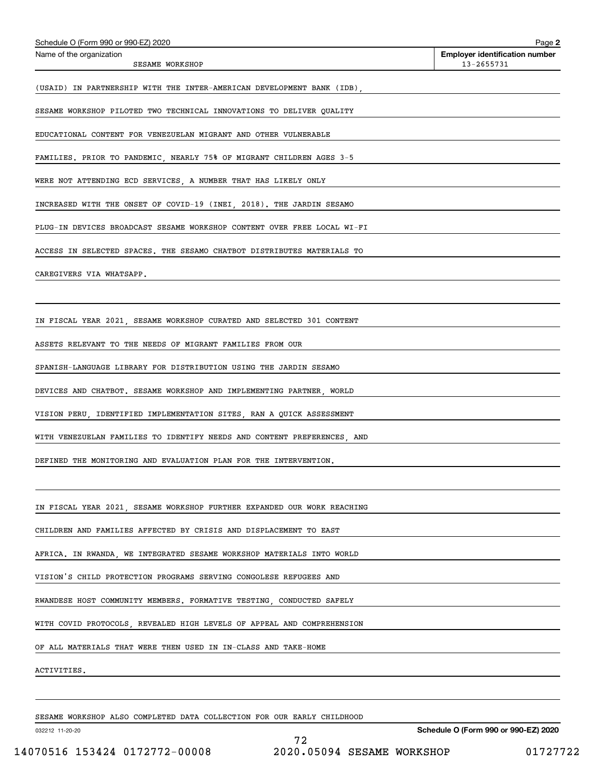Schedule O (Form 990 or 990-EZ) 2020

Name of the organization: SESAME WORKSHOP

Employer identification number: 13-2655731

(USAID) IN PARTNERSHIP WITH THE INTER-AMERICAN DEVELOPMENT BANK (IDB), SESAME WORKSHOP PILOTED TWO TECHNICAL INNOVATIONS TO DELIVER QUALITY EDUCATIONAL CONTENT FOR VENEZUELAN MIGRANT AND OTHER VULNERABLE FAMILIES. PRIOR TO PANDEMIC, NEARLY 75% OF MIGRANT CHILDREN AGES 3-5 WERE NOT ATTENDING ECD SERVICES, A NUMBER THAT HAS LIKELY ONLY INCREASED WITH THE ONSET OF COVID-19 (INEI, 2018). THE JARDIN SESAMO PLUG-IN DEVICES BROADCAST SESAME WORKSHOP CONTENT OVER FREE LOCAL WI-FI ACCESS IN SELECTED SPACES. THE SESAMO CHATBOT DISTRIBUTES MATERIALS TO CAREGIVERS VIA WHATSAPP.

IN FISCAL YEAR 2021, SESAME WORKSHOP CURATED AND SELECTED 301 CONTENT ASSETS RELEVANT TO THE NEEDS OF MIGRANT FAMILIES FROM OUR SPANISH-LANGUAGE LIBRARY FOR DISTRIBUTION USING THE JARDIN SESAMO DEVICES AND CHATBOT. SESAME WORKSHOP AND IMPLEMENTING PARTNER, WORLD VISION PERU, IDENTIFIED IMPLEMENTATION SITES, RAN A QUICK ASSESSMENT WITH VENEZUELAN FAMILIES TO IDENTIFY NEEDS AND CONTENT PREFERENCES, AND DEFINED THE MONITORING AND EVALUATION PLAN FOR THE INTERVENTION.

IN FISCAL YEAR 2021, SESAME WORKSHOP FURTHER EXPANDED OUR WORK REACHING CHILDREN AND FAMILIES AFFECTED BY CRISIS AND DISPLACEMENT TO EAST AFRICA. IN RWANDA, WE INTEGRATED SESAME WORKSHOP MATERIALS INTO WORLD VISION'S CHILD PROTECTION PROGRAMS SERVING CONGOLESE REFUGEES AND RWANDESE HOST COMMUNITY MEMBERS. FORMATIVE TESTING, CONDUCTED SAFELY WITH COVID PROTOCOLS, REVEALED HIGH LEVELS OF APPEAL AND COMPREHENSION OF ALL MATERIALS THAT WERE THEN USED IN IN-CLASS AND TAKE-HOME ACTIVITIES.

SESAME WORKSHOP ALSO COMPLETED DATA COLLECTION FOR OUR EARLY CHILDHOOD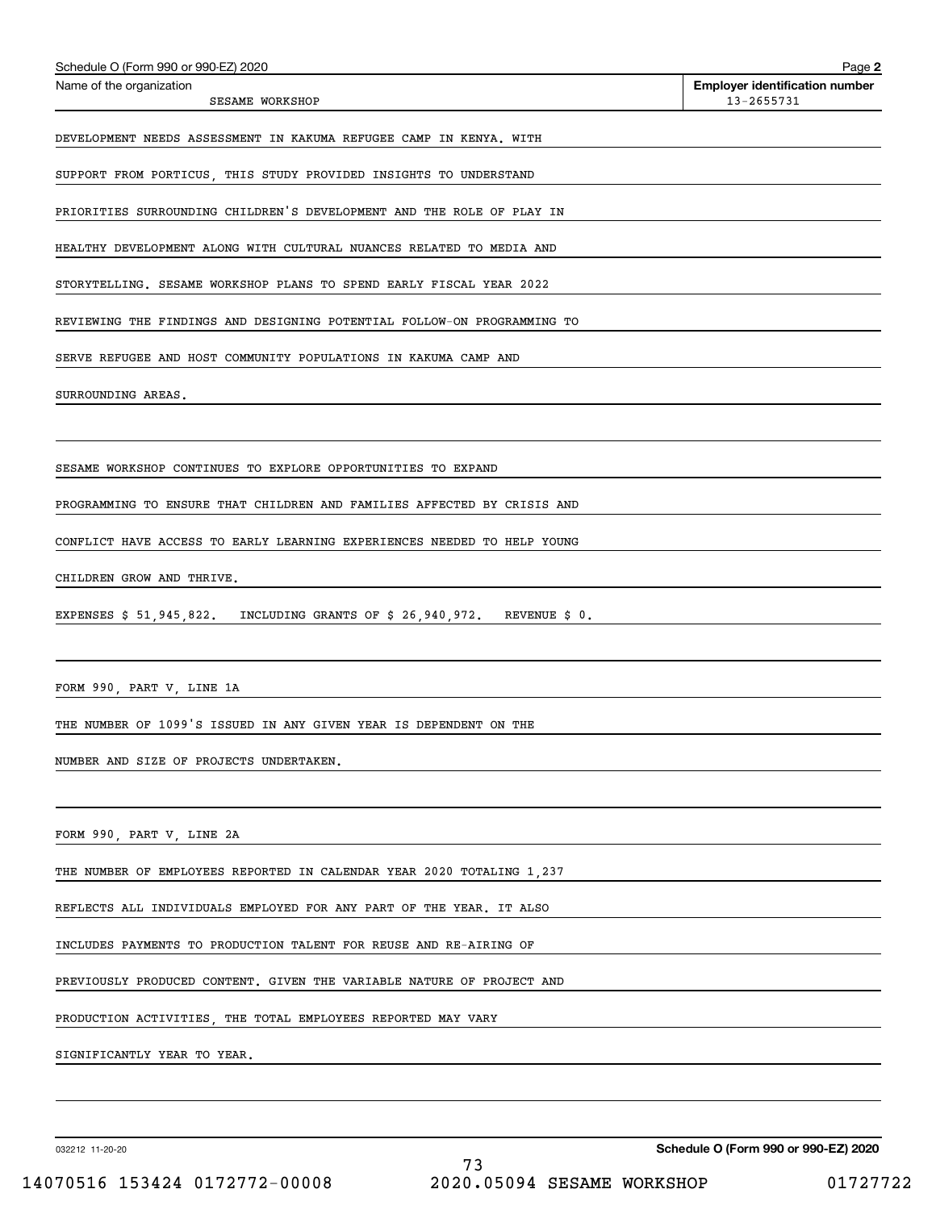Schedule O (Form 990 or 990-EZ) 2020

Name of the organization: SESAME WORKSHOP

Employer identification number: 13-2655731

DEVELOPMENT NEEDS ASSESSMENT IN KAKUMA REFUGEE CAMP IN KENYA. WITH SUPPORT FROM PORTICUS, THIS STUDY PROVIDED INSIGHTS TO UNDERSTAND PRIORITIES SURROUNDING CHILDREN'S DEVELOPMENT AND THE ROLE OF PLAY IN HEALTHY DEVELOPMENT ALONG WITH CULTURAL NUANCES RELATED TO MEDIA AND STORYTELLING. SESAME WORKSHOP PLANS TO SPEND EARLY FISCAL YEAR 2022 REVIEWING THE FINDINGS AND DESIGNING POTENTIAL FOLLOW-ON PROGRAMMING TO SERVE REFUGEE AND HOST COMMUNITY POPULATIONS IN KAKUMA CAMP AND SURROUNDING AREAS.

SESAME WORKSHOP CONTINUES TO EXPLORE OPPORTUNITIES TO EXPAND PROGRAMMING TO ENSURE THAT CHILDREN AND FAMILIES AFFECTED BY CRISIS AND CONFLICT HAVE ACCESS TO EARLY LEARNING EXPERIENCES NEEDED TO HELP YOUNG CHILDREN GROW AND THRIVE.

EXPENSES $ 51,945,822. INCLUDING GRANTS OF $ 26,940,972. REVENUE $ 0.

FORM 990, PART V, LINE 1A

THE NUMBER OF 1099'S ISSUED IN ANY GIVEN YEAR IS DEPENDENT ON THE NUMBER AND SIZE OF PROJECTS UNDERTAKEN.

FORM 990, PART V, LINE 2A

THE NUMBER OF EMPLOYEES REPORTED IN CALENDAR YEAR 2020 TOTALING 1,237 REFLECTS ALL INDIVIDUALS EMPLOYED FOR ANY PART OF THE YEAR. IT ALSO INCLUDES PAYMENTS TO PRODUCTION TALENT FOR REUSE AND RE-AIRING OF PREVIOUSLY PRODUCED CONTENT. GIVEN THE VARIABLE NATURE OF PROJECT AND PRODUCTION ACTIVITIES, THE TOTAL EMPLOYEES REPORTED MAY VARY SIGNIFICANTLY YEAR TO YEAR.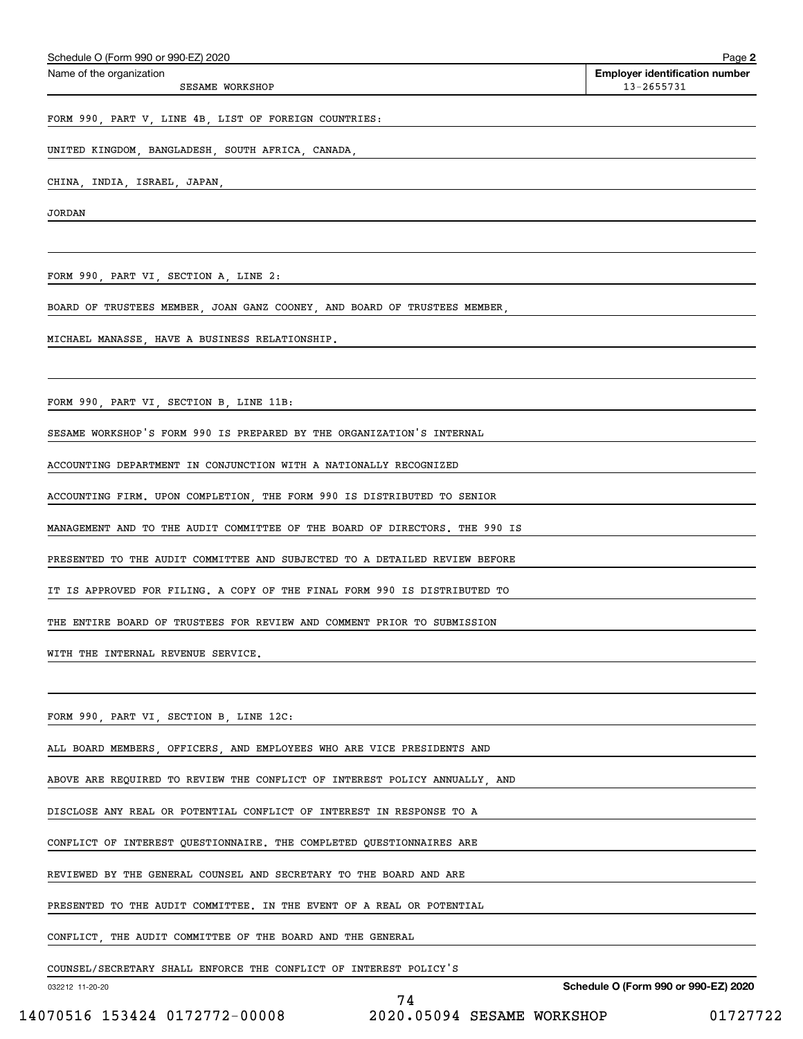Schedule O (Form 990 or 990-EZ) 2020

| Name of the organization | Employer identification number |
| --- | --- |
| SESAME WORKSHOP | 13-2655731 |

FORM 990, PART V, LINE 4B, LIST OF FOREIGN COUNTRIES:

UNITED KINGDOM, BANGLADESH, SOUTH AFRICA, CANADA,

CHINA, INDIA, ISRAEL, JAPAN,

JORDAN

FORM 990, PART VI, SECTION A, LINE 2:

BOARD OF TRUSTEES MEMBER, JOAN GANZ COONEY, AND BOARD OF TRUSTEES MEMBER,

MICHAEL MANASSE, HAVE A BUSINESS RELATIONSHIP.

FORM 990, PART VI, SECTION B, LINE 11B:

SESAME WORKSHOP'S FORM 990 IS PREPARED BY THE ORGANIZATION'S INTERNAL

ACCOUNTING DEPARTMENT IN CONJUNCTION WITH A NATIONALLY RECOGNIZED

ACCOUNTING FIRM. UPON COMPLETION, THE FORM 990 IS DISTRIBUTED TO SENIOR

MANAGEMENT AND TO THE AUDIT COMMITTEE OF THE BOARD OF DIRECTORS. THE 990 IS

PRESENTED TO THE AUDIT COMMITTEE AND SUBJECTED TO A DETAILED REVIEW BEFORE

IT IS APPROVED FOR FILING. A COPY OF THE FINAL FORM 990 IS DISTRIBUTED TO

THE ENTIRE BOARD OF TRUSTEES FOR REVIEW AND COMMENT PRIOR TO SUBMISSION

WITH THE INTERNAL REVENUE SERVICE.

FORM 990, PART VI, SECTION B, LINE 12C:

ALL BOARD MEMBERS, OFFICERS, AND EMPLOYEES WHO ARE VICE PRESIDENTS AND

ABOVE ARE REQUIRED TO REVIEW THE CONFLICT OF INTEREST POLICY ANNUALLY, AND

DISCLOSE ANY REAL OR POTENTIAL CONFLICT OF INTEREST IN RESPONSE TO A

CONFLICT OF INTEREST QUESTIONNAIRE. THE COMPLETED QUESTIONNAIRES ARE

REVIEWED BY THE GENERAL COUNSEL AND SECRETARY TO THE BOARD AND ARE

PRESENTED TO THE AUDIT COMMITTEE. IN THE EVENT OF A REAL OR POTENTIAL

CONFLICT, THE AUDIT COMMITTEE OF THE BOARD AND THE GENERAL

COUNSEL/SECRETARY SHALL ENFORCE THE CONFLICT OF INTEREST POLICY'S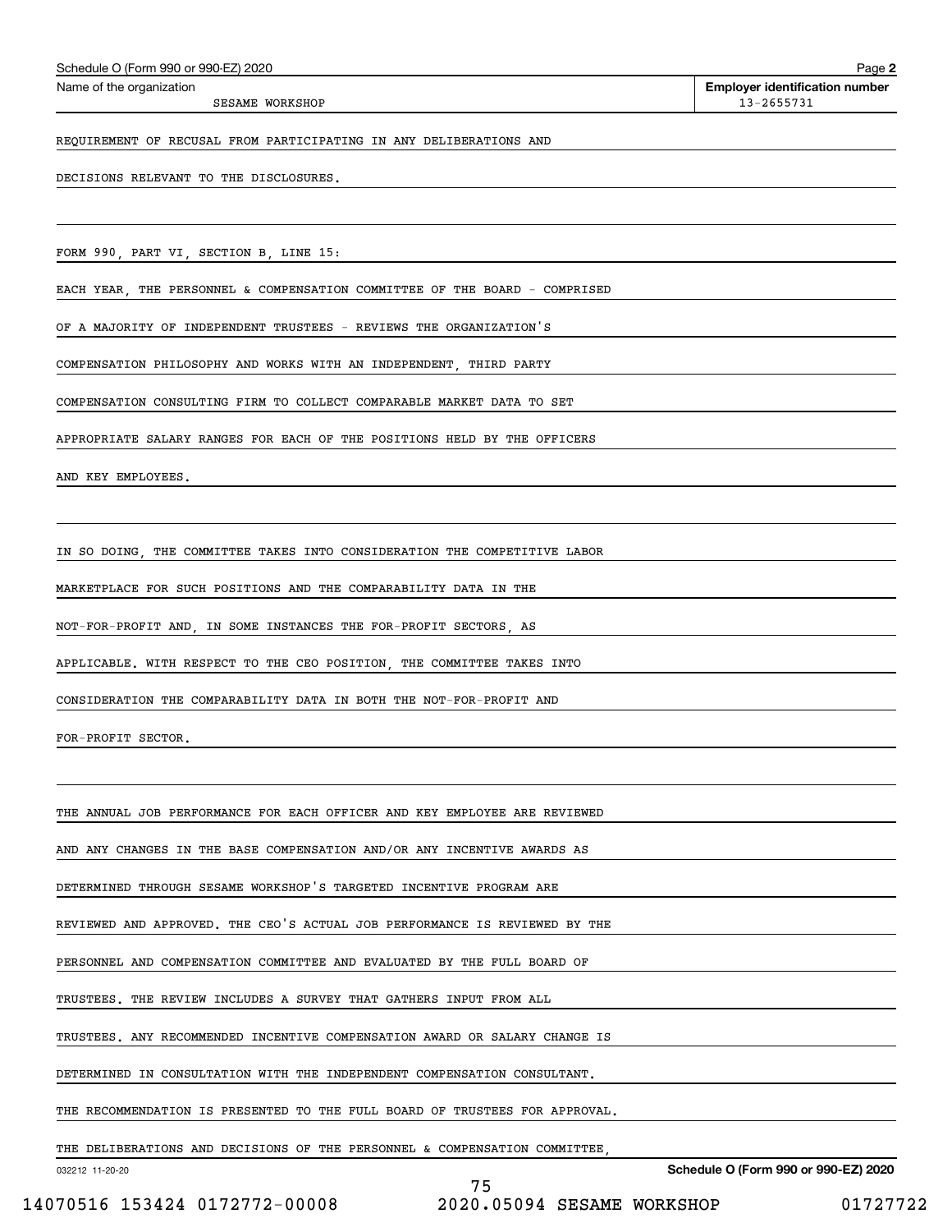Schedule O (Form 990 or 990-EZ) 2020

Name of the organization: SESAME WORKSHOP

Employer identification number: 13-2655731

REQUIREMENT OF RECUSAL FROM PARTICIPATING IN ANY DELIBERATIONS AND DECISIONS RELEVANT TO THE DISCLOSURES.

FORM 990, PART VI, SECTION B, LINE 15:

EACH YEAR, THE PERSONNEL & COMPENSATION COMMITTEE OF THE BOARD - COMPRISED OF A MAJORITY OF INDEPENDENT TRUSTEES - REVIEWS THE ORGANIZATION'S COMPENSATION PHILOSOPHY AND WORKS WITH AN INDEPENDENT, THIRD PARTY COMPENSATION CONSULTING FIRM TO COLLECT COMPARABLE MARKET DATA TO SET APPROPRIATE SALARY RANGES FOR EACH OF THE POSITIONS HELD BY THE OFFICERS AND KEY EMPLOYEES.

IN SO DOING, THE COMMITTEE TAKES INTO CONSIDERATION THE COMPETITIVE LABOR MARKETPLACE FOR SUCH POSITIONS AND THE COMPARABILITY DATA IN THE NOT-FOR-PROFIT AND, IN SOME INSTANCES THE FOR-PROFIT SECTORS, AS APPLICABLE. WITH RESPECT TO THE CEO POSITION, THE COMMITTEE TAKES INTO CONSIDERATION THE COMPARABILITY DATA IN BOTH THE NOT-FOR-PROFIT AND FOR-PROFIT SECTOR.

THE ANNUAL JOB PERFORMANCE FOR EACH OFFICER AND KEY EMPLOYEE ARE REVIEWED AND ANY CHANGES IN THE BASE COMPENSATION AND/OR ANY INCENTIVE AWARDS AS DETERMINED THROUGH SESAME WORKSHOP'S TARGETED INCENTIVE PROGRAM ARE REVIEWED AND APPROVED. THE CEO'S ACTUAL JOB PERFORMANCE IS REVIEWED BY THE PERSONNEL AND COMPENSATION COMMITTEE AND EVALUATED BY THE FULL BOARD OF TRUSTEES. THE REVIEW INCLUDES A SURVEY THAT GATHERS INPUT FROM ALL TRUSTEES. ANY RECOMMENDED INCENTIVE COMPENSATION AWARD OR SALARY CHANGE IS DETERMINED IN CONSULTATION WITH THE INDEPENDENT COMPENSATION CONSULTANT. THE RECOMMENDATION IS PRESENTED TO THE FULL BOARD OF TRUSTEES FOR APPROVAL. THE DELIBERATIONS AND DECISIONS OF THE PERSONNEL & COMPENSATION COMMITTEE,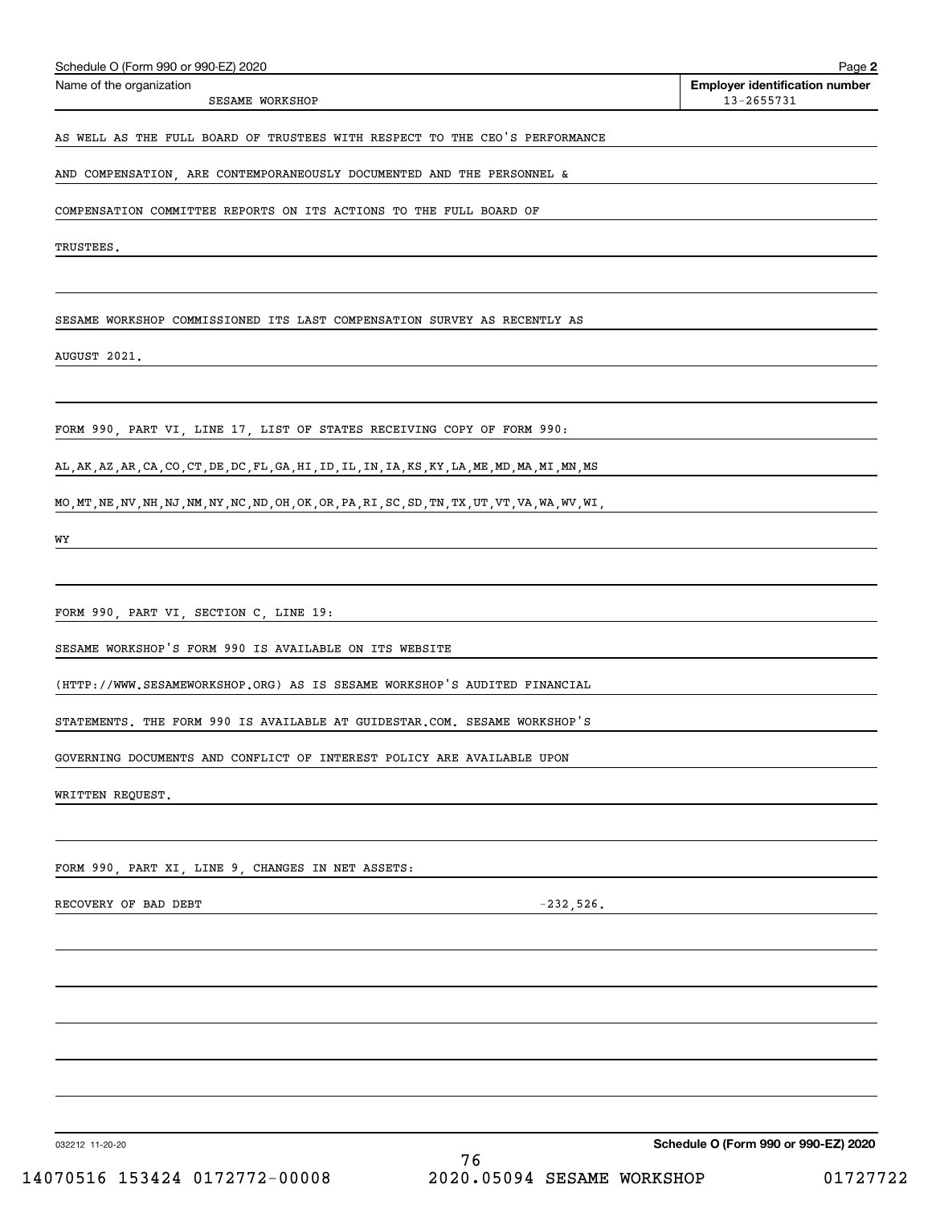Schedule O (Form 990 or 990-EZ) 2020

Name of the organization: SESAME WORKSHOP

Employer identification number: 13-2655731

AS WELL AS THE FULL BOARD OF TRUSTEES WITH RESPECT TO THE CEO'S PERFORMANCE AND COMPENSATION, ARE CONTEMPORANEOUSLY DOCUMENTED AND THE PERSONNEL & COMPENSATION COMMITTEE REPORTS ON ITS ACTIONS TO THE FULL BOARD OF TRUSTEES.

SESAME WORKSHOP COMMISSIONED ITS LAST COMPENSATION SURVEY AS RECENTLY AS AUGUST 2021.

FORM 990, PART VI, LINE 17, LIST OF STATES RECEIVING COPY OF FORM 990:

AL,AK,AZ,AR,CA,CO,CT,DE,DC,FL,GA,HI,ID,IL,IN,IA,KS,KY,LA,ME,MD,MA,MI,MN,MS MO,MT,NE,NV,NH,NJ,NM,NY,NC,ND,OH,OK,OR,PA,RI,SC,SD,TN,TX,UT,VT,VA,WA,WV,WI, WY

FORM 990, PART VI, SECTION C, LINE 19:

SESAME WORKSHOP'S FORM 990 IS AVAILABLE ON ITS WEBSITE (HTTP://WWW.SESAMEWORKSHOP.ORG) AS IS SESAME WORKSHOP'S AUDITED FINANCIAL STATEMENTS. THE FORM 990 IS AVAILABLE AT GUIDESTAR.COM. SESAME WORKSHOP'S GOVERNING DOCUMENTS AND CONFLICT OF INTEREST POLICY ARE AVAILABLE UPON WRITTEN REQUEST.

FORM 990, PART XI, LINE 9, CHANGES IN NET ASSETS:

| | |
|---|---|
| RECOVERY OF BAD DEBT | -232,526. |

032212 11-20-20

Schedule O (Form 990 or 990-EZ) 2020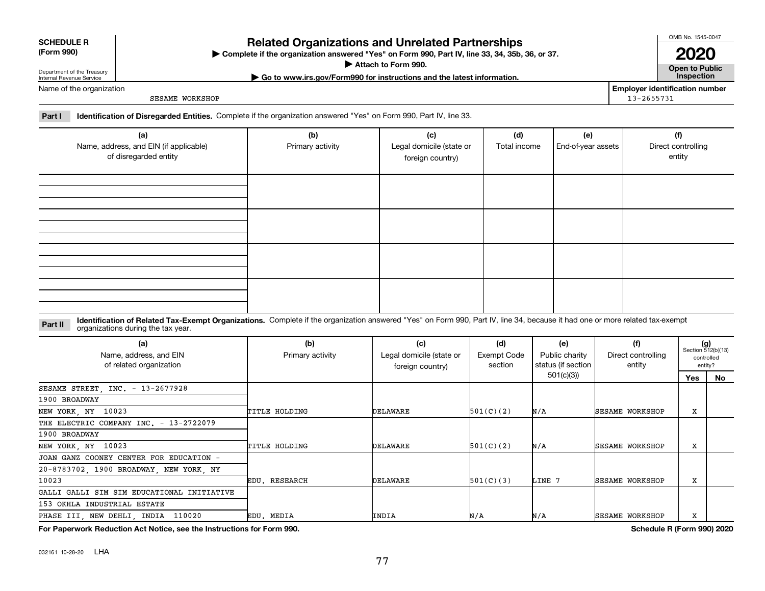**SCHEDULE R (Form 990)**

Department of the Treasury
Internal Revenue Service

# Related Organizations and Unrelated Partnerships

▶ Complete if the organization answered "Yes" on Form 990, Part IV, line 33, 34, 35b, 36, or 37.

▶ Attach to Form 990.

▶ Go to www.irs.gov/Form990 for instructions and the latest information.

OMB No. 1545-0047

**2020**

**Open to Public Inspection**

Name of the organization: SESAME WORKSHOP

Employer identification number: 13-2655731

**Part I** **Identification of Disregarded Entities.** Complete if the organization answered "Yes" on Form 990, Part IV, line 33.

| (a) Name, address, and EIN (if applicable) of disregarded entity | (b) Primary activity | (c) Legal domicile (state or foreign country) | (d) Total income | (e) End-of-year assets | (f) Direct controlling entity |
|---|---|---|---|---|---|
| | | | | | |
| | | | | | |
| | | | | | |
| | | | | | |

**Part II** **Identification of Related Tax-Exempt Organizations.** Complete if the organization answered "Yes" on Form 990, Part IV, line 34, because it had one or more related tax-exempt organizations during the tax year.

| (a) Name, address, and EIN of related organization | (b) Primary activity | (c) Legal domicile (state or foreign country) | (d) Exempt Code section | (e) Public charity status (if section 501(c)(3)) | (f) Direct controlling entity | (g) Section 512(b)(13) controlled entity? Yes | No |
|---|---|---|---|---|---|---|---|
| SESAME STREET, INC. - 13-2677928<br>1900 BROADWAY<br>NEW YORK, NY 10023 | TITLE HOLDING | DELAWARE | 501(C)(2) | N/A | SESAME WORKSHOP | X | |
| THE ELECTRIC COMPANY INC. - 13-2722079<br>1900 BROADWAY<br>NEW YORK, NY 10023 | TITLE HOLDING | DELAWARE | 501(C)(2) | N/A | SESAME WORKSHOP | X | |
| JOAN GANZ COONEY CENTER FOR EDUCATION -<br>20-8783702, 1900 BROADWAY, NEW YORK, NY<br>10023 | EDU. RESEARCH | DELAWARE | 501(C)(3) | LINE 7 | SESAME WORKSHOP | X | |
| GALLI GALLI SIM SIM EDUCATIONAL INITIATIVE<br>153 OKHLA INDUSTRIAL ESTATE<br>PHASE III, NEW DEHLI, INDIA 110020 | EDU. MEDIA | INDIA | N/A | N/A | SESAME WORKSHOP | X | |

**For Paperwork Reduction Act Notice, see the Instructions for Form 990.** **Schedule R (Form 990) 2020**

032161 10-28-20 LHA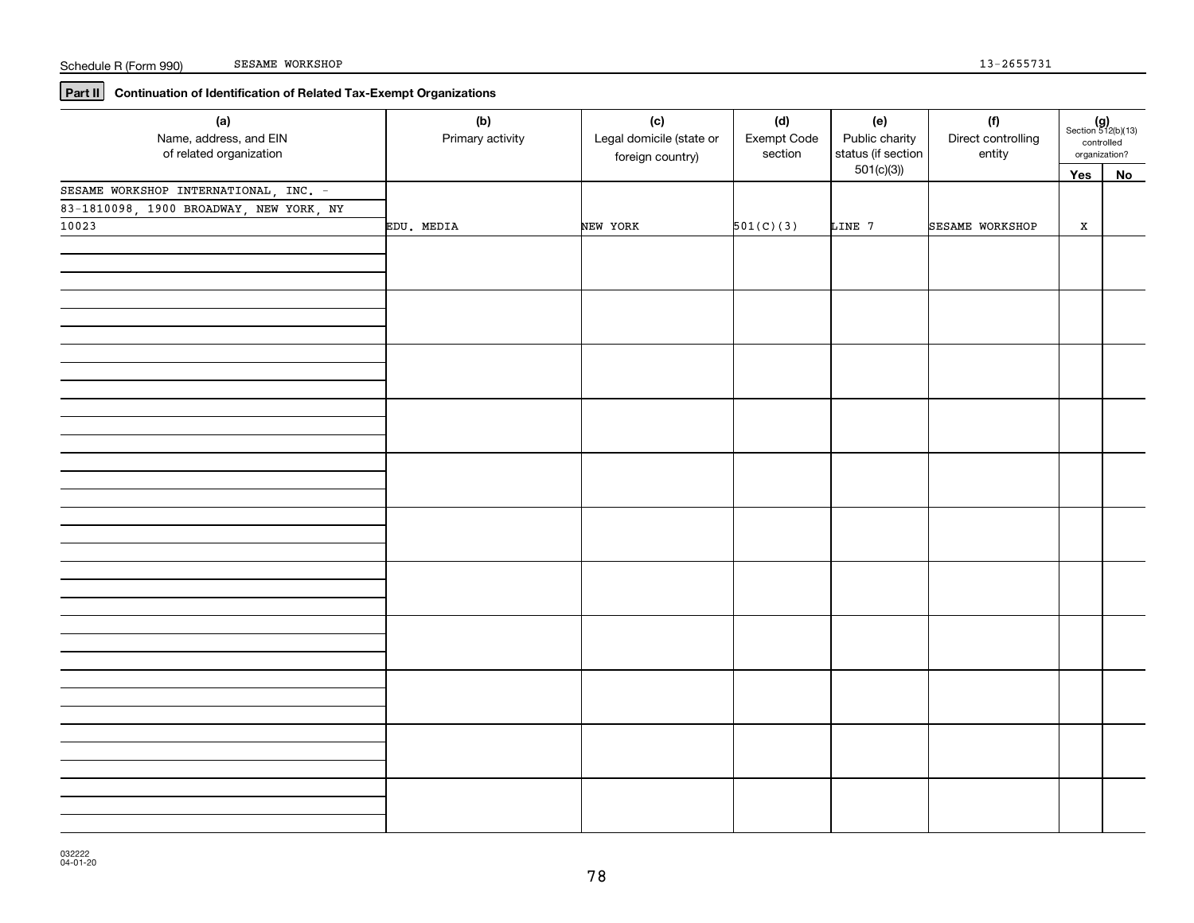Schedule R (Form 990) SESAME WORKSHOP 13-2655731

**Part II** **Continuation of Identification of Related Tax-Exempt Organizations**

| (a) Name, address, and EIN of related organization | (b) Primary activity | (c) Legal domicile (state or foreign country) | (d) Exempt Code section | (e) Public charity status (if section 501(c)(3)) | (f) Direct controlling entity | (g) Section 512(b)(13) controlled organization? Yes | No |
|---|---|---|---|---|---|---|---|
| SESAME WORKSHOP INTERNATIONAL, INC. - 83-1810098, 1900 BROADWAY, NEW YORK, NY 10023 | EDU. MEDIA | NEW YORK | 501(C)(3) | LINE 7 | SESAME WORKSHOP | X | |
| | | | | | | | |
| | | | | | | | |
| | | | | | | | |
| | | | | | | | |
| | | | | | | | |
| | | | | | | | |
| | | | | | | | |
| | | | | | | | |
| | | | | | | | |
| | | | | | | | |
| | | | | | | | |

032222 04-01-20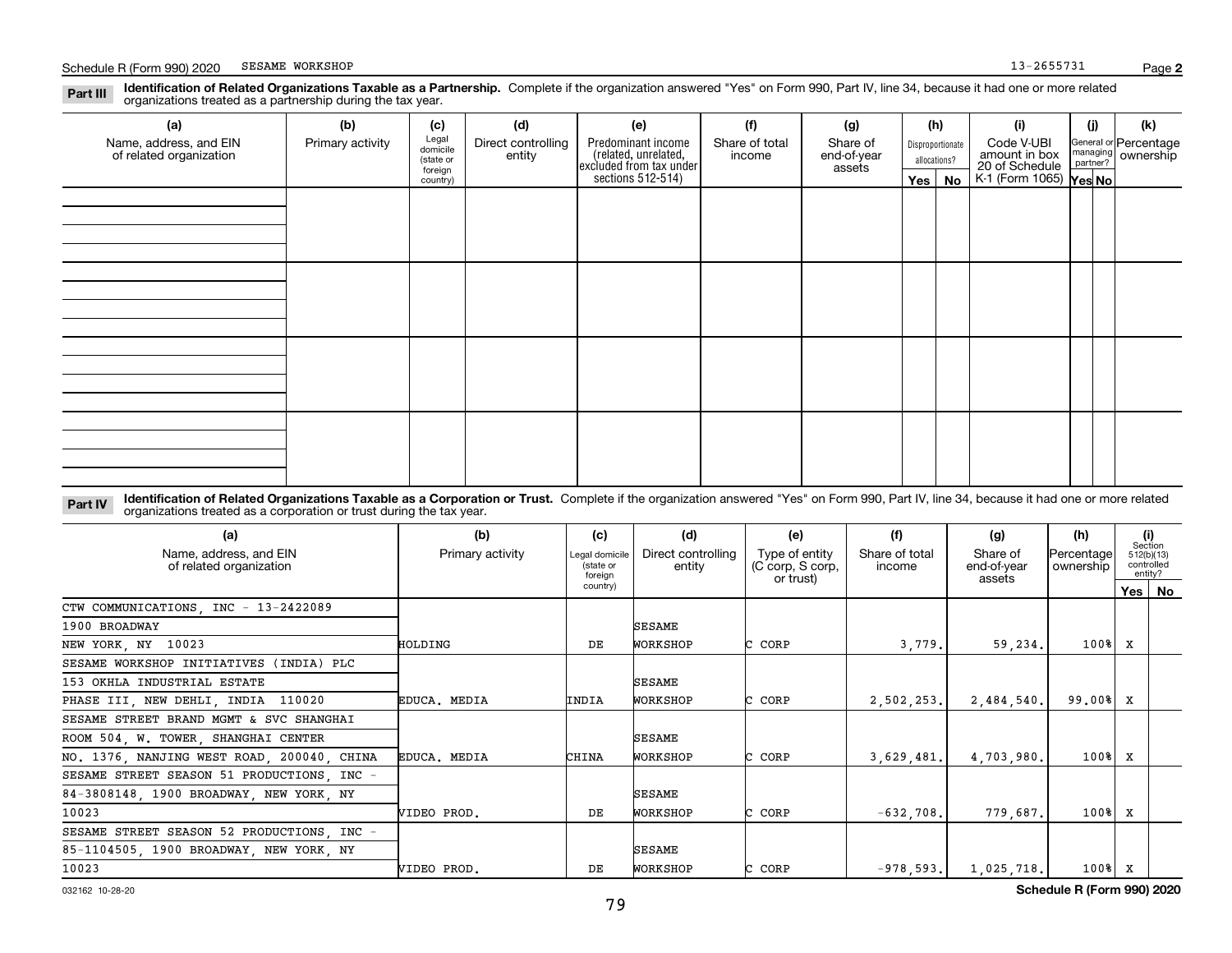Schedule R (Form 990) 2020 SESAME WORKSHOP 13-2655731

**Part III** **Identification of Related Organizations Taxable as a Partnership.** Complete if the organization answered "Yes" on Form 990, Part IV, line 34, because it had one or more related organizations treated as a partnership during the tax year.

| (a) Name, address, and EIN of related organization | (b) Primary activity | (c) Legal domicile (state or foreign country) | (d) Direct controlling entity | (e) Predominant income (related, unrelated, excluded from tax under sections 512-514) | (f) Share of total income | (g) Share of end-of-year assets | (h) Disproportionate allocations? Yes | No | (i) Code V-UBI amount in box 20 of Schedule K-1 (Form 1065) | (j) General or managing partner? Yes | No | (k) Percentage ownership |
|---|---|---|---|---|---|---|---|---|---|---|---|---|
| | | | | | | | | | | | | |
| | | | | | | | | | | | | |
| | | | | | | | | | | | | |
| | | | | | | | | | | | | |

**Part IV** **Identification of Related Organizations Taxable as a Corporation or Trust.** Complete if the organization answered "Yes" on Form 990, Part IV, line 34, because it had one or more related organizations treated as a corporation or trust during the tax year.

| (a) Name, address, and EIN of related organization | (b) Primary activity | (c) Legal domicile (state or foreign country) | (d) Direct controlling entity | (e) Type of entity (C corp, S corp, or trust) | (f) Share of total income | (g) Share of end-of-year assets | (h) Percentage ownership | (i) Section 512(b)(13) controlled entity? Yes | No |
|---|---|---|---|---|---|---|---|---|---|
| CTW COMMUNICATIONS, INC - 13-2422089<br>1900 BROADWAY<br>NEW YORK, NY 10023 | HOLDING | DE | SESAME WORKSHOP | C CORP | 3,779. | 59,234. | 100% | X | |
| SESAME WORKSHOP INITIATIVES (INDIA) PLC<br>153 OKHLA INDUSTRIAL ESTATE<br>PHASE III, NEW DEHLI, INDIA 110020 | EDUCA. MEDIA | INDIA | SESAME WORKSHOP | C CORP | 2,502,253. | 2,484,540. | 99.00% | X | |
| SESAME STREET BRAND MGMT & SVC SHANGHAI<br>ROOM 504, W. TOWER, SHANGHAI CENTER<br>NO. 1376, NANJING WEST ROAD, 200040, CHINA | EDUCA. MEDIA | CHINA | SESAME WORKSHOP | C CORP | 3,629,481. | 4,703,980. | 100% | X | |
| SESAME STREET SEASON 51 PRODUCTIONS, INC -<br>84-3808148, 1900 BROADWAY, NEW YORK, NY<br>10023 | VIDEO PROD. | DE | SESAME WORKSHOP | C CORP | -632,708. | 779,687. | 100% | X | |
| SESAME STREET SEASON 52 PRODUCTIONS, INC -<br>85-1104505, 1900 BROADWAY, NEW YORK, NY<br>10023 | VIDEO PROD. | DE | SESAME WORKSHOP | C CORP | -978,593. | 1,025,718. | 100% | X | |

032162 10-28-20 **Schedule R (Form 990) 2020**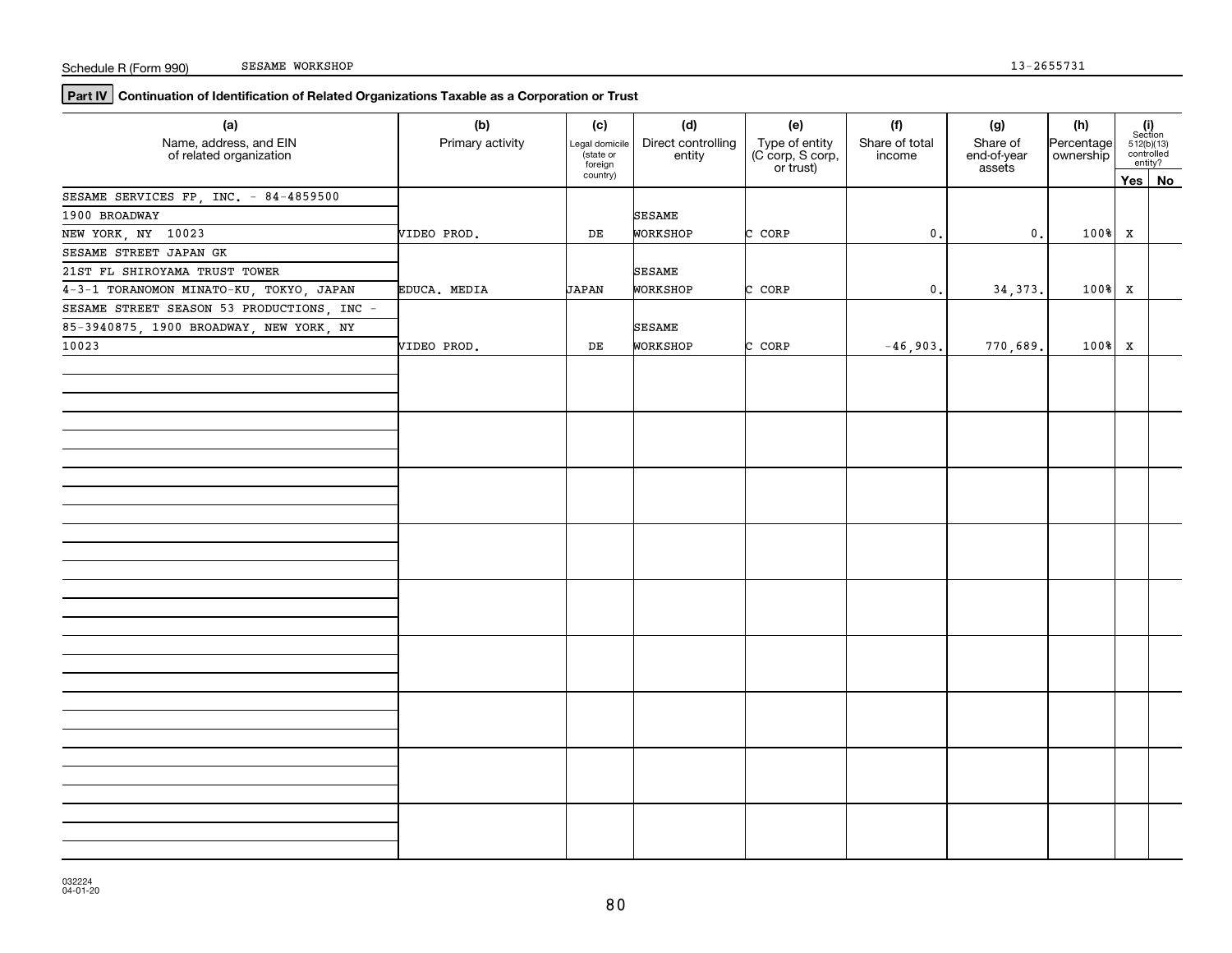Schedule R (Form 990) SESAME WORKSHOP 13-2655731

**Part IV Continuation of Identification of Related Organizations Taxable as a Corporation or Trust**

| (a) Name, address, and EIN of related organization | (b) Primary activity | (c) Legal domicile (state or foreign country) | (d) Direct controlling entity | (e) Type of entity (C corp, S corp, or trust) | (f) Share of total income | (g) Share of end-of-year assets | (h) Percentage ownership | (i) Section 512(b)(13) controlled entity? Yes | No |
|---|---|---|---|---|---|---|---|---|---|
| SESAME SERVICES FP, INC. - 84-4859500<br>1900 BROADWAY<br>NEW YORK, NY 10023 | VIDEO PROD. | DE | SESAME WORKSHOP | C CORP | 0. | 0. | 100% | X | |
| SESAME STREET JAPAN GK<br>21ST FL SHIROYAMA TRUST TOWER<br>4-3-1 TORANOMON MINATO-KU, TOKYO, JAPAN | EDUCA. MEDIA | JAPAN | SESAME WORKSHOP | C CORP | 0. | 34,373. | 100% | X | |
| SESAME STREET SEASON 53 PRODUCTIONS, INC -<br>85-3940875, 1900 BROADWAY, NEW YORK, NY<br>10023 | VIDEO PROD. | DE | SESAME WORKSHOP | C CORP | -46,903. | 770,689. | 100% | X | |

032224 04-01-20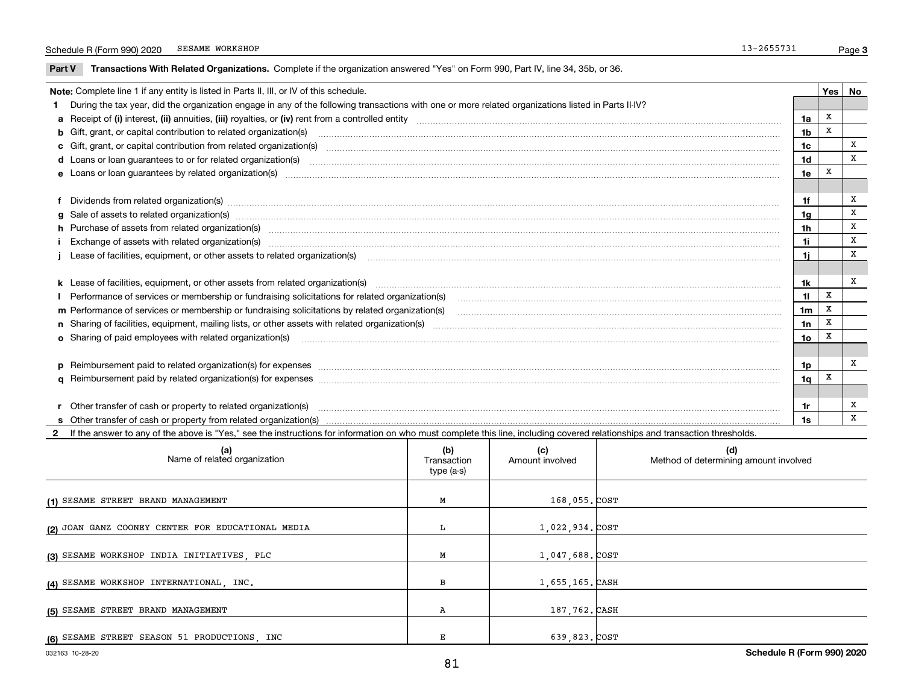Schedule R (Form 990) 2020 SESAME WORKSHOP 13-2655731 Page 3

**Part V Transactions With Related Organizations.** Complete if the organization answered "Yes" on Form 990, Part IV, line 34, 35b, or 36.

| Note: Complete line 1 if any entity is listed in Parts II, III, or IV of this schedule. | | Yes | No |
|---|---|---|---|
| **1** During the tax year, did the organization engage in any of the following transactions with one or more related organizations listed in Parts II-IV? | | | |
| **a** Receipt of **(i)** interest, **(ii)** annuities, **(iii)** royalties, or **(iv)** rent from a controlled entity | **1a** | X | |
| **b** Gift, grant, or capital contribution to related organization(s) | **1b** | X | |
| **c** Gift, grant, or capital contribution from related organization(s) | **1c** | | X |
| **d** Loans or loan guarantees to or for related organization(s) | **1d** | | X |
| **e** Loans or loan guarantees by related organization(s) | **1e** | X | |
| **f** Dividends from related organization(s) | **1f** | | X |
| **g** Sale of assets to related organization(s) | **1g** | | X |
| **h** Purchase of assets from related organization(s) | **1h** | | X |
| **i** Exchange of assets with related organization(s) | **1i** | | X |
| **j** Lease of facilities, equipment, or other assets to related organization(s) | **1j** | | X |
| **k** Lease of facilities, equipment, or other assets from related organization(s) | **1k** | | X |
| **l** Performance of services or membership or fundraising solicitations for related organization(s) | **1l** | X | |
| **m** Performance of services or membership or fundraising solicitations by related organization(s) | **1m** | X | |
| **n** Sharing of facilities, equipment, mailing lists, or other assets with related organization(s) | **1n** | X | |
| **o** Sharing of paid employees with related organization(s) | **1o** | X | |
| **p** Reimbursement paid to related organization(s) for expenses | **1p** | | X |
| **q** Reimbursement paid by related organization(s) for expenses | **1q** | X | |
| **r** Other transfer of cash or property to related organization(s) | **1r** | | X |
| **s** Other transfer of cash or property from related organization(s) | **1s** | | X |

**2** If the answer to any of the above is "Yes," see the instructions for information on who must complete this line, including covered relationships and transaction thresholds.

| | (a) Name of related organization | (b) Transaction type (a-s) | (c) Amount involved | (d) Method of determining amount involved |
|---|---|---|---|---|
| (1) | SESAME STREET BRAND MANAGEMENT | M | 168,055. | COST |
| (2) | JOAN GANZ COONEY CENTER FOR EDUCATIONAL MEDIA | L | 1,022,934. | COST |
| (3) | SESAME WORKSHOP INDIA INITIATIVES, PLC | M | 1,047,688. | COST |
| (4) | SESAME WORKSHOP INTERNATIONAL, INC. | B | 1,655,165. | CASH |
| (5) | SESAME STREET BRAND MANAGEMENT | A | 187,762. | CASH |
| (6) | SESAME STREET SEASON 51 PRODUCTIONS, INC | E | 639,823. | COST |

032163 10-28-20 **Schedule R (Form 990) 2020**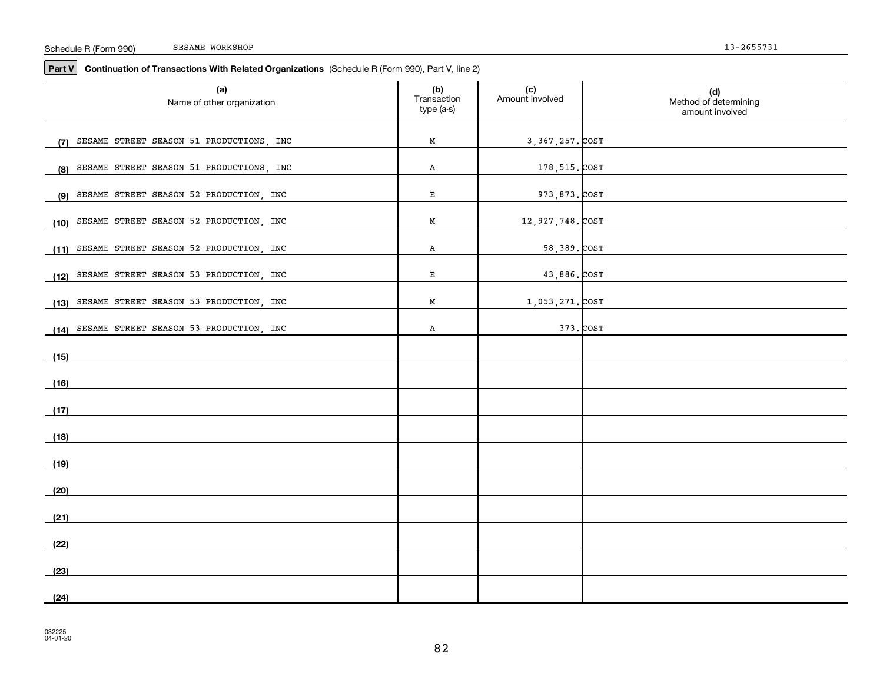Schedule R (Form 990) SESAME WORKSHOP 13-2655731

**Part V** **Continuation of Transactions With Related Organizations** (Schedule R (Form 990), Part V, line 2)

| | (a) Name of other organization | (b) Transaction type (a-s) | (c) Amount involved | (d) Method of determining amount involved |
|---|---|---|---|---|
| (7) | SESAME STREET SEASON 51 PRODUCTIONS, INC | M | 3,367,257. | COST |
| (8) | SESAME STREET SEASON 51 PRODUCTIONS, INC | A | 178,515. | COST |
| (9) | SESAME STREET SEASON 52 PRODUCTION, INC | E | 973,873. | COST |
| (10) | SESAME STREET SEASON 52 PRODUCTION, INC | M | 12,927,748. | COST |
| (11) | SESAME STREET SEASON 52 PRODUCTION, INC | A | 58,389. | COST |
| (12) | SESAME STREET SEASON 53 PRODUCTION, INC | E | 43,886. | COST |
| (13) | SESAME STREET SEASON 53 PRODUCTION, INC | M | 1,053,271. | COST |
| (14) | SESAME STREET SEASON 53 PRODUCTION, INC | A | 373. | COST |
| (15) | | | | |
| (16) | | | | |
| (17) | | | | |
| (18) | | | | |
| (19) | | | | |
| (20) | | | | |
| (21) | | | | |
| (22) | | | | |
| (23) | | | | |
| (24) | | | | |

032225
04-01-20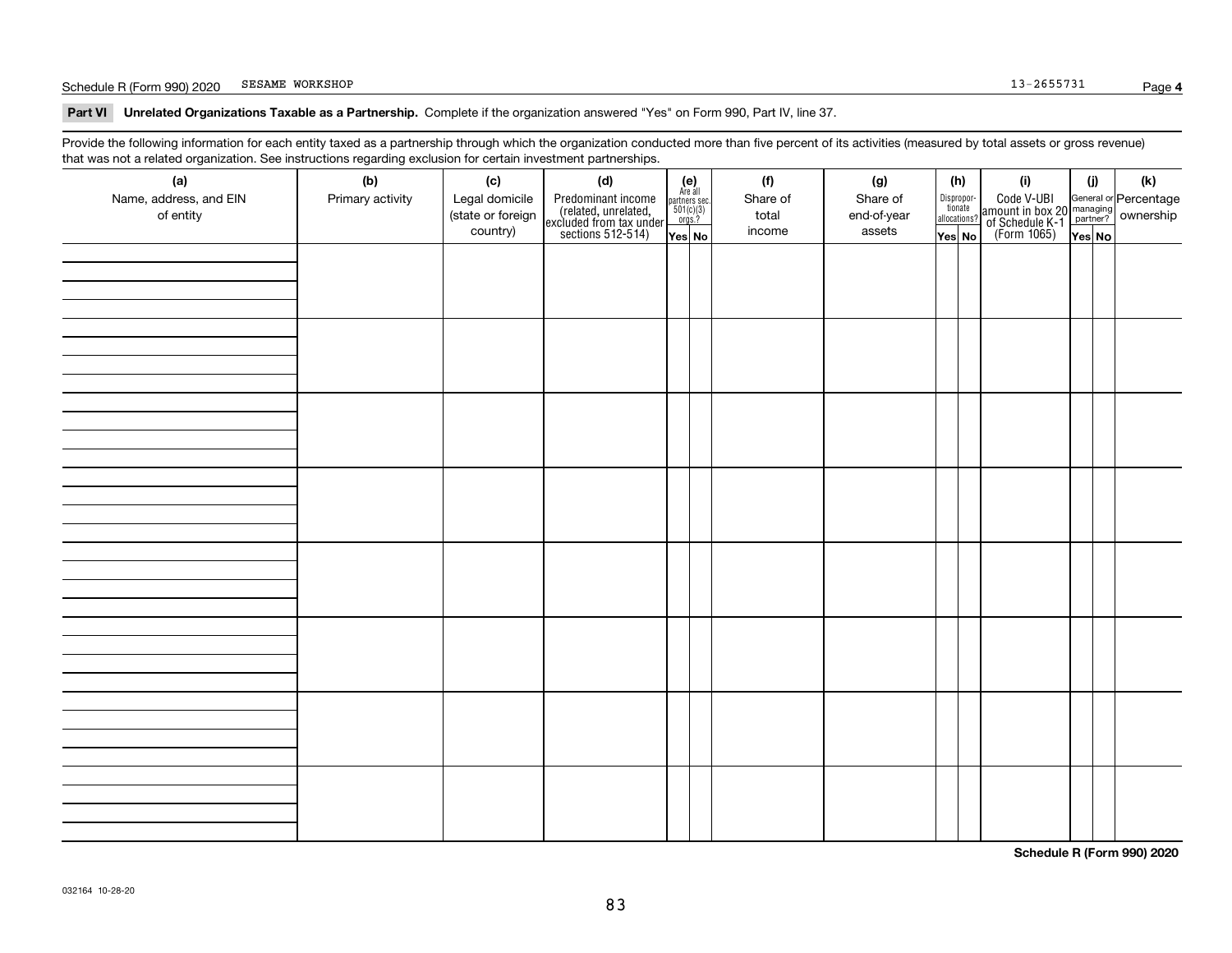Schedule R (Form 990) 2020 SESAME WORKSHOP 13-2655731 Page **4**

**Part VI Unrelated Organizations Taxable as a Partnership.** Complete if the organization answered "Yes" on Form 990, Part IV, line 37.

Provide the following information for each entity taxed as a partnership through which the organization conducted more than five percent of its activities (measured by total assets or gross revenue) that was not a related organization. See instructions regarding exclusion for certain investment partnerships.

| (a) Name, address, and EIN of entity | (b) Primary activity | (c) Legal domicile (state or foreign country) | (d) Predominant income (related, unrelated, excluded from tax under sections 512-514) | (e) Are all partners sec. 501(c)(3) orgs.? | | (f) Share of total income | (g) Share of end-of-year assets | (h) Disproportionate allocations? | | (i) Code V-UBI amount in box 20 of Schedule K-1 (Form 1065) | (j) General or managing partner? | | (k) Percentage ownership |
|---|---|---|---|---|---|---|---|---|---|---|---|---|---|
| | | | | Yes | No | | | Yes | No | | Yes | No | |
| | | | | | | | | | | | | | |
| | | | | | | | | | | | | | |
| | | | | | | | | | | | | | |
| | | | | | | | | | | | | | |
| | | | | | | | | | | | | | |
| | | | | | | | | | | | | | |
| | | | | | | | | | | | | | |
| | | | | | | | | | | | | | |

**Schedule R (Form 990) 2020**

032164 10-28-20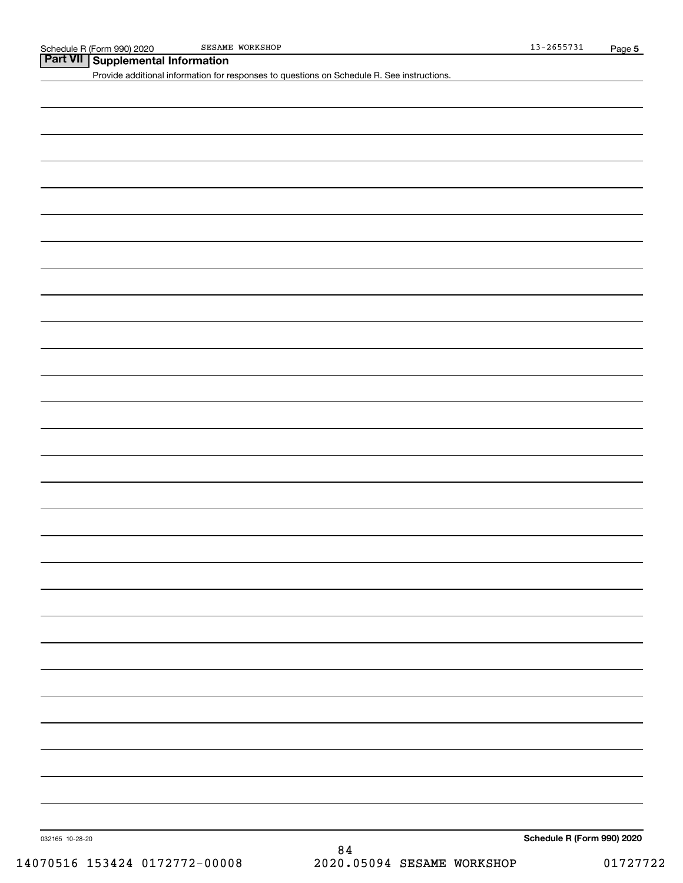## Part VII Supplemental Information

Provide additional information for responses to questions on Schedule R. See instructions.